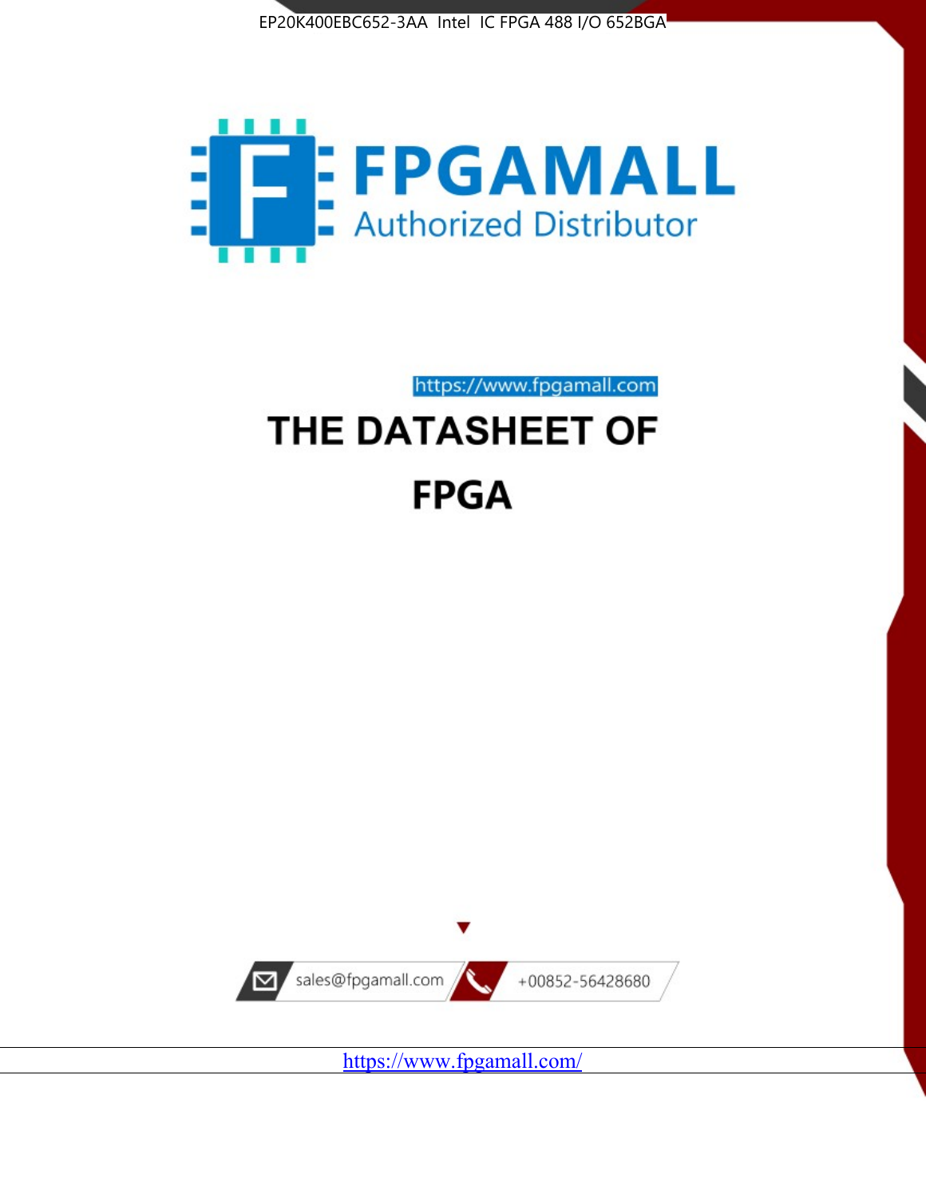EP20K400EBC652-3AA Intel IC FPGA 488 I/O 652BGA

FPGAMALL

Authorized Distributor

https://www.fpgamall.com

# THE DATASHEET OF

# FPGA

sales@fpgamall.com

+00852-56428680

https://www.fpgamall.com/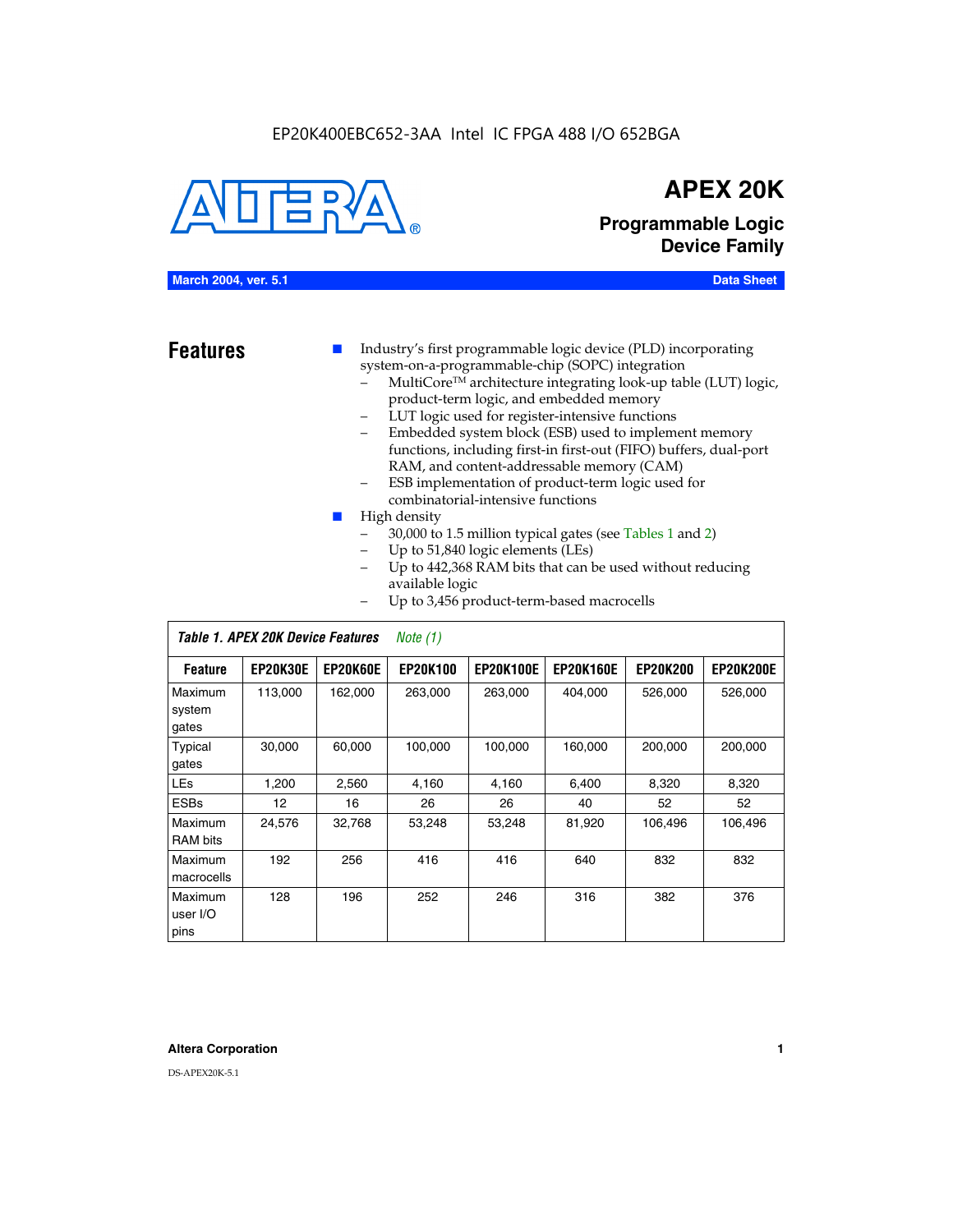EP20K400EBC652-3AA Intel IC FPGA 488 I/O 652BGA

# APEX 20K

## Programmable Logic Device Family

**March 2004, ver. 5.1** **Data Sheet**

## Features

- Industry's first programmable logic device (PLD) incorporating system-on-a-programmable-chip (SOPC) integration
  - MultiCore™ architecture integrating look-up table (LUT) logic, product-term logic, and embedded memory
  - LUT logic used for register-intensive functions
  - Embedded system block (ESB) used to implement memory functions, including first-in first-out (FIFO) buffers, dual-port RAM, and content-addressable memory (CAM)
  - ESB implementation of product-term logic used for combinatorial-intensive functions
- High density
  - 30,000 to 1.5 million typical gates (see Tables 1 and 2)
  - Up to 51,840 logic elements (LEs)
  - Up to 442,368 RAM bits that can be used without reducing available logic
  - Up to 3,456 product-term-based macrocells

*Table 1. APEX 20K Device Features* *Note (1)*

| Feature | EP20K30E | EP20K60E | EP20K100 | EP20K100E | EP20K160E | EP20K200 | EP20K200E |
|---|---|---|---|---|---|---|---|
| Maximum system gates | 113,000 | 162,000 | 263,000 | 263,000 | 404,000 | 526,000 | 526,000 |
| Typical gates | 30,000 | 60,000 | 100,000 | 100,000 | 160,000 | 200,000 | 200,000 |
| LEs | 1,200 | 2,560 | 4,160 | 4,160 | 6,400 | 8,320 | 8,320 |
| ESBs | 12 | 16 | 26 | 26 | 40 | 52 | 52 |
| Maximum RAM bits | 24,576 | 32,768 | 53,248 | 53,248 | 81,920 | 106,496 | 106,496 |
| Maximum macrocells | 192 | 256 | 416 | 416 | 640 | 832 | 832 |
| Maximum user I/O pins | 128 | 196 | 252 | 246 | 316 | 382 | 376 |

**Altera Corporation**

DS-APEX20K-5.1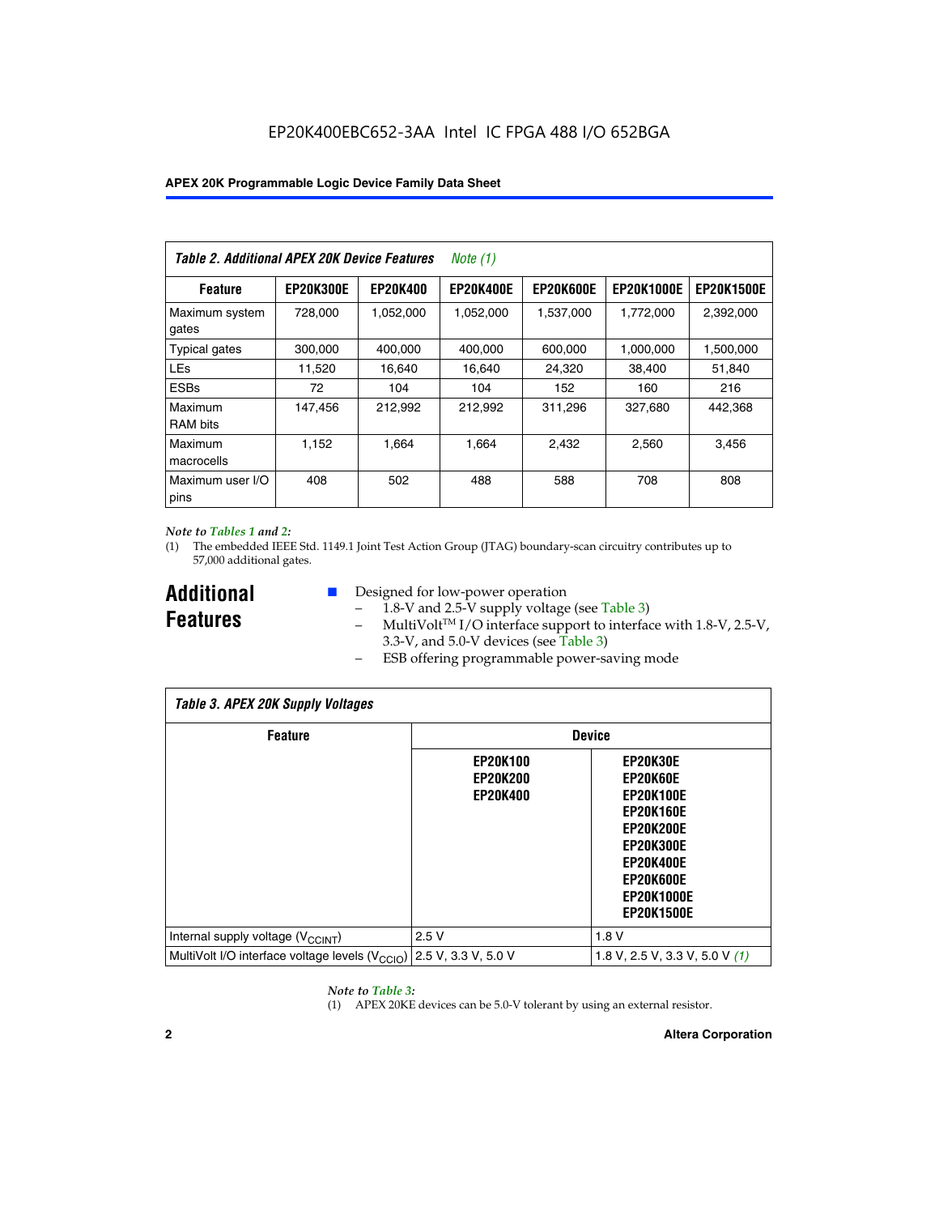EP20K400EBC652-3AA Intel IC FPGA 488 I/O 652BGA

| *Table 2. Additional APEX 20K Device Features Note (1)* | | | | | | |
|---|---|---|---|---|---|---|
| **Feature** | **EP20K300E** | **EP20K400** | **EP20K400E** | **EP20K600E** | **EP20K1000E** | **EP20K1500E** |
| Maximum system gates | 728,000 | 1,052,000 | 1,052,000 | 1,537,000 | 1,772,000 | 2,392,000 |
| Typical gates | 300,000 | 400,000 | 400,000 | 600,000 | 1,000,000 | 1,500,000 |
| LEs | 11,520 | 16,640 | 16,640 | 24,320 | 38,400 | 51,840 |
| ESBs | 72 | 104 | 104 | 152 | 160 | 216 |
| Maximum RAM bits | 147,456 | 212,992 | 212,992 | 311,296 | 327,680 | 442,368 |
| Maximum macrocells | 1,152 | 1,664 | 1,664 | 2,432 | 2,560 | 3,456 |
| Maximum user I/O pins | 408 | 502 | 488 | 588 | 708 | 808 |

*Note to Tables 1 and 2:*

(1) The embedded IEEE Std. 1149.1 Joint Test Action Group (JTAG) boundary-scan circuitry contributes up to 57,000 additional gates.

## Additional Features

- Designed for low-power operation
  - 1.8-V and 2.5-V supply voltage (see Table 3)
  - MultiVolt™ I/O interface support to interface with 1.8-V, 2.5-V, 3.3-V, and 5.0-V devices (see Table 3)
  - ESB offering programmable power-saving mode

| *Table 3. APEX 20K Supply Voltages* | | |
|---|---|---|
| **Feature** | **Device** | |
| | **EP20K100 EP20K200 EP20K400** | **EP20K30E EP20K60E EP20K100E EP20K160E EP20K200E EP20K300E EP20K400E EP20K600E EP20K1000E EP20K1500E** |
| Internal supply voltage ($V_{CCINT}$) | 2.5 V | 1.8 V |
| MultiVolt I/O interface voltage levels ($V_{CCIO}$) | 2.5 V, 3.3 V, 5.0 V | 1.8 V, 2.5 V, 3.3 V, 5.0 V *(1)* |

*Note to Table 3:*

(1) APEX 20KE devices can be 5.0-V tolerant by using an external resistor.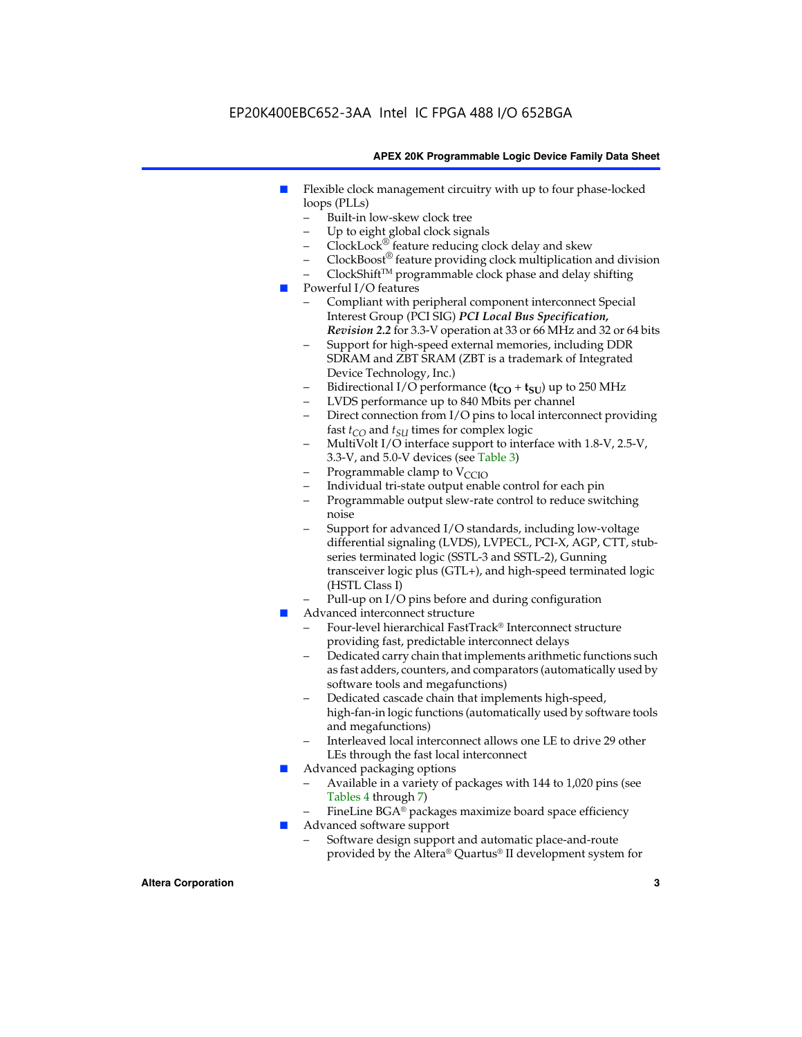- Flexible clock management circuitry with up to four phase-locked loops (PLLs)
  - Built-in low-skew clock tree
  - Up to eight global clock signals
  - ClockLock® feature reducing clock delay and skew
  - ClockBoost® feature providing clock multiplication and division
  - ClockShift™ programmable clock phase and delay shifting
- Powerful I/O features
  - Compliant with peripheral component interconnect Special Interest Group (PCI SIG) ***PCI Local Bus Specification, Revision 2.2*** for 3.3-V operation at 33 or 66 MHz and 32 or 64 bits
  - Support for high-speed external memories, including DDR SDRAM and ZBT SRAM (ZBT is a trademark of Integrated Device Technology, Inc.)
  - Bidirectional I/O performance ($\mathbf{t_{CO}} + \mathbf{t_{SU}}$) up to 250 MHz
  - LVDS performance up to 840 Mbits per channel
  - Direct connection from I/O pins to local interconnect providing fast $t_{CO}$ and $t_{SU}$ times for complex logic
  - MultiVolt I/O interface support to interface with 1.8-V, 2.5-V, 3.3-V, and 5.0-V devices (see Table 3)
  - Programmable clamp to $V_{CCIO}$
  - Individual tri-state output enable control for each pin
  - Programmable output slew-rate control to reduce switching noise
  - Support for advanced I/O standards, including low-voltage differential signaling (LVDS), LVPECL, PCI-X, AGP, CTT, stub-series terminated logic (SSTL-3 and SSTL-2), Gunning transceiver logic plus (GTL+), and high-speed terminated logic (HSTL Class I)
  - Pull-up on I/O pins before and during configuration
- Advanced interconnect structure
  - Four-level hierarchical FastTrack® Interconnect structure providing fast, predictable interconnect delays
  - Dedicated carry chain that implements arithmetic functions such as fast adders, counters, and comparators (automatically used by software tools and megafunctions)
  - Dedicated cascade chain that implements high-speed, high-fan-in logic functions (automatically used by software tools and megafunctions)
  - Interleaved local interconnect allows one LE to drive 29 other LEs through the fast local interconnect
- Advanced packaging options
  - Available in a variety of packages with 144 to 1,020 pins (see Tables 4 through 7)
  - FineLine BGA® packages maximize board space efficiency
- Advanced software support
  - Software design support and automatic place-and-route provided by the Altera® Quartus® II development system for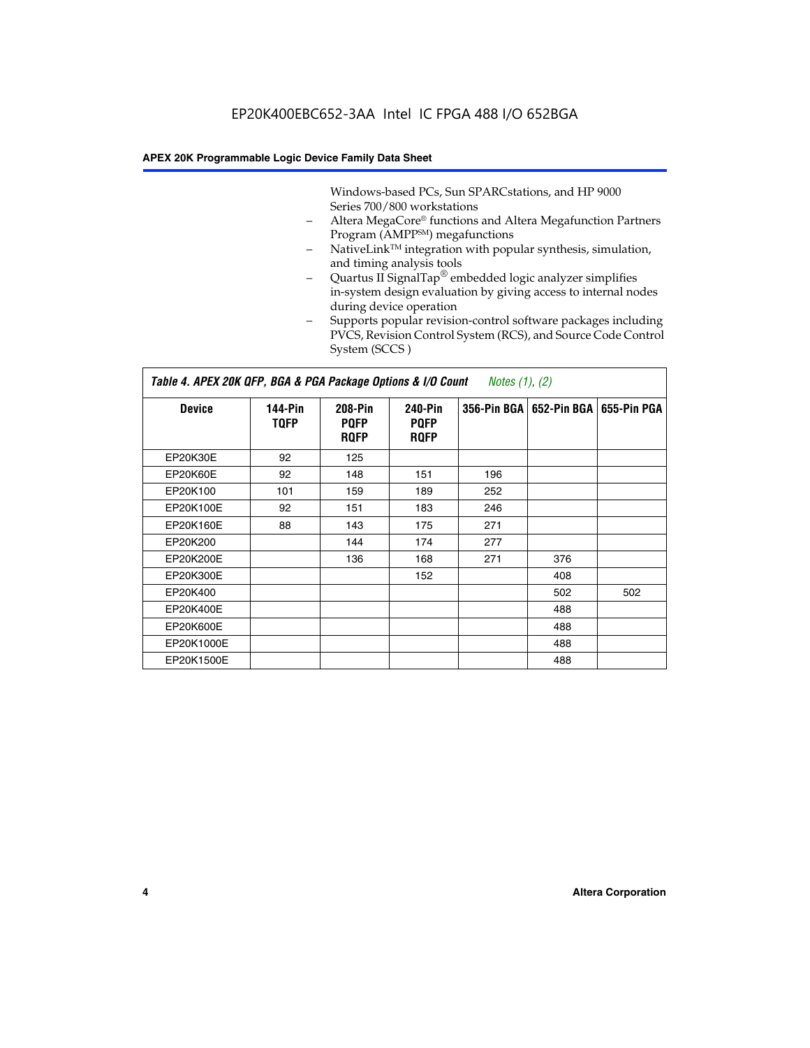Windows-based PCs, Sun SPARCstations, and HP 9000 Series 700/800 workstations

- Altera MegaCore® functions and Altera Megafunction Partners Program (AMPP℠) megafunctions
- NativeLink™ integration with popular synthesis, simulation, and timing analysis tools
- Quartus II SignalTap® embedded logic analyzer simplifies in-system design evaluation by giving access to internal nodes during device operation
- Supports popular revision-control software packages including PVCS, Revision Control System (RCS), and Source Code Control System (SCCS )

**Table 4. APEX 20K QFP, BGA & PGA Package Options & I/O Count** *Notes (1), (2)*

| Device | 144-Pin TQFP | 208-Pin PQFP RQFP | 240-Pin PQFP RQFP | 356-Pin BGA | 652-Pin BGA | 655-Pin PGA |
|---|---|---|---|---|---|---|
| EP20K30E | 92 | 125 | | | | |
| EP20K60E | 92 | 148 | 151 | 196 | | |
| EP20K100 | 101 | 159 | 189 | 252 | | |
| EP20K100E | 92 | 151 | 183 | 246 | | |
| EP20K160E | 88 | 143 | 175 | 271 | | |
| EP20K200 | | 144 | 174 | 277 | | |
| EP20K200E | | 136 | 168 | 271 | 376 | |
| EP20K300E | | | 152 | | 408 | |
| EP20K400 | | | | | 502 | 502 |
| EP20K400E | | | | | 488 | |
| EP20K600E | | | | | 488 | |
| EP20K1000E | | | | | 488 | |
| EP20K1500E | | | | | 488 | |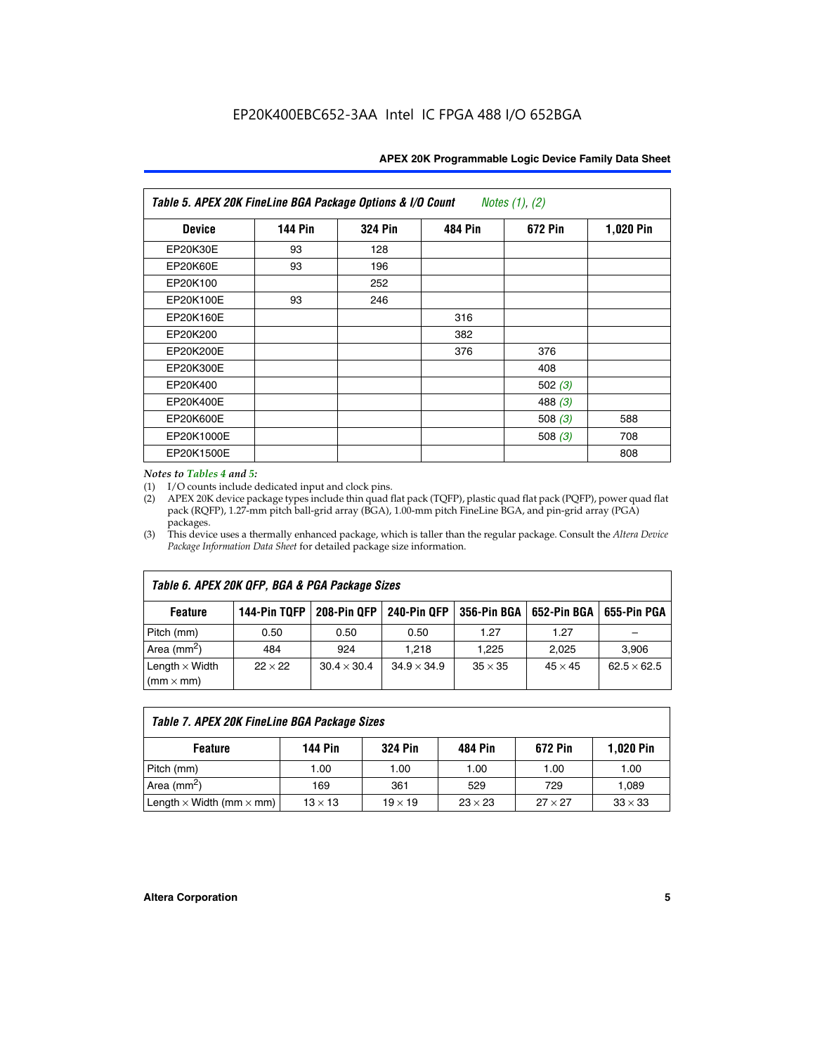EP20K400EBC652-3AA Intel IC FPGA 488 I/O 652BGA

| Table 5. APEX 20K FineLine BGA Package Options & I/O Count *Notes (1), (2)* | | | | | |
|---|---|---|---|---|---|
| **Device** | **144 Pin** | **324 Pin** | **484 Pin** | **672 Pin** | **1,020 Pin** |
| EP20K30E | 93 | 128 | | | |
| EP20K60E | 93 | 196 | | | |
| EP20K100 | | 252 | | | |
| EP20K100E | 93 | 246 | | | |
| EP20K160E | | | 316 | | |
| EP20K200 | | | 382 | | |
| EP20K200E | | | 376 | 376 | |
| EP20K300E | | | | 408 | |
| EP20K400 | | | | 502 *(3)* | |
| EP20K400E | | | | 488 *(3)* | |
| EP20K600E | | | | 508 *(3)* | 588 |
| EP20K1000E | | | | 508 *(3)* | 708 |
| EP20K1500E | | | | | 808 |

*Notes to Tables 4 and 5:*

(1) I/O counts include dedicated input and clock pins.

(2) APEX 20K device package types include thin quad flat pack (TQFP), plastic quad flat pack (PQFP), power quad flat pack (RQFP), 1.27-mm pitch ball-grid array (BGA), 1.00-mm pitch FineLine BGA, and pin-grid array (PGA) packages.

(3) This device uses a thermally enhanced package, which is taller than the regular package. Consult the *Altera Device Package Information Data Sheet* for detailed package size information.

| Table 6. APEX 20K QFP, BGA & PGA Package Sizes | | | | | | |
|---|---|---|---|---|---|---|
| **Feature** | **144-Pin TQFP** | **208-Pin QFP** | **240-Pin QFP** | **356-Pin BGA** | **652-Pin BGA** | **655-Pin PGA** |
| Pitch (mm) | 0.50 | 0.50 | 0.50 | 1.27 | 1.27 | – |
| Area (mm$^2$) | 484 | 924 | 1,218 | 1,225 | 2,025 | 3,906 |
| Length $\times$ Width (mm $\times$ mm) | $22 \times 22$ | $30.4 \times 30.4$ | $34.9 \times 34.9$ | $35 \times 35$ | $45 \times 45$ | $62.5 \times 62.5$ |

| Table 7. APEX 20K FineLine BGA Package Sizes | | | | | |
|---|---|---|---|---|---|
| **Feature** | **144 Pin** | **324 Pin** | **484 Pin** | **672 Pin** | **1,020 Pin** |
| Pitch (mm) | 1.00 | 1.00 | 1.00 | 1.00 | 1.00 |
| Area (mm$^2$) | 169 | 361 | 529 | 729 | 1,089 |
| Length $\times$ Width (mm $\times$ mm) | $13 \times 13$ | $19 \times 19$ | $23 \times 23$ | $27 \times 27$ | $33 \times 33$ |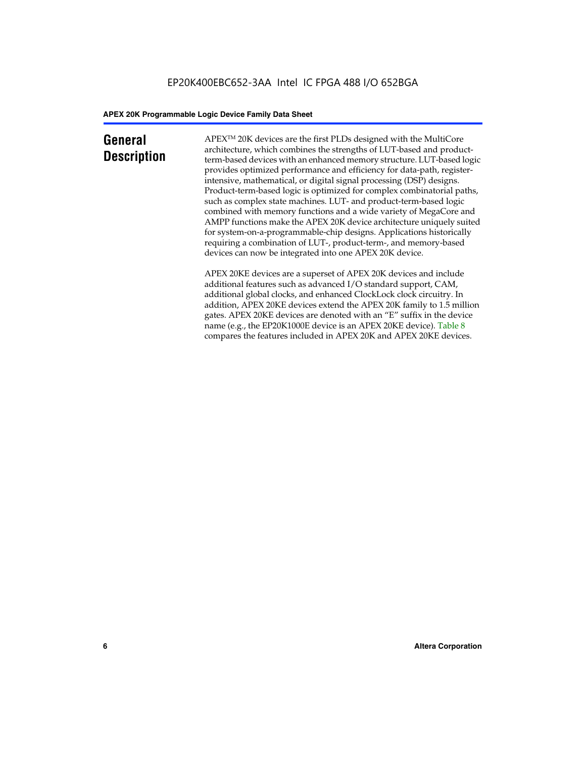# General Description

APEX™ 20K devices are the first PLDs designed with the MultiCore architecture, which combines the strengths of LUT-based and product-term-based devices with an enhanced memory structure. LUT-based logic provides optimized performance and efficiency for data-path, register-intensive, mathematical, or digital signal processing (DSP) designs. Product-term-based logic is optimized for complex combinatorial paths, such as complex state machines. LUT- and product-term-based logic combined with memory functions and a wide variety of MegaCore and AMPP functions make the APEX 20K device architecture uniquely suited for system-on-a-programmable-chip designs. Applications historically requiring a combination of LUT-, product-term-, and memory-based devices can now be integrated into one APEX 20K device.

APEX 20KE devices are a superset of APEX 20K devices and include additional features such as advanced I/O standard support, CAM, additional global clocks, and enhanced ClockLock clock circuitry. In addition, APEX 20KE devices extend the APEX 20K family to 1.5 million gates. APEX 20KE devices are denoted with an "E" suffix in the device name (e.g., the EP20K1000E device is an APEX 20KE device). Table 8 compares the features included in APEX 20K and APEX 20KE devices.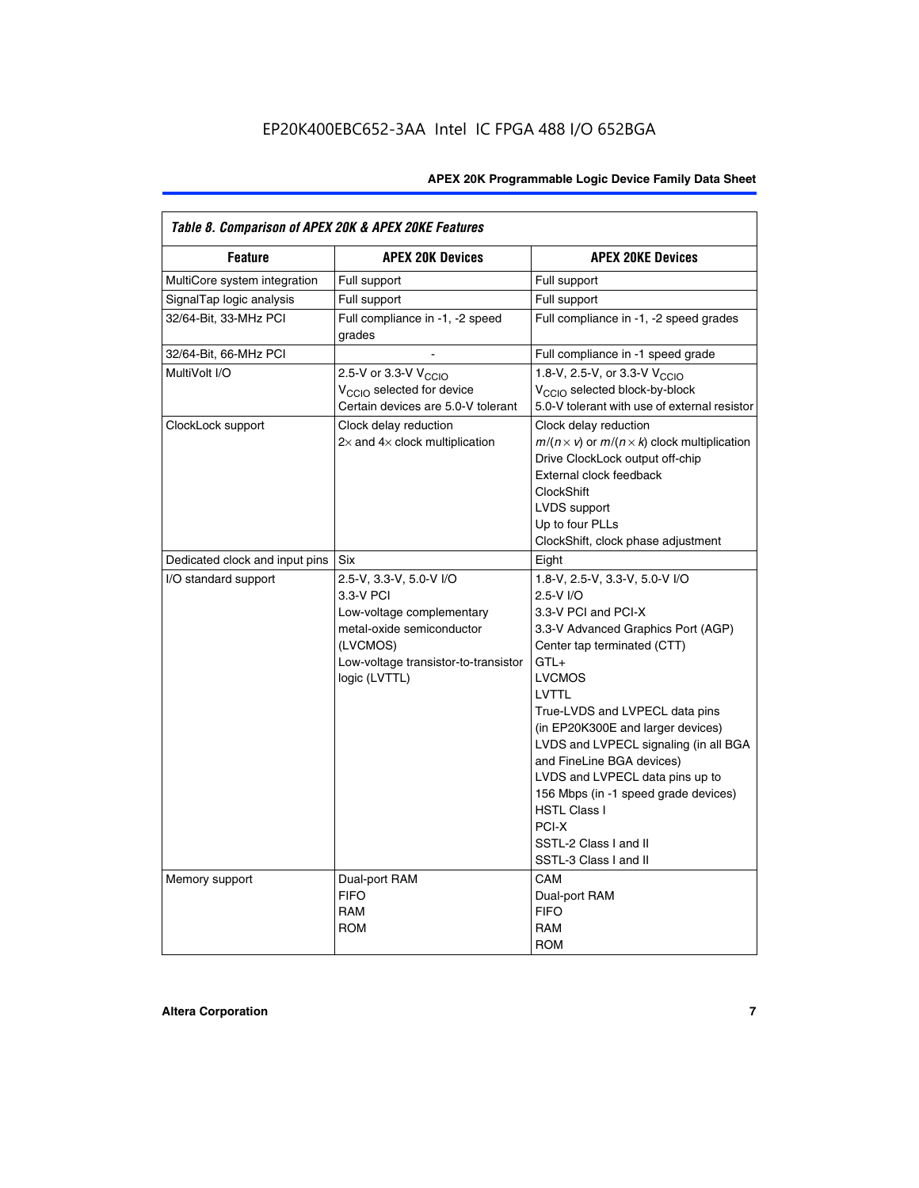*Table 8. Comparison of APEX 20K & APEX 20KE Features*

| Feature | APEX 20K Devices | APEX 20KE Devices |
|---|---|---|
| MultiCore system integration | Full support | Full support |
| SignalTap logic analysis | Full support | Full support |
| 32/64-Bit, 33-MHz PCI | Full compliance in -1, -2 speed grades | Full compliance in -1, -2 speed grades |
| 32/64-Bit, 66-MHz PCI | - | Full compliance in -1 speed grade |
| MultiVolt I/O | 2.5-V or 3.3-V $V_{CCIO}$<br>$V_{CCIO}$ selected for device<br>Certain devices are 5.0-V tolerant | 1.8-V, 2.5-V, or 3.3-V $V_{CCIO}$<br>$V_{CCIO}$ selected block-by-block<br>5.0-V tolerant with use of external resistor |
| ClockLock support | Clock delay reduction<br>2× and 4× clock multiplication | Clock delay reduction<br>$m/(n \times v)$ or $m/(n \times k)$ clock multiplication<br>Drive ClockLock output off-chip<br>External clock feedback<br>ClockShift<br>LVDS support<br>Up to four PLLs<br>ClockShift, clock phase adjustment |
| Dedicated clock and input pins | Six | Eight |
| I/O standard support | 2.5-V, 3.3-V, 5.0-V I/O<br>3.3-V PCI<br>Low-voltage complementary metal-oxide semiconductor (LVCMOS)<br>Low-voltage transistor-to-transistor logic (LVTTL) | 1.8-V, 2.5-V, 3.3-V, 5.0-V I/O<br>2.5-V I/O<br>3.3-V PCI and PCI-X<br>3.3-V Advanced Graphics Port (AGP)<br>Center tap terminated (CTT)<br>GTL+<br>LVCMOS<br>LVTTL<br>True-LVDS and LVPECL data pins (in EP20K300E and larger devices)<br>LVDS and LVPECL signaling (in all BGA and FineLine BGA devices)<br>LVDS and LVPECL data pins up to 156 Mbps (in -1 speed grade devices)<br>HSTL Class I<br>PCI-X<br>SSTL-2 Class I and II<br>SSTL-3 Class I and II |
| Memory support | Dual-port RAM<br>FIFO<br>RAM<br>ROM | CAM<br>Dual-port RAM<br>FIFO<br>RAM<br>ROM |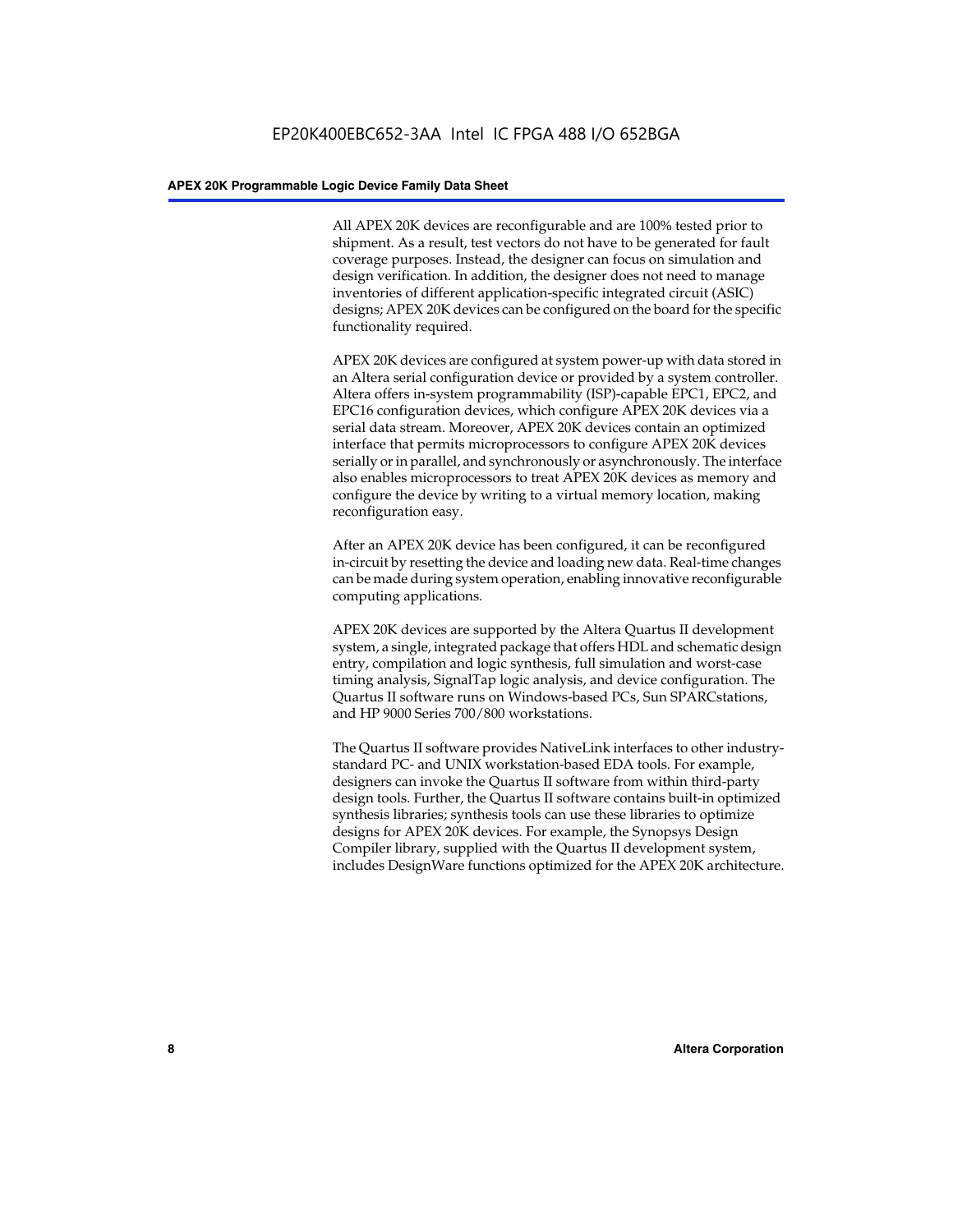All APEX 20K devices are reconfigurable and are 100% tested prior to shipment. As a result, test vectors do not have to be generated for fault coverage purposes. Instead, the designer can focus on simulation and design verification. In addition, the designer does not need to manage inventories of different application-specific integrated circuit (ASIC) designs; APEX 20K devices can be configured on the board for the specific functionality required.

APEX 20K devices are configured at system power-up with data stored in an Altera serial configuration device or provided by a system controller. Altera offers in-system programmability (ISP)-capable EPC1, EPC2, and EPC16 configuration devices, which configure APEX 20K devices via a serial data stream. Moreover, APEX 20K devices contain an optimized interface that permits microprocessors to configure APEX 20K devices serially or in parallel, and synchronously or asynchronously. The interface also enables microprocessors to treat APEX 20K devices as memory and configure the device by writing to a virtual memory location, making reconfiguration easy.

After an APEX 20K device has been configured, it can be reconfigured in-circuit by resetting the device and loading new data. Real-time changes can be made during system operation, enabling innovative reconfigurable computing applications.

APEX 20K devices are supported by the Altera Quartus II development system, a single, integrated package that offers HDL and schematic design entry, compilation and logic synthesis, full simulation and worst-case timing analysis, SignalTap logic analysis, and device configuration. The Quartus II software runs on Windows-based PCs, Sun SPARCstations, and HP 9000 Series 700/800 workstations.

The Quartus II software provides NativeLink interfaces to other industry-standard PC- and UNIX workstation-based EDA tools. For example, designers can invoke the Quartus II software from within third-party design tools. Further, the Quartus II software contains built-in optimized synthesis libraries; synthesis tools can use these libraries to optimize designs for APEX 20K devices. For example, the Synopsys Design Compiler library, supplied with the Quartus II development system, includes DesignWare functions optimized for the APEX 20K architecture.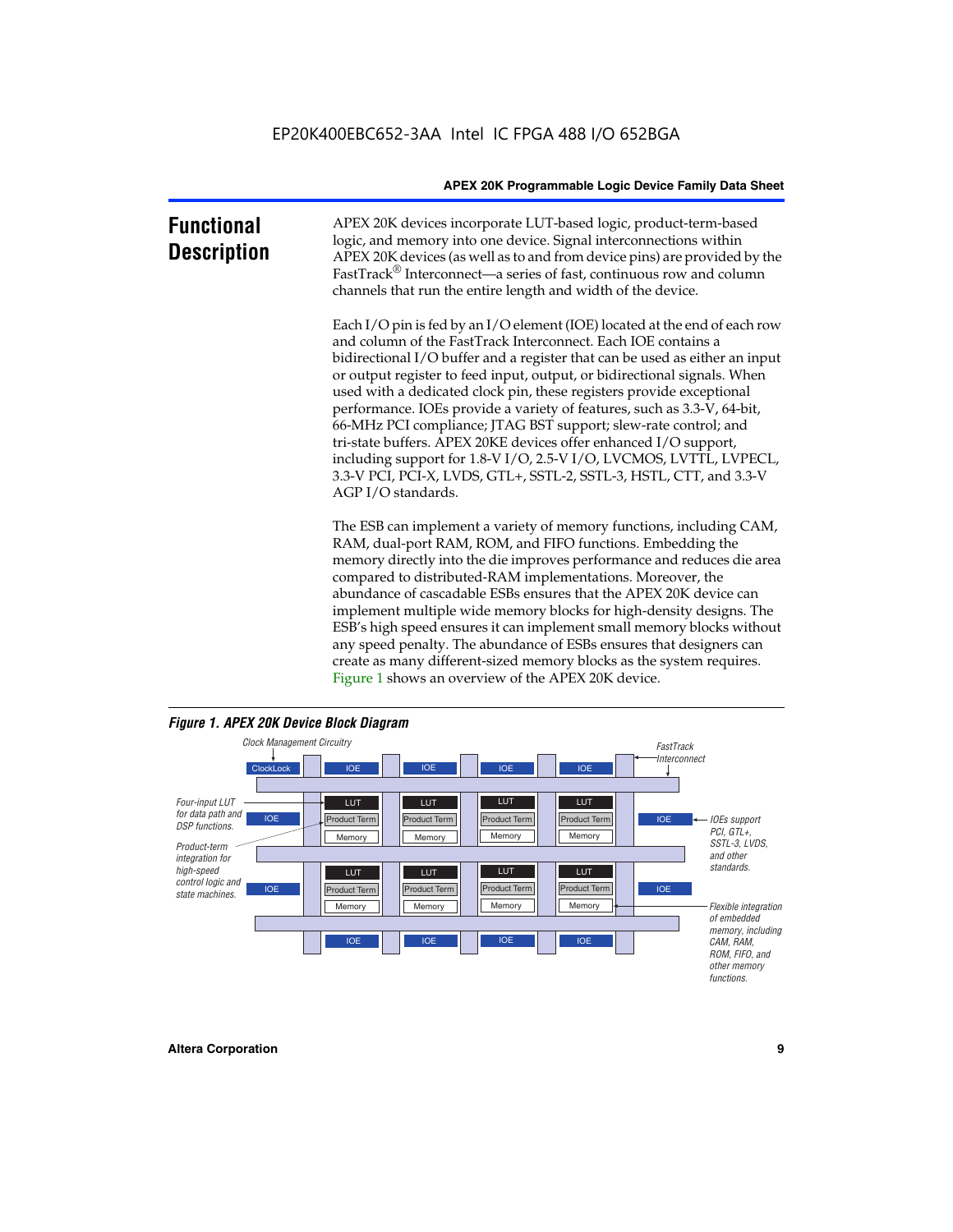## Functional Description

APEX 20K devices incorporate LUT-based logic, product-term-based logic, and memory into one device. Signal interconnections within APEX 20K devices (as well as to and from device pins) are provided by the FastTrack® Interconnect—a series of fast, continuous row and column channels that run the entire length and width of the device.

Each I/O pin is fed by an I/O element (IOE) located at the end of each row and column of the FastTrack Interconnect. Each IOE contains a bidirectional I/O buffer and a register that can be used as either an input or output register to feed input, output, or bidirectional signals. When used with a dedicated clock pin, these registers provide exceptional performance. IOEs provide a variety of features, such as 3.3-V, 64-bit, 66-MHz PCI compliance; JTAG BST support; slew-rate control; and tri-state buffers. APEX 20KE devices offer enhanced I/O support, including support for 1.8-V I/O, 2.5-V I/O, LVCMOS, LVTTL, LVPECL, 3.3-V PCI, PCI-X, LVDS, GTL+, SSTL-2, SSTL-3, HSTL, CTT, and 3.3-V AGP I/O standards.

The ESB can implement a variety of memory functions, including CAM, RAM, dual-port RAM, ROM, and FIFO functions. Embedding the memory directly into the die improves performance and reduces die area compared to distributed-RAM implementations. Moreover, the abundance of cascadable ESBs ensures that the APEX 20K device can implement multiple wide memory blocks for high-density designs. The ESB's high speed ensures it can implement small memory blocks without any speed penalty. The abundance of ESBs ensures that designers can create as many different-sized memory blocks as the system requires. Figure 1 shows an overview of the APEX 20K device.

*Figure 1. APEX 20K Device Block Diagram*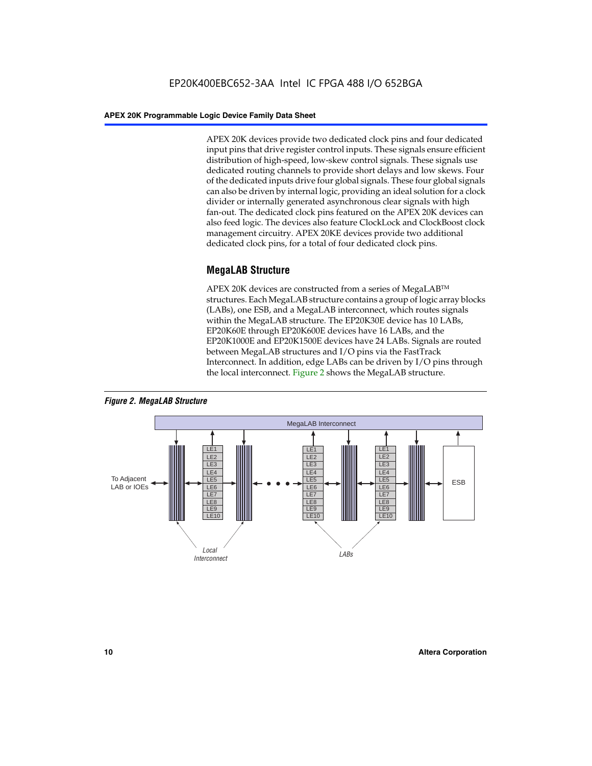APEX 20K devices provide two dedicated clock pins and four dedicated input pins that drive register control inputs. These signals ensure efficient distribution of high-speed, low-skew control signals. These signals use dedicated routing channels to provide short delays and low skews. Four of the dedicated inputs drive four global signals. These four global signals can also be driven by internal logic, providing an ideal solution for a clock divider or internally generated asynchronous clear signals with high fan-out. The dedicated clock pins featured on the APEX 20K devices can also feed logic. The devices also feature ClockLock and ClockBoost clock management circuitry. APEX 20KE devices provide two additional dedicated clock pins, for a total of four dedicated clock pins.

## MegaLAB Structure

APEX 20K devices are constructed from a series of MegaLAB™ structures. Each MegaLAB structure contains a group of logic array blocks (LABs), one ESB, and a MegaLAB interconnect, which routes signals within the MegaLAB structure. The EP20K30E device has 10 LABs, EP20K60E through EP20K600E devices have 16 LABs, and the EP20K1000E and EP20K1500E devices have 24 LABs. Signals are routed between MegaLAB structures and I/O pins via the FastTrack Interconnect. In addition, edge LABs can be driven by I/O pins through the local interconnect. Figure 2 shows the MegaLAB structure.

*Figure 2. MegaLAB Structure*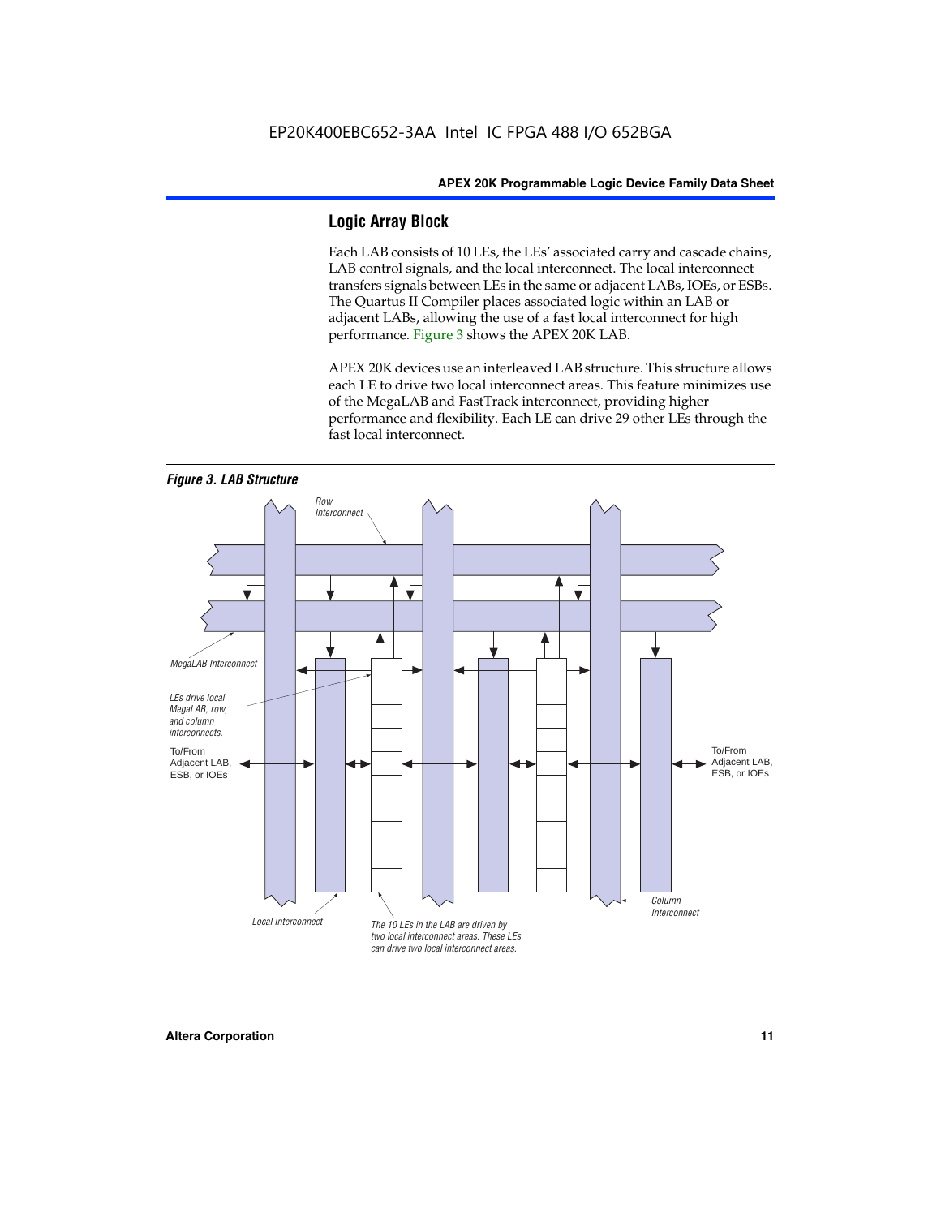## Logic Array Block

Each LAB consists of 10 LEs, the LEs' associated carry and cascade chains, LAB control signals, and the local interconnect. The local interconnect transfers signals between LEs in the same or adjacent LABs, IOEs, or ESBs. The Quartus II Compiler places associated logic within an LAB or adjacent LABs, allowing the use of a fast local interconnect for high performance. Figure 3 shows the APEX 20K LAB.

APEX 20K devices use an interleaved LAB structure. This structure allows each LE to drive two local interconnect areas. This feature minimizes use of the MegaLAB and FastTrack interconnect, providing higher performance and flexibility. Each LE can drive 29 other LEs through the fast local interconnect.

*Figure 3. LAB Structure*

Row Interconnect

MegaLAB Interconnect

LEs drive local MegaLAB, row, and column interconnects.

To/From Adjacent LAB, ESB, or IOEs

To/From Adjacent LAB, ESB, or IOEs

Column Interconnect

Local Interconnect

The 10 LEs in the LAB are driven by two local interconnect areas. These LEs can drive two local interconnect areas.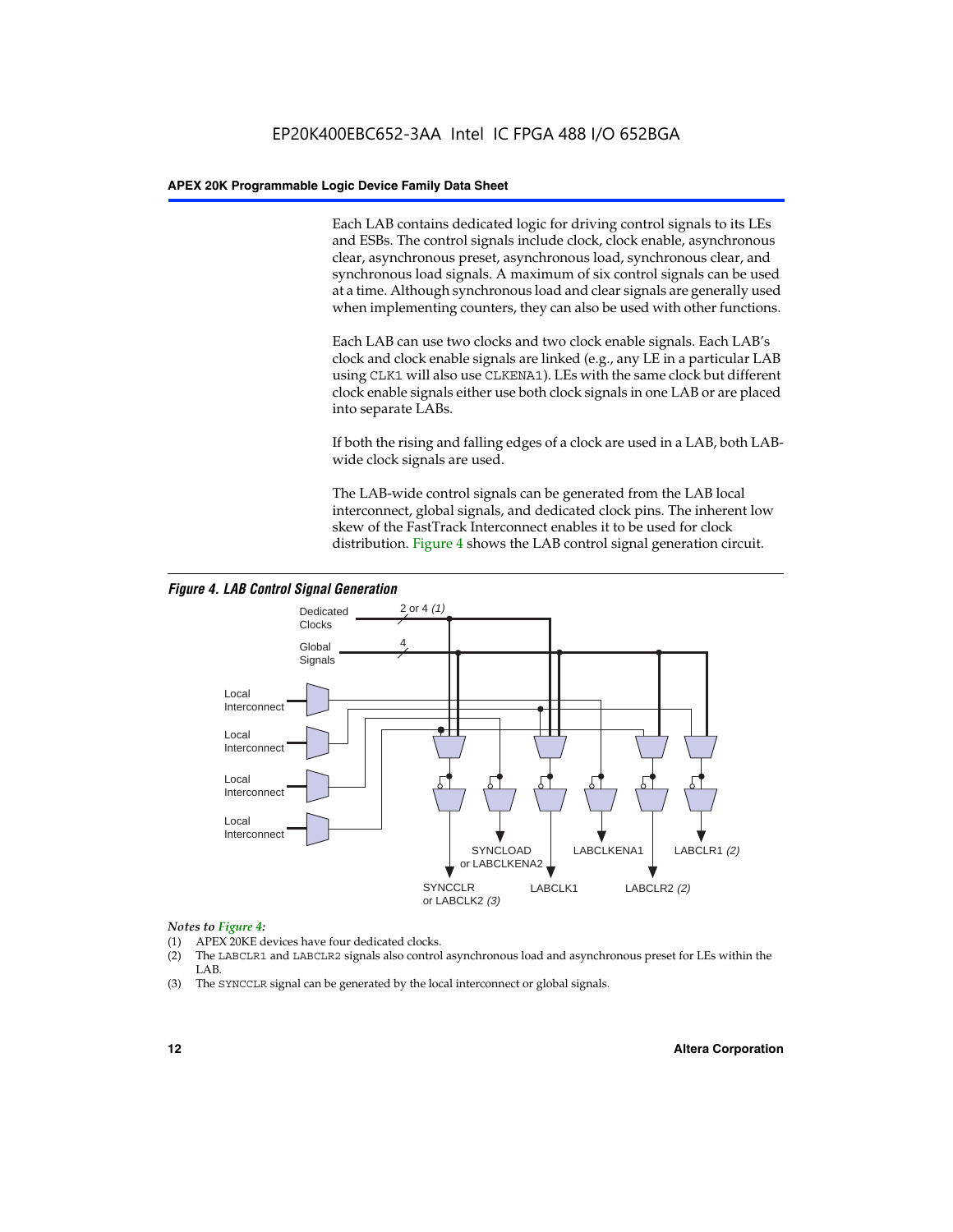Each LAB contains dedicated logic for driving control signals to its LEs and ESBs. The control signals include clock, clock enable, asynchronous clear, asynchronous preset, asynchronous load, synchronous clear, and synchronous load signals. A maximum of six control signals can be used at a time. Although synchronous load and clear signals are generally used when implementing counters, they can also be used with other functions.

Each LAB can use two clocks and two clock enable signals. Each LAB's clock and clock enable signals are linked (e.g., any LE in a particular LAB using CLK1 will also use CLKENA1). LEs with the same clock but different clock enable signals either use both clock signals in one LAB or are placed into separate LABs.

If both the rising and falling edges of a clock are used in a LAB, both LAB-wide clock signals are used.

The LAB-wide control signals can be generated from the LAB local interconnect, global signals, and dedicated clock pins. The inherent low skew of the FastTrack Interconnect enables it to be used for clock distribution. Figure 4 shows the LAB control signal generation circuit.

*Figure 4. LAB Control Signal Generation*

Dedicated Clocks — 2 or 4 *(1)*

Global Signals — 4

Local Interconnect

Local Interconnect

Local Interconnect

Local Interconnect

SYNCCLR or LABCLK2 *(3)* | SYNCLOAD or LABCLKENA2 | LABCLK1 | LABCLKENA1 | LABCLR2 *(2)* | LABCLR1 *(2)*

*Notes to Figure 4:*

(1) APEX 20KE devices have four dedicated clocks.
(2) The LABCLR1 and LABCLR2 signals also control asynchronous load and asynchronous preset for LEs within the LAB.
(3) The SYNCCLR signal can be generated by the local interconnect or global signals.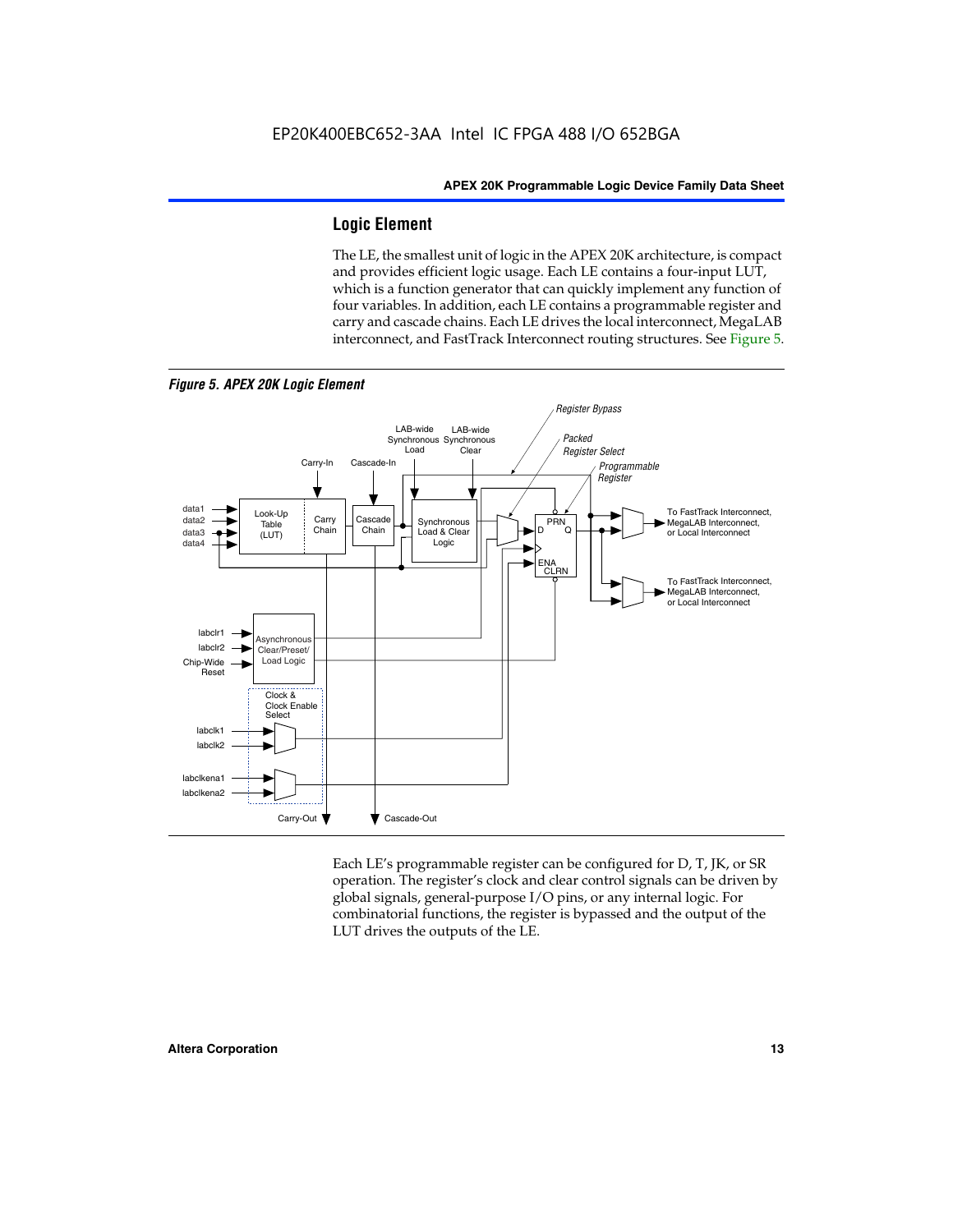## Logic Element

The LE, the smallest unit of logic in the APEX 20K architecture, is compact and provides efficient logic usage. Each LE contains a four-input LUT, which is a function generator that can quickly implement any function of four variables. In addition, each LE contains a programmable register and carry and cascade chains. Each LE drives the local interconnect, MegaLAB interconnect, and FastTrack Interconnect routing structures. See Figure 5.

*Figure 5. APEX 20K Logic Element*

Each LE's programmable register can be configured for D, T, JK, or SR operation. The register's clock and clear control signals can be driven by global signals, general-purpose I/O pins, or any internal logic. For combinatorial functions, the register is bypassed and the output of the LUT drives the outputs of the LE.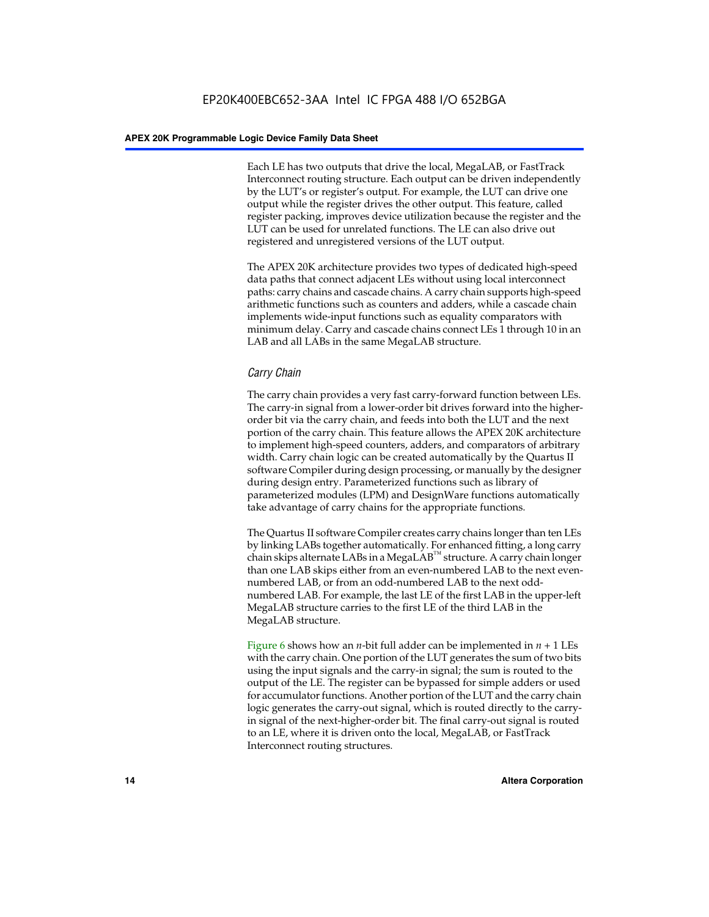Each LE has two outputs that drive the local, MegaLAB, or FastTrack Interconnect routing structure. Each output can be driven independently by the LUT's or register's output. For example, the LUT can drive one output while the register drives the other output. This feature, called register packing, improves device utilization because the register and the LUT can be used for unrelated functions. The LE can also drive out registered and unregistered versions of the LUT output.

The APEX 20K architecture provides two types of dedicated high-speed data paths that connect adjacent LEs without using local interconnect paths: carry chains and cascade chains. A carry chain supports high-speed arithmetic functions such as counters and adders, while a cascade chain implements wide-input functions such as equality comparators with minimum delay. Carry and cascade chains connect LEs 1 through 10 in an LAB and all LABs in the same MegaLAB structure.

### *Carry Chain*

The carry chain provides a very fast carry-forward function between LEs. The carry-in signal from a lower-order bit drives forward into the higher-order bit via the carry chain, and feeds into both the LUT and the next portion of the carry chain. This feature allows the APEX 20K architecture to implement high-speed counters, adders, and comparators of arbitrary width. Carry chain logic can be created automatically by the Quartus II software Compiler during design processing, or manually by the designer during design entry. Parameterized functions such as library of parameterized modules (LPM) and DesignWare functions automatically take advantage of carry chains for the appropriate functions.

The Quartus II software Compiler creates carry chains longer than ten LEs by linking LABs together automatically. For enhanced fitting, a long carry chain skips alternate LABs in a MegaLAB™ structure. A carry chain longer than one LAB skips either from an even-numbered LAB to the next even-numbered LAB, or from an odd-numbered LAB to the next odd-numbered LAB. For example, the last LE of the first LAB in the upper-left MegaLAB structure carries to the first LE of the third LAB in the MegaLAB structure.

Figure 6 shows how an $n$-bit full adder can be implemented in $n + 1$ LEs with the carry chain. One portion of the LUT generates the sum of two bits using the input signals and the carry-in signal; the sum is routed to the output of the LE. The register can be bypassed for simple adders or used for accumulator functions. Another portion of the LUT and the carry chain logic generates the carry-out signal, which is routed directly to the carry-in signal of the next-higher-order bit. The final carry-out signal is routed to an LE, where it is driven onto the local, MegaLAB, or FastTrack Interconnect routing structures.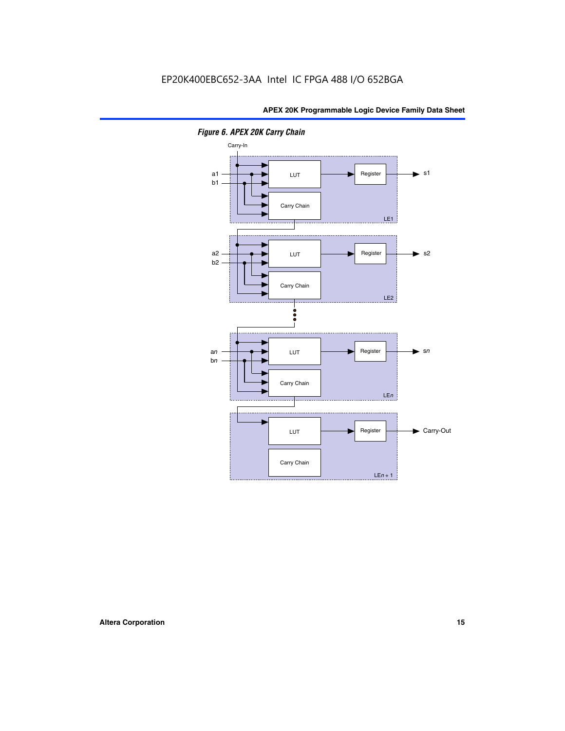*Figure 6. APEX 20K Carry Chain*

Carry-In

a1
b1

LUT

Register

s1

Carry Chain

LE1

a2
b2

LUT

Register

s2

Carry Chain

LE2

an
bn

LUT

Register

sn

Carry Chain

LEn

LUT

Register

Carry-Out

Carry Chain

LEn + 1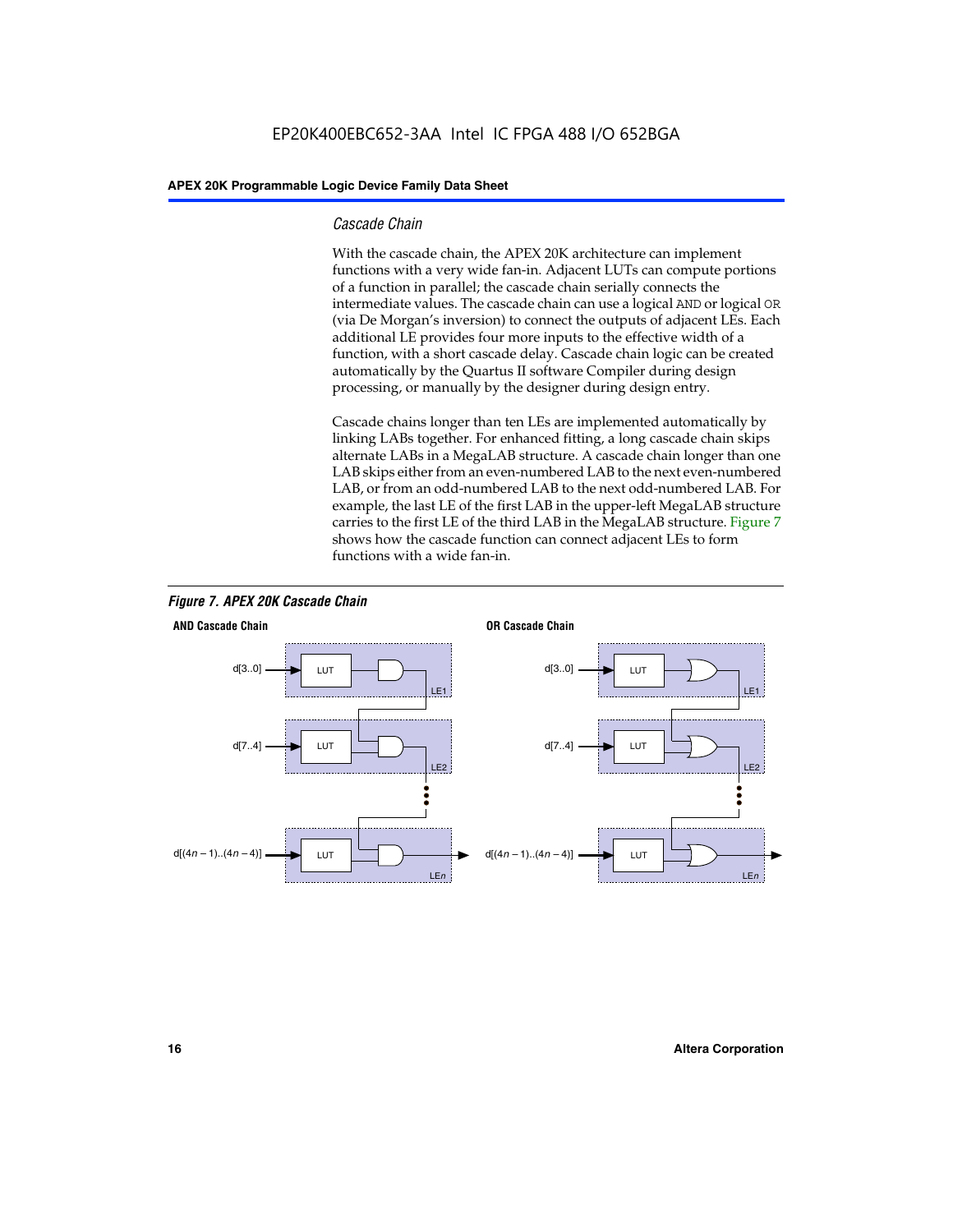### *Cascade Chain*

With the cascade chain, the APEX 20K architecture can implement functions with a very wide fan-in. Adjacent LUTs can compute portions of a function in parallel; the cascade chain serially connects the intermediate values. The cascade chain can use a logical AND or logical OR (via De Morgan's inversion) to connect the outputs of adjacent LEs. Each additional LE provides four more inputs to the effective width of a function, with a short cascade delay. Cascade chain logic can be created automatically by the Quartus II software Compiler during design processing, or manually by the designer during design entry.

Cascade chains longer than ten LEs are implemented automatically by linking LABs together. For enhanced fitting, a long cascade chain skips alternate LABs in a MegaLAB structure. A cascade chain longer than one LAB skips either from an even-numbered LAB to the next even-numbered LAB, or from an odd-numbered LAB to the next odd-numbered LAB. For example, the last LE of the first LAB in the upper-left MegaLAB structure carries to the first LE of the third LAB in the MegaLAB structure. Figure 7 shows how the cascade function can connect adjacent LEs to form functions with a wide fan-in.

***Figure 7. APEX 20K Cascade Chain***

**AND Cascade Chain**

d[3..0] → LUT → LE1
d[7..4] → LUT → LE2
d[(4n – 1)..(4n – 4)] → LUT → LEn

**OR Cascade Chain**

d[3..0] → LUT → LE1
d[7..4] → LUT → LE2
d[(4n – 1)..(4n – 4)] → LUT → LEn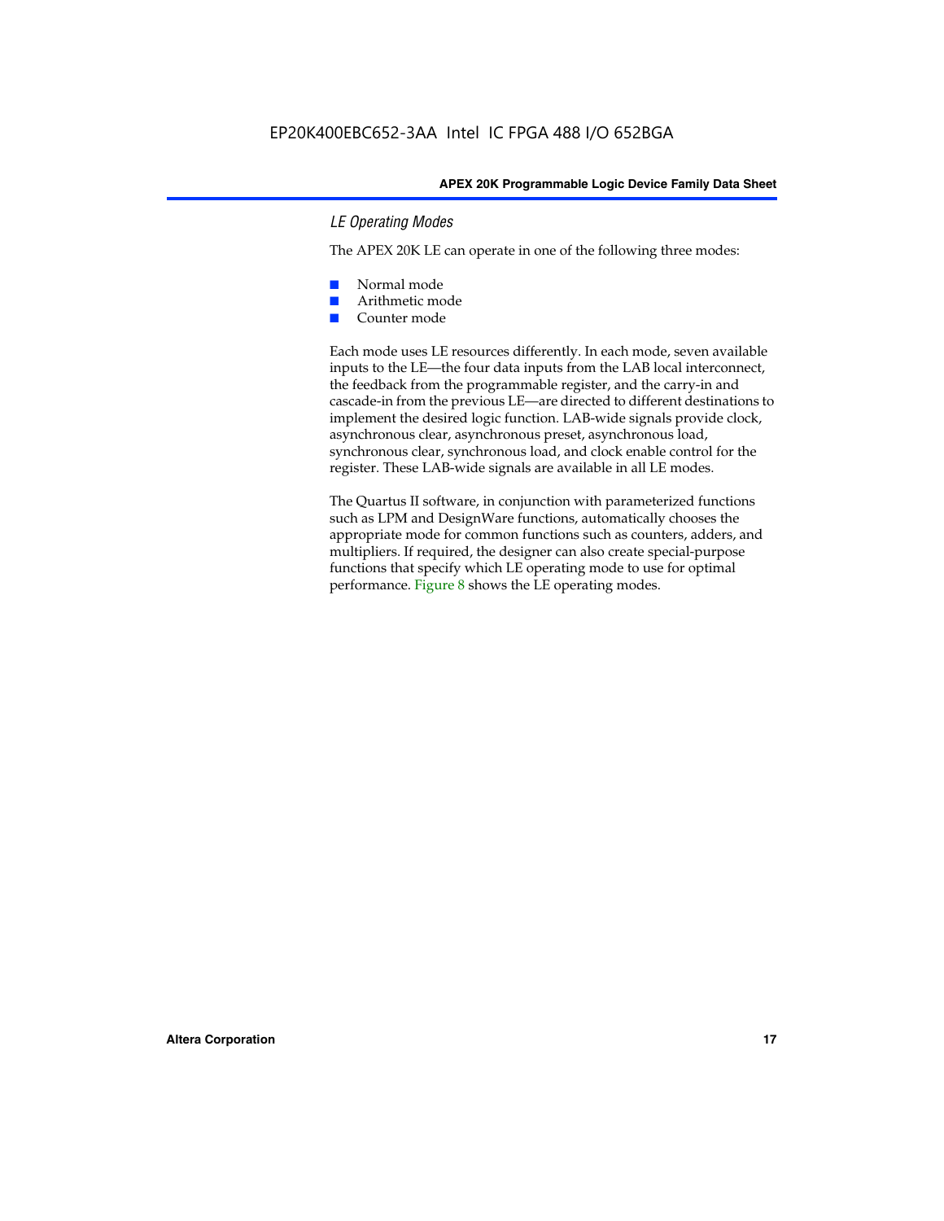### *LE Operating Modes*

The APEX 20K LE can operate in one of the following three modes:

- Normal mode
- Arithmetic mode
- Counter mode

Each mode uses LE resources differently. In each mode, seven available inputs to the LE—the four data inputs from the LAB local interconnect, the feedback from the programmable register, and the carry-in and cascade-in from the previous LE—are directed to different destinations to implement the desired logic function. LAB-wide signals provide clock, asynchronous clear, asynchronous preset, asynchronous load, synchronous clear, synchronous load, and clock enable control for the register. These LAB-wide signals are available in all LE modes.

The Quartus II software, in conjunction with parameterized functions such as LPM and DesignWare functions, automatically chooses the appropriate mode for common functions such as counters, adders, and multipliers. If required, the designer can also create special-purpose functions that specify which LE operating mode to use for optimal performance. Figure 8 shows the LE operating modes.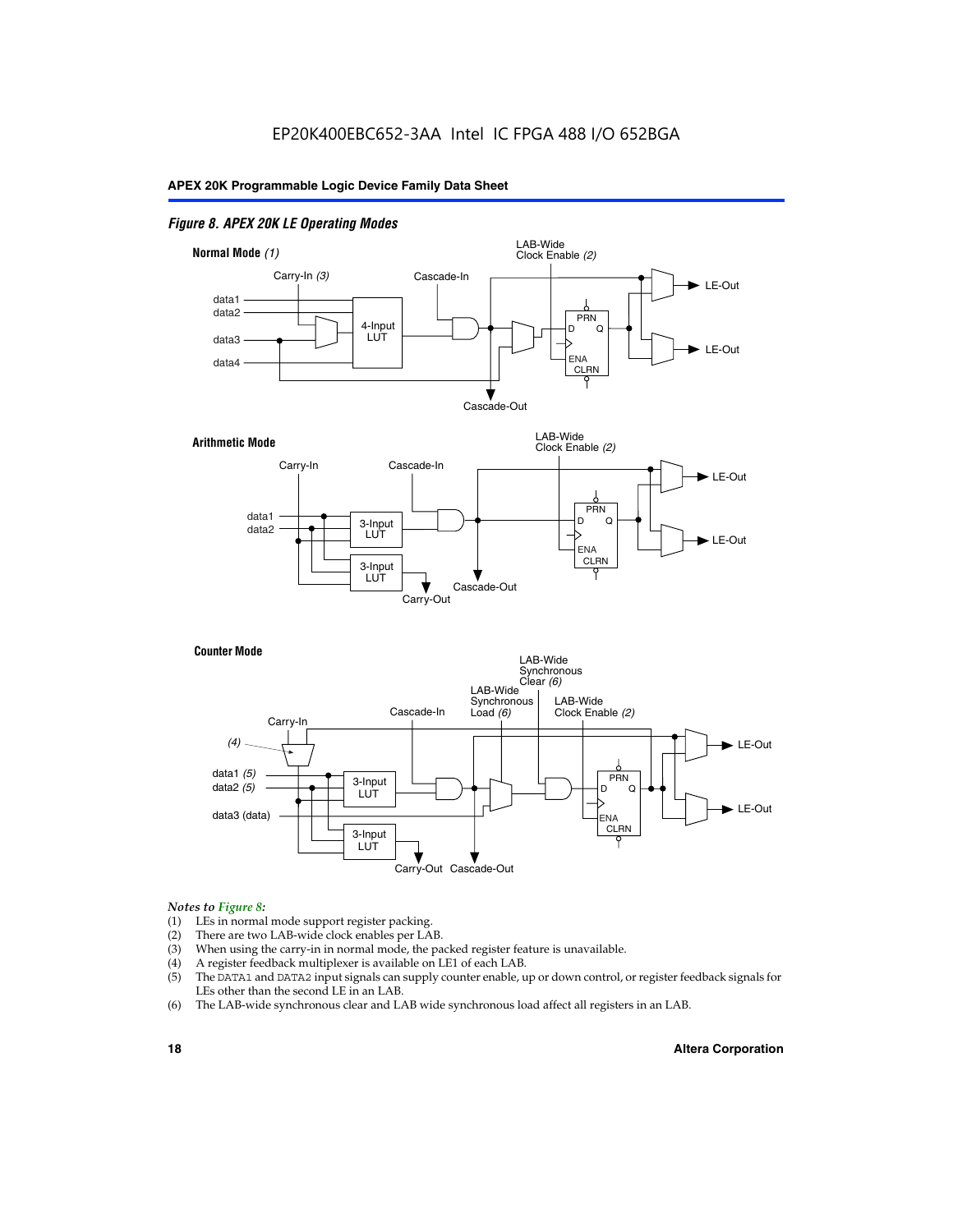## Figure 8. APEX 20K LE Operating Modes

**Normal Mode** *(1)*

Carry-In *(3)*, Cascade-In, LAB-Wide Clock Enable *(2)*, data1, data2, data3, data4, 4-Input LUT, PRN, D, Q, ENA, CLRN, LE-Out, LE-Out, Cascade-Out

**Arithmetic Mode**

Carry-In, Cascade-In, LAB-Wide Clock Enable *(2)*, data1, data2, 3-Input LUT, 3-Input LUT, PRN, D, Q, ENA, CLRN, LE-Out, LE-Out, Carry-Out, Cascade-Out

**Counter Mode**

Carry-In, *(4)*, Cascade-In, LAB-Wide Synchronous Load *(6)*, LAB-Wide Synchronous Clear *(6)*, LAB-Wide Clock Enable *(2)*, data1 *(5)*, data2 *(5)*, data3 (data), 3-Input LUT, 3-Input LUT, PRN, D, Q, ENA, CLRN, LE-Out, LE-Out, Carry-Out, Cascade-Out

*Notes to Figure 8:*

(1) LEs in normal mode support register packing.
(2) There are two LAB-wide clock enables per LAB.
(3) When using the carry-in in normal mode, the packed register feature is unavailable.
(4) A register feedback multiplexer is available on LE1 of each LAB.
(5) The DATA1 and DATA2 input signals can supply counter enable, up or down control, or register feedback signals for LEs other than the second LE in an LAB.
(6) The LAB-wide synchronous clear and LAB wide synchronous load affect all registers in an LAB.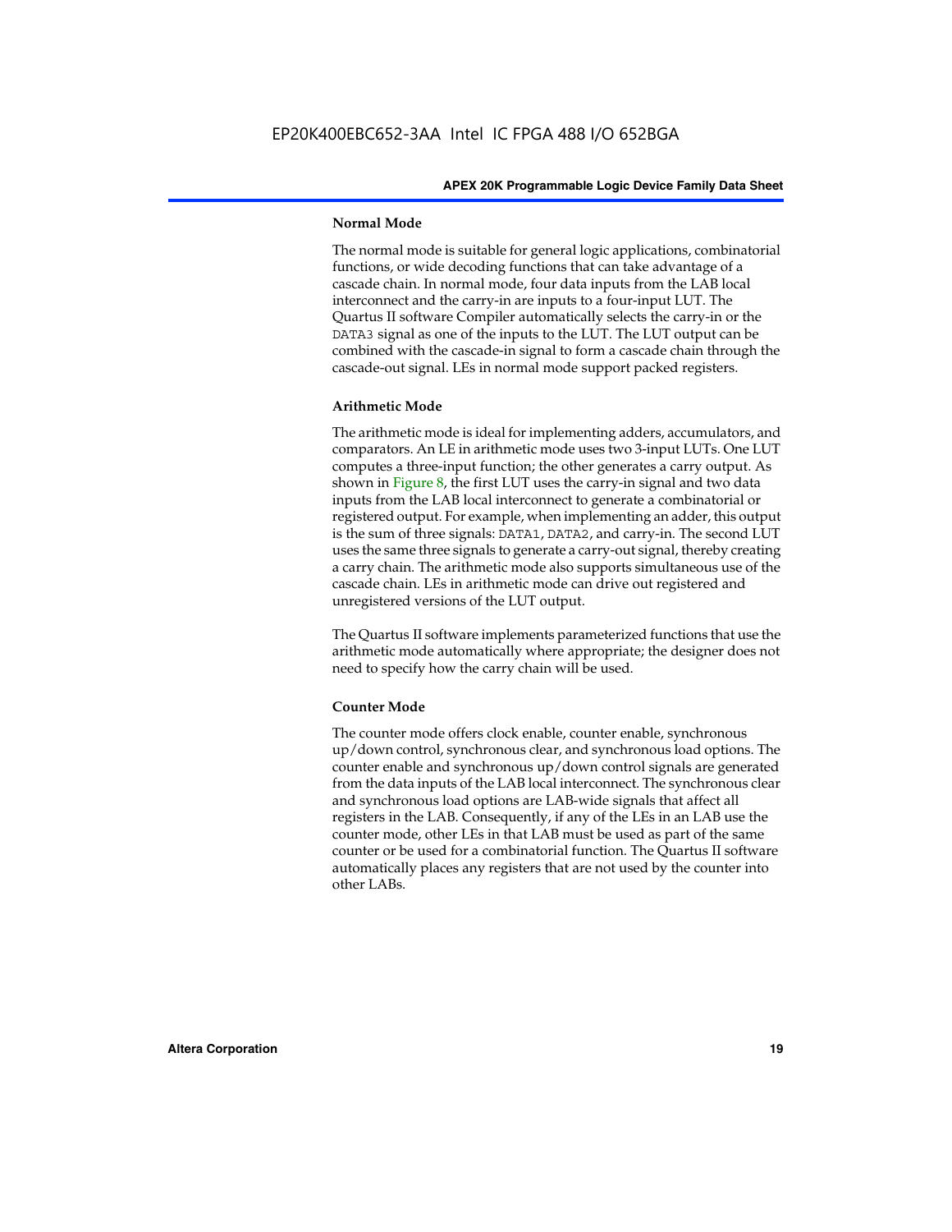#### Normal Mode

The normal mode is suitable for general logic applications, combinatorial functions, or wide decoding functions that can take advantage of a cascade chain. In normal mode, four data inputs from the LAB local interconnect and the carry-in are inputs to a four-input LUT. The Quartus II software Compiler automatically selects the carry-in or the DATA3 signal as one of the inputs to the LUT. The LUT output can be combined with the cascade-in signal to form a cascade chain through the cascade-out signal. LEs in normal mode support packed registers.

#### Arithmetic Mode

The arithmetic mode is ideal for implementing adders, accumulators, and comparators. An LE in arithmetic mode uses two 3-input LUTs. One LUT computes a three-input function; the other generates a carry output. As shown in Figure 8, the first LUT uses the carry-in signal and two data inputs from the LAB local interconnect to generate a combinatorial or registered output. For example, when implementing an adder, this output is the sum of three signals: DATA1, DATA2, and carry-in. The second LUT uses the same three signals to generate a carry-out signal, thereby creating a carry chain. The arithmetic mode also supports simultaneous use of the cascade chain. LEs in arithmetic mode can drive out registered and unregistered versions of the LUT output.

The Quartus II software implements parameterized functions that use the arithmetic mode automatically where appropriate; the designer does not need to specify how the carry chain will be used.

#### Counter Mode

The counter mode offers clock enable, counter enable, synchronous up/down control, synchronous clear, and synchronous load options. The counter enable and synchronous up/down control signals are generated from the data inputs of the LAB local interconnect. The synchronous clear and synchronous load options are LAB-wide signals that affect all registers in the LAB. Consequently, if any of the LEs in an LAB use the counter mode, other LEs in that LAB must be used as part of the same counter or be used for a combinatorial function. The Quartus II software automatically places any registers that are not used by the counter into other LABs.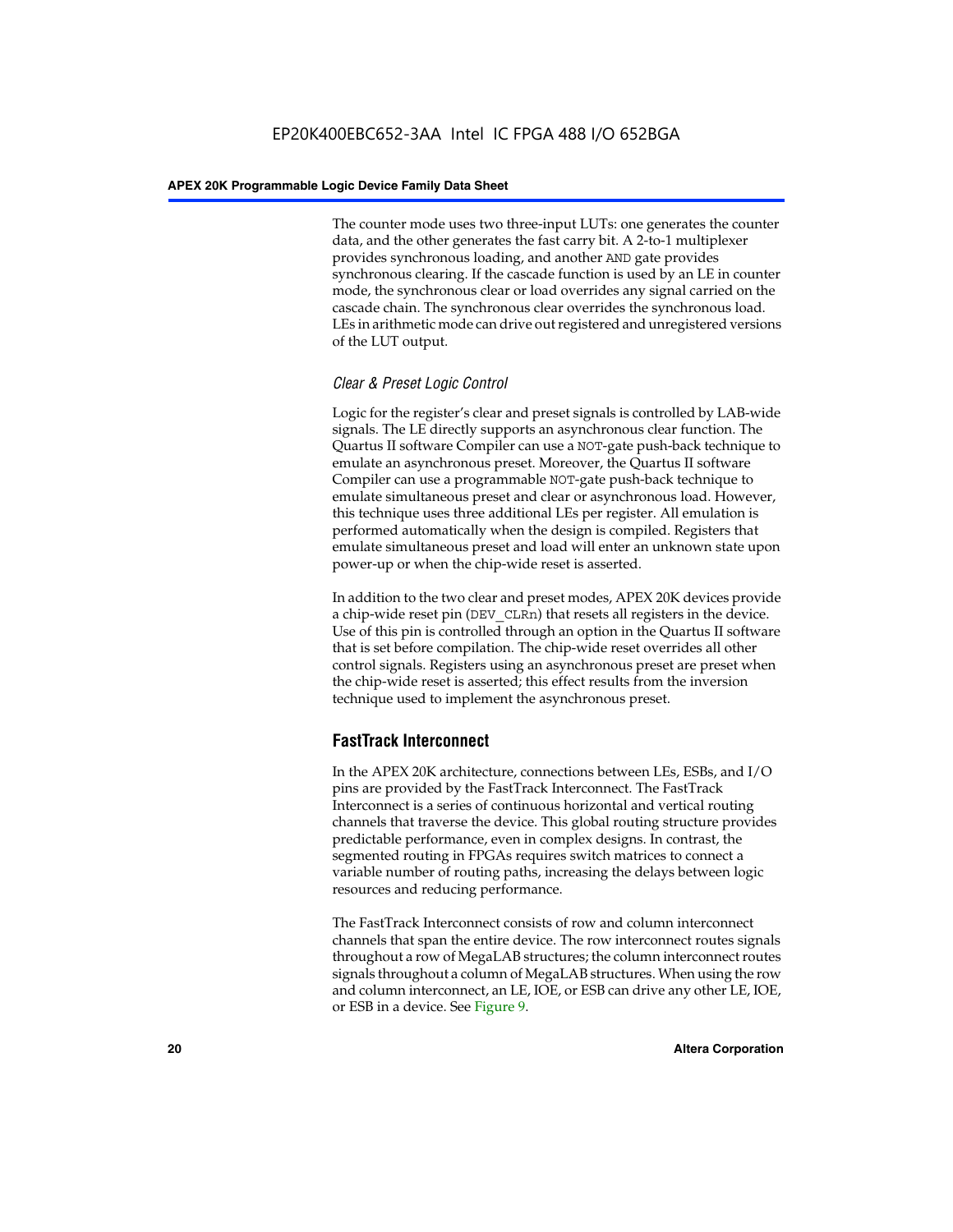The counter mode uses two three-input LUTs: one generates the counter data, and the other generates the fast carry bit. A 2-to-1 multiplexer provides synchronous loading, and another AND gate provides synchronous clearing. If the cascade function is used by an LE in counter mode, the synchronous clear or load overrides any signal carried on the cascade chain. The synchronous clear overrides the synchronous load. LEs in arithmetic mode can drive out registered and unregistered versions of the LUT output.

### *Clear & Preset Logic Control*

Logic for the register's clear and preset signals is controlled by LAB-wide signals. The LE directly supports an asynchronous clear function. The Quartus II software Compiler can use a NOT-gate push-back technique to emulate an asynchronous preset. Moreover, the Quartus II software Compiler can use a programmable NOT-gate push-back technique to emulate simultaneous preset and clear or asynchronous load. However, this technique uses three additional LEs per register. All emulation is performed automatically when the design is compiled. Registers that emulate simultaneous preset and load will enter an unknown state upon power-up or when the chip-wide reset is asserted.

In addition to the two clear and preset modes, APEX 20K devices provide a chip-wide reset pin (DEV_CLRn) that resets all registers in the device. Use of this pin is controlled through an option in the Quartus II software that is set before compilation. The chip-wide reset overrides all other control signals. Registers using an asynchronous preset are preset when the chip-wide reset is asserted; this effect results from the inversion technique used to implement the asynchronous preset.

## FastTrack Interconnect

In the APEX 20K architecture, connections between LEs, ESBs, and I/O pins are provided by the FastTrack Interconnect. The FastTrack Interconnect is a series of continuous horizontal and vertical routing channels that traverse the device. This global routing structure provides predictable performance, even in complex designs. In contrast, the segmented routing in FPGAs requires switch matrices to connect a variable number of routing paths, increasing the delays between logic resources and reducing performance.

The FastTrack Interconnect consists of row and column interconnect channels that span the entire device. The row interconnect routes signals throughout a row of MegaLAB structures; the column interconnect routes signals throughout a column of MegaLAB structures. When using the row and column interconnect, an LE, IOE, or ESB can drive any other LE, IOE, or ESB in a device. See Figure 9.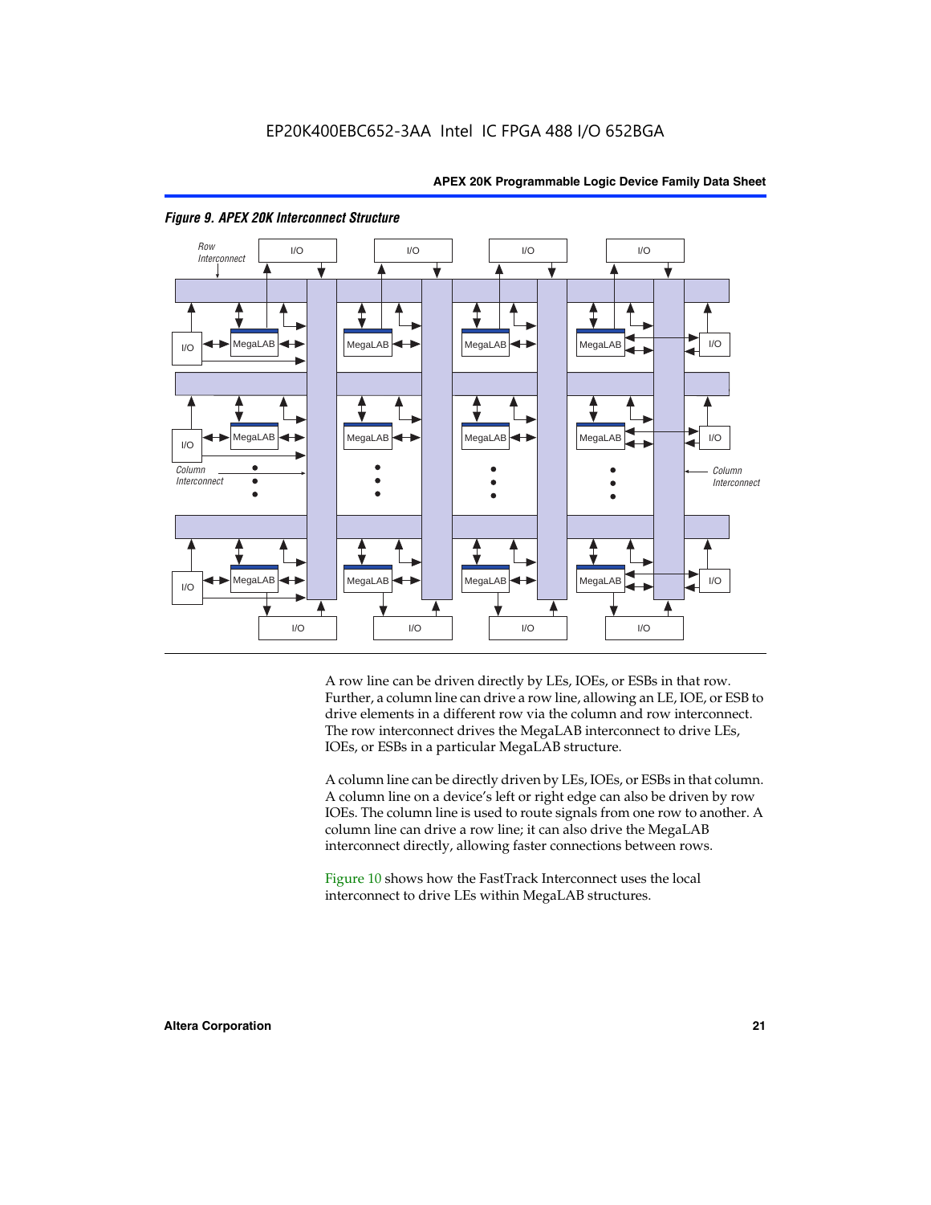*Figure 9. APEX 20K Interconnect Structure*

A row line can be driven directly by LEs, IOEs, or ESBs in that row. Further, a column line can drive a row line, allowing an LE, IOE, or ESB to drive elements in a different row via the column and row interconnect. The row interconnect drives the MegaLAB interconnect to drive LEs, IOEs, or ESBs in a particular MegaLAB structure.

A column line can be directly driven by LEs, IOEs, or ESBs in that column. A column line on a device's left or right edge can also be driven by row IOEs. The column line is used to route signals from one row to another. A column line can drive a row line; it can also drive the MegaLAB interconnect directly, allowing faster connections between rows.

Figure 10 shows how the FastTrack Interconnect uses the local interconnect to drive LEs within MegaLAB structures.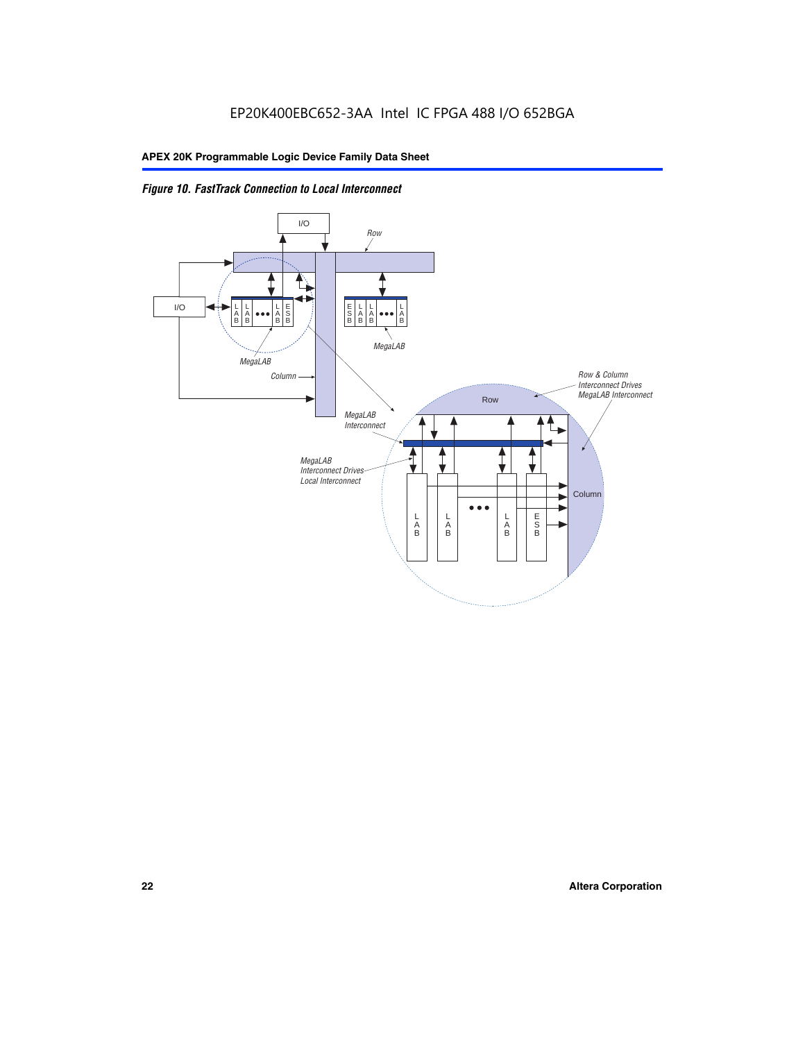*Figure 10. FastTrack Connection to Local Interconnect*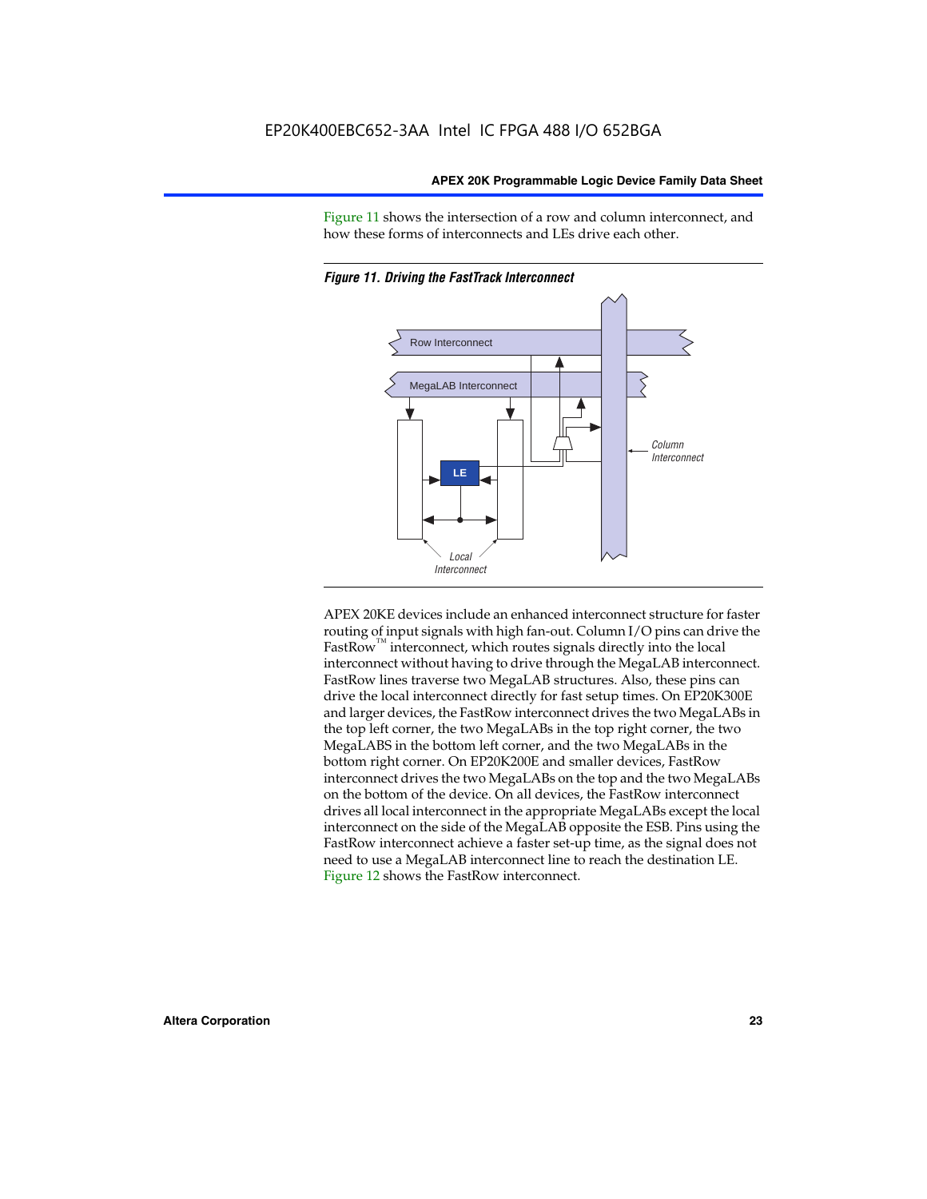Figure 11 shows the intersection of a row and column interconnect, and how these forms of interconnects and LEs drive each other.

*Figure 11. Driving the FastTrack Interconnect*

APEX 20KE devices include an enhanced interconnect structure for faster routing of input signals with high fan-out. Column I/O pins can drive the FastRow™ interconnect, which routes signals directly into the local interconnect without having to drive through the MegaLAB interconnect. FastRow lines traverse two MegaLAB structures. Also, these pins can drive the local interconnect directly for fast setup times. On EP20K300E and larger devices, the FastRow interconnect drives the two MegaLABs in the top left corner, the two MegaLABs in the top right corner, the two MegaLABS in the bottom left corner, and the two MegaLABs in the bottom right corner. On EP20K200E and smaller devices, FastRow interconnect drives the two MegaLABs on the top and the two MegaLABs on the bottom of the device. On all devices, the FastRow interconnect drives all local interconnect in the appropriate MegaLABs except the local interconnect on the side of the MegaLAB opposite the ESB. Pins using the FastRow interconnect achieve a faster set-up time, as the signal does not need to use a MegaLAB interconnect line to reach the destination LE. Figure 12 shows the FastRow interconnect.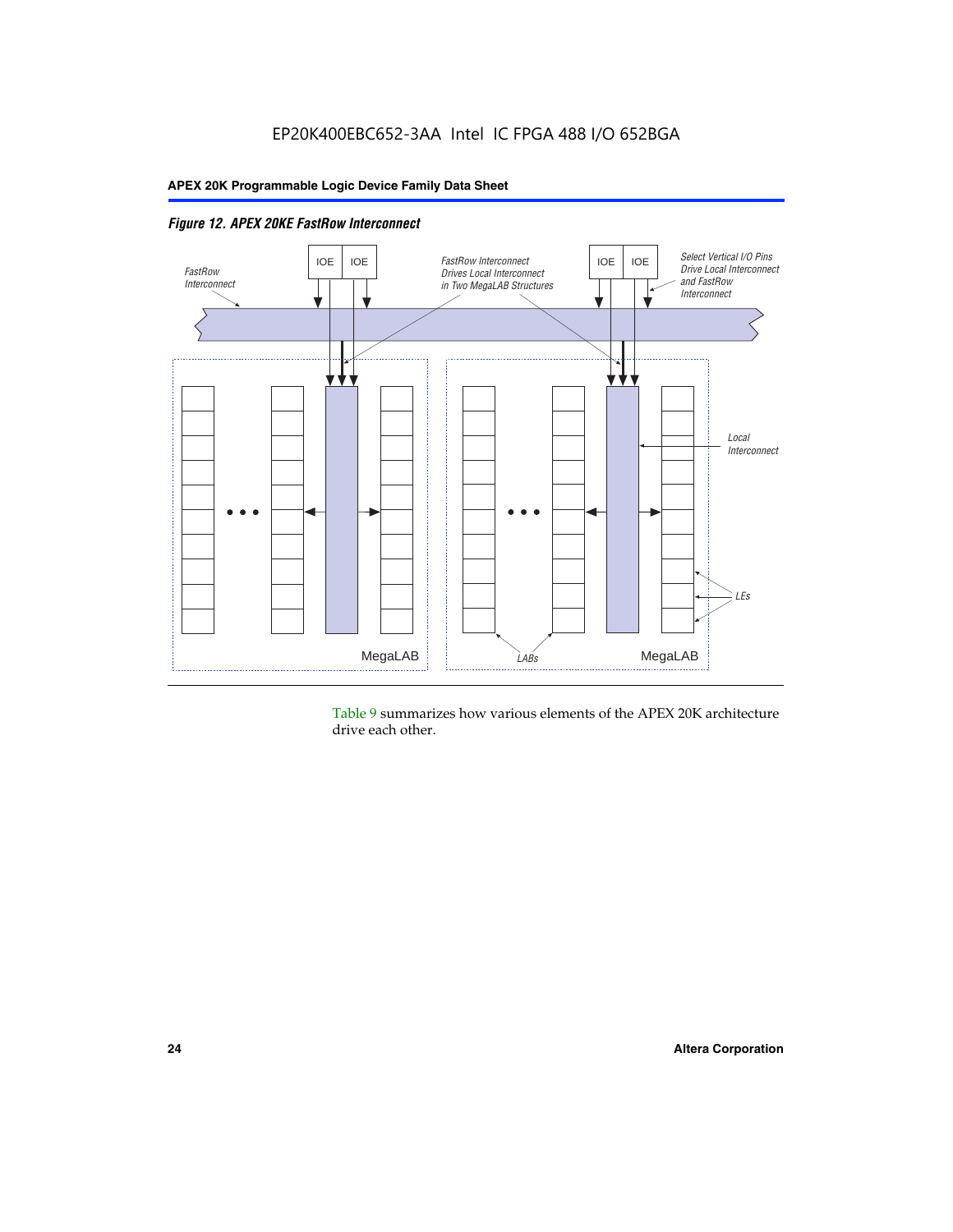*Figure 12. APEX 20KE FastRow Interconnect*

Table 9 summarizes how various elements of the APEX 20K architecture drive each other.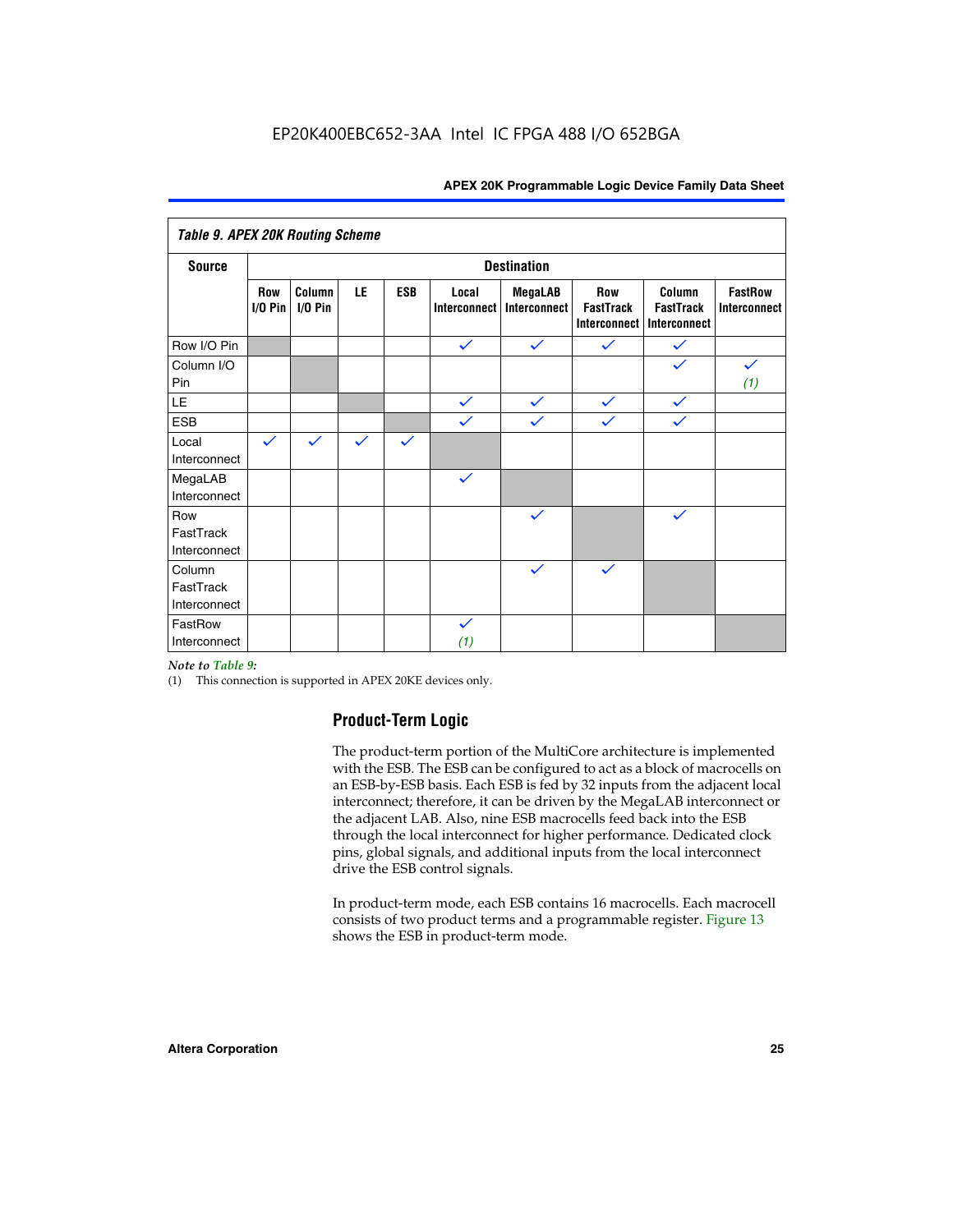**Table 9. APEX 20K Routing Scheme**

| Source | Destination | | | | | | | | |
|---|---|---|---|---|---|---|---|---|---|
| | Row I/O Pin | Column I/O Pin | LE | ESB | Local Interconnect | MegaLAB Interconnect | Row FastTrack Interconnect | Column FastTrack Interconnect | FastRow Interconnect |
| Row I/O Pin | | | | | ✓ | ✓ | ✓ | ✓ | |
| Column I/O Pin | | | | | | | | ✓ | ✓ *(1)* |
| LE | | | | | ✓ | ✓ | ✓ | ✓ | |
| ESB | | | | | ✓ | ✓ | ✓ | ✓ | |
| Local Interconnect | ✓ | ✓ | ✓ | ✓ | | | | | |
| MegaLAB Interconnect | | | | | ✓ | | | | |
| Row FastTrack Interconnect | | | | | | ✓ | | ✓ | |
| Column FastTrack Interconnect | | | | | | ✓ | ✓ | | |
| FastRow Interconnect | | | | | ✓ *(1)* | | | | |

*Note to Table 9:*

(1) This connection is supported in APEX 20KE devices only.

## Product-Term Logic

The product-term portion of the MultiCore architecture is implemented with the ESB. The ESB can be configured to act as a block of macrocells on an ESB-by-ESB basis. Each ESB is fed by 32 inputs from the adjacent local interconnect; therefore, it can be driven by the MegaLAB interconnect or the adjacent LAB. Also, nine ESB macrocells feed back into the ESB through the local interconnect for higher performance. Dedicated clock pins, global signals, and additional inputs from the local interconnect drive the ESB control signals.

In product-term mode, each ESB contains 16 macrocells. Each macrocell consists of two product terms and a programmable register. Figure 13 shows the ESB in product-term mode.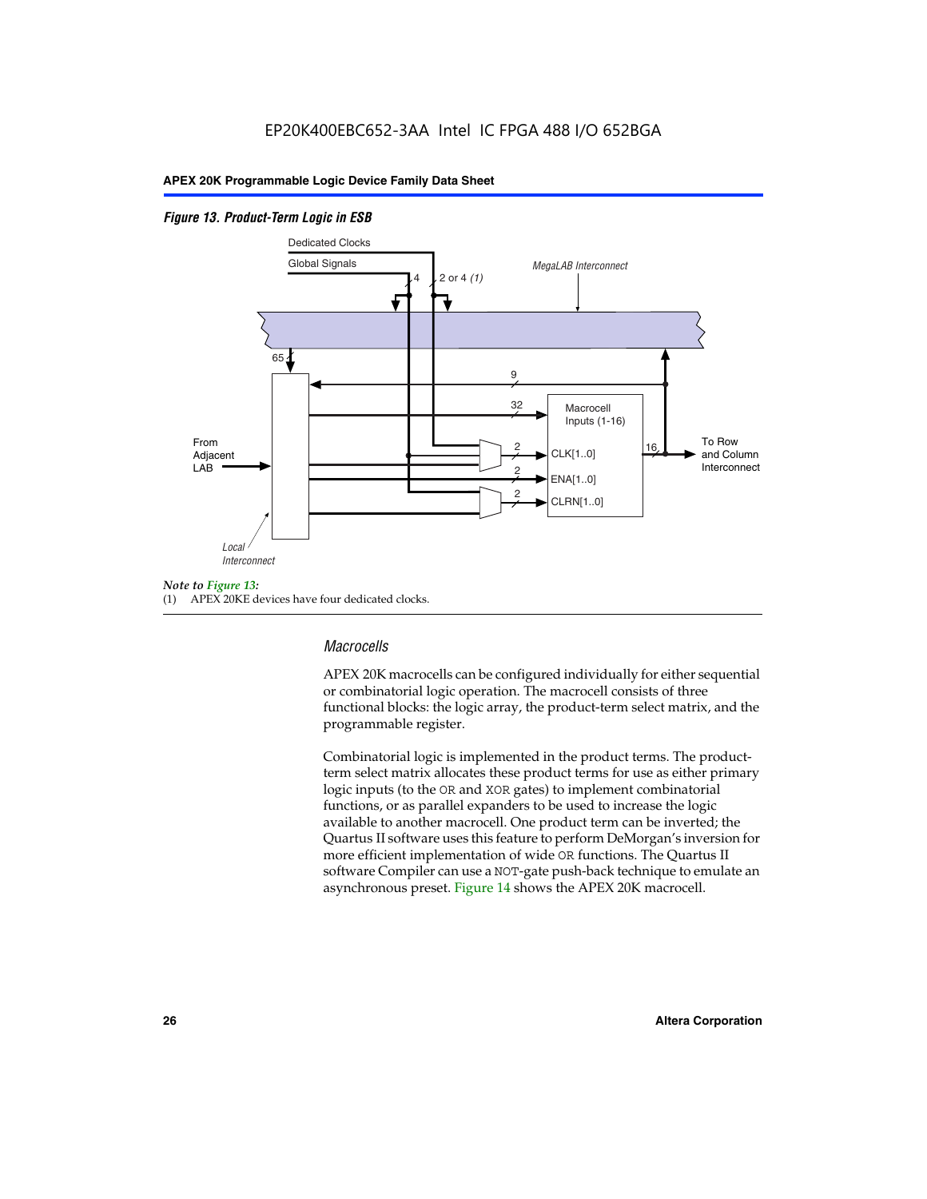*Figure 13. Product-Term Logic in ESB*

Dedicated Clocks

Global Signals

4

2 or 4 *(1)*

*MegaLAB Interconnect*

65

9

32

Macrocell Inputs (1-16)

From Adjacent LAB

2

CLK[1..0]

2

ENA[1..0]

2

CLRN[1..0]

16

To Row and Column Interconnect

*Local Interconnect*

*Note to Figure 13:*

(1) APEX 20KE devices have four dedicated clocks.

### *Macrocells*

APEX 20K macrocells can be configured individually for either sequential or combinatorial logic operation. The macrocell consists of three functional blocks: the logic array, the product-term select matrix, and the programmable register.

Combinatorial logic is implemented in the product terms. The product-term select matrix allocates these product terms for use as either primary logic inputs (to the OR and XOR gates) to implement combinatorial functions, or as parallel expanders to be used to increase the logic available to another macrocell. One product term can be inverted; the Quartus II software uses this feature to perform DeMorgan's inversion for more efficient implementation of wide OR functions. The Quartus II software Compiler can use a NOT-gate push-back technique to emulate an asynchronous preset. Figure 14 shows the APEX 20K macrocell.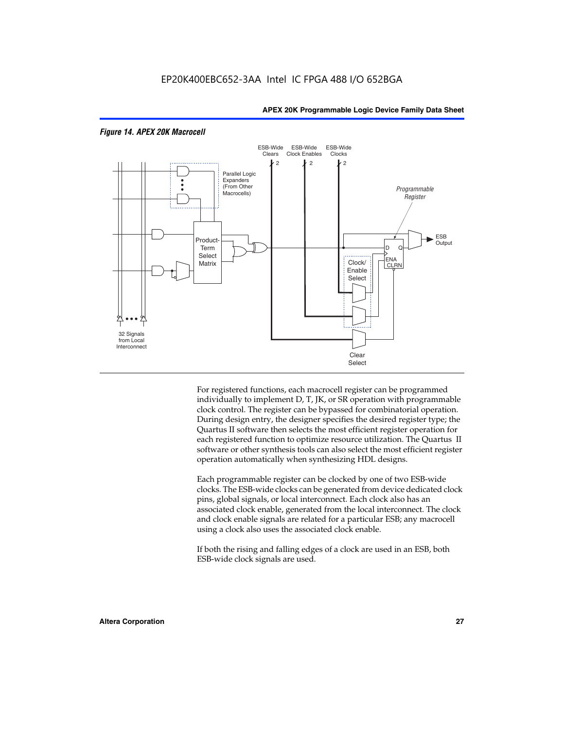*Figure 14. APEX 20K Macrocell*

For registered functions, each macrocell register can be programmed individually to implement D, T, JK, or SR operation with programmable clock control. The register can be bypassed for combinatorial operation. During design entry, the designer specifies the desired register type; the Quartus II software then selects the most efficient register operation for each registered function to optimize resource utilization. The Quartus II software or other synthesis tools can also select the most efficient register operation automatically when synthesizing HDL designs.

Each programmable register can be clocked by one of two ESB-wide clocks. The ESB-wide clocks can be generated from device dedicated clock pins, global signals, or local interconnect. Each clock also has an associated clock enable, generated from the local interconnect. The clock and clock enable signals are related for a particular ESB; any macrocell using a clock also uses the associated clock enable.

If both the rising and falling edges of a clock are used in an ESB, both ESB-wide clock signals are used.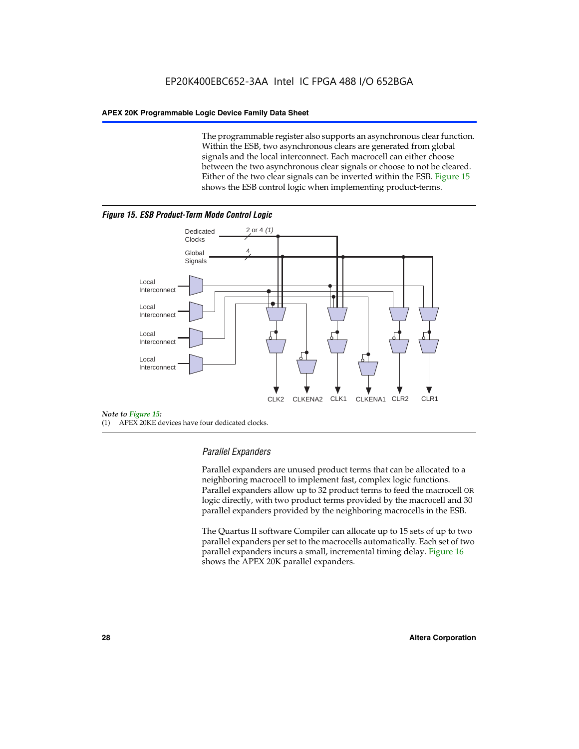The programmable register also supports an asynchronous clear function. Within the ESB, two asynchronous clears are generated from global signals and the local interconnect. Each macrocell can either choose between the two asynchronous clear signals or choose to not be cleared. Either of the two clear signals can be inverted within the ESB. Figure 15 shows the ESB control logic when implementing product-terms.

***Figure 15. ESB Product-Term Mode Control Logic***

Dedicated Clocks — 2 or 4 *(1)*

Global Signals — 4

Local Interconnect

Local Interconnect

Local Interconnect

Local Interconnect

CLK2 CLKENA2 CLK1 CLKENA1 CLR2 CLR1

*Note to Figure 15:*

(1) APEX 20KE devices have four dedicated clocks.

### *Parallel Expanders*

Parallel expanders are unused product terms that can be allocated to a neighboring macrocell to implement fast, complex logic functions. Parallel expanders allow up to 32 product terms to feed the macrocell OR logic directly, with two product terms provided by the macrocell and 30 parallel expanders provided by the neighboring macrocells in the ESB.

The Quartus II software Compiler can allocate up to 15 sets of up to two parallel expanders per set to the macrocells automatically. Each set of two parallel expanders incurs a small, incremental timing delay. Figure 16 shows the APEX 20K parallel expanders.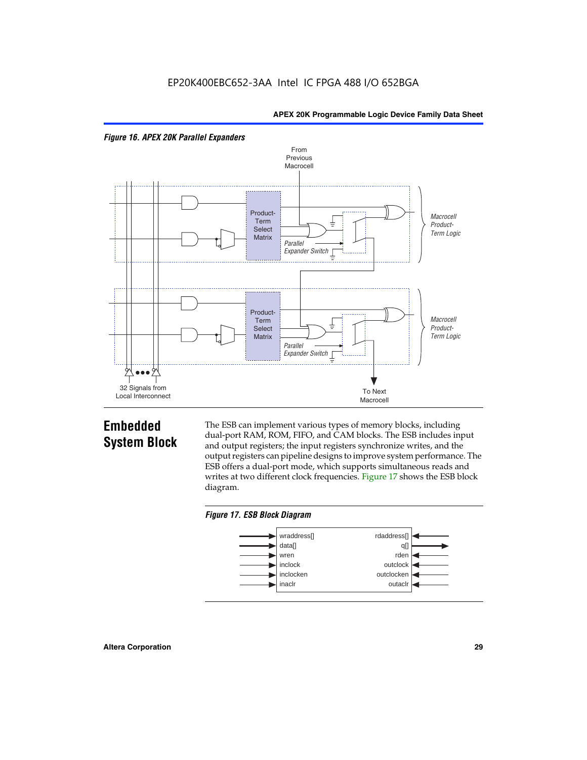*Figure 16. APEX 20K Parallel Expanders*

## Embedded System Block

The ESB can implement various types of memory blocks, including dual-port RAM, ROM, FIFO, and CAM blocks. The ESB includes input and output registers; the input registers synchronize writes, and the output registers can pipeline designs to improve system performance. The ESB offers a dual-port mode, which supports simultaneous reads and writes at two different clock frequencies. Figure 17 shows the ESB block diagram.

*Figure 17. ESB Block Diagram*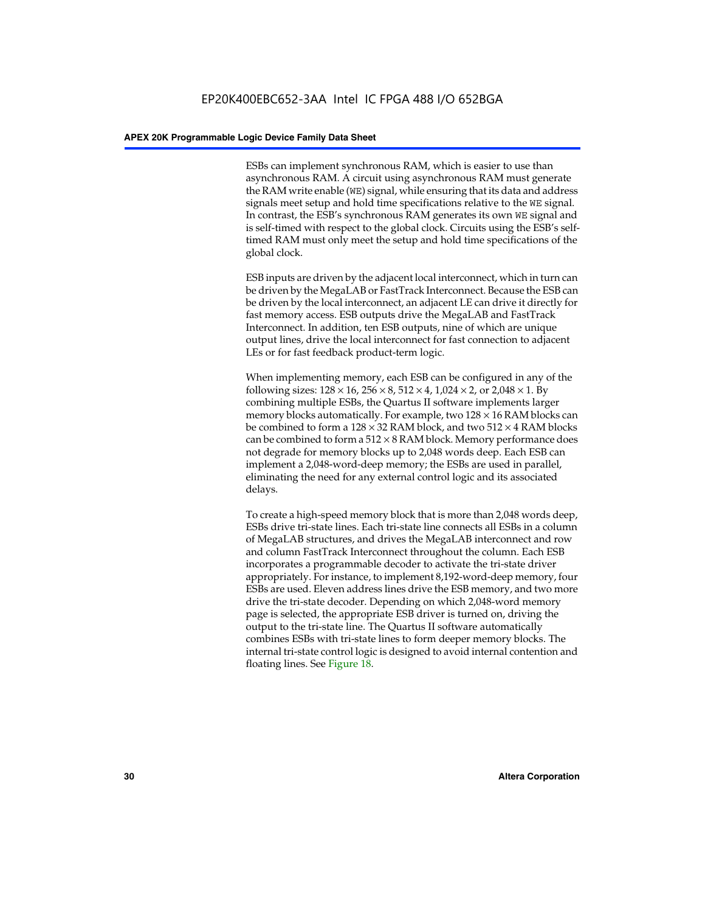ESBs can implement synchronous RAM, which is easier to use than asynchronous RAM. A circuit using asynchronous RAM must generate the RAM write enable (WE) signal, while ensuring that its data and address signals meet setup and hold time specifications relative to the WE signal. In contrast, the ESB's synchronous RAM generates its own WE signal and is self-timed with respect to the global clock. Circuits using the ESB's self-timed RAM must only meet the setup and hold time specifications of the global clock.

ESB inputs are driven by the adjacent local interconnect, which in turn can be driven by the MegaLAB or FastTrack Interconnect. Because the ESB can be driven by the local interconnect, an adjacent LE can drive it directly for fast memory access. ESB outputs drive the MegaLAB and FastTrack Interconnect. In addition, ten ESB outputs, nine of which are unique output lines, drive the local interconnect for fast connection to adjacent LEs or for fast feedback product-term logic.

When implementing memory, each ESB can be configured in any of the following sizes: $128 \times 16$, $256 \times 8$, $512 \times 4$, $1{,}024 \times 2$, or $2{,}048 \times 1$. By combining multiple ESBs, the Quartus II software implements larger memory blocks automatically. For example, two $128 \times 16$ RAM blocks can be combined to form a $128 \times 32$ RAM block, and two $512 \times 4$ RAM blocks can be combined to form a $512 \times 8$ RAM block. Memory performance does not degrade for memory blocks up to 2,048 words deep. Each ESB can implement a 2,048-word-deep memory; the ESBs are used in parallel, eliminating the need for any external control logic and its associated delays.

To create a high-speed memory block that is more than 2,048 words deep, ESBs drive tri-state lines. Each tri-state line connects all ESBs in a column of MegaLAB structures, and drives the MegaLAB interconnect and row and column FastTrack Interconnect throughout the column. Each ESB incorporates a programmable decoder to activate the tri-state driver appropriately. For instance, to implement 8,192-word-deep memory, four ESBs are used. Eleven address lines drive the ESB memory, and two more drive the tri-state decoder. Depending on which 2,048-word memory page is selected, the appropriate ESB driver is turned on, driving the output to the tri-state line. The Quartus II software automatically combines ESBs with tri-state lines to form deeper memory blocks. The internal tri-state control logic is designed to avoid internal contention and floating lines. See Figure 18.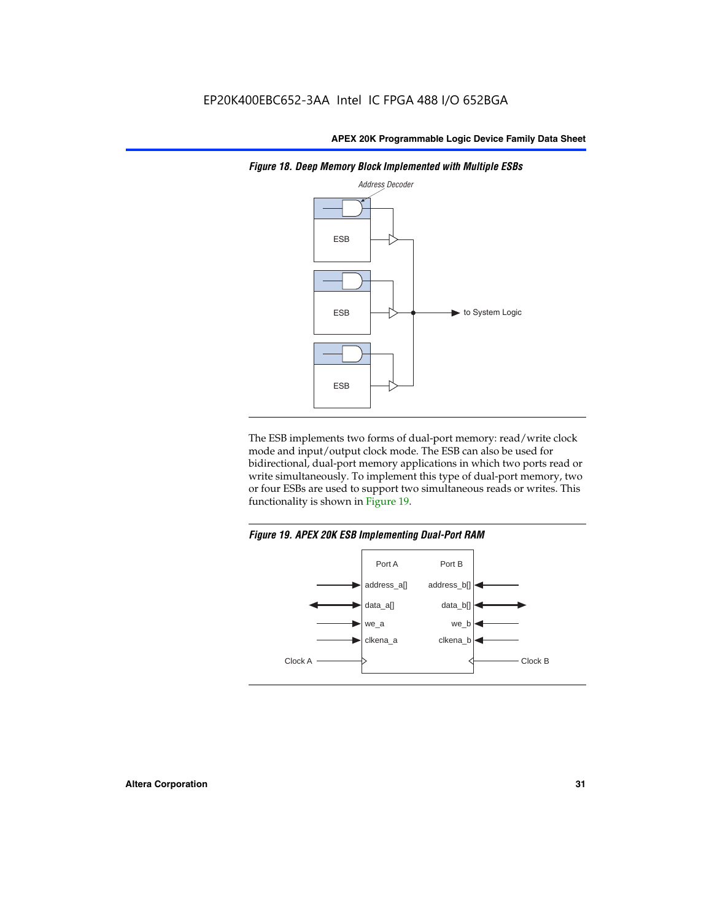*Figure 18. Deep Memory Block Implemented with Multiple ESBs*

The ESB implements two forms of dual-port memory: read/write clock mode and input/output clock mode. The ESB can also be used for bidirectional, dual-port memory applications in which two ports read or write simultaneously. To implement this type of dual-port memory, two or four ESBs are used to support two simultaneous reads or writes. This functionality is shown in Figure 19.

*Figure 19. APEX 20K ESB Implementing Dual-Port RAM*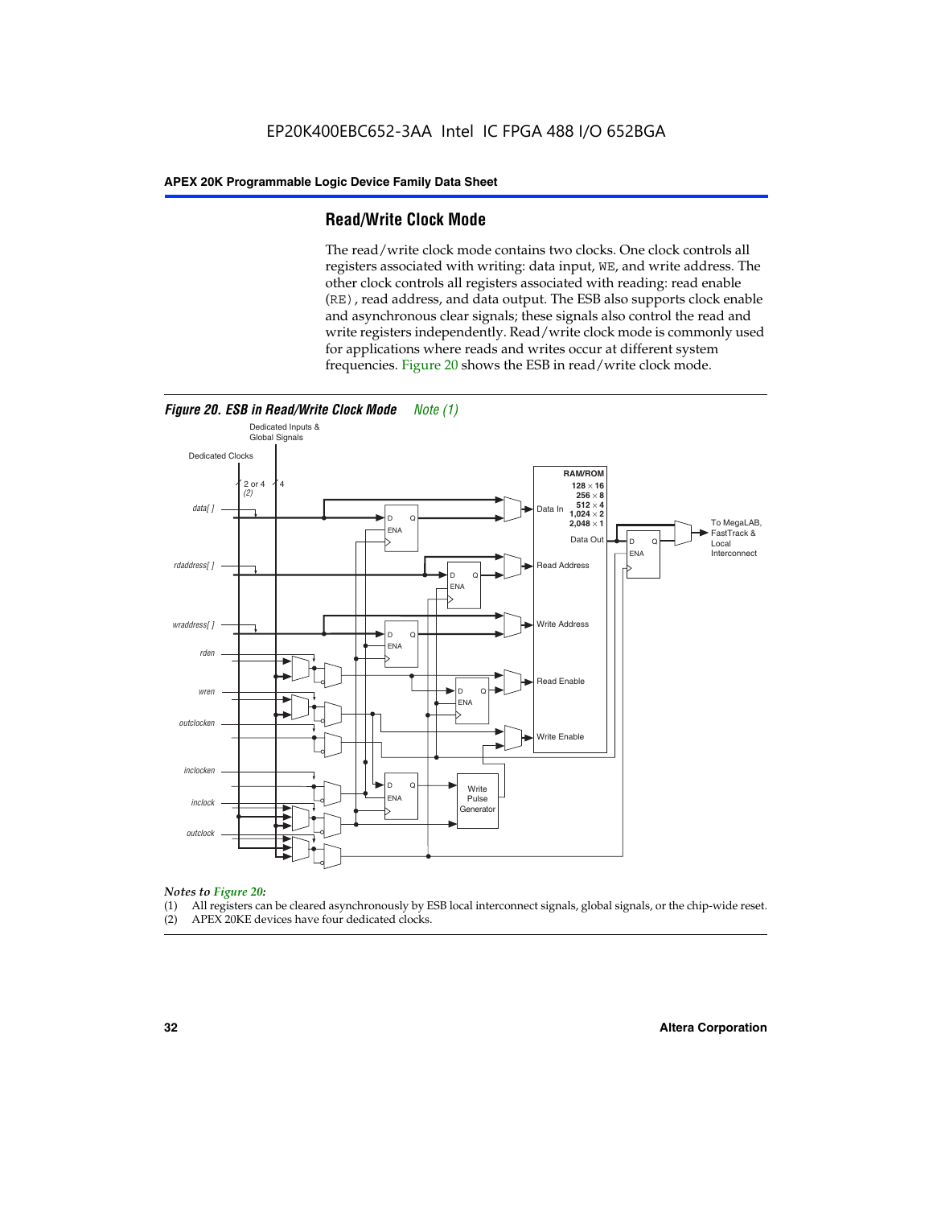## Read/Write Clock Mode

The read/write clock mode contains two clocks. One clock controls all registers associated with writing: data input, WE, and write address. The other clock controls all registers associated with reading: read enable (RE), read address, and data output. The ESB also supports clock enable and asynchronous clear signals; these signals also control the read and write registers independently. Read/write clock mode is commonly used for applications where reads and writes occur at different system frequencies. Figure 20 shows the ESB in read/write clock mode.

*Figure 20. ESB in Read/Write Clock Mode* *Note (1)*

*Notes to Figure 20:*

(1) All registers can be cleared asynchronously by ESB local interconnect signals, global signals, or the chip-wide reset.
(2) APEX 20KE devices have four dedicated clocks.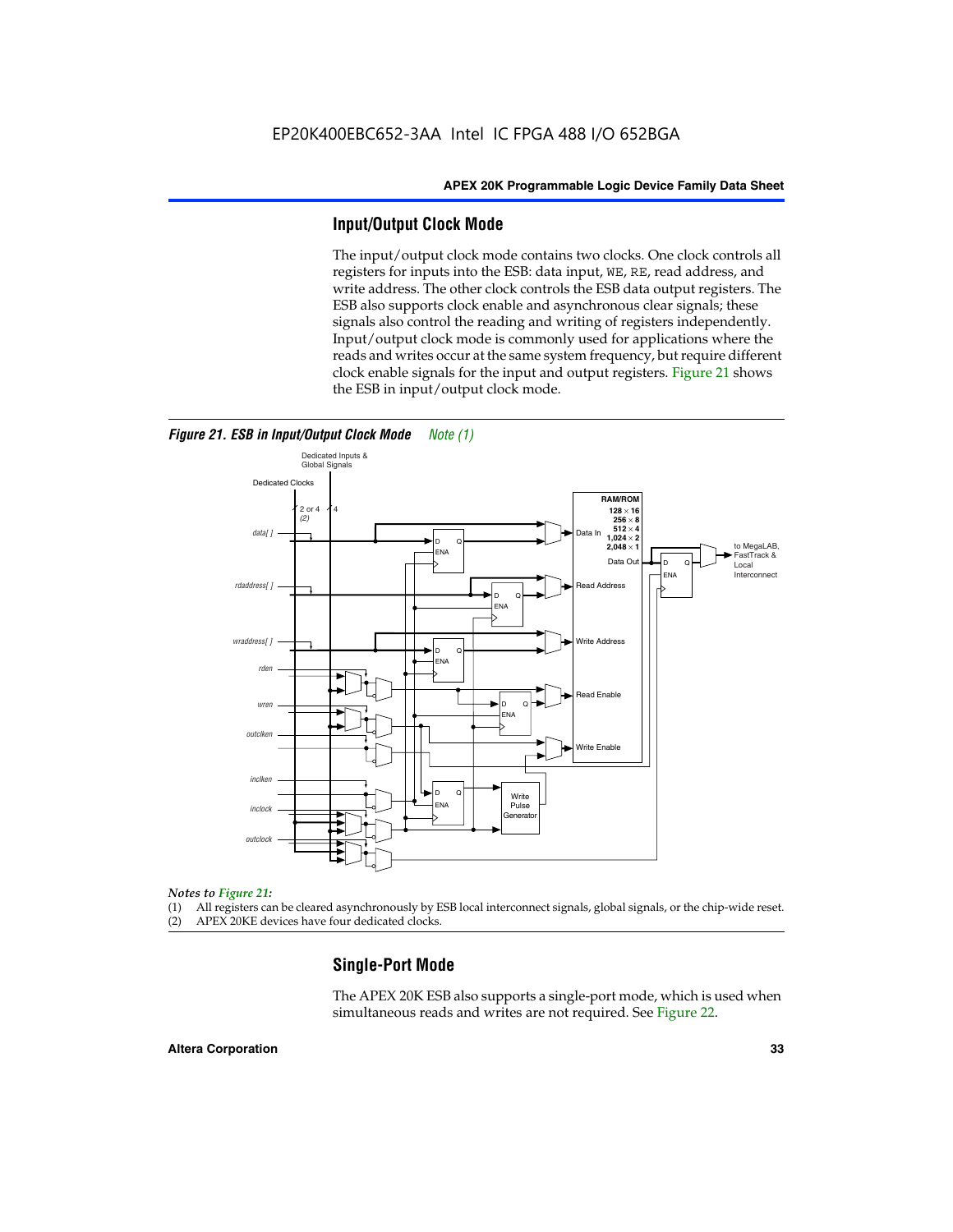## Input/Output Clock Mode

The input/output clock mode contains two clocks. One clock controls all registers for inputs into the ESB: data input, WE, RE, read address, and write address. The other clock controls the ESB data output registers. The ESB also supports clock enable and asynchronous clear signals; these signals also control the reading and writing of registers independently. Input/output clock mode is commonly used for applications where the reads and writes occur at the same system frequency, but require different clock enable signals for the input and output registers. Figure 21 shows the ESB in input/output clock mode.

*Figure 21. ESB in Input/Output Clock Mode Note (1)*

*Notes to Figure 21:*

(1) All registers can be cleared asynchronously by ESB local interconnect signals, global signals, or the chip-wide reset.
(2) APEX 20KE devices have four dedicated clocks.

## Single-Port Mode

The APEX 20K ESB also supports a single-port mode, which is used when simultaneous reads and writes are not required. See Figure 22.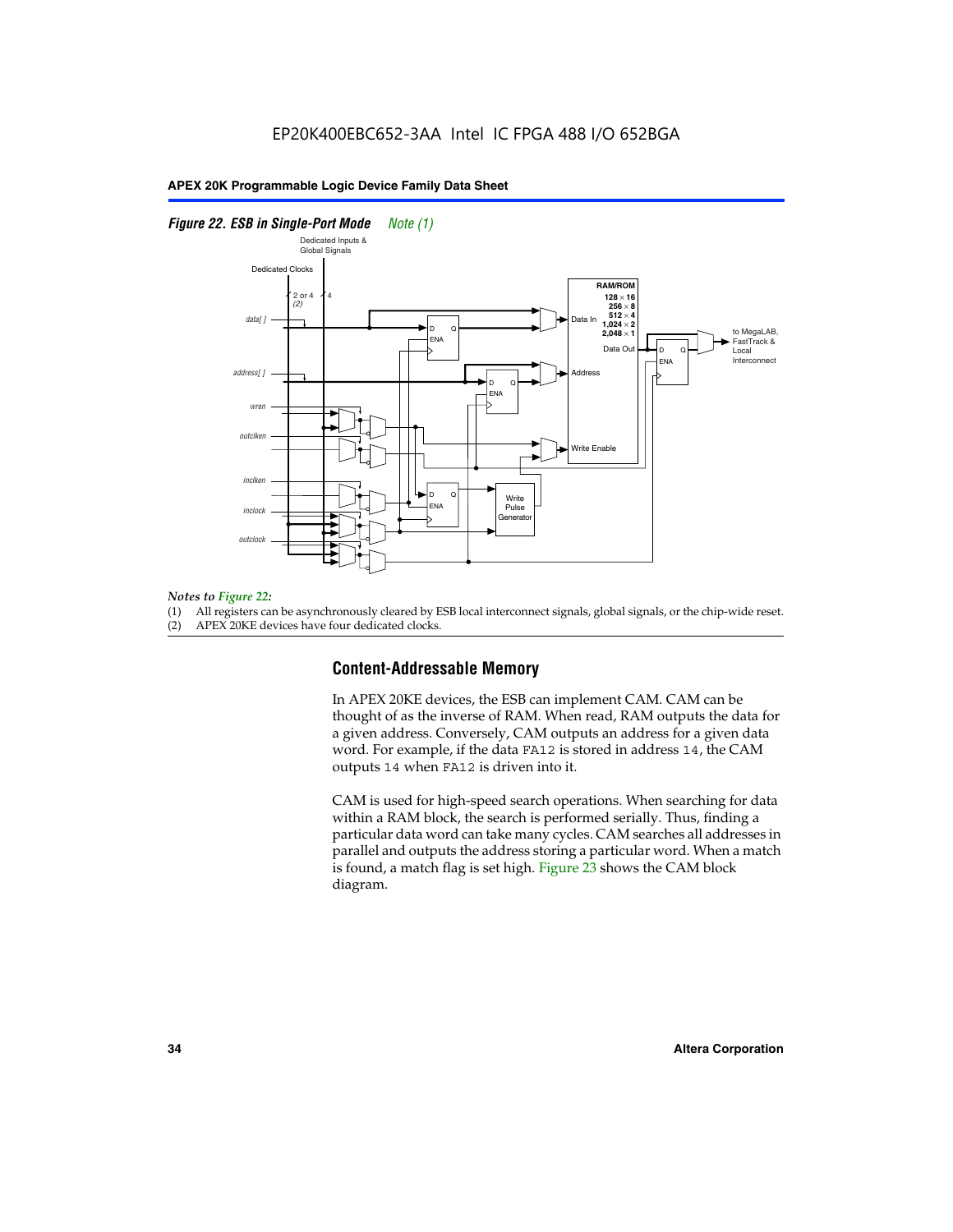*Figure 22. ESB in Single-Port Mode* *Note (1)*

*Notes to Figure 22:*

(1) All registers can be asynchronously cleared by ESB local interconnect signals, global signals, or the chip-wide reset.
(2) APEX 20KE devices have four dedicated clocks.

## Content-Addressable Memory

In APEX 20KE devices, the ESB can implement CAM. CAM can be thought of as the inverse of RAM. When read, RAM outputs the data for a given address. Conversely, CAM outputs an address for a given data word. For example, if the data `FA12` is stored in address `14`, the CAM outputs `14` when `FA12` is driven into it.

CAM is used for high-speed search operations. When searching for data within a RAM block, the search is performed serially. Thus, finding a particular data word can take many cycles. CAM searches all addresses in parallel and outputs the address storing a particular word. When a match is found, a match flag is set high. Figure 23 shows the CAM block diagram.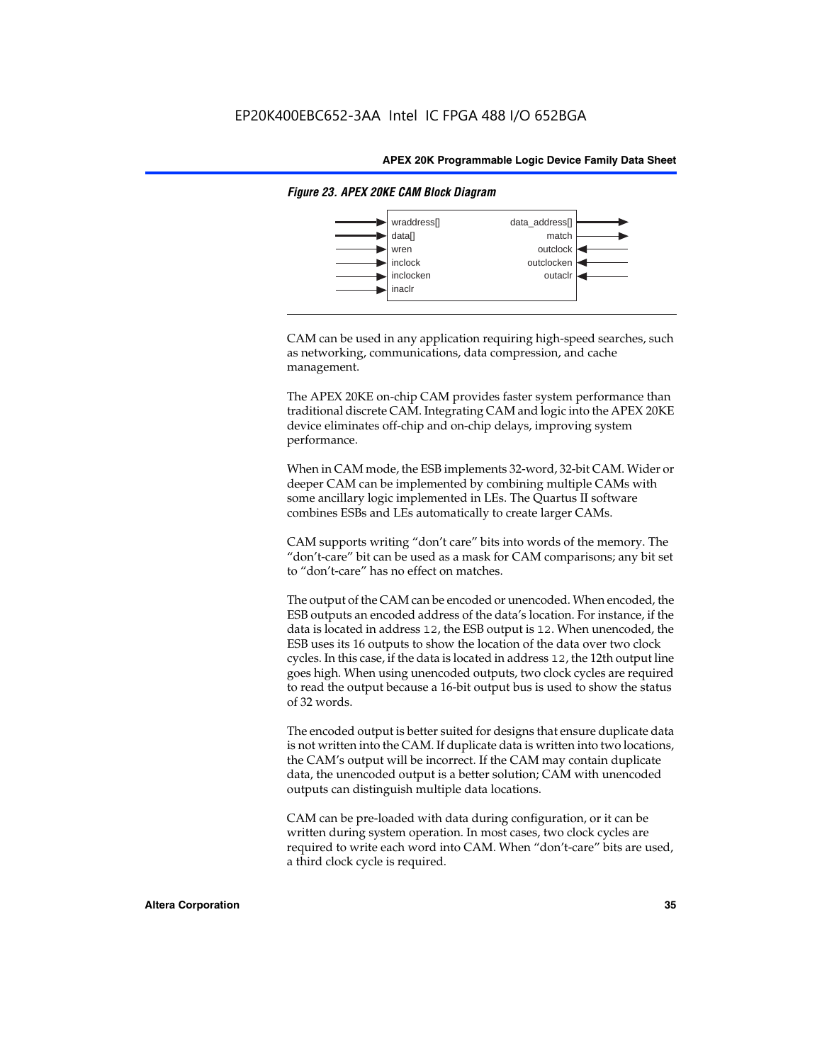*Figure 23. APEX 20KE CAM Block Diagram*

| Inputs | Outputs |
| --- | --- |
| wraddress[] | data_address[] |
| data[] | match |
| wren | outclock |
| inclock | outclocken |
| inclocken | outaclr |
| inaclr | |

CAM can be used in any application requiring high-speed searches, such as networking, communications, data compression, and cache management.

The APEX 20KE on-chip CAM provides faster system performance than traditional discrete CAM. Integrating CAM and logic into the APEX 20KE device eliminates off-chip and on-chip delays, improving system performance.

When in CAM mode, the ESB implements 32-word, 32-bit CAM. Wider or deeper CAM can be implemented by combining multiple CAMs with some ancillary logic implemented in LEs. The Quartus II software combines ESBs and LEs automatically to create larger CAMs.

CAM supports writing "don't care" bits into words of the memory. The "don't-care" bit can be used as a mask for CAM comparisons; any bit set to "don't-care" has no effect on matches.

The output of the CAM can be encoded or unencoded. When encoded, the ESB outputs an encoded address of the data's location. For instance, if the data is located in address `12`, the ESB output is `12`. When unencoded, the ESB uses its 16 outputs to show the location of the data over two clock cycles. In this case, if the data is located in address `12`, the 12th output line goes high. When using unencoded outputs, two clock cycles are required to read the output because a 16-bit output bus is used to show the status of 32 words.

The encoded output is better suited for designs that ensure duplicate data is not written into the CAM. If duplicate data is written into two locations, the CAM's output will be incorrect. If the CAM may contain duplicate data, the unencoded output is a better solution; CAM with unencoded outputs can distinguish multiple data locations.

CAM can be pre-loaded with data during configuration, or it can be written during system operation. In most cases, two clock cycles are required to write each word into CAM. When "don't-care" bits are used, a third clock cycle is required.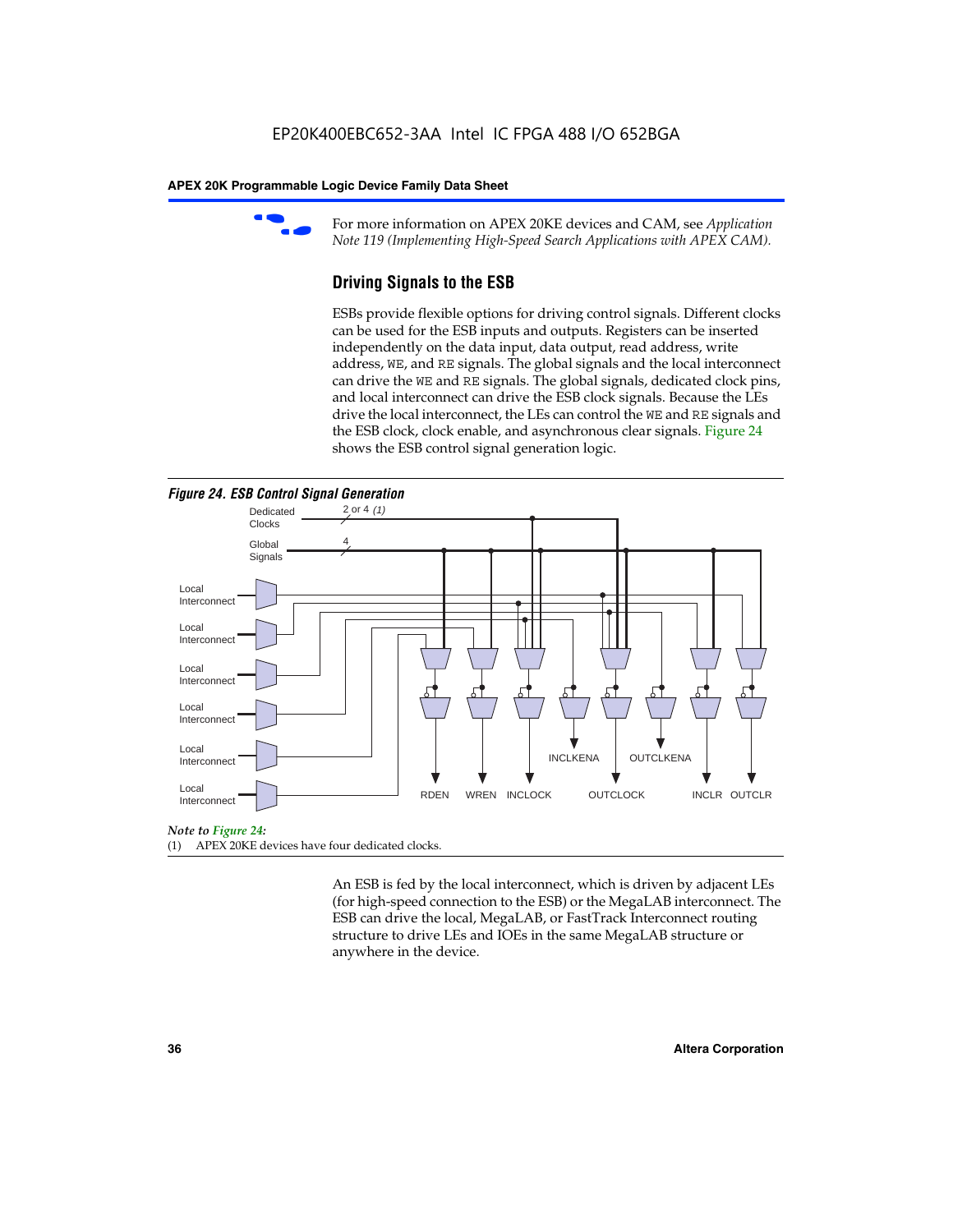For more information on APEX 20KE devices and CAM, see *Application Note 119 (Implementing High-Speed Search Applications with APEX CAM).*

## Driving Signals to the ESB

ESBs provide flexible options for driving control signals. Different clocks can be used for the ESB inputs and outputs. Registers can be inserted independently on the data input, data output, read address, write address, WE, and RE signals. The global signals and the local interconnect can drive the WE and RE signals. The global signals, dedicated clock pins, and local interconnect can drive the ESB clock signals. Because the LEs drive the local interconnect, the LEs can control the WE and RE signals and the ESB clock, clock enable, and asynchronous clear signals. Figure 24 shows the ESB control signal generation logic.

*Figure 24. ESB Control Signal Generation*

Dedicated Clocks 2 or 4 *(1)*

Global Signals 4

Local Interconnect

Local Interconnect

Local Interconnect

Local Interconnect

Local Interconnect

Local Interconnect

RDEN WREN INCLOCK INCLKENA OUTCLOCK OUTCLKENA INCLR OUTCLR

*Note to Figure 24:*

(1) APEX 20KE devices have four dedicated clocks.

An ESB is fed by the local interconnect, which is driven by adjacent LEs (for high-speed connection to the ESB) or the MegaLAB interconnect. The ESB can drive the local, MegaLAB, or FastTrack Interconnect routing structure to drive LEs and IOEs in the same MegaLAB structure or anywhere in the device.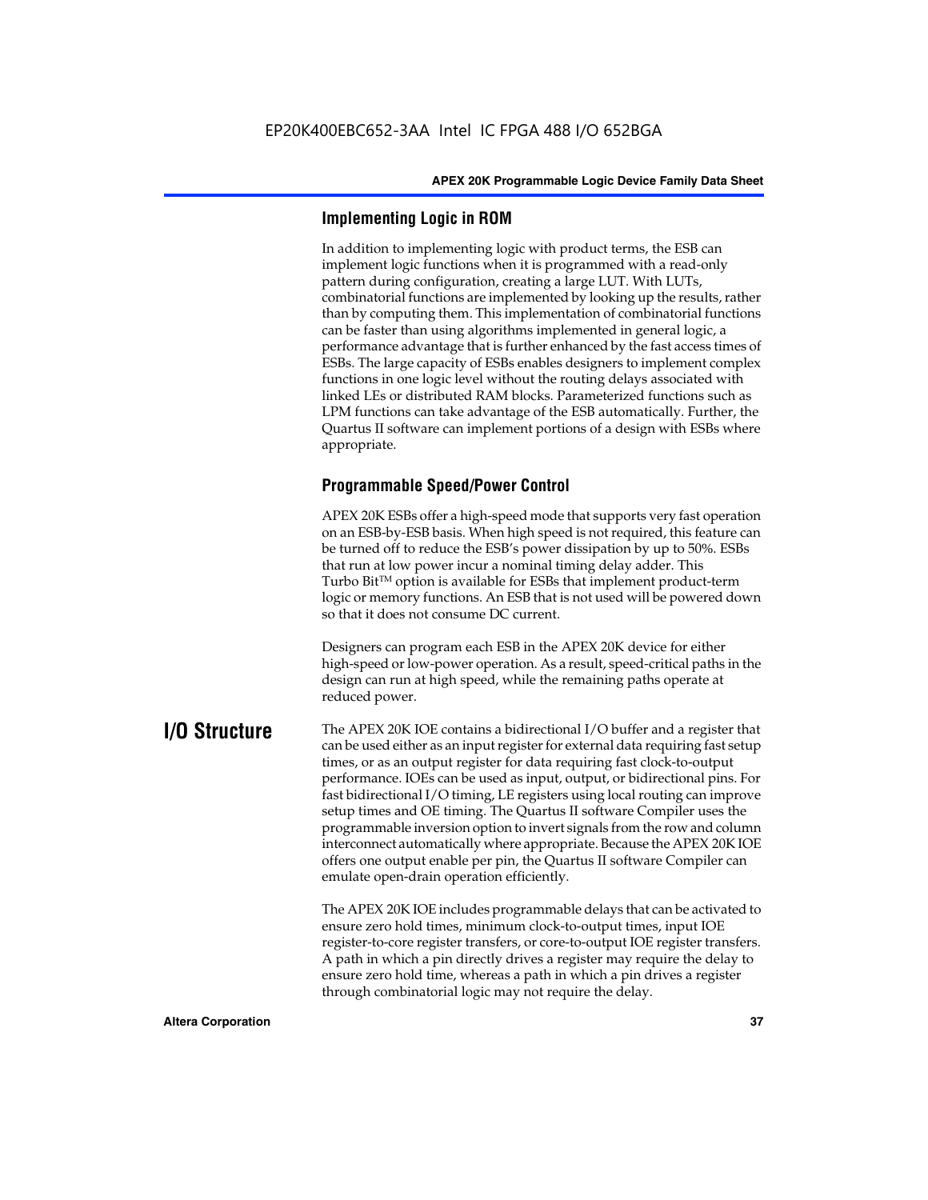### Implementing Logic in ROM

In addition to implementing logic with product terms, the ESB can implement logic functions when it is programmed with a read-only pattern during configuration, creating a large LUT. With LUTs, combinatorial functions are implemented by looking up the results, rather than by computing them. This implementation of combinatorial functions can be faster than using algorithms implemented in general logic, a performance advantage that is further enhanced by the fast access times of ESBs. The large capacity of ESBs enables designers to implement complex functions in one logic level without the routing delays associated with linked LEs or distributed RAM blocks. Parameterized functions such as LPM functions can take advantage of the ESB automatically. Further, the Quartus II software can implement portions of a design with ESBs where appropriate.

### Programmable Speed/Power Control

APEX 20K ESBs offer a high-speed mode that supports very fast operation on an ESB-by-ESB basis. When high speed is not required, this feature can be turned off to reduce the ESB's power dissipation by up to 50%. ESBs that run at low power incur a nominal timing delay adder. This Turbo Bit™ option is available for ESBs that implement product-term logic or memory functions. An ESB that is not used will be powered down so that it does not consume DC current.

Designers can program each ESB in the APEX 20K device for either high-speed or low-power operation. As a result, speed-critical paths in the design can run at high speed, while the remaining paths operate at reduced power.

## I/O Structure

The APEX 20K IOE contains a bidirectional I/O buffer and a register that can be used either as an input register for external data requiring fast setup times, or as an output register for data requiring fast clock-to-output performance. IOEs can be used as input, output, or bidirectional pins. For fast bidirectional I/O timing, LE registers using local routing can improve setup times and OE timing. The Quartus II software Compiler uses the programmable inversion option to invert signals from the row and column interconnect automatically where appropriate. Because the APEX 20K IOE offers one output enable per pin, the Quartus II software Compiler can emulate open-drain operation efficiently.

The APEX 20K IOE includes programmable delays that can be activated to ensure zero hold times, minimum clock-to-output times, input IOE register-to-core register transfers, or core-to-output IOE register transfers. A path in which a pin directly drives a register may require the delay to ensure zero hold time, whereas a path in which a pin drives a register through combinatorial logic may not require the delay.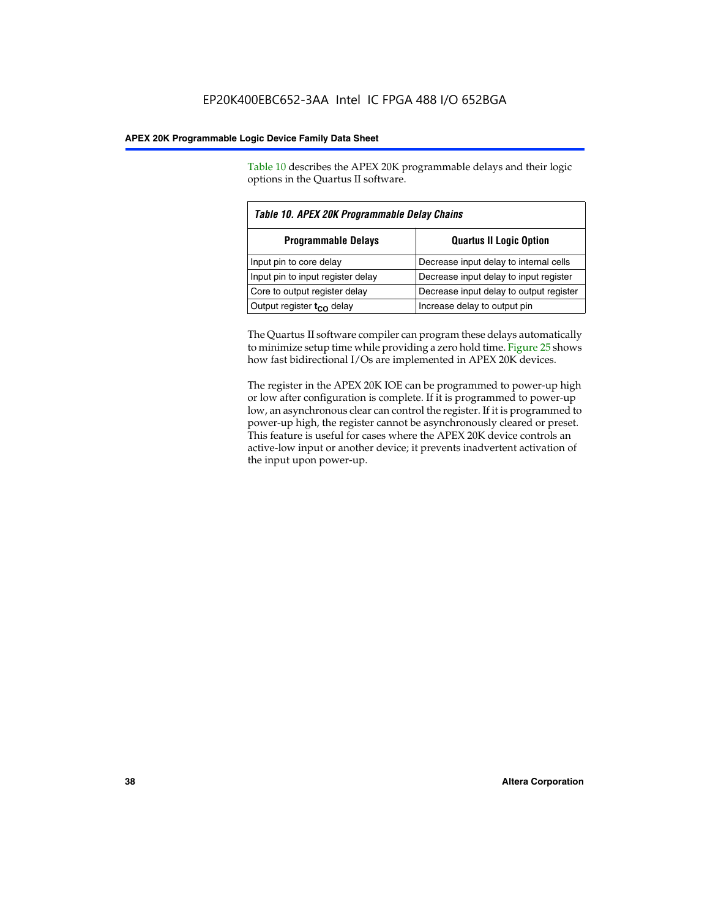Table 10 describes the APEX 20K programmable delays and their logic options in the Quartus II software.

*Table 10. APEX 20K Programmable Delay Chains*

| Programmable Delays | Quartus II Logic Option |
|---|---|
| Input pin to core delay | Decrease input delay to internal cells |
| Input pin to input register delay | Decrease input delay to input register |
| Core to output register delay | Decrease input delay to output register |
| Output register $t_{CO}$ delay | Increase delay to output pin |

The Quartus II software compiler can program these delays automatically to minimize setup time while providing a zero hold time. Figure 25 shows how fast bidirectional I/Os are implemented in APEX 20K devices.

The register in the APEX 20K IOE can be programmed to power-up high or low after configuration is complete. If it is programmed to power-up low, an asynchronous clear can control the register. If it is programmed to power-up high, the register cannot be asynchronously cleared or preset. This feature is useful for cases where the APEX 20K device controls an active-low input or another device; it prevents inadvertent activation of the input upon power-up.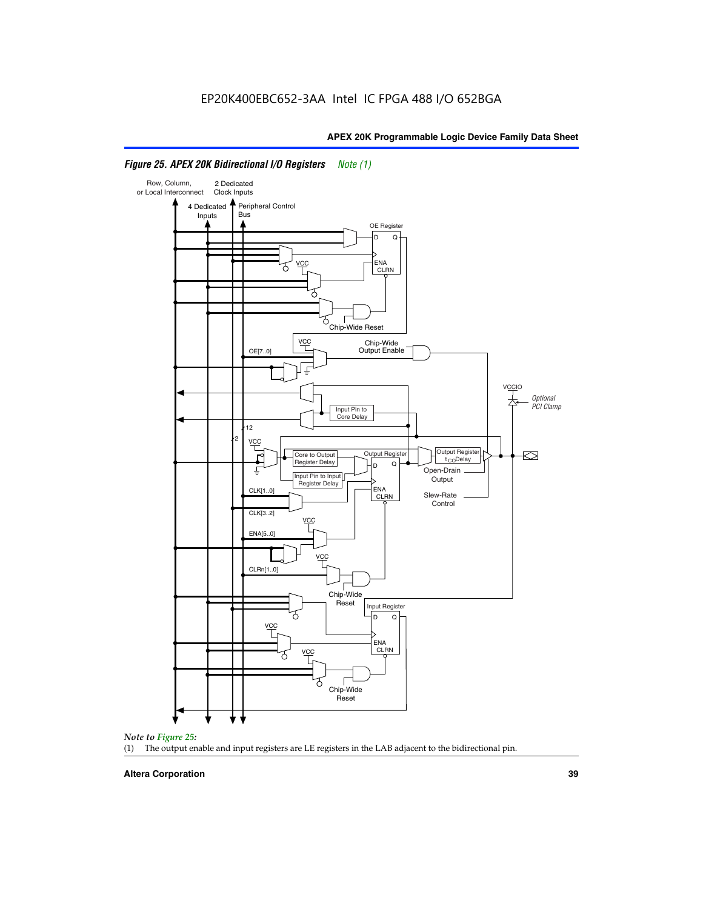*Figure 25. APEX 20K Bidirectional I/O Registers* *Note (1)*

*Note to Figure 25:*

(1) The output enable and input registers are LE registers in the LAB adjacent to the bidirectional pin.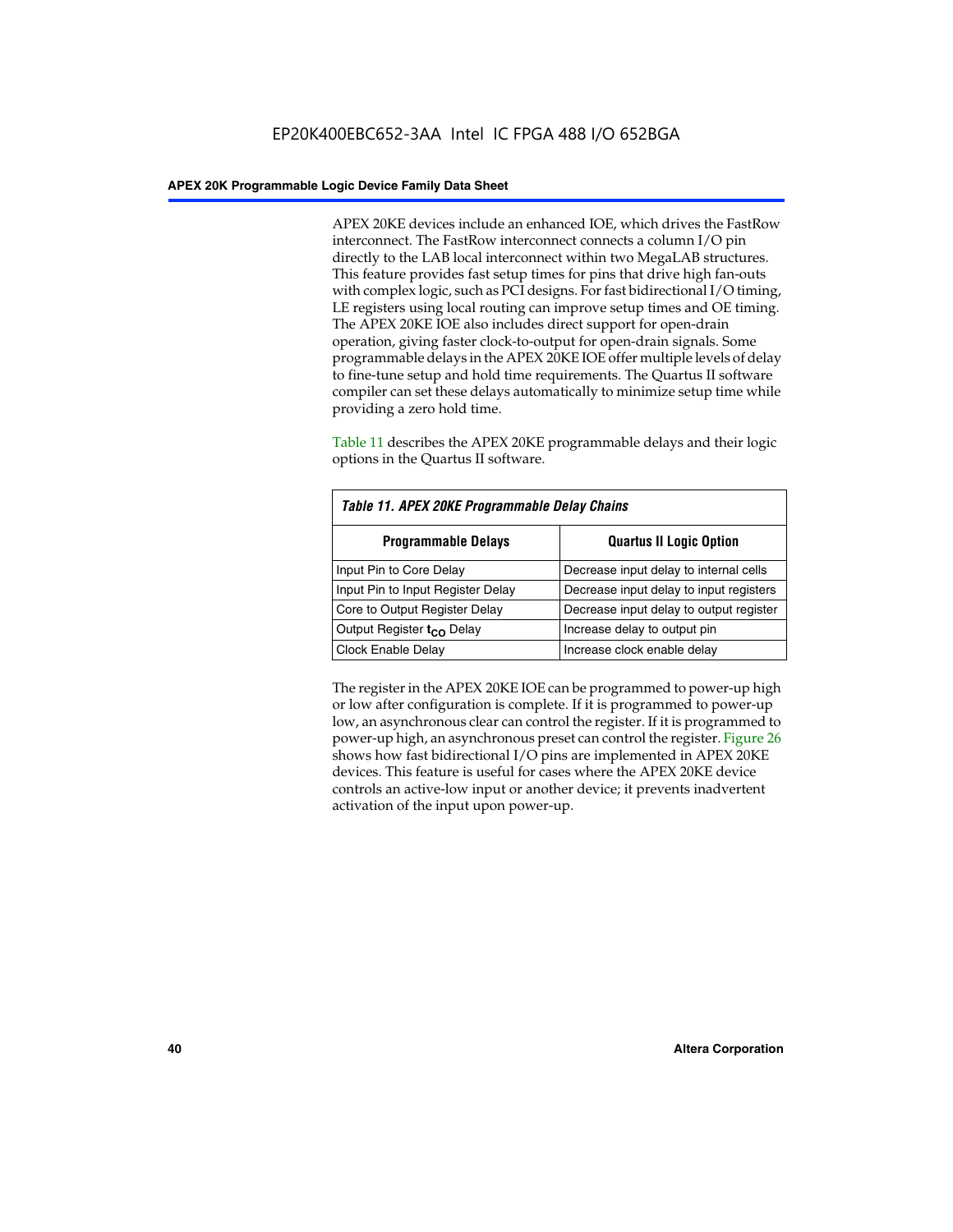APEX 20KE devices include an enhanced IOE, which drives the FastRow interconnect. The FastRow interconnect connects a column I/O pin directly to the LAB local interconnect within two MegaLAB structures. This feature provides fast setup times for pins that drive high fan-outs with complex logic, such as PCI designs. For fast bidirectional I/O timing, LE registers using local routing can improve setup times and OE timing. The APEX 20KE IOE also includes direct support for open-drain operation, giving faster clock-to-output for open-drain signals. Some programmable delays in the APEX 20KE IOE offer multiple levels of delay to fine-tune setup and hold time requirements. The Quartus II software compiler can set these delays automatically to minimize setup time while providing a zero hold time.

Table 11 describes the APEX 20KE programmable delays and their logic options in the Quartus II software.

*Table 11. APEX 20KE Programmable Delay Chains*

| Programmable Delays | Quartus II Logic Option |
|---|---|
| Input Pin to Core Delay | Decrease input delay to internal cells |
| Input Pin to Input Register Delay | Decrease input delay to input registers |
| Core to Output Register Delay | Decrease input delay to output register |
| Output Register $t_{CO}$ Delay | Increase delay to output pin |
| Clock Enable Delay | Increase clock enable delay |

The register in the APEX 20KE IOE can be programmed to power-up high or low after configuration is complete. If it is programmed to power-up low, an asynchronous clear can control the register. If it is programmed to power-up high, an asynchronous preset can control the register. Figure 26 shows how fast bidirectional I/O pins are implemented in APEX 20KE devices. This feature is useful for cases where the APEX 20KE device controls an active-low input or another device; it prevents inadvertent activation of the input upon power-up.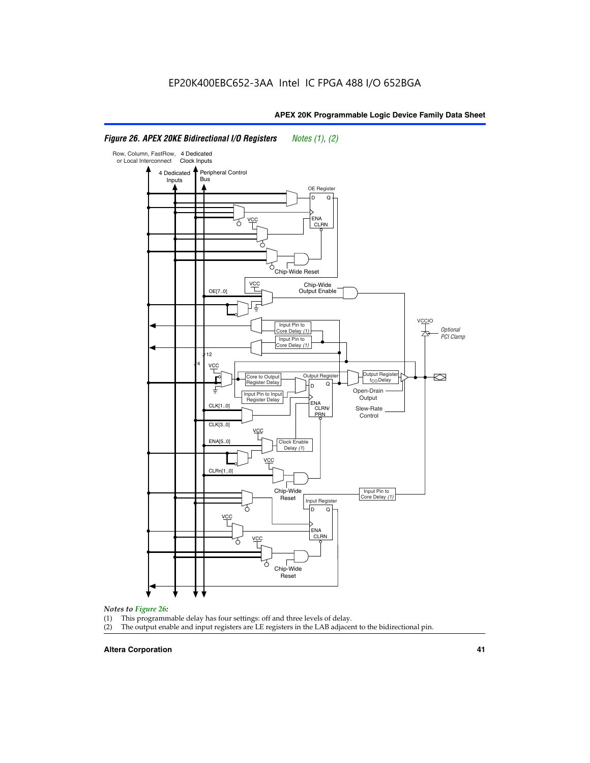*Figure 26. APEX 20KE Bidirectional I/O Registers* *Notes (1), (2)*

*Notes to Figure 26:*

(1) This programmable delay has four settings: off and three levels of delay.
(2) The output enable and input registers are LE registers in the LAB adjacent to the bidirectional pin.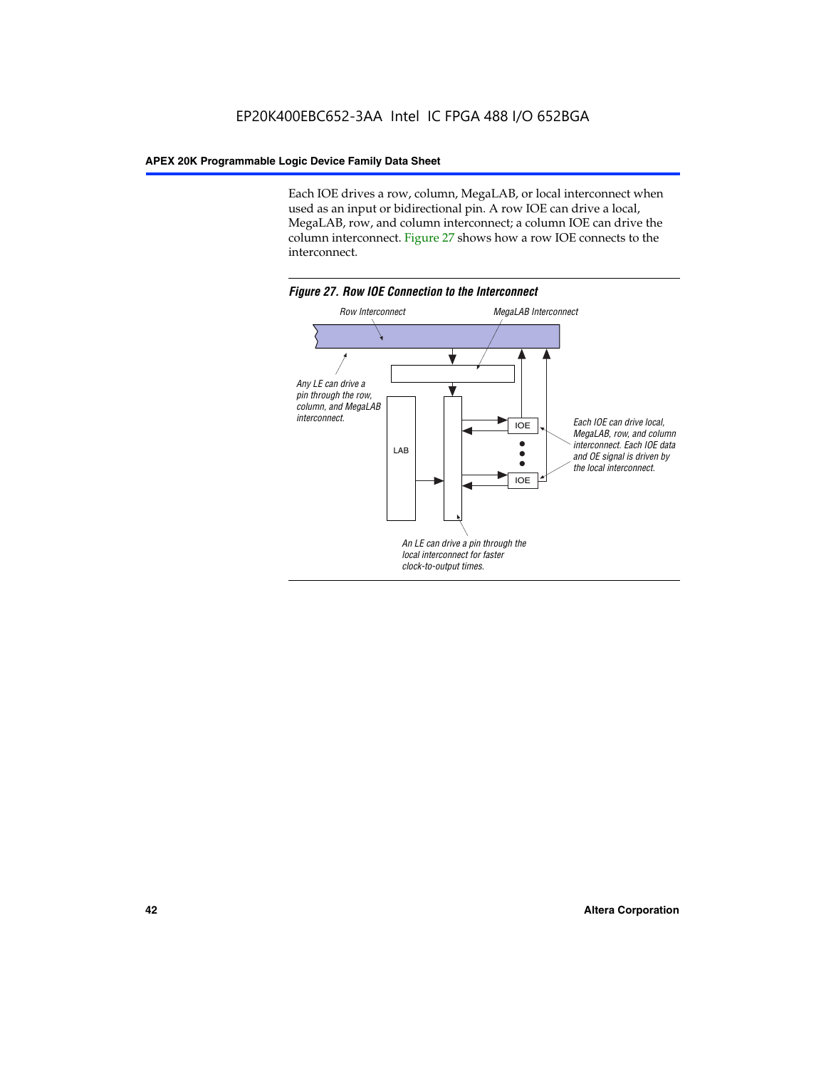Each IOE drives a row, column, MegaLAB, or local interconnect when used as an input or bidirectional pin. A row IOE can drive a local, MegaLAB, row, and column interconnect; a column IOE can drive the column interconnect. Figure 27 shows how a row IOE connects to the interconnect.

*Figure 27. Row IOE Connection to the Interconnect*

Row Interconnect

MegaLAB Interconnect

Any LE can drive a pin through the row, column, and MegaLAB interconnect.

LAB

IOE

IOE

Each IOE can drive local, MegaLAB, row, and column interconnect. Each IOE data and OE signal is driven by the local interconnect.

An LE can drive a pin through the local interconnect for faster clock-to-output times.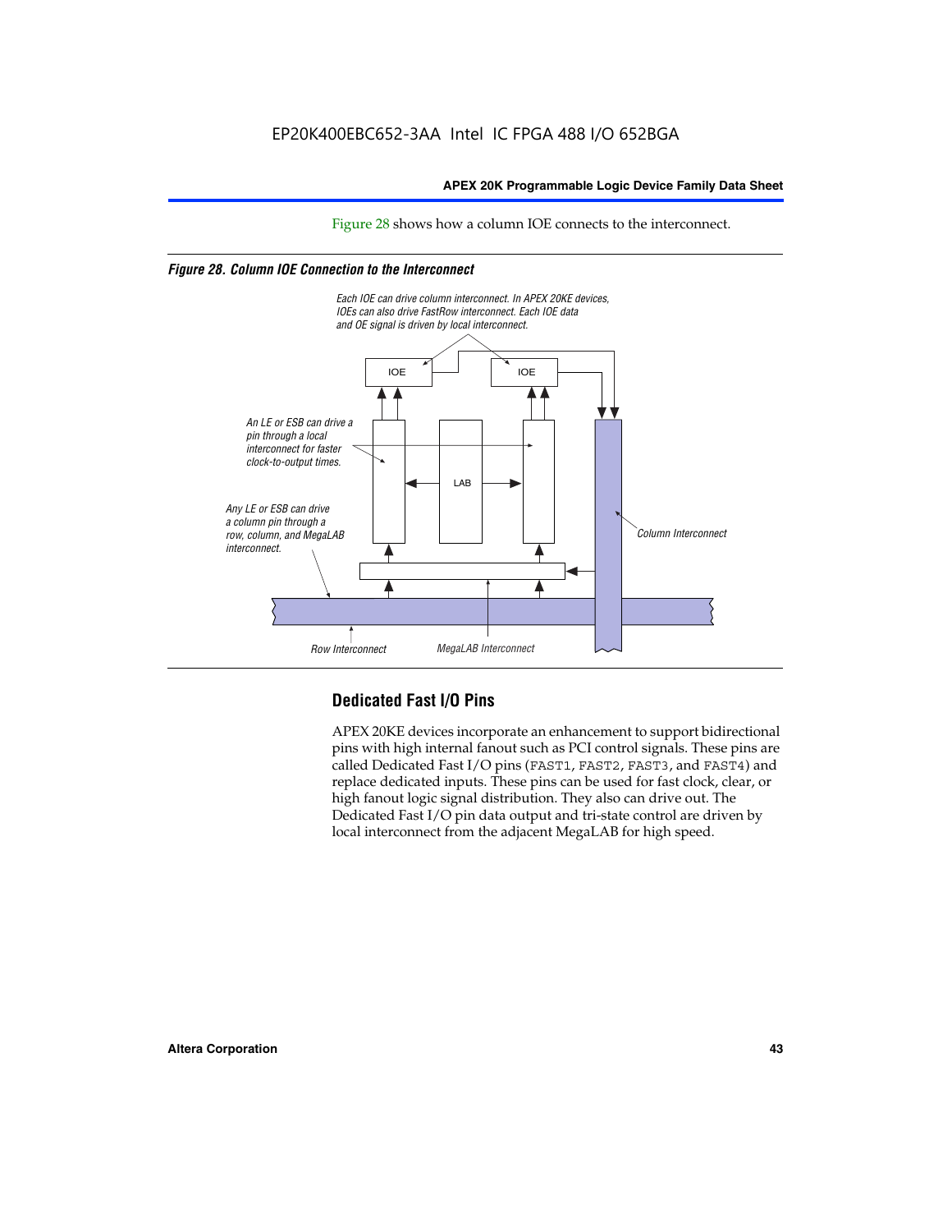Figure 28 shows how a column IOE connects to the interconnect.

*Figure 28. Column IOE Connection to the Interconnect*

Each IOE can drive column interconnect. In APEX 20KE devices, IOEs can also drive FastRow interconnect. Each IOE data and OE signal is driven by local interconnect.

An LE or ESB can drive a pin through a local interconnect for faster clock-to-output times.

Any LE or ESB can drive a column pin through a row, column, and MegaLAB interconnect.

Column Interconnect

Row Interconnect

MegaLAB Interconnect

## Dedicated Fast I/O Pins

APEX 20KE devices incorporate an enhancement to support bidirectional pins with high internal fanout such as PCI control signals. These pins are called Dedicated Fast I/O pins (FAST1, FAST2, FAST3, and FAST4) and replace dedicated inputs. These pins can be used for fast clock, clear, or high fanout logic signal distribution. They also can drive out. The Dedicated Fast I/O pin data output and tri-state control are driven by local interconnect from the adjacent MegaLAB for high speed.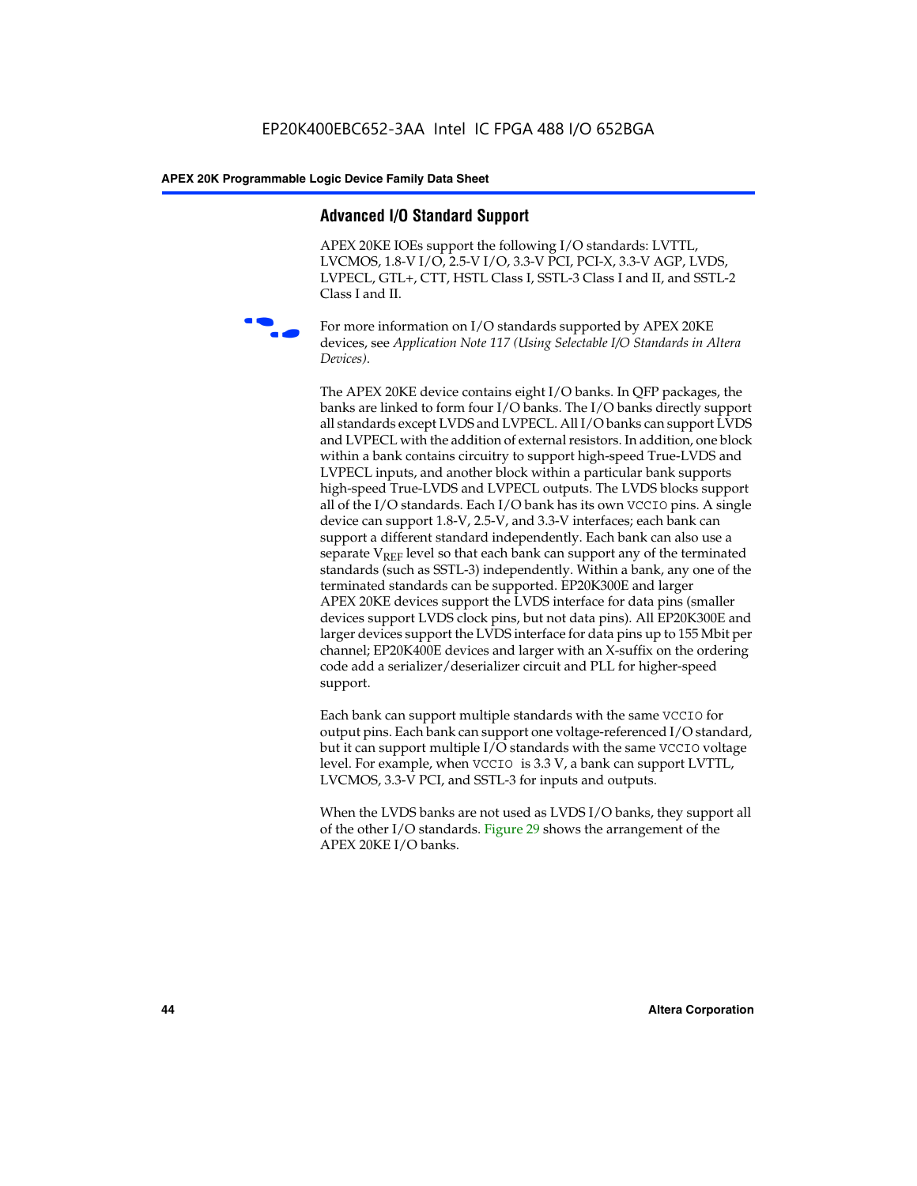## Advanced I/O Standard Support

APEX 20KE IOEs support the following I/O standards: LVTTL, LVCMOS, 1.8-V I/O, 2.5-V I/O, 3.3-V PCI, PCI-X, 3.3-V AGP, LVDS, LVPECL, GTL+, CTT, HSTL Class I, SSTL-3 Class I and II, and SSTL-2 Class I and II.

For more information on I/O standards supported by APEX 20KE devices, see *Application Note 117 (Using Selectable I/O Standards in Altera Devices)*.

The APEX 20KE device contains eight I/O banks. In QFP packages, the banks are linked to form four I/O banks. The I/O banks directly support all standards except LVDS and LVPECL. All I/O banks can support LVDS and LVPECL with the addition of external resistors. In addition, one block within a bank contains circuitry to support high-speed True-LVDS and LVPECL inputs, and another block within a particular bank supports high-speed True-LVDS and LVPECL outputs. The LVDS blocks support all of the I/O standards. Each I/O bank has its own `VCCIO` pins. A single device can support 1.8-V, 2.5-V, and 3.3-V interfaces; each bank can support a different standard independently. Each bank can also use a separate $V_{REF}$ level so that each bank can support any of the terminated standards (such as SSTL-3) independently. Within a bank, any one of the terminated standards can be supported. EP20K300E and larger APEX 20KE devices support the LVDS interface for data pins (smaller devices support LVDS clock pins, but not data pins). All EP20K300E and larger devices support the LVDS interface for data pins up to 155 Mbit per channel; EP20K400E devices and larger with an X-suffix on the ordering code add a serializer/deserializer circuit and PLL for higher-speed support.

Each bank can support multiple standards with the same `VCCIO` for output pins. Each bank can support one voltage-referenced I/O standard, but it can support multiple I/O standards with the same `VCCIO` voltage level. For example, when `VCCIO` is 3.3 V, a bank can support LVTTL, LVCMOS, 3.3-V PCI, and SSTL-3 for inputs and outputs.

When the LVDS banks are not used as LVDS I/O banks, they support all of the other I/O standards. Figure 29 shows the arrangement of the APEX 20KE I/O banks.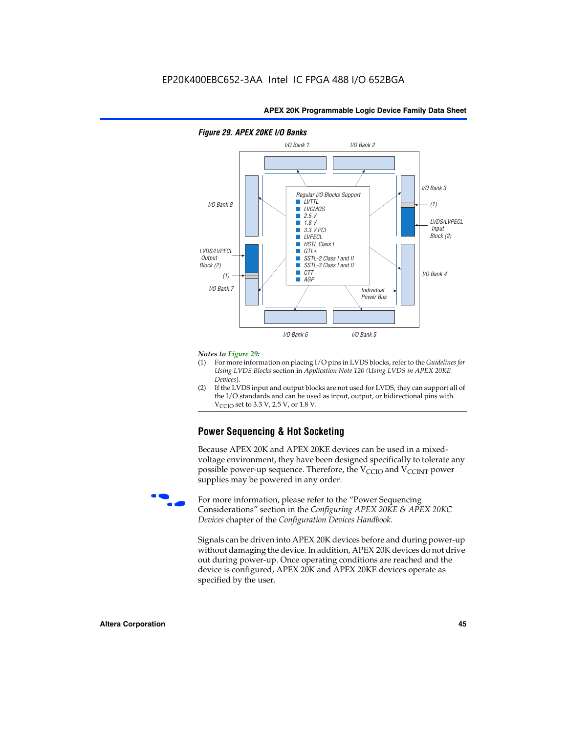EP20K400EBC652-3AA Intel IC FPGA 488 I/O 652BGA

*Figure 29. APEX 20KE I/O Banks*

I/O Bank 1 — I/O Bank 2

I/O Bank 8 — I/O Bank 3

Regular I/O Blocks Support
- LVTTL
- LVCMOS
- 2.5 V
- 1.8 V
- 3.3 V PCI
- LVPECL
- HSTL Class I
- GTL+
- SSTL-2 Class I and II
- SSTL-3 Class I and II
- CTT
- AGP

(1)

LVDS/LVPECL Input Block (2)

LVDS/LVPECL Output Block (2)

(1)

I/O Bank 7 — I/O Bank 4

Individual Power Bus

I/O Bank 6 — I/O Bank 5

*Notes to Figure 29:*

(1) For more information on placing I/O pins in LVDS blocks, refer to the *Guidelines for Using LVDS Blocks* section in *Application Note 120 (Using LVDS in APEX 20KE Devices)*.

(2) If the LVDS input and output blocks are not used for LVDS, they can support all of the I/O standards and can be used as input, output, or bidirectional pins with $V_{CCIO}$ set to 3.3 V, 2.5 V, or 1.8 V.

## Power Sequencing & Hot Socketing

Because APEX 20K and APEX 20KE devices can be used in a mixed-voltage environment, they have been designed specifically to tolerate any possible power-up sequence. Therefore, the $V_{CCIO}$ and $V_{CCINT}$ power supplies may be powered in any order.

For more information, please refer to the "Power Sequencing Considerations" section in the *Configuring APEX 20KE & APEX 20KC Devices* chapter of the *Configuration Devices Handbook*.

Signals can be driven into APEX 20K devices before and during power-up without damaging the device. In addition, APEX 20K devices do not drive out during power-up. Once operating conditions are reached and the device is configured, APEX 20K and APEX 20KE devices operate as specified by the user.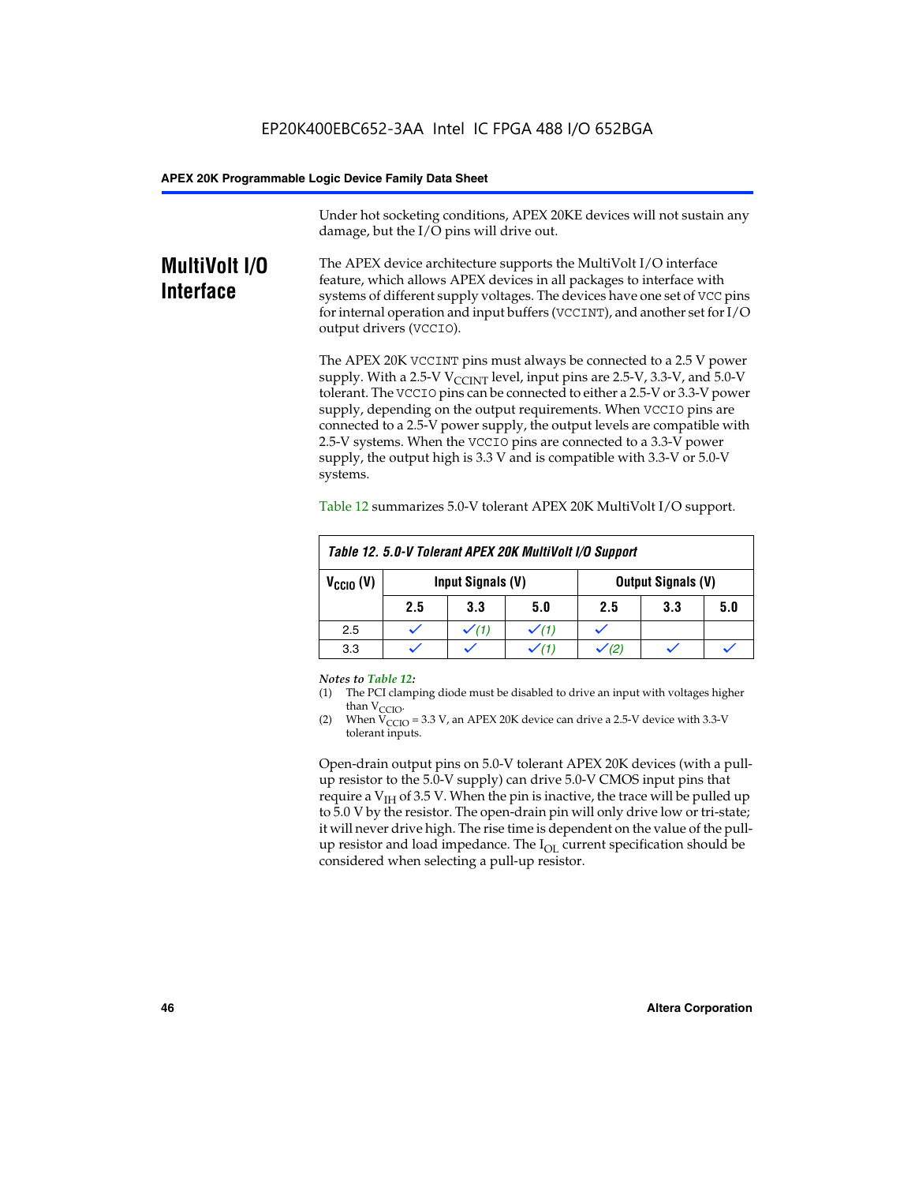Under hot socketing conditions, APEX 20KE devices will not sustain any damage, but the I/O pins will drive out.

## MultiVolt I/O Interface

The APEX device architecture supports the MultiVolt I/O interface feature, which allows APEX devices in all packages to interface with systems of different supply voltages. The devices have one set of VCC pins for internal operation and input buffers (VCCINT), and another set for I/O output drivers (VCCIO).

The APEX 20K VCCINT pins must always be connected to a 2.5 V power supply. With a 2.5-V $V_{CCINT}$ level, input pins are 2.5-V, 3.3-V, and 5.0-V tolerant. The VCCIO pins can be connected to either a 2.5-V or 3.3-V power supply, depending on the output requirements. When VCCIO pins are connected to a 2.5-V power supply, the output levels are compatible with 2.5-V systems. When the VCCIO pins are connected to a 3.3-V power supply, the output high is 3.3 V and is compatible with 3.3-V or 5.0-V systems.

Table 12 summarizes 5.0-V tolerant APEX 20K MultiVolt I/O support.

*Table 12. 5.0-V Tolerant APEX 20K MultiVolt I/O Support*

| $V_{CCIO}$ (V) | Input Signals (V) | | | Output Signals (V) | | |
|---|---|---|---|---|---|---|
| | 2.5 | 3.3 | 5.0 | 2.5 | 3.3 | 5.0 |
| 2.5 | ✓ | ✓ (1) | ✓ (1) | ✓ | | |
| 3.3 | ✓ | ✓ | ✓ (1) | ✓ (2) | ✓ | ✓ |

*Notes to Table 12:*

(1) The PCI clamping diode must be disabled to drive an input with voltages higher than $V_{CCIO}$.

(2) When $V_{CCIO}$ = 3.3 V, an APEX 20K device can drive a 2.5-V device with 3.3-V tolerant inputs.

Open-drain output pins on 5.0-V tolerant APEX 20K devices (with a pull-up resistor to the 5.0-V supply) can drive 5.0-V CMOS input pins that require a $V_{IH}$ of 3.5 V. When the pin is inactive, the trace will be pulled up to 5.0 V by the resistor. The open-drain pin will only drive low or tri-state; it will never drive high. The rise time is dependent on the value of the pull-up resistor and load impedance. The $I_{OL}$ current specification should be considered when selecting a pull-up resistor.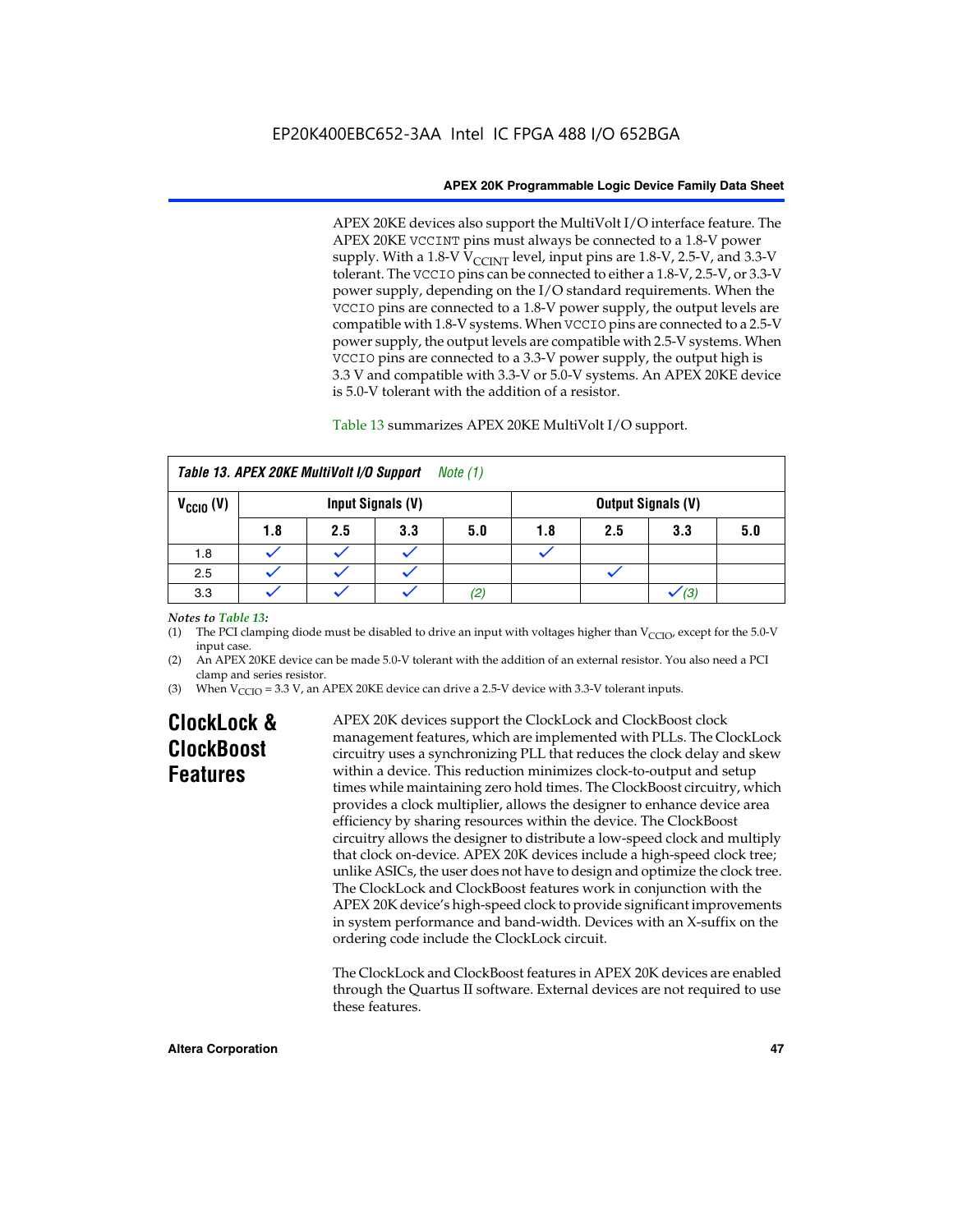APEX 20KE devices also support the MultiVolt I/O interface feature. The APEX 20KE VCCINT pins must always be connected to a 1.8-V power supply. With a 1.8-V $V_{CCINT}$ level, input pins are 1.8-V, 2.5-V, and 3.3-V tolerant. The VCCIO pins can be connected to either a 1.8-V, 2.5-V, or 3.3-V power supply, depending on the I/O standard requirements. When the VCCIO pins are connected to a 1.8-V power supply, the output levels are compatible with 1.8-V systems. When VCCIO pins are connected to a 2.5-V power supply, the output levels are compatible with 2.5-V systems. When VCCIO pins are connected to a 3.3-V power supply, the output high is 3.3 V and compatible with 3.3-V or 5.0-V systems. An APEX 20KE device is 5.0-V tolerant with the addition of a resistor.

Table 13 summarizes APEX 20KE MultiVolt I/O support.

**Table 13. APEX 20KE MultiVolt I/O Support** *Note (1)*

| $V_{CCIO}$ (V) | Input Signals (V) | | | | Output Signals (V) | | | |
|---|---|---|---|---|---|---|---|---|
| | 1.8 | 2.5 | 3.3 | 5.0 | 1.8 | 2.5 | 3.3 | 5.0 |
| 1.8 | ✓ | ✓ | ✓ | | ✓ | | | |
| 2.5 | ✓ | ✓ | ✓ | | | ✓ | | |
| 3.3 | ✓ | ✓ | ✓ | *(2)* | | | ✓ *(3)* | |

*Notes to Table 13:*

(1) The PCI clamping diode must be disabled to drive an input with voltages higher than $V_{CCIO}$, except for the 5.0-V input case.

(2) An APEX 20KE device can be made 5.0-V tolerant with the addition of an external resistor. You also need a PCI clamp and series resistor.

(3) When $V_{CCIO}$ = 3.3 V, an APEX 20KE device can drive a 2.5-V device with 3.3-V tolerant inputs.

## ClockLock & ClockBoost Features

APEX 20K devices support the ClockLock and ClockBoost clock management features, which are implemented with PLLs. The ClockLock circuitry uses a synchronizing PLL that reduces the clock delay and skew within a device. This reduction minimizes clock-to-output and setup times while maintaining zero hold times. The ClockBoost circuitry, which provides a clock multiplier, allows the designer to enhance device area efficiency by sharing resources within the device. The ClockBoost circuitry allows the designer to distribute a low-speed clock and multiply that clock on-device. APEX 20K devices include a high-speed clock tree; unlike ASICs, the user does not have to design and optimize the clock tree. The ClockLock and ClockBoost features work in conjunction with the APEX 20K device's high-speed clock to provide significant improvements in system performance and band-width. Devices with an X-suffix on the ordering code include the ClockLock circuit.

The ClockLock and ClockBoost features in APEX 20K devices are enabled through the Quartus II software. External devices are not required to use these features.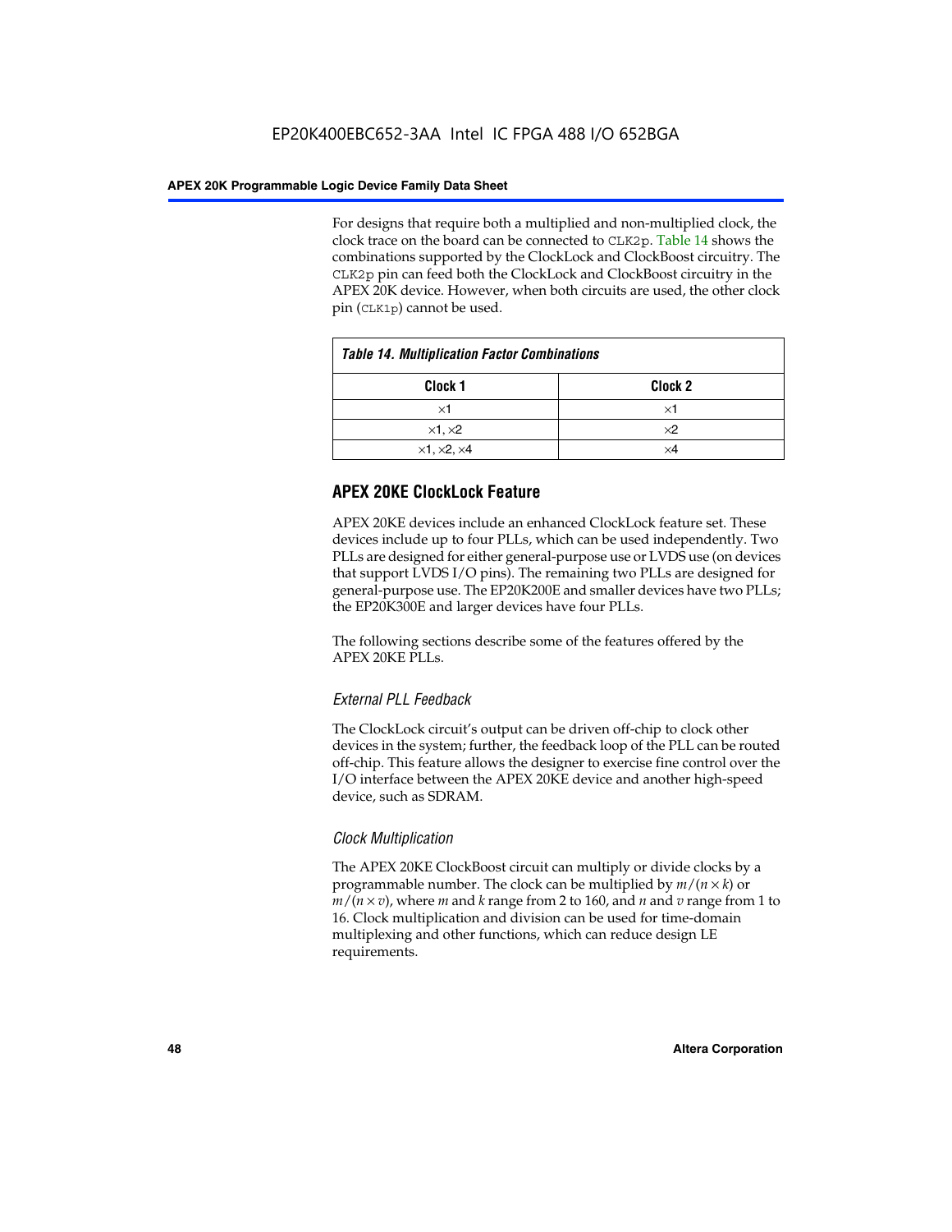For designs that require both a multiplied and non-multiplied clock, the clock trace on the board can be connected to CLK2p. Table 14 shows the combinations supported by the ClockLock and ClockBoost circuitry. The CLK2p pin can feed both the ClockLock and ClockBoost circuitry in the APEX 20K device. However, when both circuits are used, the other clock pin (CLK1p) cannot be used.

*Table 14. Multiplication Factor Combinations*

| Clock 1 | Clock 2 |
|---|---|
| ×1 | ×1 |
| ×1, ×2 | ×2 |
| ×1, ×2, ×4 | ×4 |

## APEX 20KE ClockLock Feature

APEX 20KE devices include an enhanced ClockLock feature set. These devices include up to four PLLs, which can be used independently. Two PLLs are designed for either general-purpose use or LVDS use (on devices that support LVDS I/O pins). The remaining two PLLs are designed for general-purpose use. The EP20K200E and smaller devices have two PLLs; the EP20K300E and larger devices have four PLLs.

The following sections describe some of the features offered by the APEX 20KE PLLs.

### *External PLL Feedback*

The ClockLock circuit's output can be driven off-chip to clock other devices in the system; further, the feedback loop of the PLL can be routed off-chip. This feature allows the designer to exercise fine control over the I/O interface between the APEX 20KE device and another high-speed device, such as SDRAM.

### *Clock Multiplication*

The APEX 20KE ClockBoost circuit can multiply or divide clocks by a programmable number. The clock can be multiplied by $m/(n \times k)$ or $m/(n \times v)$, where $m$ and $k$ range from 2 to 160, and $n$ and $v$ range from 1 to 16. Clock multiplication and division can be used for time-domain multiplexing and other functions, which can reduce design LE requirements.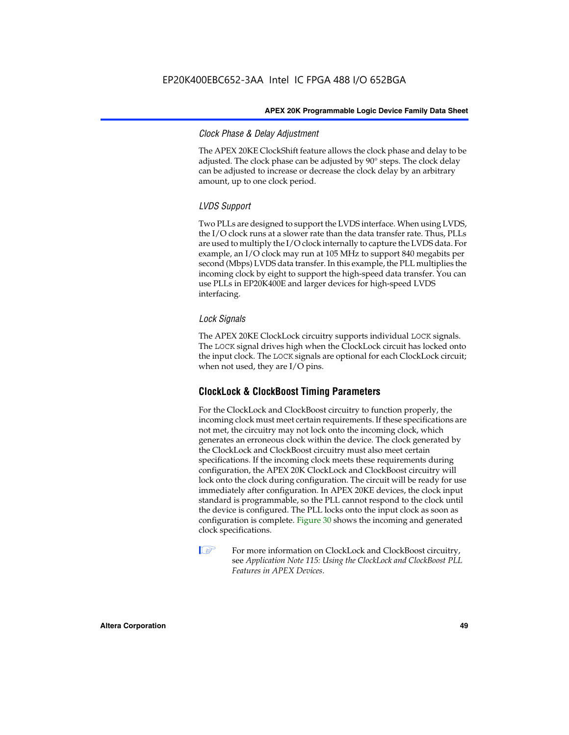#### Clock Phase & Delay Adjustment

The APEX 20KE ClockShift feature allows the clock phase and delay to be adjusted. The clock phase can be adjusted by 90° steps. The clock delay can be adjusted to increase or decrease the clock delay by an arbitrary amount, up to one clock period.

#### LVDS Support

Two PLLs are designed to support the LVDS interface. When using LVDS, the I/O clock runs at a slower rate than the data transfer rate. Thus, PLLs are used to multiply the I/O clock internally to capture the LVDS data. For example, an I/O clock may run at 105 MHz to support 840 megabits per second (Mbps) LVDS data transfer. In this example, the PLL multiplies the incoming clock by eight to support the high-speed data transfer. You can use PLLs in EP20K400E and larger devices for high-speed LVDS interfacing.

#### Lock Signals

The APEX 20KE ClockLock circuitry supports individual `LOCK` signals. The `LOCK` signal drives high when the ClockLock circuit has locked onto the input clock. The `LOCK` signals are optional for each ClockLock circuit; when not used, they are I/O pins.

### ClockLock & ClockBoost Timing Parameters

For the ClockLock and ClockBoost circuitry to function properly, the incoming clock must meet certain requirements. If these specifications are not met, the circuitry may not lock onto the incoming clock, which generates an erroneous clock within the device. The clock generated by the ClockLock and ClockBoost circuitry must also meet certain specifications. If the incoming clock meets these requirements during configuration, the APEX 20K ClockLock and ClockBoost circuitry will lock onto the clock during configuration. The circuit will be ready for use immediately after configuration. In APEX 20KE devices, the clock input standard is programmable, so the PLL cannot respond to the clock until the device is configured. The PLL locks onto the input clock as soon as configuration is complete. Figure 30 shows the incoming and generated clock specifications.

For more information on ClockLock and ClockBoost circuitry, see *Application Note 115: Using the ClockLock and ClockBoost PLL Features in APEX Devices*.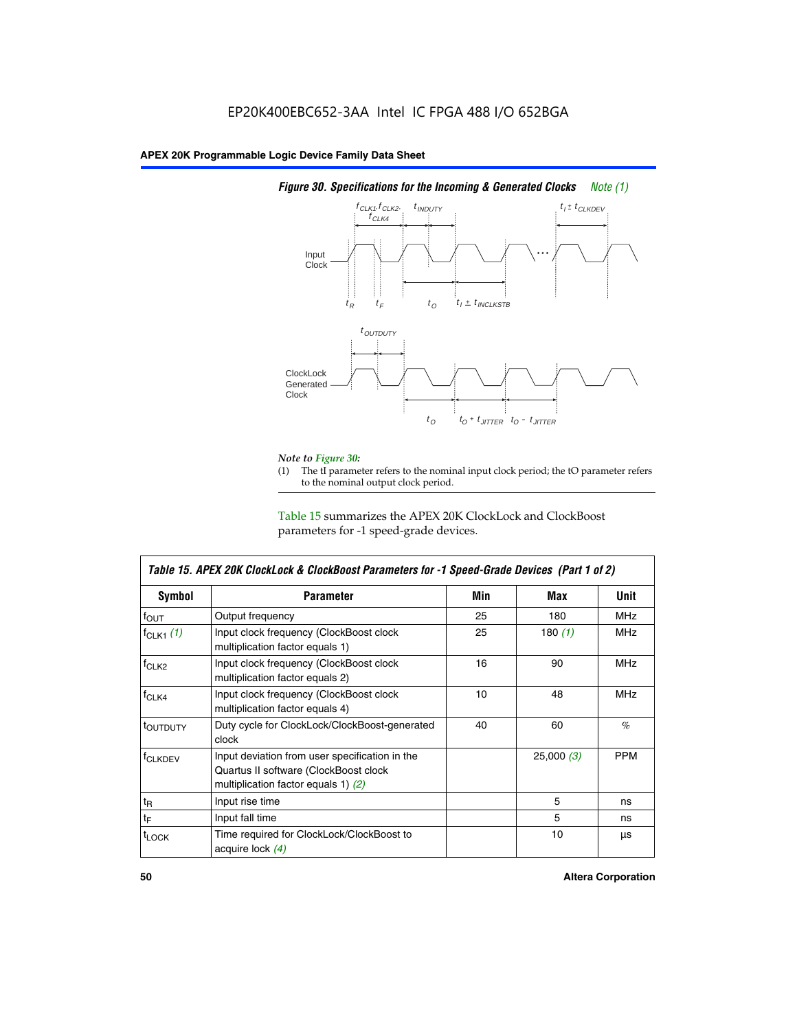*Figure 30. Specifications for the Incoming & Generated Clocks Note (1)*

*Note to Figure 30:*

(1) The tI parameter refers to the nominal input clock period; the tO parameter refers to the nominal output clock period.

Table 15 summarizes the APEX 20K ClockLock and ClockBoost parameters for -1 speed-grade devices.

*Table 15. APEX 20K ClockLock & ClockBoost Parameters for -1 Speed-Grade Devices (Part 1 of 2)*

| Symbol | Parameter | Min | Max | Unit |
|---|---|---|---|---|
| $f_{OUT}$ | Output frequency | 25 | 180 | MHz |
| $f_{CLK1}$ *(1)* | Input clock frequency (ClockBoost clock multiplication factor equals 1) | 25 | 180 *(1)* | MHz |
| $f_{CLK2}$ | Input clock frequency (ClockBoost clock multiplication factor equals 2) | 16 | 90 | MHz |
| $f_{CLK4}$ | Input clock frequency (ClockBoost clock multiplication factor equals 4) | 10 | 48 | MHz |
| $t_{OUTDUTY}$ | Duty cycle for ClockLock/ClockBoost-generated clock | 40 | 60 | % |
| $f_{CLKDEV}$ | Input deviation from user specification in the Quartus II software (ClockBoost clock multiplication factor equals 1) *(2)* | | 25,000 *(3)* | PPM |
| $t_R$ | Input rise time | | 5 | ns |
| $t_F$ | Input fall time | | 5 | ns |
| $t_{LOCK}$ | Time required for ClockLock/ClockBoost to acquire lock *(4)* | | 10 | μs |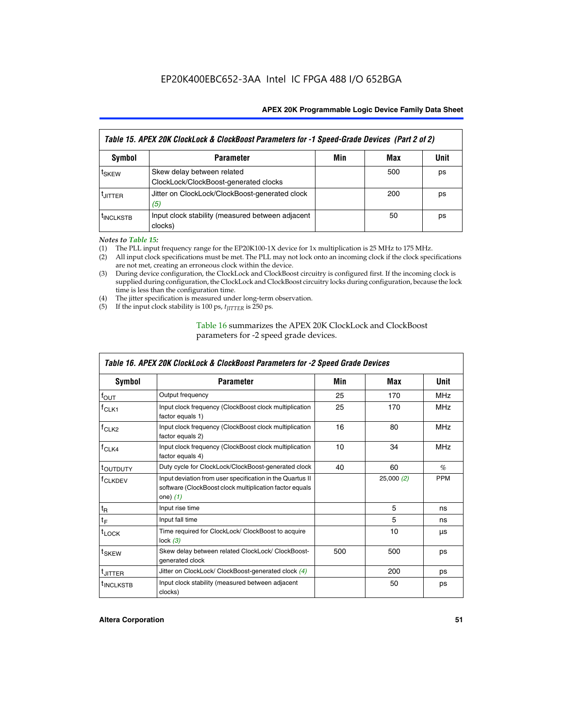*Table 15. APEX 20K ClockLock & ClockBoost Parameters for -1 Speed-Grade Devices (Part 2 of 2)*

| Symbol | Parameter | Min | Max | Unit |
|---|---|---|---|---|
| $t_{SKEW}$ | Skew delay between related ClockLock/ClockBoost-generated clocks | | 500 | ps |
| $t_{JITTER}$ | Jitter on ClockLock/ClockBoost-generated clock *(5)* | | 200 | ps |
| $t_{INCLKSTB}$ | Input clock stability (measured between adjacent clocks) | | 50 | ps |

*Notes to Table 15:*

(1) The PLL input frequency range for the EP20K100-1X device for 1x multiplication is 25 MHz to 175 MHz.
(2) All input clock specifications must be met. The PLL may not lock onto an incoming clock if the clock specifications are not met, creating an erroneous clock within the device.
(3) During device configuration, the ClockLock and ClockBoost circuitry is configured first. If the incoming clock is supplied during configuration, the ClockLock and ClockBoost circuitry locks during configuration, because the lock time is less than the configuration time.
(4) The jitter specification is measured under long-term observation.
(5) If the input clock stability is 100 ps, $t_{JITTER}$ is 250 ps.

Table 16 summarizes the APEX 20K ClockLock and ClockBoost parameters for -2 speed grade devices.

*Table 16. APEX 20K ClockLock & ClockBoost Parameters for -2 Speed Grade Devices*

| Symbol | Parameter | Min | Max | Unit |
|---|---|---|---|---|
| $f_{OUT}$ | Output frequency | 25 | 170 | MHz |
| $f_{CLK1}$ | Input clock frequency (ClockBoost clock multiplication factor equals 1) | 25 | 170 | MHz |
| $f_{CLK2}$ | Input clock frequency (ClockBoost clock multiplication factor equals 2) | 16 | 80 | MHz |
| $f_{CLK4}$ | Input clock frequency (ClockBoost clock multiplication factor equals 4) | 10 | 34 | MHz |
| $t_{OUTDUTY}$ | Duty cycle for ClockLock/ClockBoost-generated clock | 40 | 60 | % |
| $f_{CLKDEV}$ | Input deviation from user specification in the Quartus II software (ClockBoost clock multiplication factor equals one) *(1)* | | 25,000 *(2)* | PPM |
| $t_R$ | Input rise time | | 5 | ns |
| $t_F$ | Input fall time | | 5 | ns |
| $t_{LOCK}$ | Time required for ClockLock/ ClockBoost to acquire lock *(3)* | | 10 | µs |
| $t_{SKEW}$ | Skew delay between related ClockLock/ ClockBoost-generated clock | 500 | 500 | ps |
| $t_{JITTER}$ | Jitter on ClockLock/ ClockBoost-generated clock *(4)* | | 200 | ps |
| $t_{INCLKSTB}$ | Input clock stability (measured between adjacent clocks) | | 50 | ps |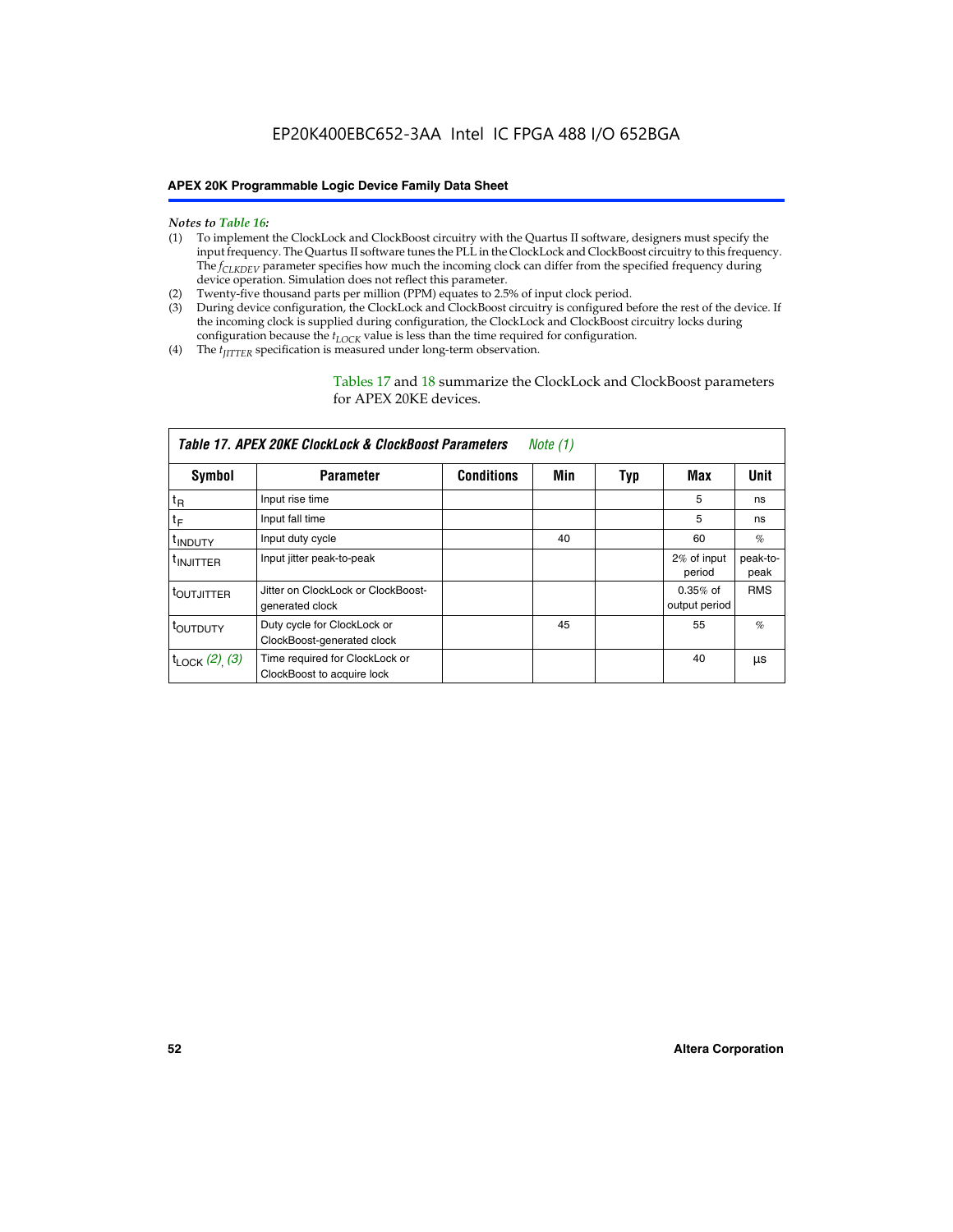*Notes to Table 16:*

(1) To implement the ClockLock and ClockBoost circuitry with the Quartus II software, designers must specify the input frequency. The Quartus II software tunes the PLL in the ClockLock and ClockBoost circuitry to this frequency. The $f_{CLKDEV}$ parameter specifies how much the incoming clock can differ from the specified frequency during device operation. Simulation does not reflect this parameter.

(2) Twenty-five thousand parts per million (PPM) equates to 2.5% of input clock period.

(3) During device configuration, the ClockLock and ClockBoost circuitry is configured before the rest of the device. If the incoming clock is supplied during configuration, the ClockLock and ClockBoost circuitry locks during configuration because the $t_{LOCK}$ value is less than the time required for configuration.

(4) The $t_{JITTER}$ specification is measured under long-term observation.

Tables 17 and 18 summarize the ClockLock and ClockBoost parameters for APEX 20KE devices.

**Table 17. APEX 20KE ClockLock & ClockBoost Parameters** *Note (1)*

| Symbol | Parameter | Conditions | Min | Typ | Max | Unit |
|---|---|---|---|---|---|---|
| $t_R$ | Input rise time | | | | 5 | ns |
| $t_F$ | Input fall time | | | | 5 | ns |
| $t_{INDUTY}$ | Input duty cycle | | 40 | | 60 | % |
| $t_{INJITTER}$ | Input jitter peak-to-peak | | | | 2% of input period | peak-to-peak |
| $t_{OUTJITTER}$ | Jitter on ClockLock or ClockBoost-generated clock | | | | 0.35% of output period | RMS |
| $t_{OUTDUTY}$ | Duty cycle for ClockLock or ClockBoost-generated clock | | 45 | | 55 | % |
| $t_{LOCK}$ *(2), (3)* | Time required for ClockLock or ClockBoost to acquire lock | | | | 40 | µs |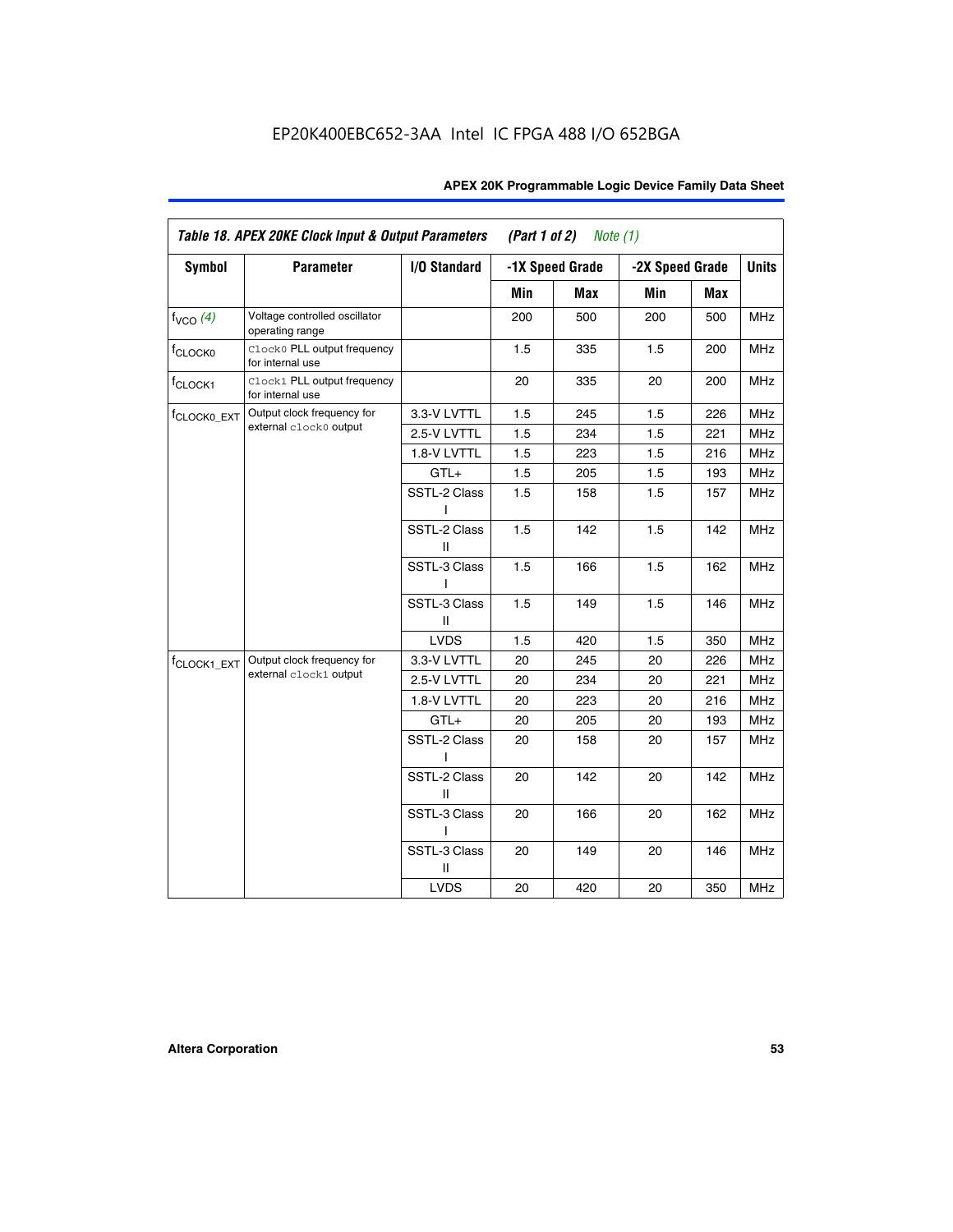EP20K400EBC652-3AA Intel IC FPGA 488 I/O 652BGA

| Table 18. APEX 20KE Clock Input & Output Parameters (Part 1 of 2) *Note (1)* | | | | | | | |
|---|---|---|---|---|---|---|---|
| Symbol | Parameter | I/O Standard | -1X Speed Grade | | -2X Speed Grade | | Units |
| | | | Min | Max | Min | Max | |
| $f_{VCO}$ *(4)* | Voltage controlled oscillator operating range | | 200 | 500 | 200 | 500 | MHz |
| $f_{CLOCK0}$ | `Clock0` PLL output frequency for internal use | | 1.5 | 335 | 1.5 | 200 | MHz |
| $f_{CLOCK1}$ | `Clock1` PLL output frequency for internal use | | 20 | 335 | 20 | 200 | MHz |
| $f_{CLOCK0\_EXT}$ | Output clock frequency for external `clock0` output | 3.3-V LVTTL | 1.5 | 245 | 1.5 | 226 | MHz |
| | | 2.5-V LVTTL | 1.5 | 234 | 1.5 | 221 | MHz |
| | | 1.8-V LVTTL | 1.5 | 223 | 1.5 | 216 | MHz |
| | | GTL+ | 1.5 | 205 | 1.5 | 193 | MHz |
| | | SSTL-2 Class I | 1.5 | 158 | 1.5 | 157 | MHz |
| | | SSTL-2 Class II | 1.5 | 142 | 1.5 | 142 | MHz |
| | | SSTL-3 Class I | 1.5 | 166 | 1.5 | 162 | MHz |
| | | SSTL-3 Class II | 1.5 | 149 | 1.5 | 146 | MHz |
| | | LVDS | 1.5 | 420 | 1.5 | 350 | MHz |
| $f_{CLOCK1\_EXT}$ | Output clock frequency for external `clock1` output | 3.3-V LVTTL | 20 | 245 | 20 | 226 | MHz |
| | | 2.5-V LVTTL | 20 | 234 | 20 | 221 | MHz |
| | | 1.8-V LVTTL | 20 | 223 | 20 | 216 | MHz |
| | | GTL+ | 20 | 205 | 20 | 193 | MHz |
| | | SSTL-2 Class I | 20 | 158 | 20 | 157 | MHz |
| | | SSTL-2 Class II | 20 | 142 | 20 | 142 | MHz |
| | | SSTL-3 Class I | 20 | 166 | 20 | 162 | MHz |
| | | SSTL-3 Class II | 20 | 149 | 20 | 146 | MHz |
| | | LVDS | 20 | 420 | 20 | 350 | MHz |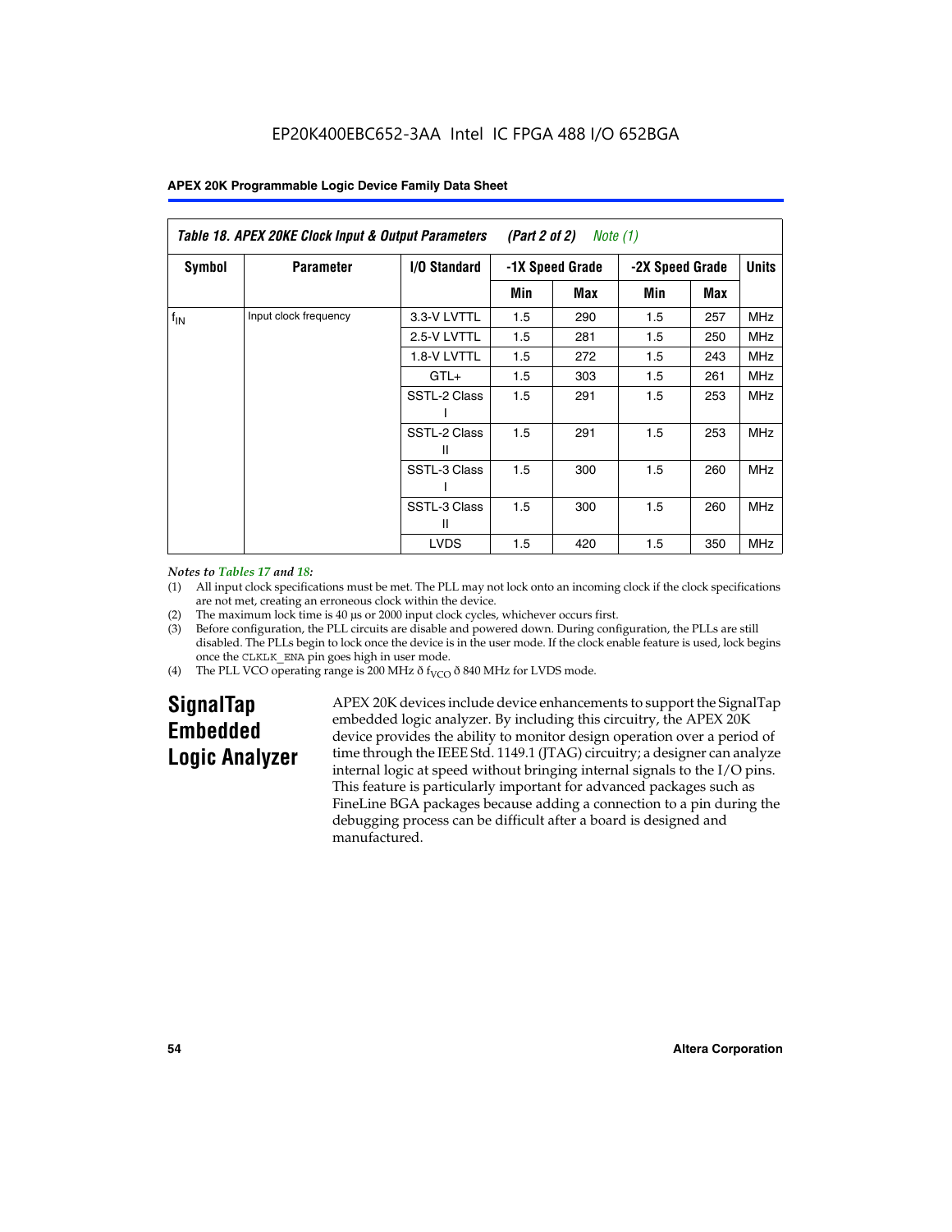EP20K400EBC652-3AA Intel IC FPGA 488 I/O 652BGA

| *Table 18. APEX 20KE Clock Input & Output Parameters (Part 2 of 2) Note (1)* | | | | | | | |
|---|---|---|---|---|---|---|---|
| **Symbol** | **Parameter** | **I/O Standard** | **-1X Speed Grade** | | **-2X Speed Grade** | | **Units** |
| | | | **Min** | **Max** | **Min** | **Max** | |
| $f_{IN}$ | Input clock frequency | 3.3-V LVTTL | 1.5 | 290 | 1.5 | 257 | MHz |
| | | 2.5-V LVTTL | 1.5 | 281 | 1.5 | 250 | MHz |
| | | 1.8-V LVTTL | 1.5 | 272 | 1.5 | 243 | MHz |
| | | GTL+ | 1.5 | 303 | 1.5 | 261 | MHz |
| | | SSTL-2 Class I | 1.5 | 291 | 1.5 | 253 | MHz |
| | | SSTL-2 Class II | 1.5 | 291 | 1.5 | 253 | MHz |
| | | SSTL-3 Class I | 1.5 | 300 | 1.5 | 260 | MHz |
| | | SSTL-3 Class II | 1.5 | 300 | 1.5 | 260 | MHz |
| | | LVDS | 1.5 | 420 | 1.5 | 350 | MHz |

*Notes to Tables 17 and 18:*

(1) All input clock specifications must be met. The PLL may not lock onto an incoming clock if the clock specifications are not met, creating an erroneous clock within the device.

(2) The maximum lock time is 40 µs or 2000 input clock cycles, whichever occurs first.

(3) Before configuration, the PLL circuits are disable and powered down. During configuration, the PLLs are still disabled. The PLLs begin to lock once the device is in the user mode. If the clock enable feature is used, lock begins once the CLKLK_ENA pin goes high in user mode.

(4) The PLL VCO operating range is 200 MHz ð $f_{VCO}$ ð 840 MHz for LVDS mode.

## SignalTap Embedded Logic Analyzer

APEX 20K devices include device enhancements to support the SignalTap embedded logic analyzer. By including this circuitry, the APEX 20K device provides the ability to monitor design operation over a period of time through the IEEE Std. 1149.1 (JTAG) circuitry; a designer can analyze internal logic at speed without bringing internal signals to the I/O pins. This feature is particularly important for advanced packages such as FineLine BGA packages because adding a connection to a pin during the debugging process can be difficult after a board is designed and manufactured.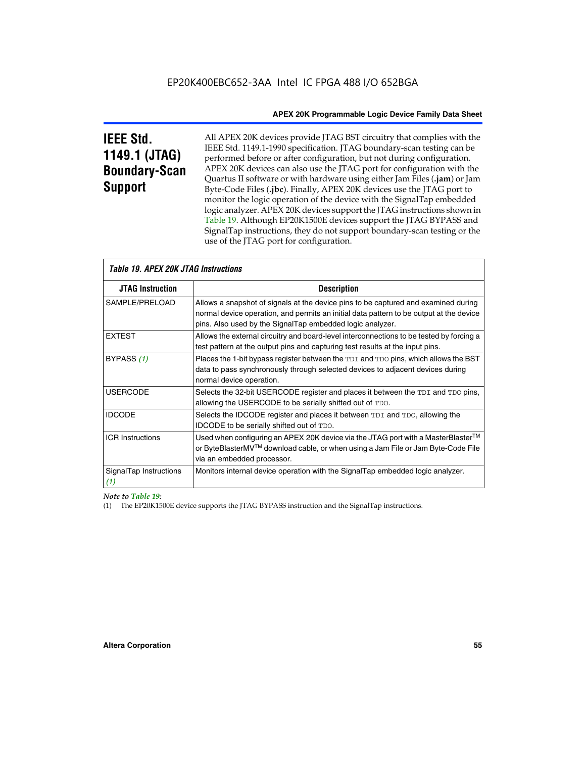## IEEE Std. 1149.1 (JTAG) Boundary-Scan Support

All APEX 20K devices provide JTAG BST circuitry that complies with the IEEE Std. 1149.1-1990 specification. JTAG boundary-scan testing can be performed before or after configuration, but not during configuration. APEX 20K devices can also use the JTAG port for configuration with the Quartus II software or with hardware using either Jam Files (**.jam**) or Jam Byte-Code Files (**.jbc**). Finally, APEX 20K devices use the JTAG port to monitor the logic operation of the device with the SignalTap embedded logic analyzer. APEX 20K devices support the JTAG instructions shown in Table 19. Although EP20K1500E devices support the JTAG BYPASS and SignalTap instructions, they do not support boundary-scan testing or the use of the JTAG port for configuration.

*Table 19. APEX 20K JTAG Instructions*

| JTAG Instruction | Description |
|---|---|
| SAMPLE/PRELOAD | Allows a snapshot of signals at the device pins to be captured and examined during normal device operation, and permits an initial data pattern to be output at the device pins. Also used by the SignalTap embedded logic analyzer. |
| EXTEST | Allows the external circuitry and board-level interconnections to be tested by forcing a test pattern at the output pins and capturing test results at the input pins. |
| BYPASS *(1)* | Places the 1-bit bypass register between the `TDI` and `TDO` pins, which allows the BST data to pass synchronously through selected devices to adjacent devices during normal device operation. |
| USERCODE | Selects the 32-bit USERCODE register and places it between the `TDI` and `TDO` pins, allowing the USERCODE to be serially shifted out of `TDO`. |
| IDCODE | Selects the IDCODE register and places it between `TDI` and `TDO`, allowing the IDCODE to be serially shifted out of `TDO`. |
| ICR Instructions | Used when configuring an APEX 20K device via the JTAG port with a MasterBlaster™ or ByteBlasterMV™ download cable, or when using a Jam File or Jam Byte-Code File via an embedded processor. |
| SignalTap Instructions *(1)* | Monitors internal device operation with the SignalTap embedded logic analyzer. |

*Note to Table 19:*

(1) The EP20K1500E device supports the JTAG BYPASS instruction and the SignalTap instructions.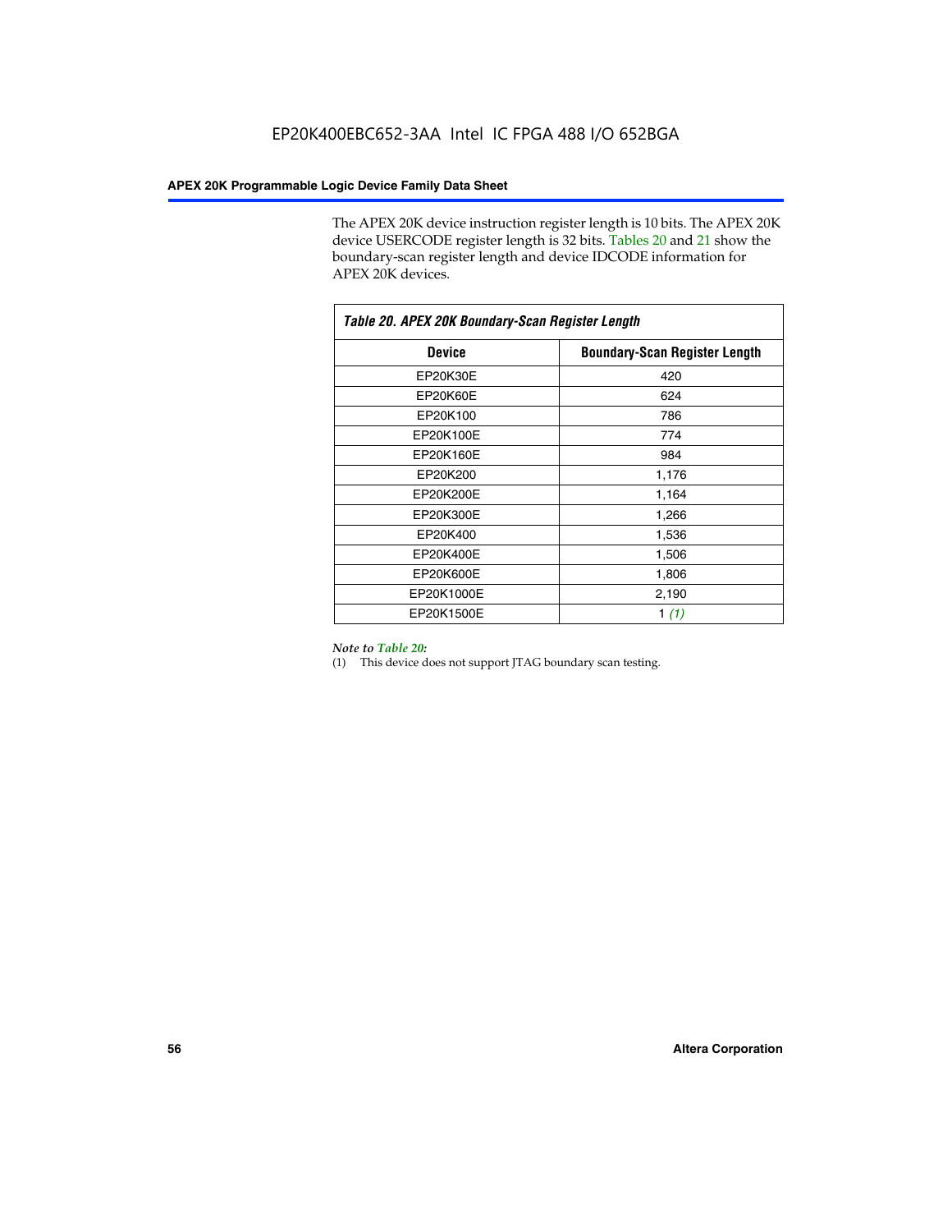The APEX 20K device instruction register length is 10 bits. The APEX 20K device USERCODE register length is 32 bits. Tables 20 and 21 show the boundary-scan register length and device IDCODE information for APEX 20K devices.

*Table 20. APEX 20K Boundary-Scan Register Length*

| Device | Boundary-Scan Register Length |
|---|---|
| EP20K30E | 420 |
| EP20K60E | 624 |
| EP20K100 | 786 |
| EP20K100E | 774 |
| EP20K160E | 984 |
| EP20K200 | 1,176 |
| EP20K200E | 1,164 |
| EP20K300E | 1,266 |
| EP20K400 | 1,536 |
| EP20K400E | 1,506 |
| EP20K600E | 1,806 |
| EP20K1000E | 2,190 |
| EP20K1500E | 1 *(1)* |

*Note to Table 20:*
(1) This device does not support JTAG boundary scan testing.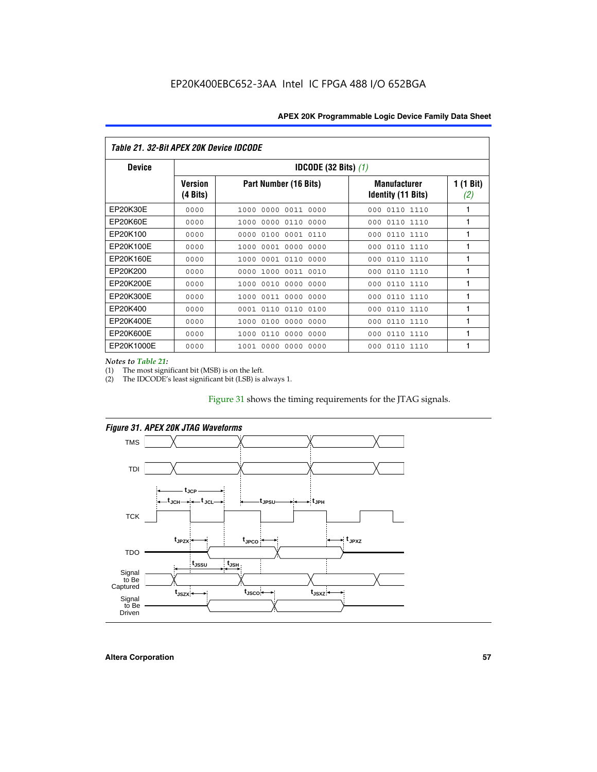EP20K400EBC652-3AA Intel IC FPGA 488 I/O 652BGA

| Table 21. 32-Bit APEX 20K Device IDCODE | | | | |
|---|---|---|---|---|
| **Device** | **IDCODE (32 Bits)** *(1)* | | | |
| | **Version (4 Bits)** | **Part Number (16 Bits)** | **Manufacturer Identity (11 Bits)** | **1 (1 Bit)** *(2)* |
| EP20K30E | 0000 | 1000 0000 0011 0000 | 000 0110 1110 | 1 |
| EP20K60E | 0000 | 1000 0000 0110 0000 | 000 0110 1110 | 1 |
| EP20K100 | 0000 | 0000 0100 0001 0110 | 000 0110 1110 | 1 |
| EP20K100E | 0000 | 1000 0001 0000 0000 | 000 0110 1110 | 1 |
| EP20K160E | 0000 | 1000 0001 0110 0000 | 000 0110 1110 | 1 |
| EP20K200 | 0000 | 0000 1000 0011 0010 | 000 0110 1110 | 1 |
| EP20K200E | 0000 | 1000 0010 0000 0000 | 000 0110 1110 | 1 |
| EP20K300E | 0000 | 1000 0011 0000 0000 | 000 0110 1110 | 1 |
| EP20K400 | 0000 | 0001 0110 0110 0100 | 000 0110 1110 | 1 |
| EP20K400E | 0000 | 1000 0100 0000 0000 | 000 0110 1110 | 1 |
| EP20K600E | 0000 | 1000 0110 0000 0000 | 000 0110 1110 | 1 |
| EP20K1000E | 0000 | 1001 0000 0000 0000 | 000 0110 1110 | 1 |

*Notes to Table 21:*

(1) The most significant bit (MSB) is on the left.

(2) The IDCODE's least significant bit (LSB) is always 1.

Figure 31 shows the timing requirements for the JTAG signals.

*Figure 31. APEX 20K JTAG Waveforms*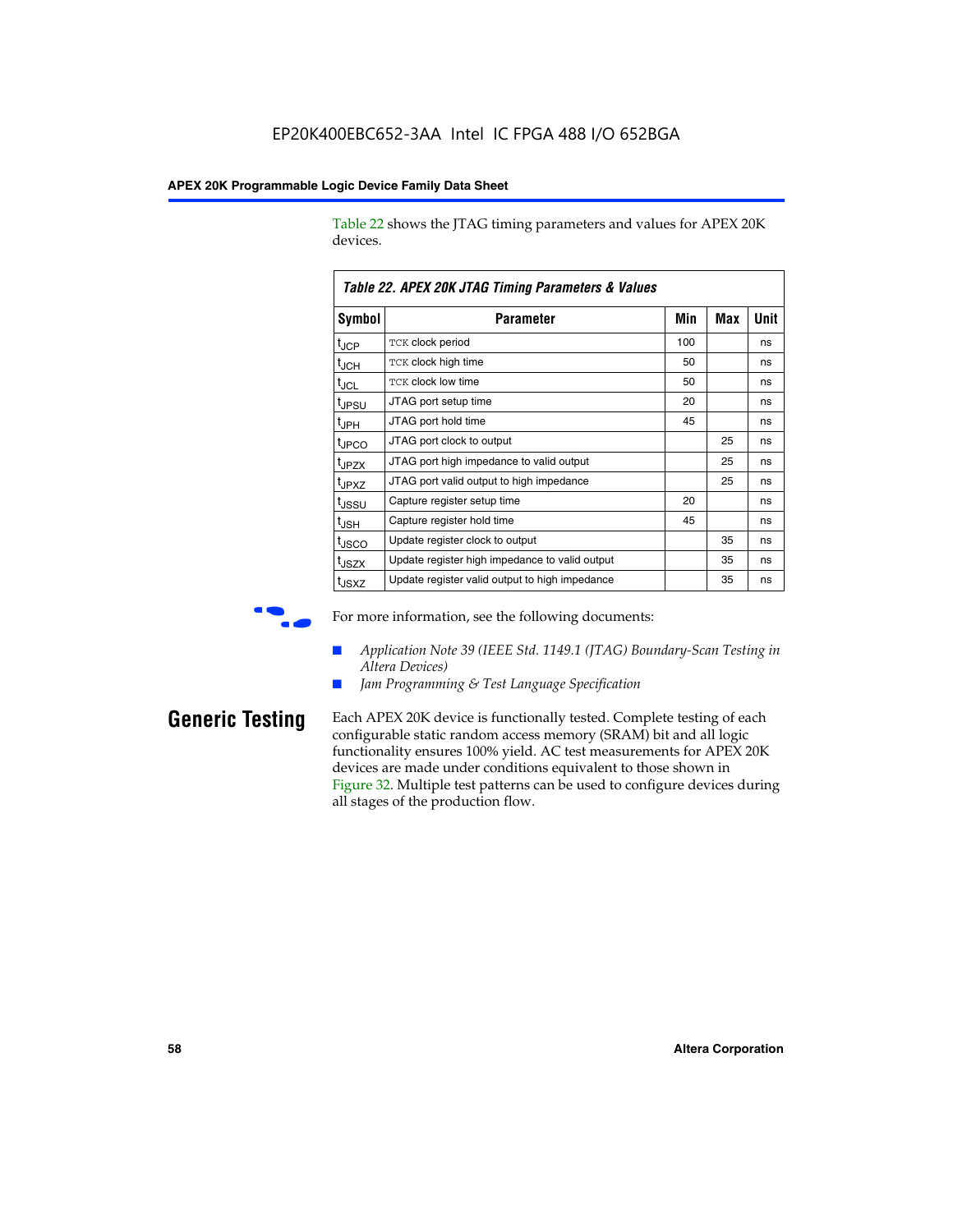Table 22 shows the JTAG timing parameters and values for APEX 20K devices.

**Table 22. APEX 20K JTAG Timing Parameters & Values**

| Symbol | Parameter | Min | Max | Unit |
|---|---|---|---|---|
| $t_{JCP}$ | TCK clock period | 100 | | ns |
| $t_{JCH}$ | TCK clock high time | 50 | | ns |
| $t_{JCL}$ | TCK clock low time | 50 | | ns |
| $t_{JPSU}$ | JTAG port setup time | 20 | | ns |
| $t_{JPH}$ | JTAG port hold time | 45 | | ns |
| $t_{JPCO}$ | JTAG port clock to output | | 25 | ns |
| $t_{JPZX}$ | JTAG port high impedance to valid output | | 25 | ns |
| $t_{JPXZ}$ | JTAG port valid output to high impedance | | 25 | ns |
| $t_{JSSU}$ | Capture register setup time | 20 | | ns |
| $t_{JSH}$ | Capture register hold time | 45 | | ns |
| $t_{JSCO}$ | Update register clock to output | | 35 | ns |
| $t_{JSZX}$ | Update register high impedance to valid output | | 35 | ns |
| $t_{JSXZ}$ | Update register valid output to high impedance | | 35 | ns |

For more information, see the following documents:

- *Application Note 39 (IEEE Std. 1149.1 (JTAG) Boundary-Scan Testing in Altera Devices)*
- *Jam Programming & Test Language Specification*

## Generic Testing

Each APEX 20K device is functionally tested. Complete testing of each configurable static random access memory (SRAM) bit and all logic functionality ensures 100% yield. AC test measurements for APEX 20K devices are made under conditions equivalent to those shown in Figure 32. Multiple test patterns can be used to configure devices during all stages of the production flow.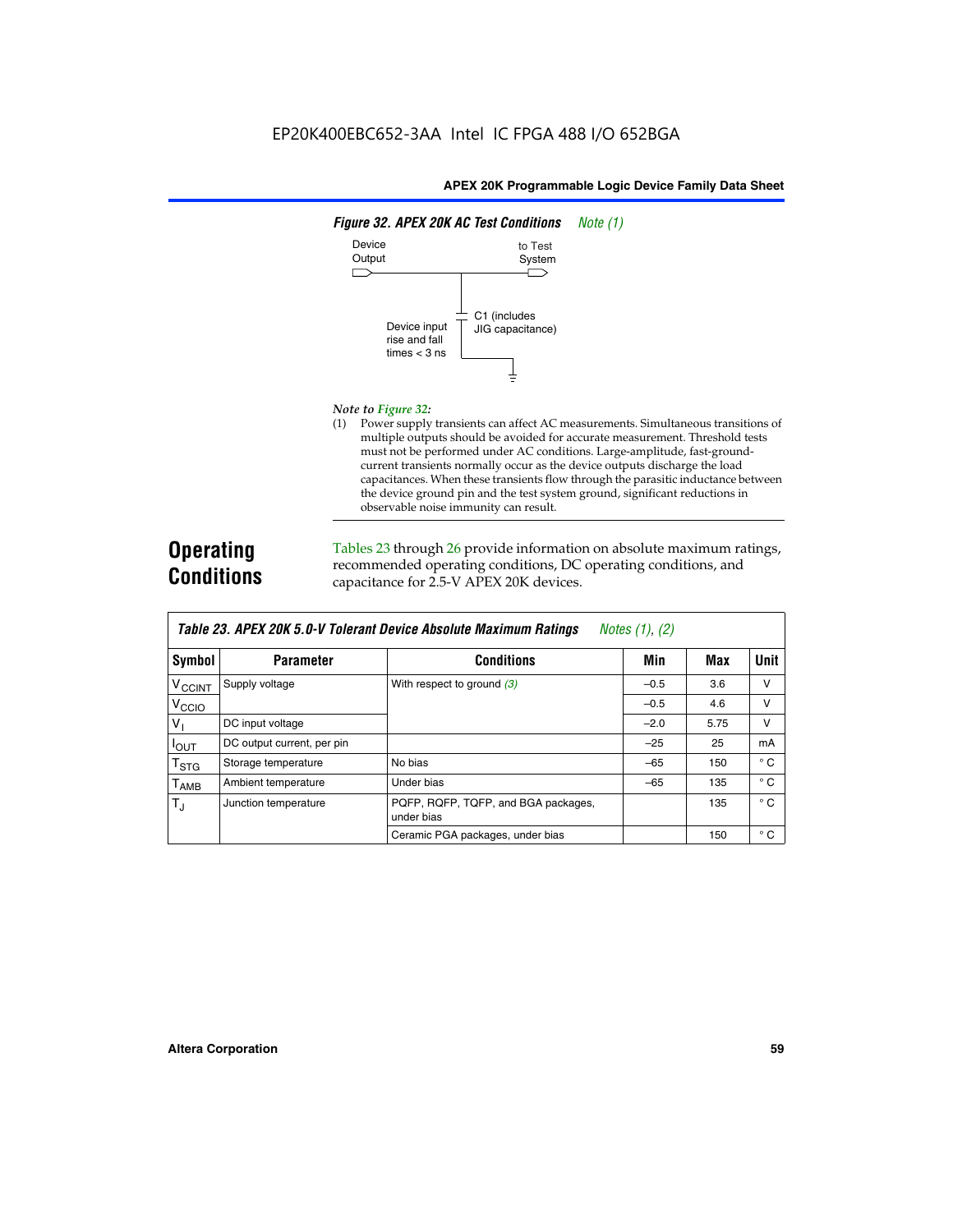**Figure 32. APEX 20K AC Test Conditions** *Note (1)*

Device Output — to Test System

C1 (includes JIG capacitance)

Device input rise and fall times < 3 ns

*Note to Figure 32:*

(1) Power supply transients can affect AC measurements. Simultaneous transitions of multiple outputs should be avoided for accurate measurement. Threshold tests must not be performed under AC conditions. Large-amplitude, fast-ground-current transients normally occur as the device outputs discharge the load capacitances. When these transients flow through the parasitic inductance between the device ground pin and the test system ground, significant reductions in observable noise immunity can result.

## Operating Conditions

Tables 23 through 26 provide information on absolute maximum ratings, recommended operating conditions, DC operating conditions, and capacitance for 2.5-V APEX 20K devices.

**Table 23. APEX 20K 5.0-V Tolerant Device Absolute Maximum Ratings** *Notes (1), (2)*

| Symbol | Parameter | Conditions | Min | Max | Unit |
|---|---|---|---|---|---|
| $V_{CCINT}$ | Supply voltage | With respect to ground *(3)* | –0.5 | 3.6 | V |
| $V_{CCIO}$ | | | –0.5 | 4.6 | V |
| $V_I$ | DC input voltage | | –2.0 | 5.75 | V |
| $I_{OUT}$ | DC output current, per pin | | –25 | 25 | mA |
| $T_{STG}$ | Storage temperature | No bias | –65 | 150 | ° C |
| $T_{AMB}$ | Ambient temperature | Under bias | –65 | 135 | ° C |
| $T_J$ | Junction temperature | PQFP, RQFP, TQFP, and BGA packages, under bias | | 135 | ° C |
| | | Ceramic PGA packages, under bias | | 150 | ° C |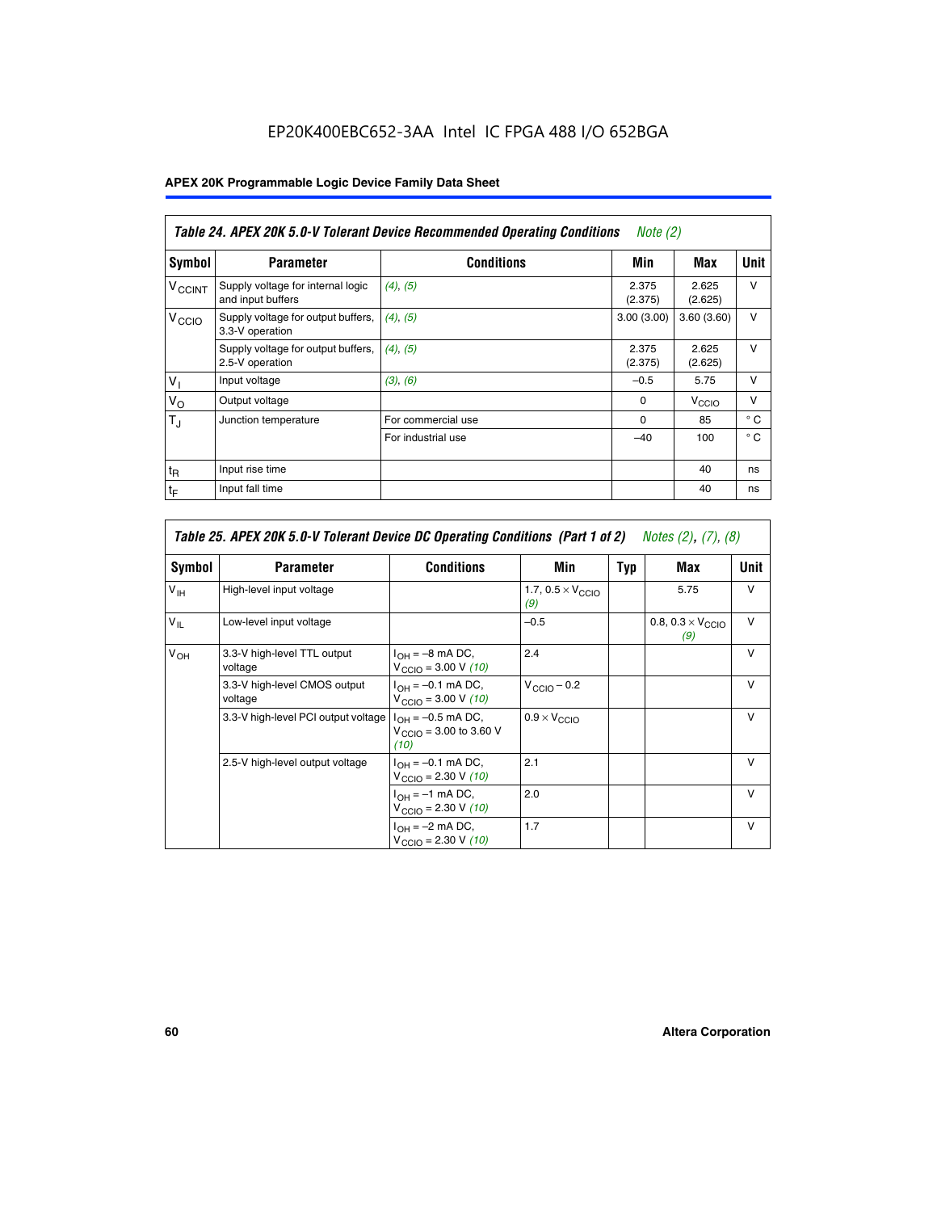EP20K400EBC652-3AA Intel IC FPGA 488 I/O 652BGA

**Table 24. APEX 20K 5.0-V Tolerant Device Recommended Operating Conditions** *Note (2)*

| Symbol | Parameter | Conditions | Min | Max | Unit |
|---|---|---|---|---|---|
| $V_{CCINT}$ | Supply voltage for internal logic and input buffers | *(4)*, *(5)* | 2.375 (2.375) | 2.625 (2.625) | V |
| $V_{CCIO}$ | Supply voltage for output buffers, 3.3-V operation | *(4)*, *(5)* | 3.00 (3.00) | 3.60 (3.60) | V |
| | Supply voltage for output buffers, 2.5-V operation | *(4)*, *(5)* | 2.375 (2.375) | 2.625 (2.625) | V |
| $V_I$ | Input voltage | *(3)*, *(6)* | –0.5 | 5.75 | V |
| $V_O$ | Output voltage | | 0 | $V_{CCIO}$ | V |
| $T_J$ | Junction temperature | For commercial use | 0 | 85 | ° C |
| | | For industrial use | –40 | 100 | ° C |
| $t_R$ | Input rise time | | | 40 | ns |
| $t_F$ | Input fall time | | | 40 | ns |

**Table 25. APEX 20K 5.0-V Tolerant Device DC Operating Conditions (Part 1 of 2)** *Notes (2), (7), (8)*

| Symbol | Parameter | Conditions | Min | Typ | Max | Unit |
|---|---|---|---|---|---|---|
| $V_{IH}$ | High-level input voltage | | 1.7, $0.5 \times V_{CCIO}$ *(9)* | | 5.75 | V |
| $V_{IL}$ | Low-level input voltage | | –0.5 | | 0.8, $0.3 \times V_{CCIO}$ *(9)* | V |
| $V_{OH}$ | 3.3-V high-level TTL output voltage | $I_{OH}$ = –8 mA DC, $V_{CCIO}$ = 3.00 V *(10)* | 2.4 | | | V |
| | 3.3-V high-level CMOS output voltage | $I_{OH}$ = –0.1 mA DC, $V_{CCIO}$ = 3.00 V *(10)* | $V_{CCIO}$ – 0.2 | | | V |
| | 3.3-V high-level PCI output voltage | $I_{OH}$ = –0.5 mA DC, $V_{CCIO}$ = 3.00 to 3.60 V *(10)* | $0.9 \times V_{CCIO}$ | | | V |
| | 2.5-V high-level output voltage | $I_{OH}$ = –0.1 mA DC, $V_{CCIO}$ = 2.30 V *(10)* | 2.1 | | | V |
| | | $I_{OH}$ = –1 mA DC, $V_{CCIO}$ = 2.30 V *(10)* | 2.0 | | | V |
| | | $I_{OH}$ = –2 mA DC, $V_{CCIO}$ = 2.30 V *(10)* | 1.7 | | | V |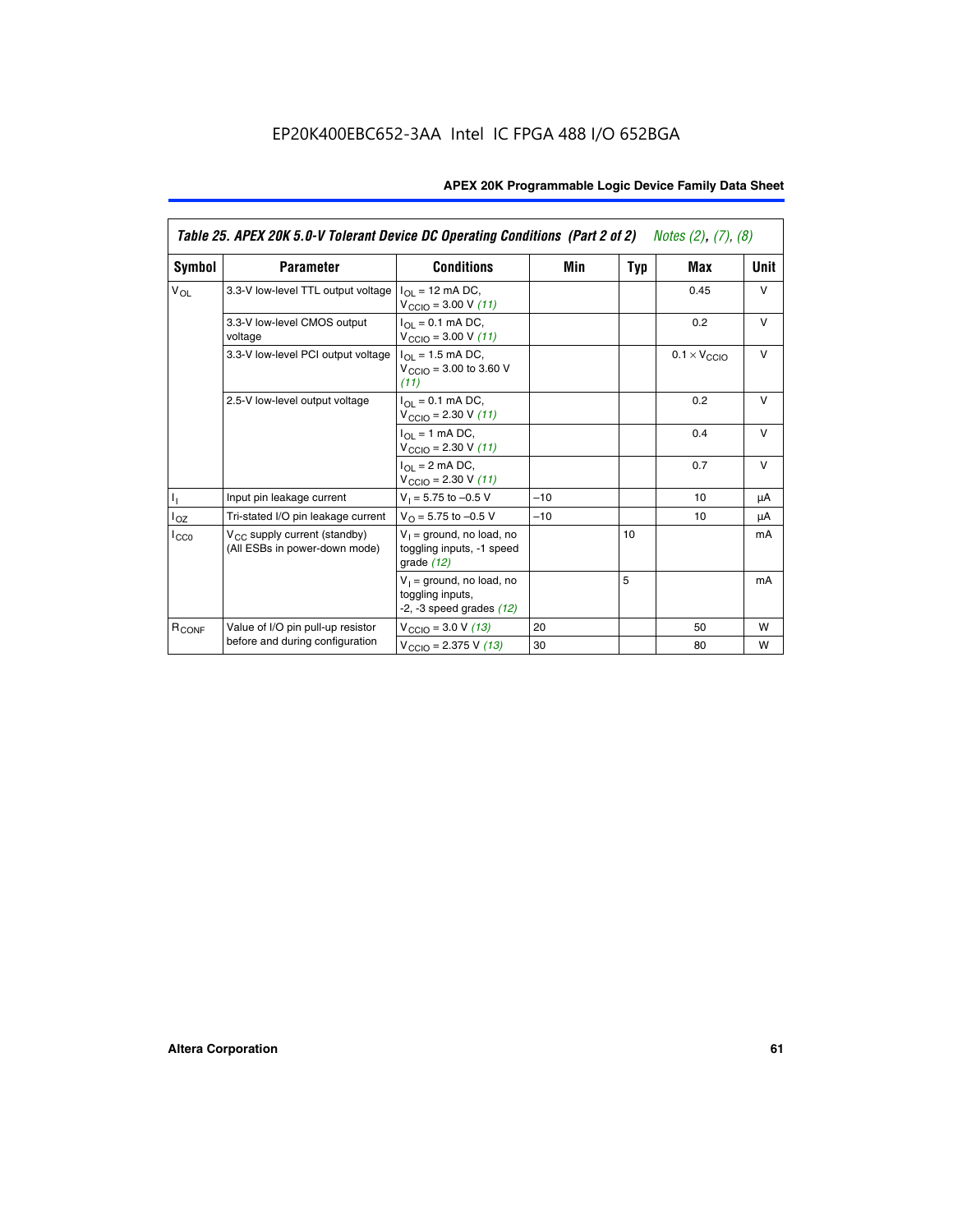| Symbol | Parameter | Conditions | Min | Typ | Max | Unit |
|---|---|---|---|---|---|---|
| $V_{OL}$ | 3.3-V low-level TTL output voltage | $I_{OL}$ = 12 mA DC, $V_{CCIO}$ = 3.00 V *(11)* | | | 0.45 | V |
| | 3.3-V low-level CMOS output voltage | $I_{OL}$ = 0.1 mA DC, $V_{CCIO}$ = 3.00 V *(11)* | | | 0.2 | V |
| | 3.3-V low-level PCI output voltage | $I_{OL}$ = 1.5 mA DC, $V_{CCIO}$ = 3.00 to 3.60 V *(11)* | | | $0.1 \times V_{CCIO}$ | V |
| | 2.5-V low-level output voltage | $I_{OL}$ = 0.1 mA DC, $V_{CCIO}$ = 2.30 V *(11)* | | | 0.2 | V |
| | | $I_{OL}$ = 1 mA DC, $V_{CCIO}$ = 2.30 V *(11)* | | | 0.4 | V |
| | | $I_{OL}$ = 2 mA DC, $V_{CCIO}$ = 2.30 V *(11)* | | | 0.7 | V |
| $I_I$ | Input pin leakage current | $V_I$ = 5.75 to –0.5 V | –10 | | 10 | µA |
| $I_{OZ}$ | Tri-stated I/O pin leakage current | $V_O$ = 5.75 to –0.5 V | –10 | | 10 | µA |
| $I_{CC0}$ | $V_{CC}$ supply current (standby) (All ESBs in power-down mode) | $V_I$ = ground, no load, no toggling inputs, -1 speed grade *(12)* | | 10 | | mA |
| | | $V_I$ = ground, no load, no toggling inputs, -2, -3 speed grades *(12)* | | 5 | | mA |
| $R_{CONF}$ | Value of I/O pin pull-up resistor before and during configuration | $V_{CCIO}$ = 3.0 V *(13)* | 20 | | 50 | W |
| | | $V_{CCIO}$ = 2.375 V *(13)* | 30 | | 80 | W |

Table 25. APEX 20K 5.0-V Tolerant Device DC Operating Conditions (Part 2 of 2) *Notes (2), (7), (8)*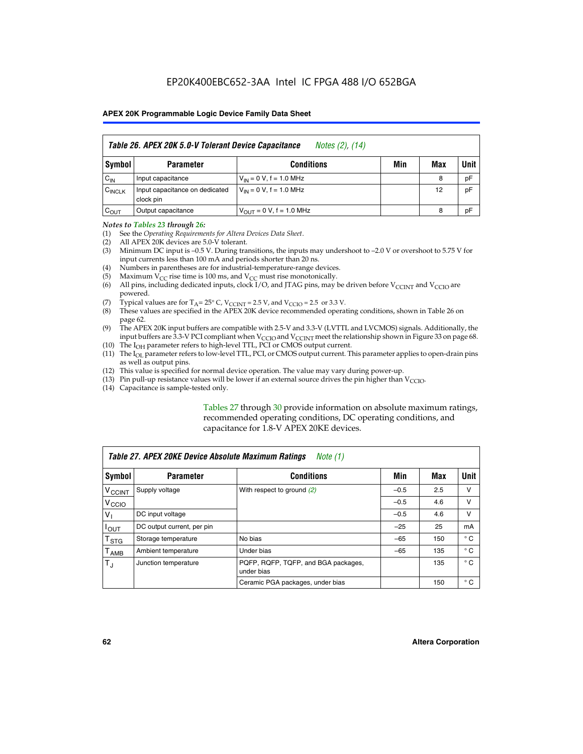**Table 26. APEX 20K 5.0-V Tolerant Device Capacitance** *Notes (2), (14)*

| Symbol | Parameter | Conditions | Min | Max | Unit |
|---|---|---|---|---|---|
| $C_{IN}$ | Input capacitance | $V_{IN}$ = 0 V, f = 1.0 MHz | | 8 | pF |
| $C_{INCLK}$ | Input capacitance on dedicated clock pin | $V_{IN}$ = 0 V, f = 1.0 MHz | | 12 | pF |
| $C_{OUT}$ | Output capacitance | $V_{OUT}$ = 0 V, f = 1.0 MHz | | 8 | pF |

*Notes to Tables 23 through 26:*

(1) See the *Operating Requirements for Altera Devices Data Sheet*.
(2) All APEX 20K devices are 5.0-V tolerant.
(3) Minimum DC input is –0.5 V. During transitions, the inputs may undershoot to –2.0 V or overshoot to 5.75 V for input currents less than 100 mA and periods shorter than 20 ns.
(4) Numbers in parentheses are for industrial-temperature-range devices.
(5) Maximum $V_{CC}$ rise time is 100 ms, and $V_{CC}$ must rise monotonically.
(6) All pins, including dedicated inputs, clock I/O, and JTAG pins, may be driven before $V_{CCINT}$ and $V_{CCIO}$ are powered.
(7) Typical values are for $T_A$ = 25° C, $V_{CCINT}$ = 2.5 V, and $V_{CCIO}$ = 2.5 or 3.3 V.
(8) These values are specified in the APEX 20K device recommended operating conditions, shown in Table 26 on page 62.
(9) The APEX 20K input buffers are compatible with 2.5-V and 3.3-V (LVTTL and LVCMOS) signals. Additionally, the input buffers are 3.3-V PCI compliant when $V_{CCIO}$ and $V_{CCINT}$ meet the relationship shown in Figure 33 on page 68.
(10) The $I_{OH}$ parameter refers to high-level TTL, PCI or CMOS output current.
(11) The $I_{OL}$ parameter refers to low-level TTL, PCI, or CMOS output current. This parameter applies to open-drain pins as well as output pins.
(12) This value is specified for normal device operation. The value may vary during power-up.
(13) Pin pull-up resistance values will be lower if an external source drives the pin higher than $V_{CCIO}$.
(14) Capacitance is sample-tested only.

Tables 27 through 30 provide information on absolute maximum ratings, recommended operating conditions, DC operating conditions, and capacitance for 1.8-V APEX 20KE devices.

**Table 27. APEX 20KE Device Absolute Maximum Ratings** *Note (1)*

| Symbol | Parameter | Conditions | Min | Max | Unit |
|---|---|---|---|---|---|
| $V_{CCINT}$ | Supply voltage | With respect to ground *(2)* | –0.5 | 2.5 | V |
| $V_{CCIO}$ | | | –0.5 | 4.6 | V |
| $V_I$ | DC input voltage | | –0.5 | 4.6 | V |
| $I_{OUT}$ | DC output current, per pin | | –25 | 25 | mA |
| $T_{STG}$ | Storage temperature | No bias | –65 | 150 | ° C |
| $T_{AMB}$ | Ambient temperature | Under bias | –65 | 135 | ° C |
| $T_J$ | Junction temperature | PQFP, RQFP, TQFP, and BGA packages, under bias | | 135 | ° C |
| | | Ceramic PGA packages, under bias | | 150 | ° C |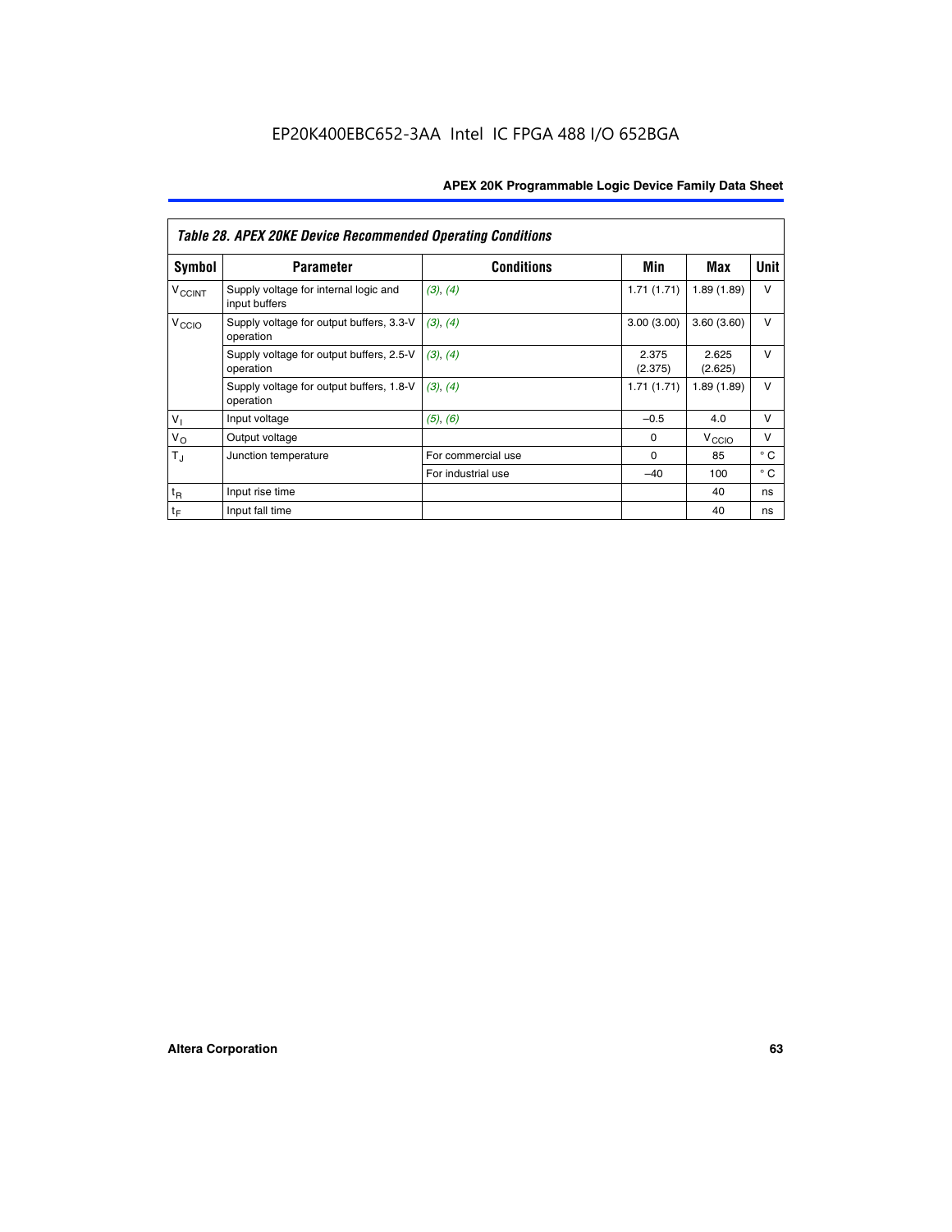Table 28. APEX 20KE Device Recommended Operating Conditions

| Symbol | Parameter | Conditions | Min | Max | Unit |
|---|---|---|---|---|---|
| $V_{CCINT}$ | Supply voltage for internal logic and input buffers | (3), (4) | 1.71 (1.71) | 1.89 (1.89) | V |
| $V_{CCIO}$ | Supply voltage for output buffers, 3.3-V operation | (3), (4) | 3.00 (3.00) | 3.60 (3.60) | V |
| | Supply voltage for output buffers, 2.5-V operation | (3), (4) | 2.375 (2.375) | 2.625 (2.625) | V |
| | Supply voltage for output buffers, 1.8-V operation | (3), (4) | 1.71 (1.71) | 1.89 (1.89) | V |
| $V_I$ | Input voltage | (5), (6) | –0.5 | 4.0 | V |
| $V_O$ | Output voltage | | 0 | $V_{CCIO}$ | V |
| $T_J$ | Junction temperature | For commercial use | 0 | 85 | ° C |
| | | For industrial use | –40 | 100 | ° C |
| $t_R$ | Input rise time | | | 40 | ns |
| $t_F$ | Input fall time | | | 40 | ns |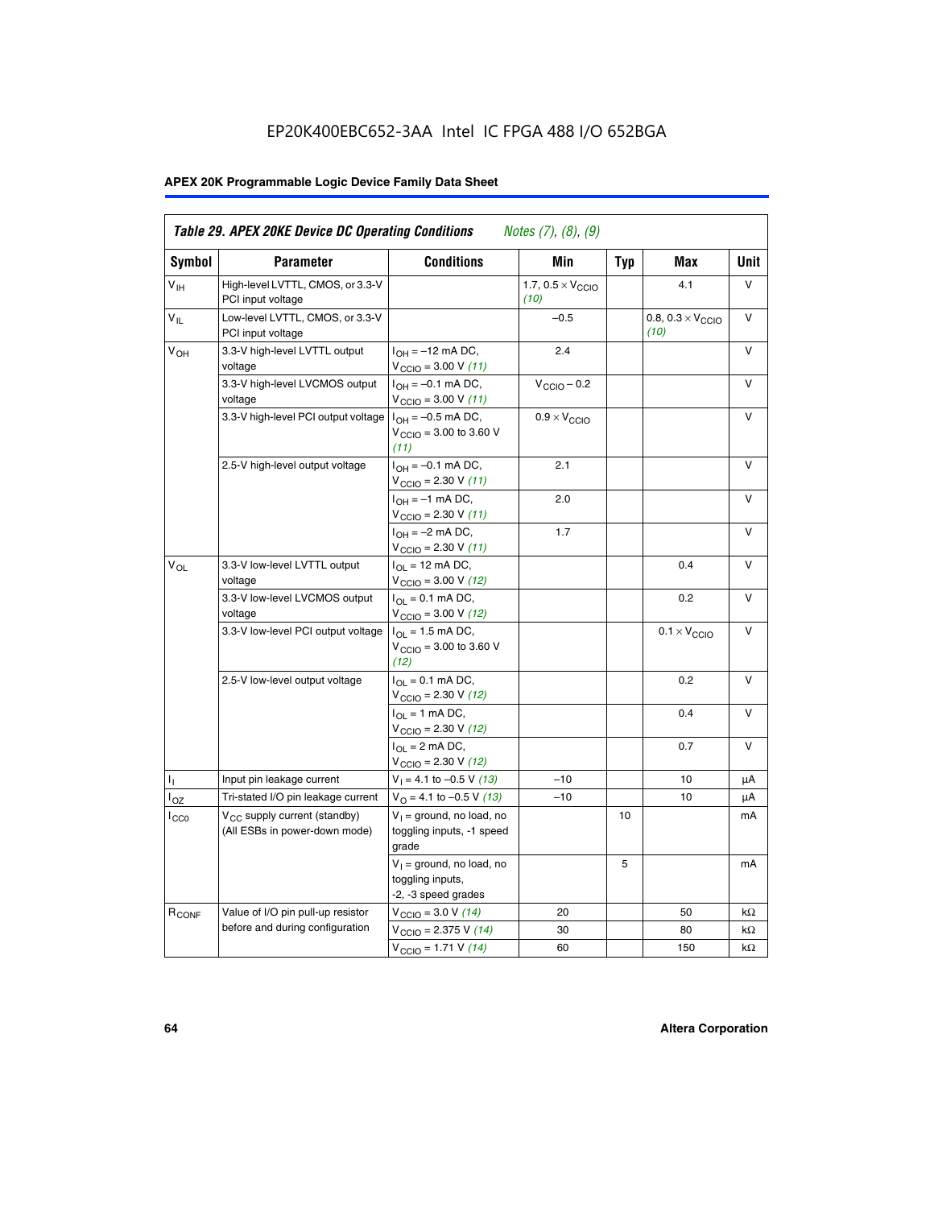**Table 29. APEX 20KE Device DC Operating Conditions** *Notes (7), (8), (9)*

| Symbol | Parameter | Conditions | Min | Typ | Max | Unit |
|---|---|---|---|---|---|---|
| $V_{IH}$ | High-level LVTTL, CMOS, or 3.3-V PCI input voltage | | 1.7, $0.5 \times V_{CCIO}$ *(10)* | | 4.1 | V |
| $V_{IL}$ | Low-level LVTTL, CMOS, or 3.3-V PCI input voltage | | –0.5 | | 0.8, $0.3 \times V_{CCIO}$ *(10)* | V |
| $V_{OH}$ | 3.3-V high-level LVTTL output voltage | $I_{OH}$ = –12 mA DC, $V_{CCIO}$ = 3.00 V *(11)* | 2.4 | | | V |
| | 3.3-V high-level LVCMOS output voltage | $I_{OH}$ = –0.1 mA DC, $V_{CCIO}$ = 3.00 V *(11)* | $V_{CCIO}$ – 0.2 | | | V |
| | 3.3-V high-level PCI output voltage | $I_{OH}$ = –0.5 mA DC, $V_{CCIO}$ = 3.00 to 3.60 V *(11)* | $0.9 \times V_{CCIO}$ | | | V |
| | 2.5-V high-level output voltage | $I_{OH}$ = –0.1 mA DC, $V_{CCIO}$ = 2.30 V *(11)* | 2.1 | | | V |
| | | $I_{OH}$ = –1 mA DC, $V_{CCIO}$ = 2.30 V *(11)* | 2.0 | | | V |
| | | $I_{OH}$ = –2 mA DC, $V_{CCIO}$ = 2.30 V *(11)* | 1.7 | | | V |
| $V_{OL}$ | 3.3-V low-level LVTTL output voltage | $I_{OL}$ = 12 mA DC, $V_{CCIO}$ = 3.00 V *(12)* | | | 0.4 | V |
| | 3.3-V low-level LVCMOS output voltage | $I_{OL}$ = 0.1 mA DC, $V_{CCIO}$ = 3.00 V *(12)* | | | 0.2 | V |
| | 3.3-V low-level PCI output voltage | $I_{OL}$ = 1.5 mA DC, $V_{CCIO}$ = 3.00 to 3.60 V *(12)* | | | $0.1 \times V_{CCIO}$ | V |
| | 2.5-V low-level output voltage | $I_{OL}$ = 0.1 mA DC, $V_{CCIO}$ = 2.30 V *(12)* | | | 0.2 | V |
| | | $I_{OL}$ = 1 mA DC, $V_{CCIO}$ = 2.30 V *(12)* | | | 0.4 | V |
| | | $I_{OL}$ = 2 mA DC, $V_{CCIO}$ = 2.30 V *(12)* | | | 0.7 | V |
| $I_I$ | Input pin leakage current | $V_I$ = 4.1 to –0.5 V *(13)* | –10 | | 10 | µA |
| $I_{OZ}$ | Tri-stated I/O pin leakage current | $V_O$ = 4.1 to –0.5 V *(13)* | –10 | | 10 | µA |
| $I_{CC0}$ | $V_{CC}$ supply current (standby) (All ESBs in power-down mode) | $V_I$ = ground, no load, no toggling inputs, -1 speed grade | | 10 | | mA |
| | | $V_I$ = ground, no load, no toggling inputs, -2, -3 speed grades | | 5 | | mA |
| $R_{CONF}$ | Value of I/O pin pull-up resistor before and during configuration | $V_{CCIO}$ = 3.0 V *(14)* | 20 | | 50 | kΩ |
| | | $V_{CCIO}$ = 2.375 V *(14)* | 30 | | 80 | kΩ |
| | | $V_{CCIO}$ = 1.71 V *(14)* | 60 | | 150 | kΩ |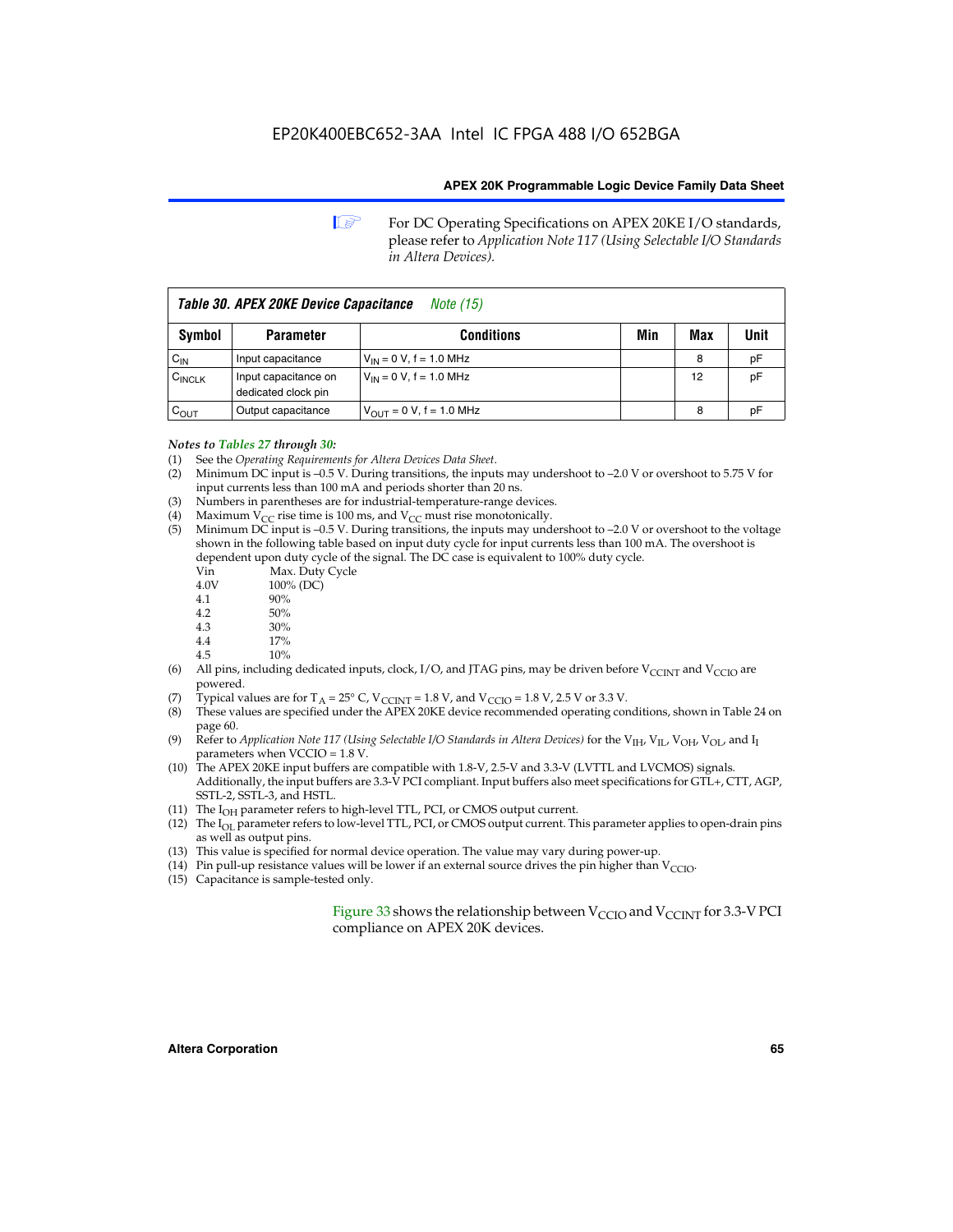For DC Operating Specifications on APEX 20KE I/O standards, please refer to *Application Note 117 (Using Selectable I/O Standards in Altera Devices).*

| *Table 30. APEX 20KE Device Capacitance* *Note (15)* | | | | | |
|---|---|---|---|---|---|
| **Symbol** | **Parameter** | **Conditions** | **Min** | **Max** | **Unit** |
| $C_{IN}$ | Input capacitance | $V_{IN}$ = 0 V, f = 1.0 MHz | | 8 | pF |
| $C_{INCLK}$ | Input capacitance on dedicated clock pin | $V_{IN}$ = 0 V, f = 1.0 MHz | | 12 | pF |
| $C_{OUT}$ | Output capacitance | $V_{OUT}$ = 0 V, f = 1.0 MHz | | 8 | pF |

*Notes to Tables 27 through 30:*

(1) See the *Operating Requirements for Altera Devices Data Sheet*.

(2) Minimum DC input is –0.5 V. During transitions, the inputs may undershoot to –2.0 V or overshoot to 5.75 V for input currents less than 100 mA and periods shorter than 20 ns.

(3) Numbers in parentheses are for industrial-temperature-range devices.

(4) Maximum $V_{CC}$ rise time is 100 ms, and $V_{CC}$ must rise monotonically.

(5) Minimum DC input is –0.5 V. During transitions, the inputs may undershoot to –2.0 V or overshoot to the voltage shown in the following table based on input duty cycle for input currents less than 100 mA. The overshoot is dependent upon duty cycle of the signal. The DC case is equivalent to 100% duty cycle.

| Vin | Max. Duty Cycle |
|---|---|
| 4.0V | 100% (DC) |
| 4.1 | 90% |
| 4.2 | 50% |
| 4.3 | 30% |
| 4.4 | 17% |
| 4.5 | 10% |

(6) All pins, including dedicated inputs, clock, I/O, and JTAG pins, may be driven before $V_{CCINT}$ and $V_{CCIO}$ are powered.

(7) Typical values are for $T_A$ = 25° C, $V_{CCINT}$ = 1.8 V, and $V_{CCIO}$ = 1.8 V, 2.5 V or 3.3 V.

(8) These values are specified under the APEX 20KE device recommended operating conditions, shown in Table 24 on page 60.

(9) Refer to *Application Note 117 (Using Selectable I/O Standards in Altera Devices)* for the $V_{IH}$, $V_{IL}$, $V_{OH}$, $V_{OL}$, and $I_I$ parameters when VCCIO = 1.8 V.

(10) The APEX 20KE input buffers are compatible with 1.8-V, 2.5-V and 3.3-V (LVTTL and LVCMOS) signals. Additionally, the input buffers are 3.3-V PCI compliant. Input buffers also meet specifications for GTL+, CTT, AGP, SSTL-2, SSTL-3, and HSTL.

(11) The $I_{OH}$ parameter refers to high-level TTL, PCI, or CMOS output current.

(12) The $I_{OL}$ parameter refers to low-level TTL, PCI, or CMOS output current. This parameter applies to open-drain pins as well as output pins.

(13) This value is specified for normal device operation. The value may vary during power-up.

(14) Pin pull-up resistance values will be lower if an external source drives the pin higher than $V_{CCIO}$.

(15) Capacitance is sample-tested only.

Figure 33 shows the relationship between $V_{CCIO}$ and $V_{CCINT}$ for 3.3-V PCI compliance on APEX 20K devices.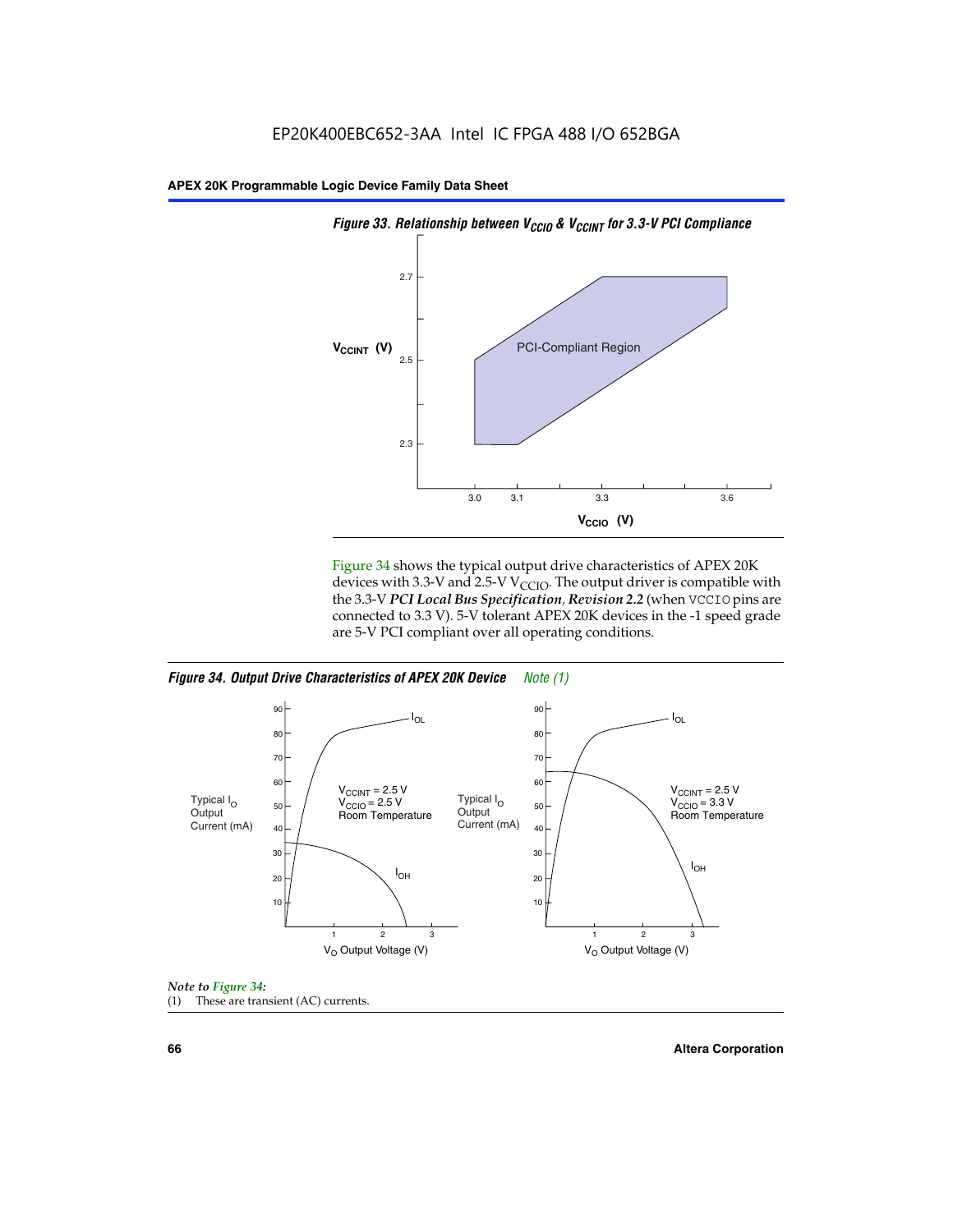*Figure 33. Relationship between $V_{CCIO}$ & $V_{CCINT}$ for 3.3-V PCI Compliance*

Figure 34 shows the typical output drive characteristics of APEX 20K devices with 3.3-V and 2.5-V $V_{CCIO}$. The output driver is compatible with the 3.3-V ***PCI Local Bus Specification, Revision 2.2*** (when `VCCIO` pins are connected to 3.3 V). 5-V tolerant APEX 20K devices in the -1 speed grade are 5-V PCI compliant over all operating conditions.

*Figure 34. Output Drive Characteristics of APEX 20K Device* *Note (1)*

*Note to Figure 34:*

(1) These are transient (AC) currents.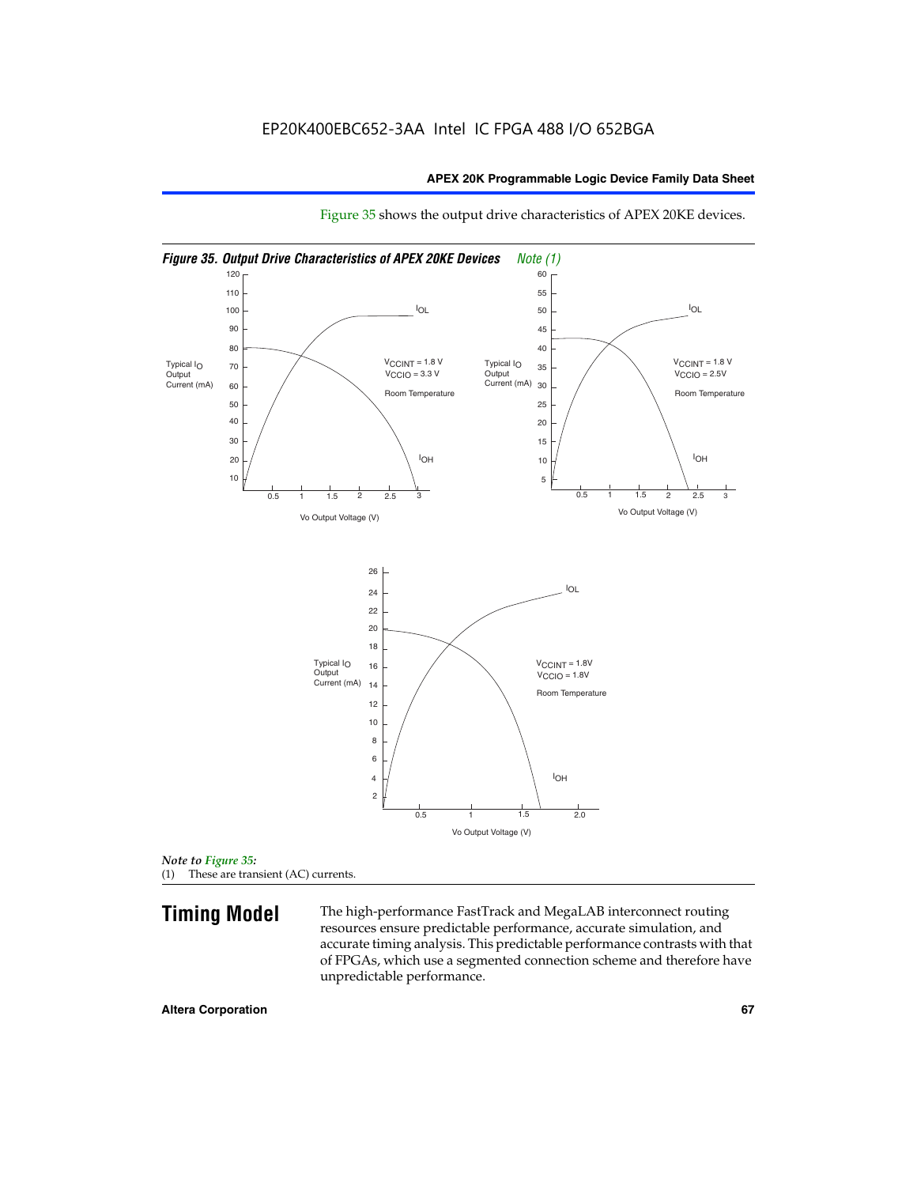EP20K400EBC652-3AA Intel IC FPGA 488 I/O 652BGA

Figure 35 shows the output drive characteristics of APEX 20KE devices.

*Figure 35. Output Drive Characteristics of APEX 20KE Devices Note (1)*

*Note to Figure 35:*
(1) These are transient (AC) currents.

## Timing Model

The high-performance FastTrack and MegaLAB interconnect routing resources ensure predictable performance, accurate simulation, and accurate timing analysis. This predictable performance contrasts with that of FPGAs, which use a segmented connection scheme and therefore have unpredictable performance.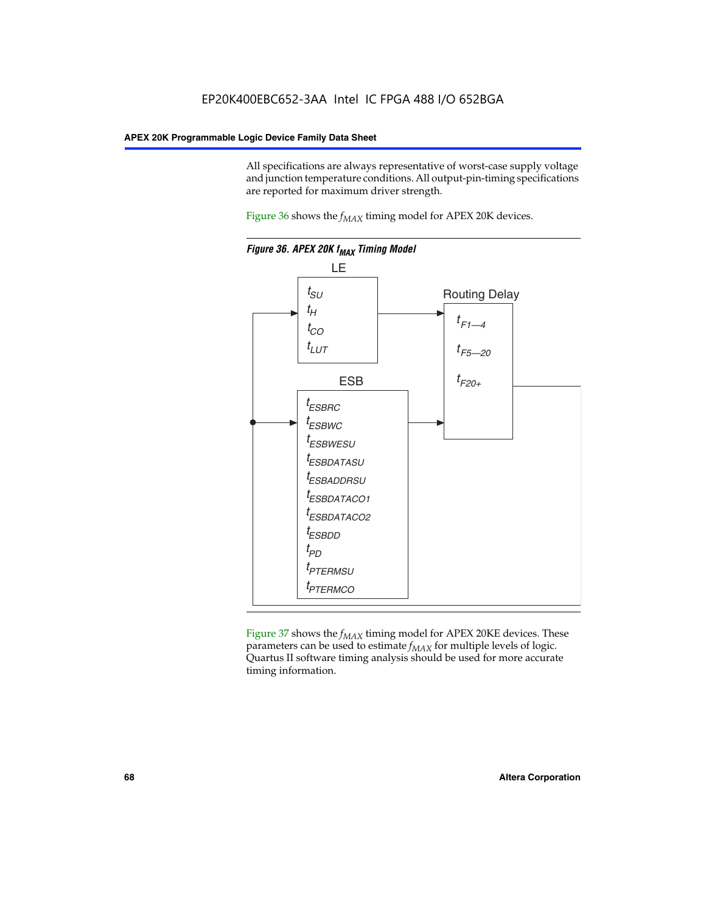All specifications are always representative of worst-case supply voltage and junction temperature conditions. All output-pin-timing specifications are reported for maximum driver strength.

Figure 36 shows the $f_{MAX}$ timing model for APEX 20K devices.

**Figure 36. APEX 20K $f_{MAX}$ Timing Model**

LE

- $t_{SU}$
- $t_H$
- $t_{CO}$
- $t_{LUT}$

Routing Delay

- $t_{F1-4}$
- $t_{F5-20}$
- $t_{F20+}$

ESB

- $t_{ESBRC}$
- $t_{ESBWC}$
- $t_{ESBWESU}$
- $t_{ESBDATASU}$
- $t_{ESBADDRSU}$
- $t_{ESBDATACO1}$
- $t_{ESBDATACO2}$
- $t_{ESBDD}$
- $t_{PD}$
- $t_{PTERMSU}$
- $t_{PTERMCO}$

Figure 37 shows the $f_{MAX}$ timing model for APEX 20KE devices. These parameters can be used to estimate $f_{MAX}$ for multiple levels of logic. Quartus II software timing analysis should be used for more accurate timing information.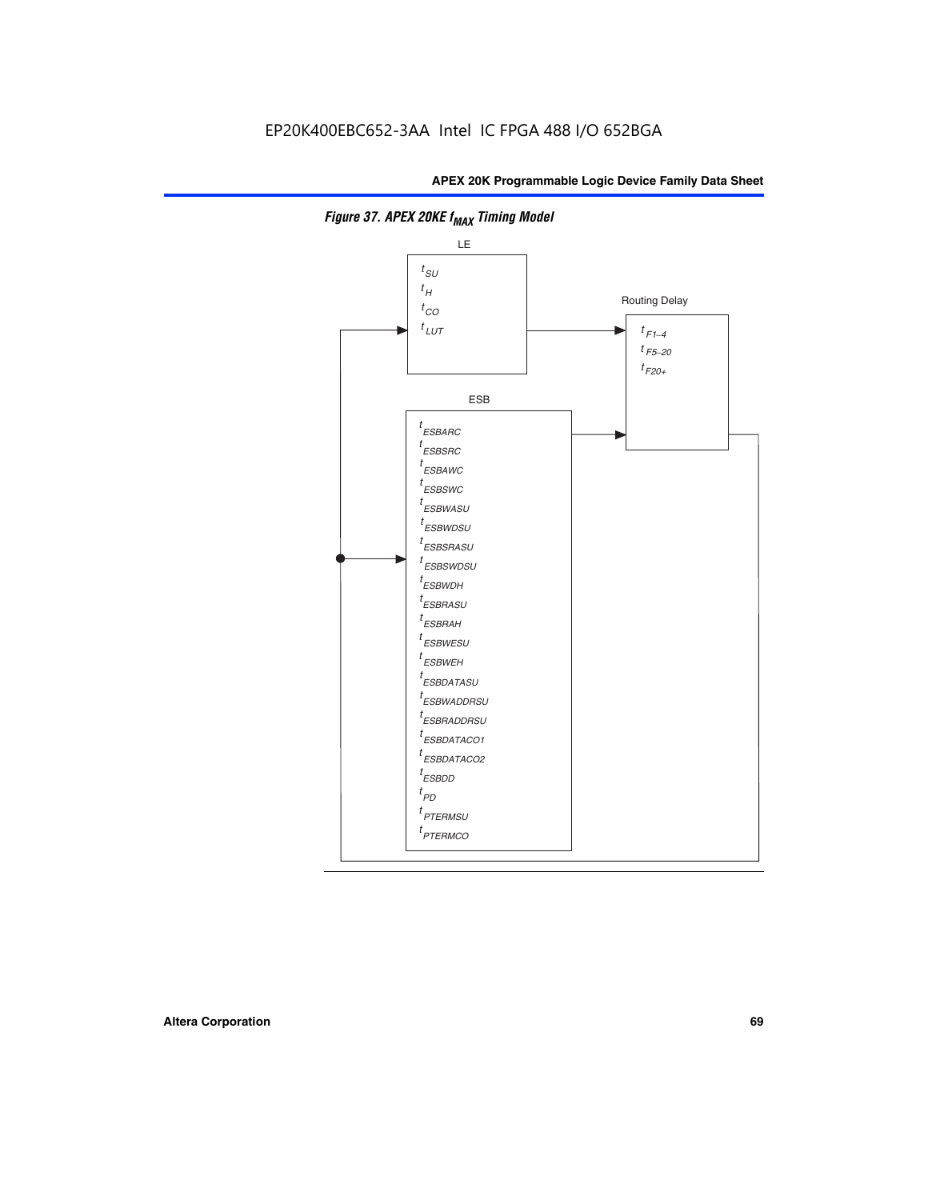**Figure 37. APEX 20KE $f_{MAX}$ Timing Model**

LE

$t_{SU}$
$t_{H}$
$t_{CO}$
$t_{LUT}$

Routing Delay

$t_{F1-4}$
$t_{F5-20}$
$t_{F20+}$

ESB

$t_{ESBARC}$
$t_{ESBSRC}$
$t_{ESBAWC}$
$t_{ESBSWC}$
$t_{ESBWASU}$
$t_{ESBWDSU}$
$t_{ESBSRASU}$
$t_{ESBSWDSU}$
$t_{ESBWDH}$
$t_{ESBRASU}$
$t_{ESBRAH}$
$t_{ESBWESU}$
$t_{ESBWEH}$
$t_{ESBDATASU}$
$t_{ESBWADDRSU}$
$t_{ESBRADDRSU}$
$t_{ESBDATACO1}$
$t_{ESBDATACO2}$
$t_{ESBDD}$
$t_{PD}$
$t_{PTERMSU}$
$t_{PTERMCO}$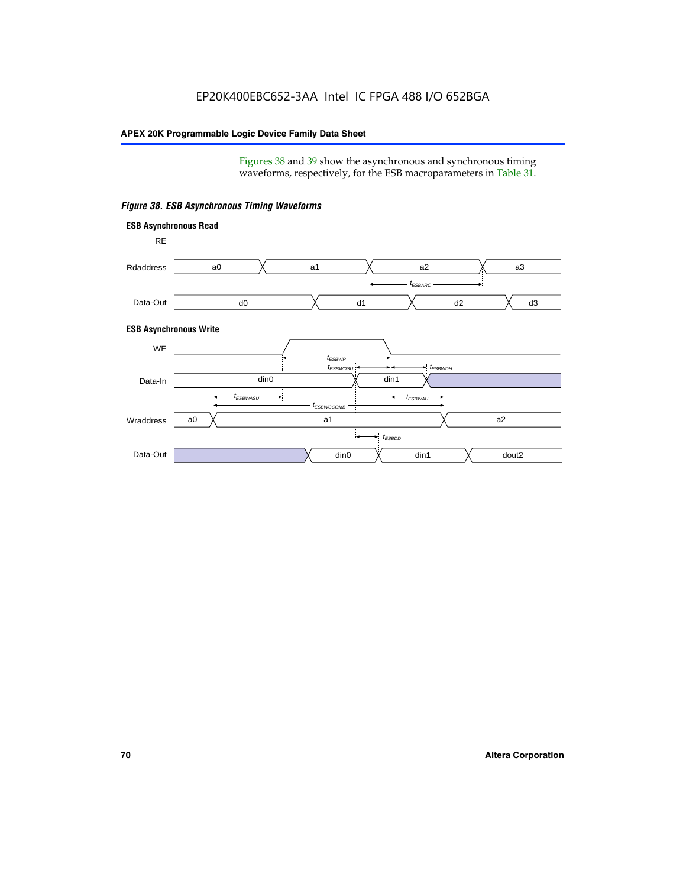Figures 38 and 39 show the asynchronous and synchronous timing waveforms, respectively, for the ESB macroparameters in Table 31.

*Figure 38. ESB Asynchronous Timing Waveforms*

**ESB Asynchronous Read**

RE

Rdaddress: a0, a1, a2, a3

$t_{ESBARC}$

Data-Out: d0, d1, d2, d3

**ESB Asynchronous Write**

WE

$t_{ESBWP}$

$t_{ESBWDSU}$

$t_{ESBWDH}$

Data-In: din0, din1

$t_{ESBWASU}$

$t_{ESBWAH}$

$t_{ESBWCCOMB}$

Wraddress: a0, a1, a2

$t_{ESBDD}$

Data-Out: din0, din1, dout2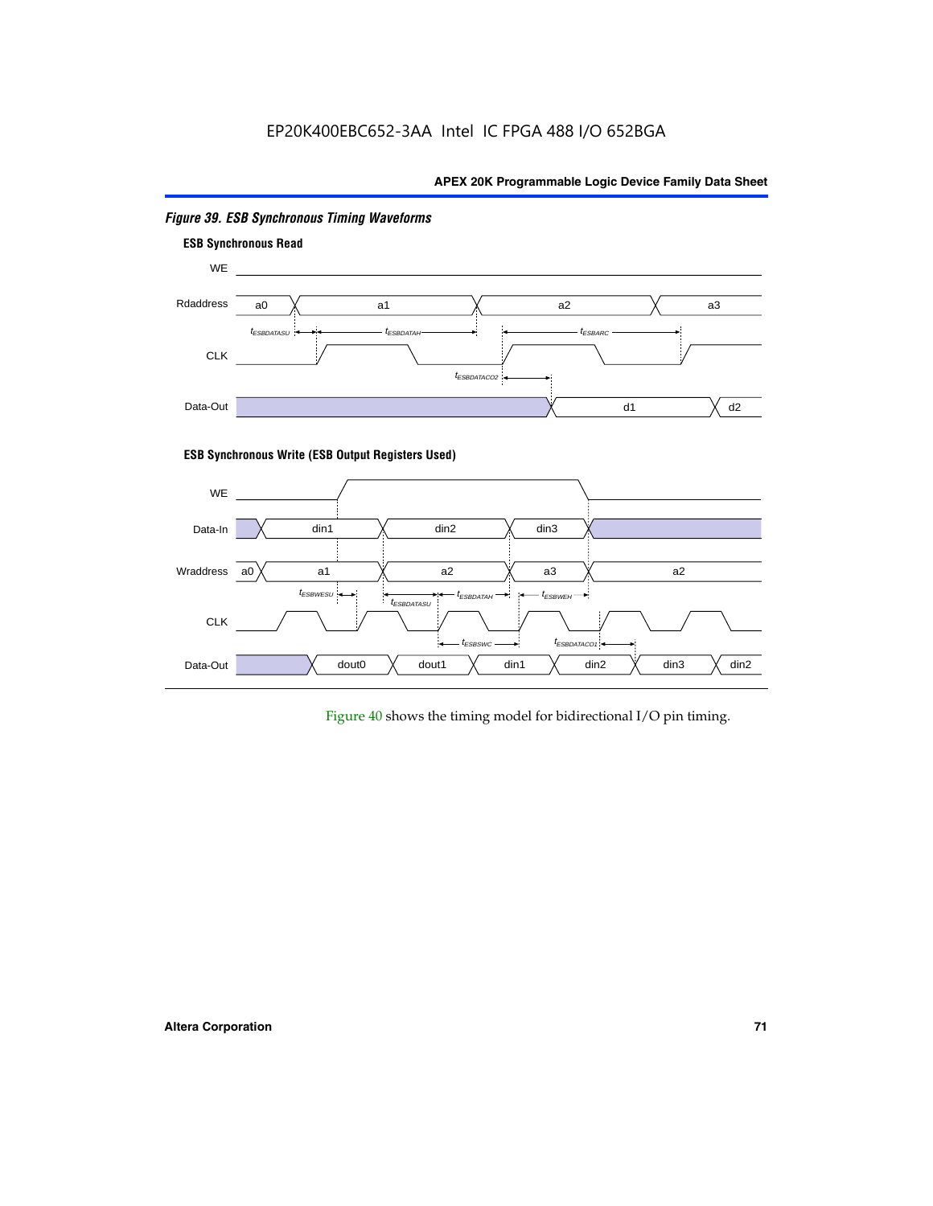*Figure 39. ESB Synchronous Timing Waveforms*

**ESB Synchronous Read**

WE

Rdaddress a0 a1 a2 a3

$t_{ESBDATASU}$ $t_{ESBDATAH}$ $t_{ESBARC}$

CLK

$t_{ESBDATACO2}$

Data-Out d1 d2

**ESB Synchronous Write (ESB Output Registers Used)**

WE

Data-In din1 din2 din3

Wraddress a0 a1 a2 a3 a2

$t_{ESBWESU}$ $t_{ESBDATASU}$ $t_{ESBDATAH}$ $t_{ESBWEH}$

CLK

$t_{ESBWC}$ $t_{ESBDATACO1}$

Data-Out dout0 dout1 din1 din2 din3 din2

Figure 40 shows the timing model for bidirectional I/O pin timing.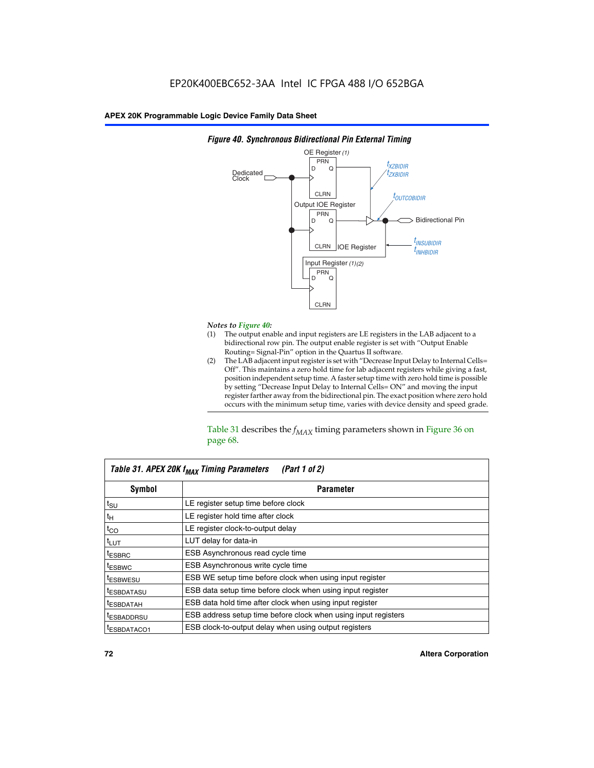EP20K400EBC652-3AA Intel IC FPGA 488 I/O 652BGA

*Figure 40. Synchronous Bidirectional Pin External Timing*

*Notes to Figure 40:*

(1) The output enable and input registers are LE registers in the LAB adjacent to a bidirectional row pin. The output enable register is set with "Output Enable Routing= Signal-Pin" option in the Quartus II software.

(2) The LAB adjacent input register is set with "Decrease Input Delay to Internal Cells= Off". This maintains a zero hold time for lab adjacent registers while giving a fast, position independent setup time. A faster setup time with zero hold time is possible by setting "Decrease Input Delay to Internal Cells= ON" and moving the input register farther away from the bidirectional pin. The exact position where zero hold occurs with the minimum setup time, varies with device density and speed grade.

Table 31 describes the $f_{MAX}$ timing parameters shown in Figure 36 on page 68.

*Table 31. APEX 20K $f_{MAX}$ Timing Parameters (Part 1 of 2)*

| Symbol | Parameter |
|---|---|
| $t_{SU}$ | LE register setup time before clock |
| $t_H$ | LE register hold time after clock |
| $t_{CO}$ | LE register clock-to-output delay |
| $t_{LUT}$ | LUT delay for data-in |
| $t_{ESBRC}$ | ESB Asynchronous read cycle time |
| $t_{ESBWC}$ | ESB Asynchronous write cycle time |
| $t_{ESBWESU}$ | ESB WE setup time before clock when using input register |
| $t_{ESBDATASU}$ | ESB data setup time before clock when using input register |
| $t_{ESBDATAH}$ | ESB data hold time after clock when using input register |
| $t_{ESBADDRSU}$ | ESB address setup time before clock when using input registers |
| $t_{ESBDATACO1}$ | ESB clock-to-output delay when using output registers |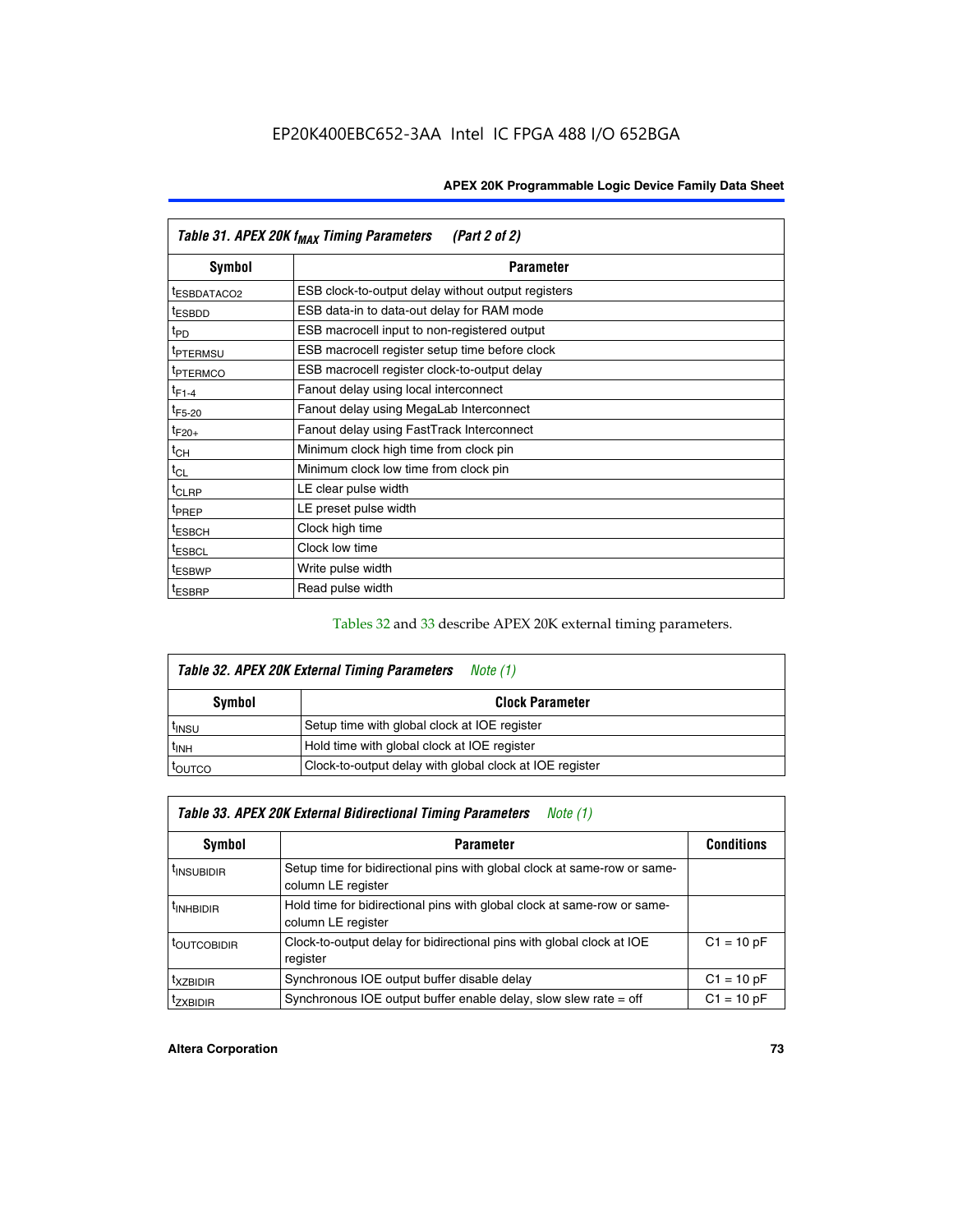| Table 31. APEX 20K $f_{MAX}$ Timing Parameters (Part 2 of 2) | |
|---|---|
| **Symbol** | **Parameter** |
| $t_{ESBDATACO2}$ | ESB clock-to-output delay without output registers |
| $t_{ESBDD}$ | ESB data-in to data-out delay for RAM mode |
| $t_{PD}$ | ESB macrocell input to non-registered output |
| $t_{PTERMSU}$ | ESB macrocell register setup time before clock |
| $t_{PTERMCO}$ | ESB macrocell register clock-to-output delay |
| $t_{F1-4}$ | Fanout delay using local interconnect |
| $t_{F5-20}$ | Fanout delay using MegaLab Interconnect |
| $t_{F20+}$ | Fanout delay using FastTrack Interconnect |
| $t_{CH}$ | Minimum clock high time from clock pin |
| $t_{CL}$ | Minimum clock low time from clock pin |
| $t_{CLRP}$ | LE clear pulse width |
| $t_{PREP}$ | LE preset pulse width |
| $t_{ESBCH}$ | Clock high time |
| $t_{ESBCL}$ | Clock low time |
| $t_{ESBWP}$ | Write pulse width |
| $t_{ESBRP}$ | Read pulse width |

Tables 32 and 33 describe APEX 20K external timing parameters.

| Table 32. APEX 20K External Timing Parameters *Note (1)* | |
|---|---|
| **Symbol** | **Clock Parameter** |
| $t_{INSU}$ | Setup time with global clock at IOE register |
| $t_{INH}$ | Hold time with global clock at IOE register |
| $t_{OUTCO}$ | Clock-to-output delay with global clock at IOE register |

| Table 33. APEX 20K External Bidirectional Timing Parameters *Note (1)* | | |
|---|---|---|
| **Symbol** | **Parameter** | **Conditions** |
| $t_{INSUBIDIR}$ | Setup time for bidirectional pins with global clock at same-row or same-column LE register | |
| $t_{INHBIDIR}$ | Hold time for bidirectional pins with global clock at same-row or same-column LE register | |
| $t_{OUTCOBIDIR}$ | Clock-to-output delay for bidirectional pins with global clock at IOE register | C1 = 10 pF |
| $t_{XZBIDIR}$ | Synchronous IOE output buffer disable delay | C1 = 10 pF |
| $t_{ZXBIDIR}$ | Synchronous IOE output buffer enable delay, slow slew rate = off | C1 = 10 pF |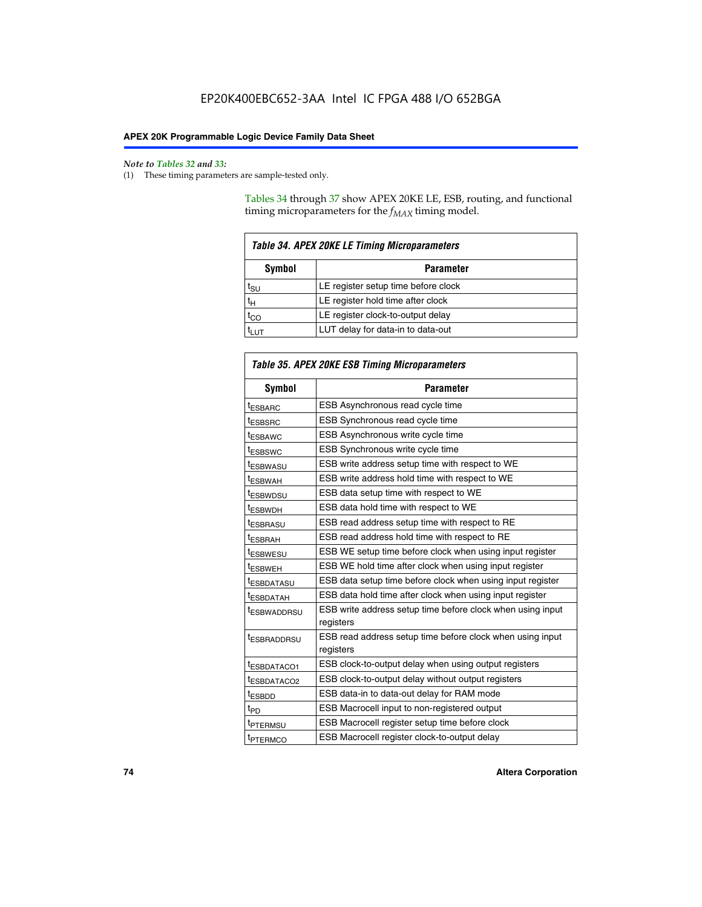*Note to Tables 32 and 33:*

(1) These timing parameters are sample-tested only.

Tables 34 through 37 show APEX 20KE LE, ESB, routing, and functional timing microparameters for the $f_{MAX}$ timing model.

**Table 34. APEX 20KE LE Timing Microparameters**

| Symbol | Parameter |
|---|---|
| $t_{SU}$ | LE register setup time before clock |
| $t_H$ | LE register hold time after clock |
| $t_{CO}$ | LE register clock-to-output delay |
| $t_{LUT}$ | LUT delay for data-in to data-out |

**Table 35. APEX 20KE ESB Timing Microparameters**

| Symbol | Parameter |
|---|---|
| $t_{ESBARC}$ | ESB Asynchronous read cycle time |
| $t_{ESBSRC}$ | ESB Synchronous read cycle time |
| $t_{ESBAWC}$ | ESB Asynchronous write cycle time |
| $t_{ESBSWC}$ | ESB Synchronous write cycle time |
| $t_{ESBWASU}$ | ESB write address setup time with respect to WE |
| $t_{ESBWAH}$ | ESB write address hold time with respect to WE |
| $t_{ESBWDSU}$ | ESB data setup time with respect to WE |
| $t_{ESBWDH}$ | ESB data hold time with respect to WE |
| $t_{ESBRASU}$ | ESB read address setup time with respect to RE |
| $t_{ESBRAH}$ | ESB read address hold time with respect to RE |
| $t_{ESBWESU}$ | ESB WE setup time before clock when using input register |
| $t_{ESBWEH}$ | ESB WE hold time after clock when using input register |
| $t_{ESBDATASU}$ | ESB data setup time before clock when using input register |
| $t_{ESBDATAH}$ | ESB data hold time after clock when using input register |
| $t_{ESBWADDRSU}$ | ESB write address setup time before clock when using input registers |
| $t_{ESBRADDRSU}$ | ESB read address setup time before clock when using input registers |
| $t_{ESBDATACO1}$ | ESB clock-to-output delay when using output registers |
| $t_{ESBDATACO2}$ | ESB clock-to-output delay without output registers |
| $t_{ESBDD}$ | ESB data-in to data-out delay for RAM mode |
| $t_{PD}$ | ESB Macrocell input to non-registered output |
| $t_{PTERMSU}$ | ESB Macrocell register setup time before clock |
| $t_{PTERMCO}$ | ESB Macrocell register clock-to-output delay |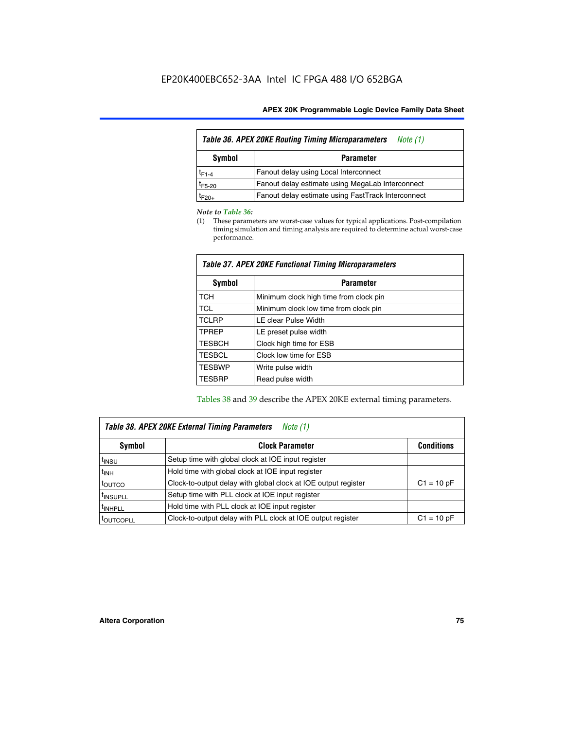Table 36. APEX 20KE Routing Timing Microparameters *Note (1)*

| Symbol | Parameter |
|---|---|
| $t_{F1-4}$ | Fanout delay using Local Interconnect |
| $t_{F5-20}$ | Fanout delay estimate using MegaLab Interconnect |
| $t_{F20+}$ | Fanout delay estimate using FastTrack Interconnect |

*Note to Table 36:*

(1) These parameters are worst-case values for typical applications. Post-compilation timing simulation and timing analysis are required to determine actual worst-case performance.

Table 37. APEX 20KE Functional Timing Microparameters

| Symbol | Parameter |
|---|---|
| TCH | Minimum clock high time from clock pin |
| TCL | Minimum clock low time from clock pin |
| TCLRP | LE clear Pulse Width |
| TPREP | LE preset pulse width |
| TESBCH | Clock high time for ESB |
| TESBCL | Clock low time for ESB |
| TESBWP | Write pulse width |
| TESBRP | Read pulse width |

Tables 38 and 39 describe the APEX 20KE external timing parameters.

Table 38. APEX 20KE External Timing Parameters *Note (1)*

| Symbol | Clock Parameter | Conditions |
|---|---|---|
| $t_{INSU}$ | Setup time with global clock at IOE input register | |
| $t_{INH}$ | Hold time with global clock at IOE input register | |
| $t_{OUTCO}$ | Clock-to-output delay with global clock at IOE output register | C1 = 10 pF |
| $t_{INSUPLL}$ | Setup time with PLL clock at IOE input register | |
| $t_{INHPLL}$ | Hold time with PLL clock at IOE input register | |
| $t_{OUTCOPLL}$ | Clock-to-output delay with PLL clock at IOE output register | C1 = 10 pF |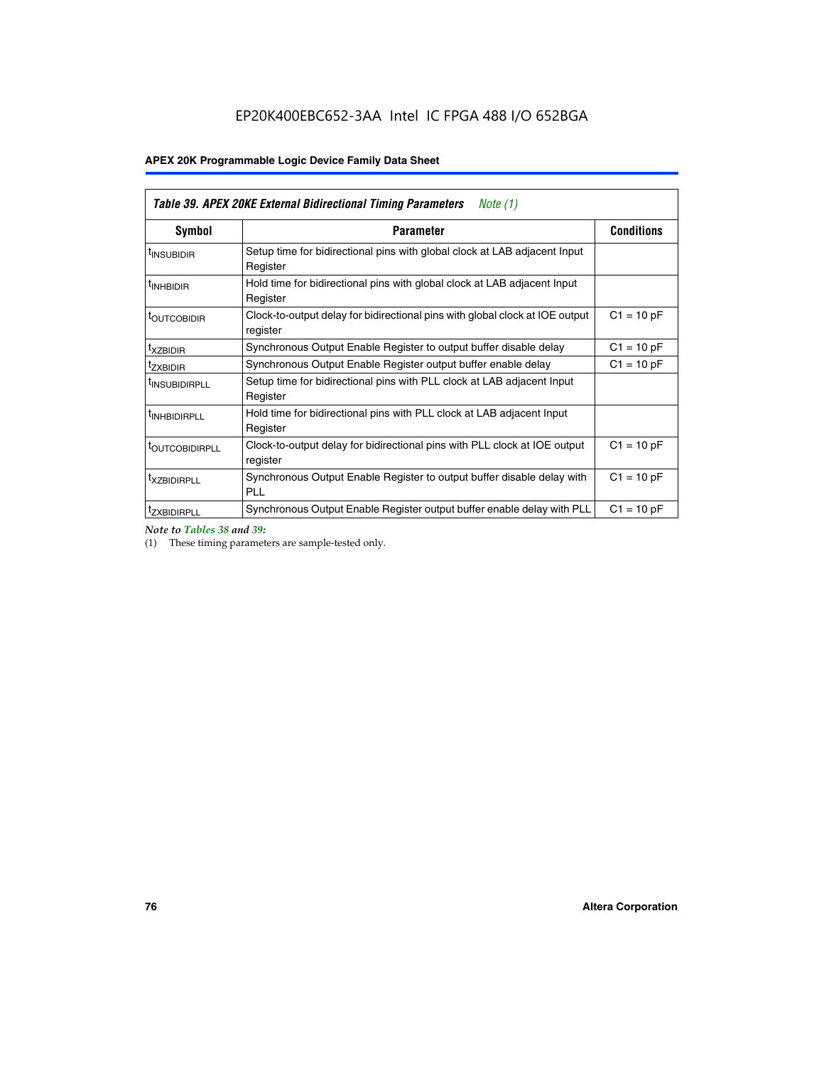**Table 39. APEX 20KE External Bidirectional Timing Parameters** *Note (1)*

| Symbol | Parameter | Conditions |
|---|---|---|
| $t_{INSUBIDIR}$ | Setup time for bidirectional pins with global clock at LAB adjacent Input Register | |
| $t_{INHBIDIR}$ | Hold time for bidirectional pins with global clock at LAB adjacent Input Register | |
| $t_{OUTCOBIDIR}$ | Clock-to-output delay for bidirectional pins with global clock at IOE output register | C1 = 10 pF |
| $t_{XZBIDIR}$ | Synchronous Output Enable Register to output buffer disable delay | C1 = 10 pF |
| $t_{ZXBIDIR}$ | Synchronous Output Enable Register output buffer enable delay | C1 = 10 pF |
| $t_{INSUBIDIRPLL}$ | Setup time for bidirectional pins with PLL clock at LAB adjacent Input Register | |
| $t_{INHBIDIRPLL}$ | Hold time for bidirectional pins with PLL clock at LAB adjacent Input Register | |
| $t_{OUTCOBIDIRPLL}$ | Clock-to-output delay for bidirectional pins with PLL clock at IOE output register | C1 = 10 pF |
| $t_{XZBIDIRPLL}$ | Synchronous Output Enable Register to output buffer disable delay with PLL | C1 = 10 pF |
| $t_{ZXBIDIRPLL}$ | Synchronous Output Enable Register output buffer enable delay with PLL | C1 = 10 pF |

*Note to Tables 38 and 39:*

(1) These timing parameters are sample-tested only.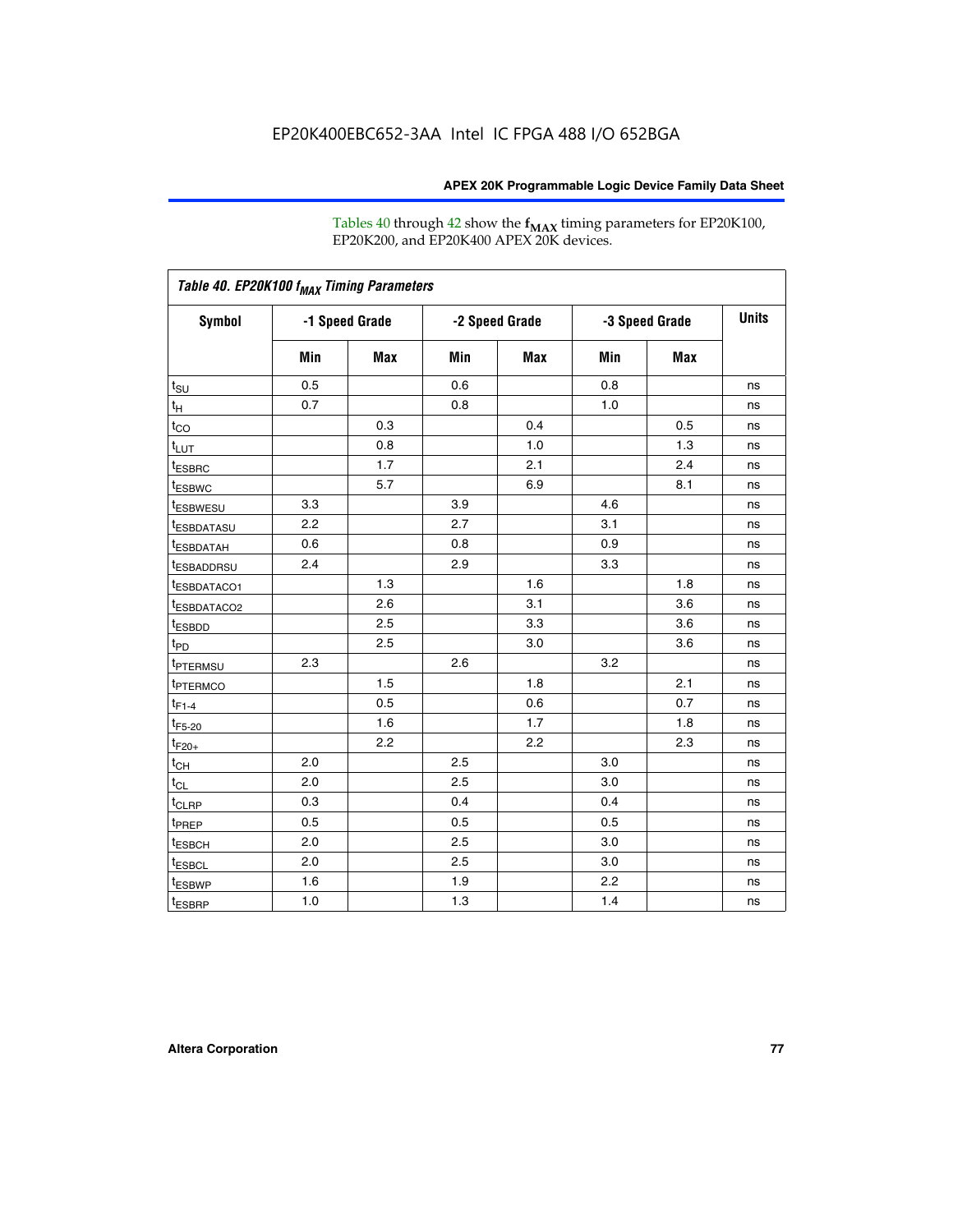Tables 40 through 42 show the $f_{MAX}$ timing parameters for EP20K100, EP20K200, and EP20K400 APEX 20K devices.

| *Table 40. EP20K100 $f_{MAX}$ Timing Parameters* | | | | | | | |
|---|---|---|---|---|---|---|---|
| **Symbol** | **-1 Speed Grade** | | **-2 Speed Grade** | | **-3 Speed Grade** | | **Units** |
| | **Min** | **Max** | **Min** | **Max** | **Min** | **Max** | |
| $t_{SU}$ | 0.5 | | 0.6 | | 0.8 | | ns |
| $t_{H}$ | 0.7 | | 0.8 | | 1.0 | | ns |
| $t_{CO}$ | | 0.3 | | 0.4 | | 0.5 | ns |
| $t_{LUT}$ | | 0.8 | | 1.0 | | 1.3 | ns |
| $t_{ESBRC}$ | | 1.7 | | 2.1 | | 2.4 | ns |
| $t_{ESBWC}$ | | 5.7 | | 6.9 | | 8.1 | ns |
| $t_{ESBWESU}$ | 3.3 | | 3.9 | | 4.6 | | ns |
| $t_{ESBDATASU}$ | 2.2 | | 2.7 | | 3.1 | | ns |
| $t_{ESBDATAH}$ | 0.6 | | 0.8 | | 0.9 | | ns |
| $t_{ESBADDRSU}$ | 2.4 | | 2.9 | | 3.3 | | ns |
| $t_{ESBDATACO1}$ | | 1.3 | | 1.6 | | 1.8 | ns |
| $t_{ESBDATACO2}$ | | 2.6 | | 3.1 | | 3.6 | ns |
| $t_{ESBDD}$ | | 2.5 | | 3.3 | | 3.6 | ns |
| $t_{PD}$ | | 2.5 | | 3.0 | | 3.6 | ns |
| $t_{PTERMSU}$ | 2.3 | | 2.6 | | 3.2 | | ns |
| $t_{PTERMCO}$ | | 1.5 | | 1.8 | | 2.1 | ns |
| $t_{F1-4}$ | | 0.5 | | 0.6 | | 0.7 | ns |
| $t_{F5-20}$ | | 1.6 | | 1.7 | | 1.8 | ns |
| $t_{F20+}$ | | 2.2 | | 2.2 | | 2.3 | ns |
| $t_{CH}$ | 2.0 | | 2.5 | | 3.0 | | ns |
| $t_{CL}$ | 2.0 | | 2.5 | | 3.0 | | ns |
| $t_{CLRP}$ | 0.3 | | 0.4 | | 0.4 | | ns |
| $t_{PREP}$ | 0.5 | | 0.5 | | 0.5 | | ns |
| $t_{ESBCH}$ | 2.0 | | 2.5 | | 3.0 | | ns |
| $t_{ESBCL}$ | 2.0 | | 2.5 | | 3.0 | | ns |
| $t_{ESBWP}$ | 1.6 | | 1.9 | | 2.2 | | ns |
| $t_{ESBRP}$ | 1.0 | | 1.3 | | 1.4 | | ns |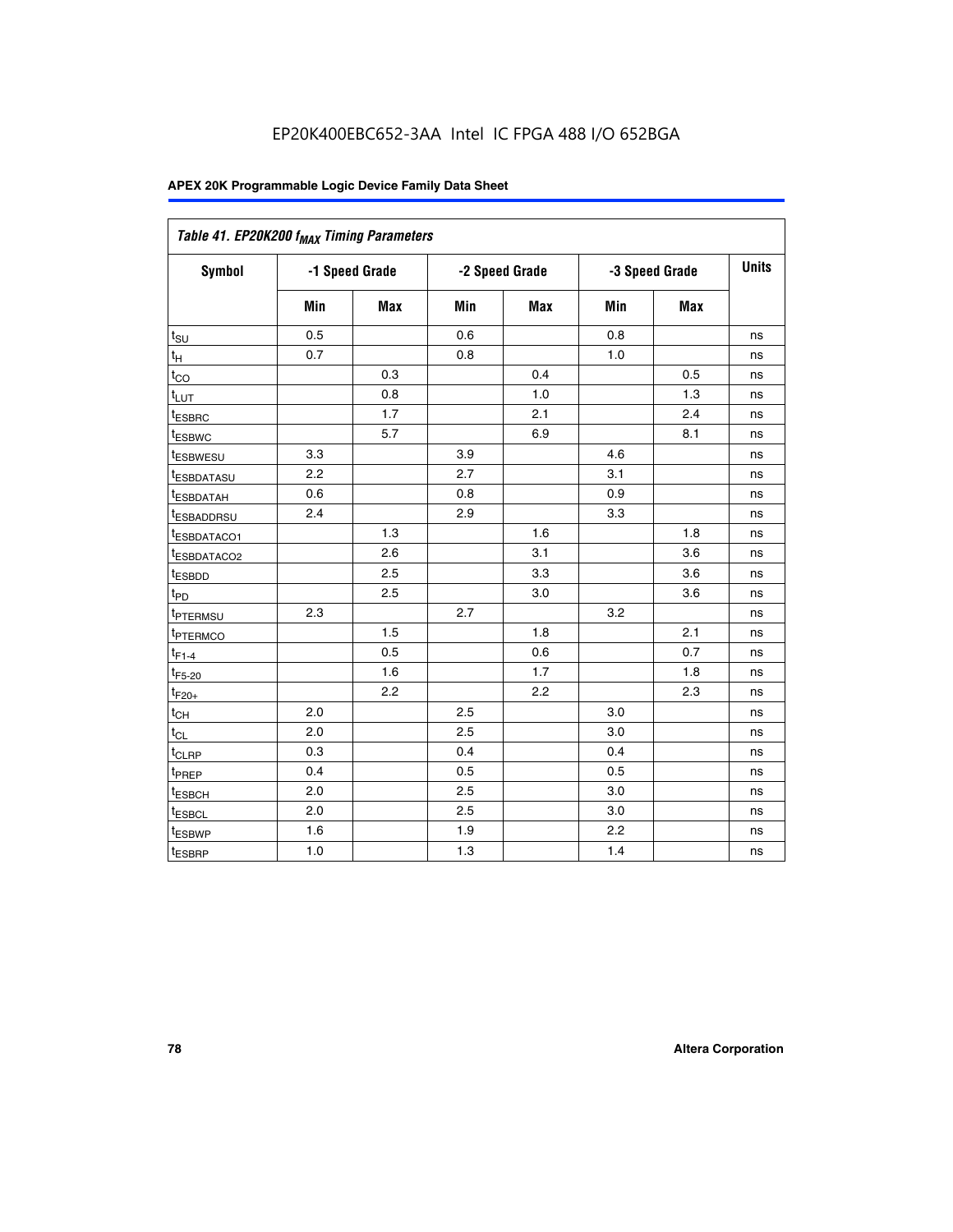EP20K400EBC652-3AA Intel IC FPGA 488 I/O 652BGA

| *Table 41. EP20K200 $f_{MAX}$ Timing Parameters* | | | | | | | |
|---|---|---|---|---|---|---|---|
| **Symbol** | **-1 Speed Grade** | | **-2 Speed Grade** | | **-3 Speed Grade** | | **Units** |
| | **Min** | **Max** | **Min** | **Max** | **Min** | **Max** | |
| $t_{SU}$ | 0.5 | | 0.6 | | 0.8 | | ns |
| $t_H$ | 0.7 | | 0.8 | | 1.0 | | ns |
| $t_{CO}$ | | 0.3 | | 0.4 | | 0.5 | ns |
| $t_{LUT}$ | | 0.8 | | 1.0 | | 1.3 | ns |
| $t_{ESBRC}$ | | 1.7 | | 2.1 | | 2.4 | ns |
| $t_{ESBWC}$ | | 5.7 | | 6.9 | | 8.1 | ns |
| $t_{ESBWESU}$ | 3.3 | | 3.9 | | 4.6 | | ns |
| $t_{ESBDATASU}$ | 2.2 | | 2.7 | | 3.1 | | ns |
| $t_{ESBDATAH}$ | 0.6 | | 0.8 | | 0.9 | | ns |
| $t_{ESBADDRSU}$ | 2.4 | | 2.9 | | 3.3 | | ns |
| $t_{ESBDATACO1}$ | | 1.3 | | 1.6 | | 1.8 | ns |
| $t_{ESBDATACO2}$ | | 2.6 | | 3.1 | | 3.6 | ns |
| $t_{ESBDD}$ | | 2.5 | | 3.3 | | 3.6 | ns |
| $t_{PD}$ | | 2.5 | | 3.0 | | 3.6 | ns |
| $t_{PTERMSU}$ | 2.3 | | 2.7 | | 3.2 | | ns |
| $t_{PTERMCO}$ | | 1.5 | | 1.8 | | 2.1 | ns |
| $t_{F1-4}$ | | 0.5 | | 0.6 | | 0.7 | ns |
| $t_{F5-20}$ | | 1.6 | | 1.7 | | 1.8 | ns |
| $t_{F20+}$ | | 2.2 | | 2.2 | | 2.3 | ns |
| $t_{CH}$ | 2.0 | | 2.5 | | 3.0 | | ns |
| $t_{CL}$ | 2.0 | | 2.5 | | 3.0 | | ns |
| $t_{CLRP}$ | 0.3 | | 0.4 | | 0.4 | | ns |
| $t_{PREP}$ | 0.4 | | 0.5 | | 0.5 | | ns |
| $t_{ESBCH}$ | 2.0 | | 2.5 | | 3.0 | | ns |
| $t_{ESBCL}$ | 2.0 | | 2.5 | | 3.0 | | ns |
| $t_{ESBWP}$ | 1.6 | | 1.9 | | 2.2 | | ns |
| $t_{ESBRP}$ | 1.0 | | 1.3 | | 1.4 | | ns |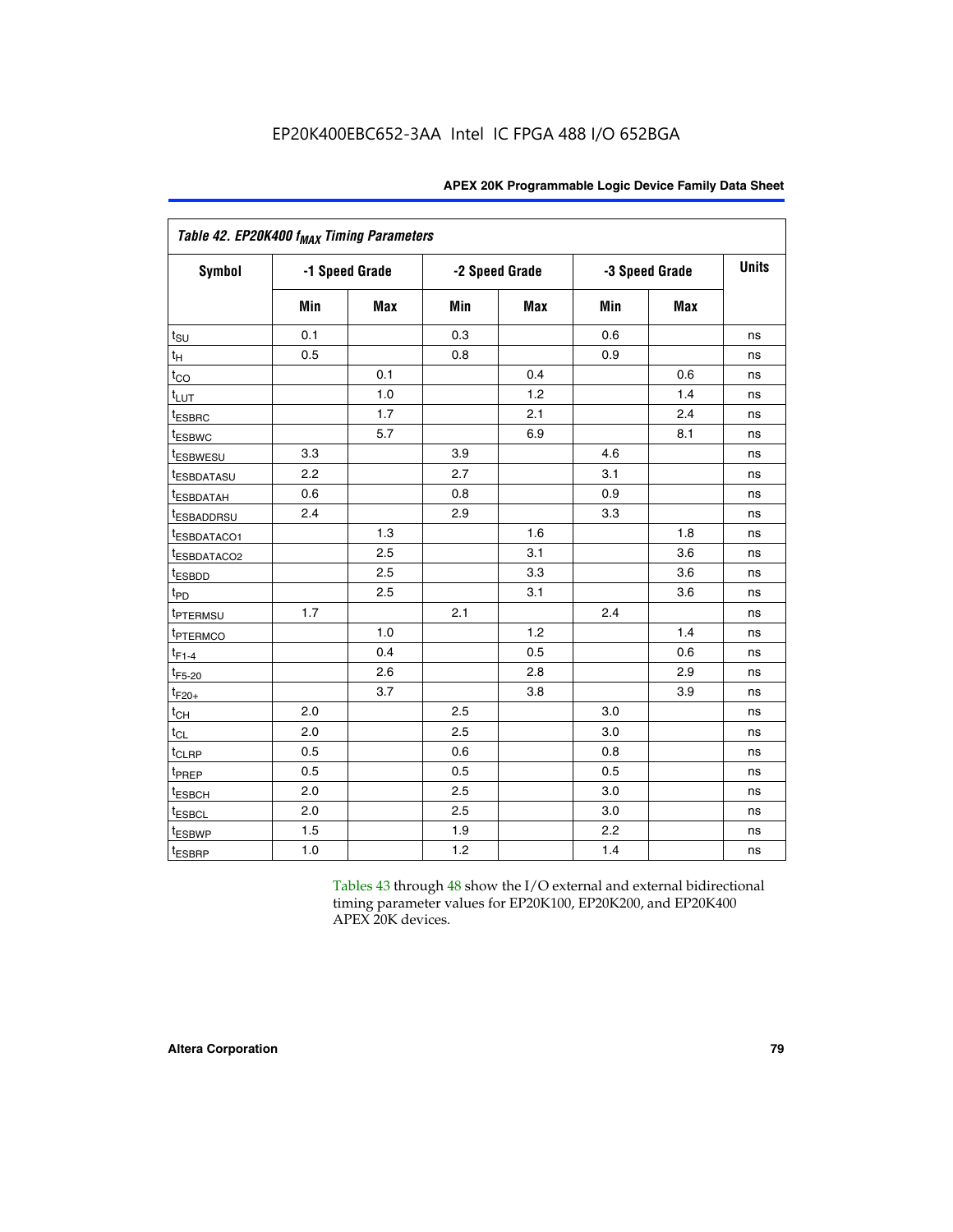**Table 42. EP20K400 $f_{MAX}$ Timing Parameters**

| Symbol | -1 Speed Grade | | -2 Speed Grade | | -3 Speed Grade | | Units |
|---|---|---|---|---|---|---|---|
| | Min | Max | Min | Max | Min | Max | |
| $t_{SU}$ | 0.1 | | 0.3 | | 0.6 | | ns |
| $t_H$ | 0.5 | | 0.8 | | 0.9 | | ns |
| $t_{CO}$ | | 0.1 | | 0.4 | | 0.6 | ns |
| $t_{LUT}$ | | 1.0 | | 1.2 | | 1.4 | ns |
| $t_{ESBRC}$ | | 1.7 | | 2.1 | | 2.4 | ns |
| $t_{ESBWC}$ | | 5.7 | | 6.9 | | 8.1 | ns |
| $t_{ESBWESU}$ | 3.3 | | 3.9 | | 4.6 | | ns |
| $t_{ESBDATASU}$ | 2.2 | | 2.7 | | 3.1 | | ns |
| $t_{ESBDATAH}$ | 0.6 | | 0.8 | | 0.9 | | ns |
| $t_{ESBADDRSU}$ | 2.4 | | 2.9 | | 3.3 | | ns |
| $t_{ESBDATACO1}$ | | 1.3 | | 1.6 | | 1.8 | ns |
| $t_{ESBDATACO2}$ | | 2.5 | | 3.1 | | 3.6 | ns |
| $t_{ESBDD}$ | | 2.5 | | 3.3 | | 3.6 | ns |
| $t_{PD}$ | | 2.5 | | 3.1 | | 3.6 | ns |
| $t_{PTERMSU}$ | 1.7 | | 2.1 | | 2.4 | | ns |
| $t_{PTERMCO}$ | | 1.0 | | 1.2 | | 1.4 | ns |
| $t_{F1-4}$ | | 0.4 | | 0.5 | | 0.6 | ns |
| $t_{F5-20}$ | | 2.6 | | 2.8 | | 2.9 | ns |
| $t_{F20+}$ | | 3.7 | | 3.8 | | 3.9 | ns |
| $t_{CH}$ | 2.0 | | 2.5 | | 3.0 | | ns |
| $t_{CL}$ | 2.0 | | 2.5 | | 3.0 | | ns |
| $t_{CLRP}$ | 0.5 | | 0.6 | | 0.8 | | ns |
| $t_{PREP}$ | 0.5 | | 0.5 | | 0.5 | | ns |
| $t_{ESBCH}$ | 2.0 | | 2.5 | | 3.0 | | ns |
| $t_{ESBCL}$ | 2.0 | | 2.5 | | 3.0 | | ns |
| $t_{ESBWP}$ | 1.5 | | 1.9 | | 2.2 | | ns |
| $t_{ESBRP}$ | 1.0 | | 1.2 | | 1.4 | | ns |

Tables 43 through 48 show the I/O external and external bidirectional timing parameter values for EP20K100, EP20K200, and EP20K400 APEX 20K devices.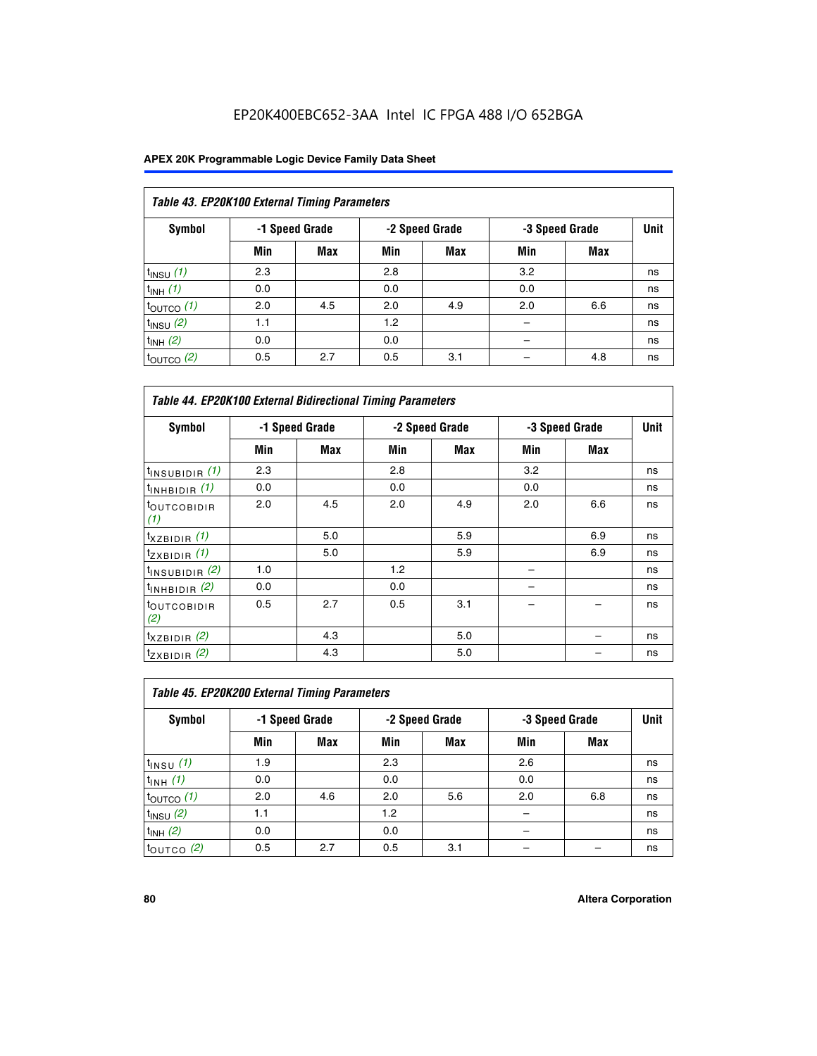EP20K400EBC652-3AA Intel IC FPGA 488 I/O 652BGA

| Table 43. EP20K100 External Timing Parameters | | | | | | | |
|---|---|---|---|---|---|---|---|
| Symbol | -1 Speed Grade | | -2 Speed Grade | | -3 Speed Grade | | Unit |
| | Min | Max | Min | Max | Min | Max | |
| $t_{INSU}$ *(1)* | 2.3 | | 2.8 | | 3.2 | | ns |
| $t_{INH}$ *(1)* | 0.0 | | 0.0 | | 0.0 | | ns |
| $t_{OUTCO}$ *(1)* | 2.0 | 4.5 | 2.0 | 4.9 | 2.0 | 6.6 | ns |
| $t_{INSU}$ *(2)* | 1.1 | | 1.2 | | – | | ns |
| $t_{INH}$ *(2)* | 0.0 | | 0.0 | | – | | ns |
| $t_{OUTCO}$ *(2)* | 0.5 | 2.7 | 0.5 | 3.1 | – | 4.8 | ns |

| Table 44. EP20K100 External Bidirectional Timing Parameters | | | | | | | |
|---|---|---|---|---|---|---|---|
| Symbol | -1 Speed Grade | | -2 Speed Grade | | -3 Speed Grade | | Unit |
| | Min | Max | Min | Max | Min | Max | |
| $t_{INSUBIDIR}$ *(1)* | 2.3 | | 2.8 | | 3.2 | | ns |
| $t_{INHBIDIR}$ *(1)* | 0.0 | | 0.0 | | 0.0 | | ns |
| $t_{OUTCOBIDIR}$ *(1)* | 2.0 | 4.5 | 2.0 | 4.9 | 2.0 | 6.6 | ns |
| $t_{XZBIDIR}$ *(1)* | | 5.0 | | 5.9 | | 6.9 | ns |
| $t_{ZXBIDIR}$ *(1)* | | 5.0 | | 5.9 | | 6.9 | ns |
| $t_{INSUBIDIR}$ *(2)* | 1.0 | | 1.2 | | – | | ns |
| $t_{INHBIDIR}$ *(2)* | 0.0 | | 0.0 | | – | | ns |
| $t_{OUTCOBIDIR}$ *(2)* | 0.5 | 2.7 | 0.5 | 3.1 | – | – | ns |
| $t_{XZBIDIR}$ *(2)* | | 4.3 | | 5.0 | | – | ns |
| $t_{ZXBIDIR}$ *(2)* | | 4.3 | | 5.0 | | – | ns |

| Table 45. EP20K200 External Timing Parameters | | | | | | | |
|---|---|---|---|---|---|---|---|
| Symbol | -1 Speed Grade | | -2 Speed Grade | | -3 Speed Grade | | Unit |
| | Min | Max | Min | Max | Min | Max | |
| $t_{INSU}$ *(1)* | 1.9 | | 2.3 | | 2.6 | | ns |
| $t_{INH}$ *(1)* | 0.0 | | 0.0 | | 0.0 | | ns |
| $t_{OUTCO}$ *(1)* | 2.0 | 4.6 | 2.0 | 5.6 | 2.0 | 6.8 | ns |
| $t_{INSU}$ *(2)* | 1.1 | | 1.2 | | – | | ns |
| $t_{INH}$ *(2)* | 0.0 | | 0.0 | | – | | ns |
| $t_{OUTCO}$ *(2)* | 0.5 | 2.7 | 0.5 | 3.1 | – | – | ns |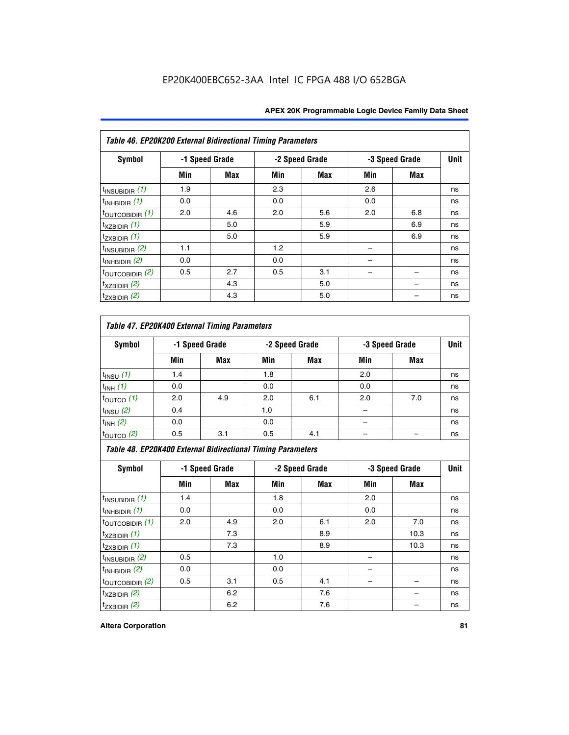EP20K400EBC652-3AA Intel IC FPGA 488 I/O 652BGA

*Table 46. EP20K200 External Bidirectional Timing Parameters*

| Symbol | -1 Speed Grade | | -2 Speed Grade | | -3 Speed Grade | | Unit |
|---|---|---|---|---|---|---|---|
| | Min | Max | Min | Max | Min | Max | |
| $t_{INSUBIDIR}$ *(1)* | 1.9 | | 2.3 | | 2.6 | | ns |
| $t_{INHBIDIR}$ *(1)* | 0.0 | | 0.0 | | 0.0 | | ns |
| $t_{OUTCOBIDIR}$ *(1)* | 2.0 | 4.6 | 2.0 | 5.6 | 2.0 | 6.8 | ns |
| $t_{XZBIDIR}$ *(1)* | | 5.0 | | 5.9 | | 6.9 | ns |
| $t_{ZXBIDIR}$ *(1)* | | 5.0 | | 5.9 | | 6.9 | ns |
| $t_{INSUBIDIR}$ *(2)* | 1.1 | | 1.2 | | – | | ns |
| $t_{INHBIDIR}$ *(2)* | 0.0 | | 0.0 | | – | | ns |
| $t_{OUTCOBIDIR}$ *(2)* | 0.5 | 2.7 | 0.5 | 3.1 | – | – | ns |
| $t_{XZBIDIR}$ *(2)* | | 4.3 | | 5.0 | | – | ns |
| $t_{ZXBIDIR}$ *(2)* | | 4.3 | | 5.0 | | – | ns |

*Table 47. EP20K400 External Timing Parameters*

| Symbol | -1 Speed Grade | | -2 Speed Grade | | -3 Speed Grade | | Unit |
|---|---|---|---|---|---|---|---|
| | Min | Max | Min | Max | Min | Max | |
| $t_{INSU}$ *(1)* | 1.4 | | 1.8 | | 2.0 | | ns |
| $t_{INH}$ *(1)* | 0.0 | | 0.0 | | 0.0 | | ns |
| $t_{OUTCO}$ *(1)* | 2.0 | 4.9 | 2.0 | 6.1 | 2.0 | 7.0 | ns |
| $t_{INSU}$ *(2)* | 0.4 | | 1.0 | | – | | ns |
| $t_{INH}$ *(2)* | 0.0 | | 0.0 | | – | | ns |
| $t_{OUTCO}$ *(2)* | 0.5 | 3.1 | 0.5 | 4.1 | – | – | ns |

*Table 48. EP20K400 External Bidirectional Timing Parameters*

| Symbol | -1 Speed Grade | | -2 Speed Grade | | -3 Speed Grade | | Unit |
|---|---|---|---|---|---|---|---|
| | Min | Max | Min | Max | Min | Max | |
| $t_{INSUBIDIR}$ *(1)* | 1.4 | | 1.8 | | 2.0 | | ns |
| $t_{INHBIDIR}$ *(1)* | 0.0 | | 0.0 | | 0.0 | | ns |
| $t_{OUTCOBIDIR}$ *(1)* | 2.0 | 4.9 | 2.0 | 6.1 | 2.0 | 7.0 | ns |
| $t_{XZBIDIR}$ *(1)* | | 7.3 | | 8.9 | | 10.3 | ns |
| $t_{ZXBIDIR}$ *(1)* | | 7.3 | | 8.9 | | 10.3 | ns |
| $t_{INSUBIDIR}$ *(2)* | 0.5 | | 1.0 | | – | | ns |
| $t_{INHBIDIR}$ *(2)* | 0.0 | | 0.0 | | – | | ns |
| $t_{OUTCOBIDIR}$ *(2)* | 0.5 | 3.1 | 0.5 | 4.1 | – | – | ns |
| $t_{XZBIDIR}$ *(2)* | | 6.2 | | 7.6 | | – | ns |
| $t_{ZXBIDIR}$ *(2)* | | 6.2 | | 7.6 | | – | ns |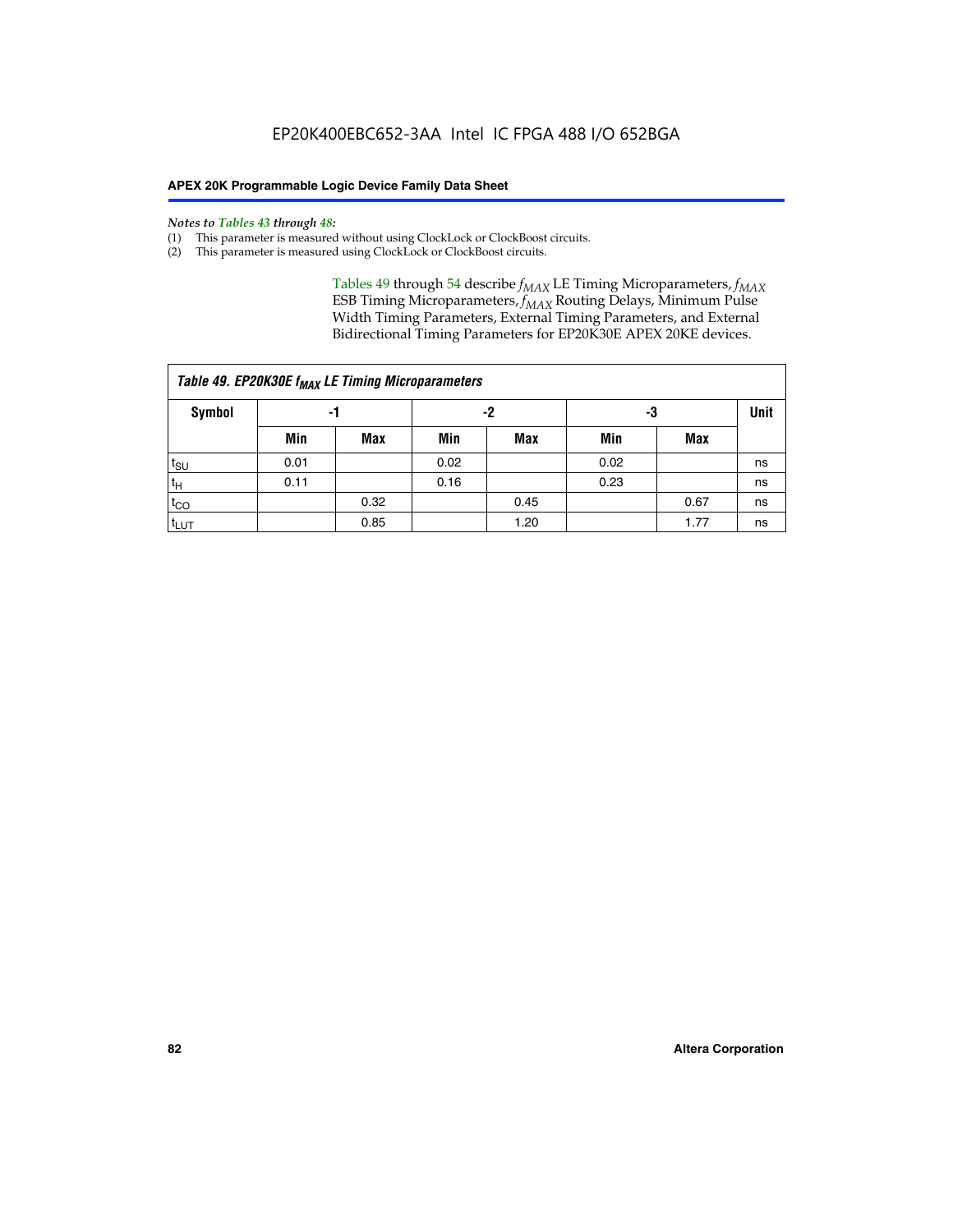*Notes to Tables 43 through 48:*

(1) This parameter is measured without using ClockLock or ClockBoost circuits.
(2) This parameter is measured using ClockLock or ClockBoost circuits.

Tables 49 through 54 describe $f_{MAX}$ LE Timing Microparameters, $f_{MAX}$ ESB Timing Microparameters, $f_{MAX}$ Routing Delays, Minimum Pulse Width Timing Parameters, External Timing Parameters, and External Bidirectional Timing Parameters for EP20K30E APEX 20KE devices.

| *Table 49. EP20K30E $f_{MAX}$ LE Timing Microparameters* | | | | | | | |
|---|---|---|---|---|---|---|---|
| **Symbol** | **-1** | | **-2** | | **-3** | | **Unit** |
| | **Min** | **Max** | **Min** | **Max** | **Min** | **Max** | |
| $t_{SU}$ | 0.01 | | 0.02 | | 0.02 | | ns |
| $t_H$ | 0.11 | | 0.16 | | 0.23 | | ns |
| $t_{CO}$ | | 0.32 | | 0.45 | | 0.67 | ns |
| $t_{LUT}$ | | 0.85 | | 1.20 | | 1.77 | ns |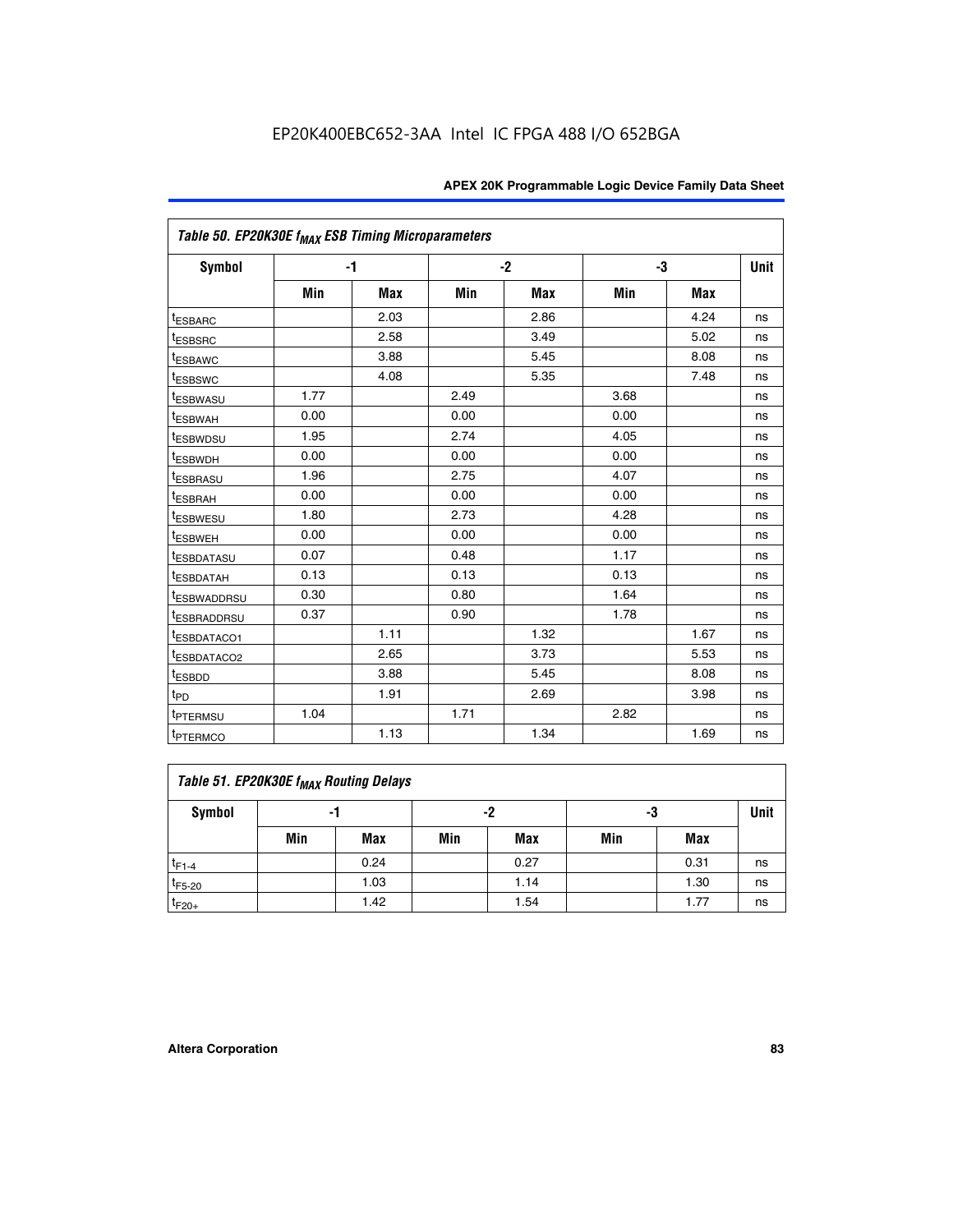Table 50. EP20K30E $f_{MAX}$ ESB Timing Microparameters

| Symbol | -1 | | -2 | | -3 | | Unit |
|---|---|---|---|---|---|---|---|
| | Min | Max | Min | Max | Min | Max | |
| $t_{ESBARC}$ | | 2.03 | | 2.86 | | 4.24 | ns |
| $t_{ESBSRC}$ | | 2.58 | | 3.49 | | 5.02 | ns |
| $t_{ESBAWC}$ | | 3.88 | | 5.45 | | 8.08 | ns |
| $t_{ESBSWC}$ | | 4.08 | | 5.35 | | 7.48 | ns |
| $t_{ESBWASU}$ | 1.77 | | 2.49 | | 3.68 | | ns |
| $t_{ESBWAH}$ | 0.00 | | 0.00 | | 0.00 | | ns |
| $t_{ESBWDSU}$ | 1.95 | | 2.74 | | 4.05 | | ns |
| $t_{ESBWDH}$ | 0.00 | | 0.00 | | 0.00 | | ns |
| $t_{ESBRASU}$ | 1.96 | | 2.75 | | 4.07 | | ns |
| $t_{ESBRAH}$ | 0.00 | | 0.00 | | 0.00 | | ns |
| $t_{ESBWESU}$ | 1.80 | | 2.73 | | 4.28 | | ns |
| $t_{ESBWEH}$ | 0.00 | | 0.00 | | 0.00 | | ns |
| $t_{ESBDATASU}$ | 0.07 | | 0.48 | | 1.17 | | ns |
| $t_{ESBDATAH}$ | 0.13 | | 0.13 | | 0.13 | | ns |
| $t_{ESBWADDRSU}$ | 0.30 | | 0.80 | | 1.64 | | ns |
| $t_{ESBRADDRSU}$ | 0.37 | | 0.90 | | 1.78 | | ns |
| $t_{ESBDATACO1}$ | | 1.11 | | 1.32 | | 1.67 | ns |
| $t_{ESBDATACO2}$ | | 2.65 | | 3.73 | | 5.53 | ns |
| $t_{ESBDD}$ | | 3.88 | | 5.45 | | 8.08 | ns |
| $t_{PD}$ | | 1.91 | | 2.69 | | 3.98 | ns |
| $t_{PTERMSU}$ | 1.04 | | 1.71 | | 2.82 | | ns |
| $t_{PTERMCO}$ | | 1.13 | | 1.34 | | 1.69 | ns |

Table 51. EP20K30E $f_{MAX}$ Routing Delays

| Symbol | -1 | | -2 | | -3 | | Unit |
|---|---|---|---|---|---|---|---|
| | Min | Max | Min | Max | Min | Max | |
| $t_{F1-4}$ | | 0.24 | | 0.27 | | 0.31 | ns |
| $t_{F5-20}$ | | 1.03 | | 1.14 | | 1.30 | ns |
| $t_{F20+}$ | | 1.42 | | 1.54 | | 1.77 | ns |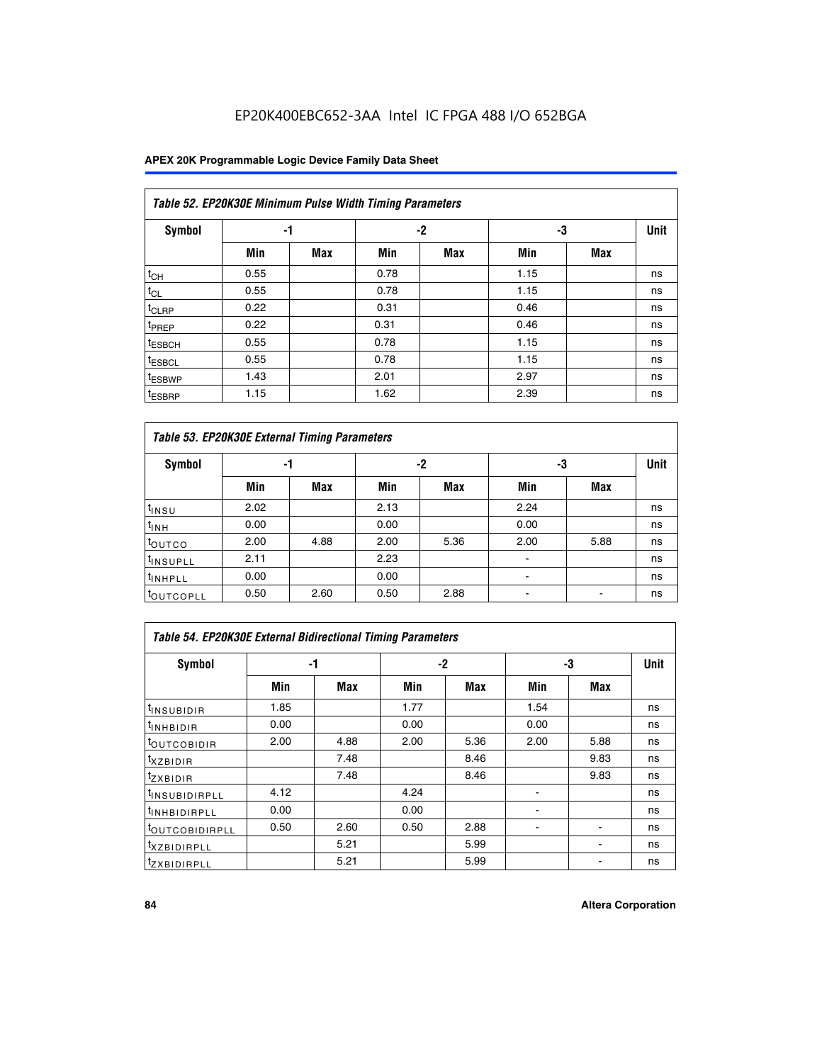**Table 52. EP20K30E Minimum Pulse Width Timing Parameters**

| Symbol | -1 | | -2 | | -3 | | Unit |
|---|---|---|---|---|---|---|---|
| | Min | Max | Min | Max | Min | Max | |
| $t_{CH}$ | 0.55 | | 0.78 | | 1.15 | | ns |
| $t_{CL}$ | 0.55 | | 0.78 | | 1.15 | | ns |
| $t_{CLRP}$ | 0.22 | | 0.31 | | 0.46 | | ns |
| $t_{PREP}$ | 0.22 | | 0.31 | | 0.46 | | ns |
| $t_{ESBCH}$ | 0.55 | | 0.78 | | 1.15 | | ns |
| $t_{ESBCL}$ | 0.55 | | 0.78 | | 1.15 | | ns |
| $t_{ESBWP}$ | 1.43 | | 2.01 | | 2.97 | | ns |
| $t_{ESBRP}$ | 1.15 | | 1.62 | | 2.39 | | ns |

**Table 53. EP20K30E External Timing Parameters**

| Symbol | -1 | | -2 | | -3 | | Unit |
|---|---|---|---|---|---|---|---|
| | Min | Max | Min | Max | Min | Max | |
| $t_{INSU}$ | 2.02 | | 2.13 | | 2.24 | | ns |
| $t_{INH}$ | 0.00 | | 0.00 | | 0.00 | | ns |
| $t_{OUTCO}$ | 2.00 | 4.88 | 2.00 | 5.36 | 2.00 | 5.88 | ns |
| $t_{INSUPLL}$ | 2.11 | | 2.23 | | - | | ns |
| $t_{INHPLL}$ | 0.00 | | 0.00 | | - | | ns |
| $t_{OUTCOPLL}$ | 0.50 | 2.60 | 0.50 | 2.88 | - | - | ns |

**Table 54. EP20K30E External Bidirectional Timing Parameters**

| Symbol | -1 | | -2 | | -3 | | Unit |
|---|---|---|---|---|---|---|---|
| | Min | Max | Min | Max | Min | Max | |
| $t_{INSUBIDIR}$ | 1.85 | | 1.77 | | 1.54 | | ns |
| $t_{INHBIDIR}$ | 0.00 | | 0.00 | | 0.00 | | ns |
| $t_{OUTCOBIDIR}$ | 2.00 | 4.88 | 2.00 | 5.36 | 2.00 | 5.88 | ns |
| $t_{XZBIDIR}$ | | 7.48 | | 8.46 | | 9.83 | ns |
| $t_{ZXBIDIR}$ | | 7.48 | | 8.46 | | 9.83 | ns |
| $t_{INSUBIDIRPLL}$ | 4.12 | | 4.24 | | - | | ns |
| $t_{INHBIDIRPLL}$ | 0.00 | | 0.00 | | - | | ns |
| $t_{OUTCOBIDIRPLL}$ | 0.50 | 2.60 | 0.50 | 2.88 | - | - | ns |
| $t_{XZBIDIRPLL}$ | | 5.21 | | 5.99 | | - | ns |
| $t_{ZXBIDIRPLL}$ | | 5.21 | | 5.99 | | - | ns |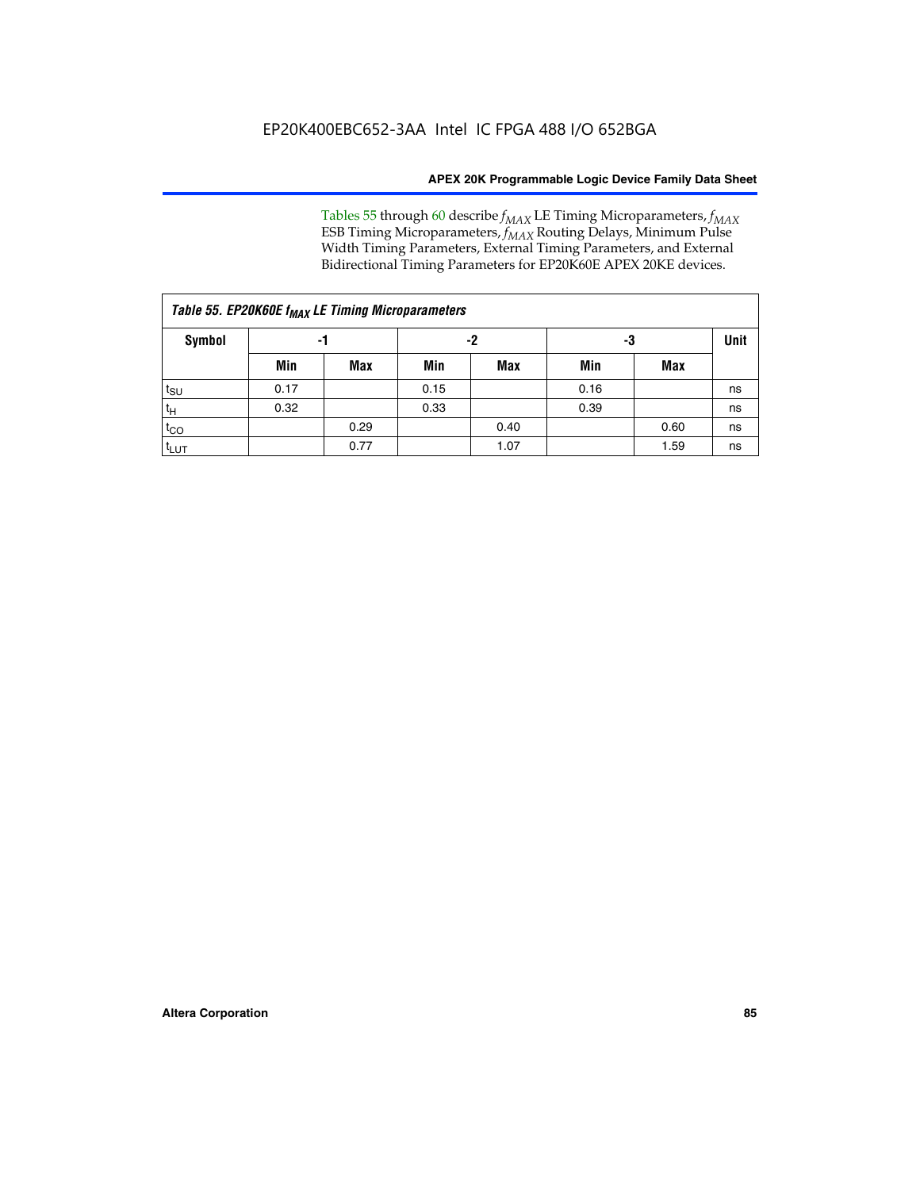Tables 55 through 60 describe $f_{MAX}$ LE Timing Microparameters, $f_{MAX}$ ESB Timing Microparameters, $f_{MAX}$ Routing Delays, Minimum Pulse Width Timing Parameters, External Timing Parameters, and External Bidirectional Timing Parameters for EP20K60E APEX 20KE devices.

| *Table 55. EP20K60E $f_{MAX}$ LE Timing Microparameters* | | | | | | | |
|---|---|---|---|---|---|---|---|
| **Symbol** | **-1** | | **-2** | | **-3** | | **Unit** |
| | **Min** | **Max** | **Min** | **Max** | **Min** | **Max** | |
| $t_{SU}$ | 0.17 | | 0.15 | | 0.16 | | ns |
| $t_{H}$ | 0.32 | | 0.33 | | 0.39 | | ns |
| $t_{CO}$ | | 0.29 | | 0.40 | | 0.60 | ns |
| $t_{LUT}$ | | 0.77 | | 1.07 | | 1.59 | ns |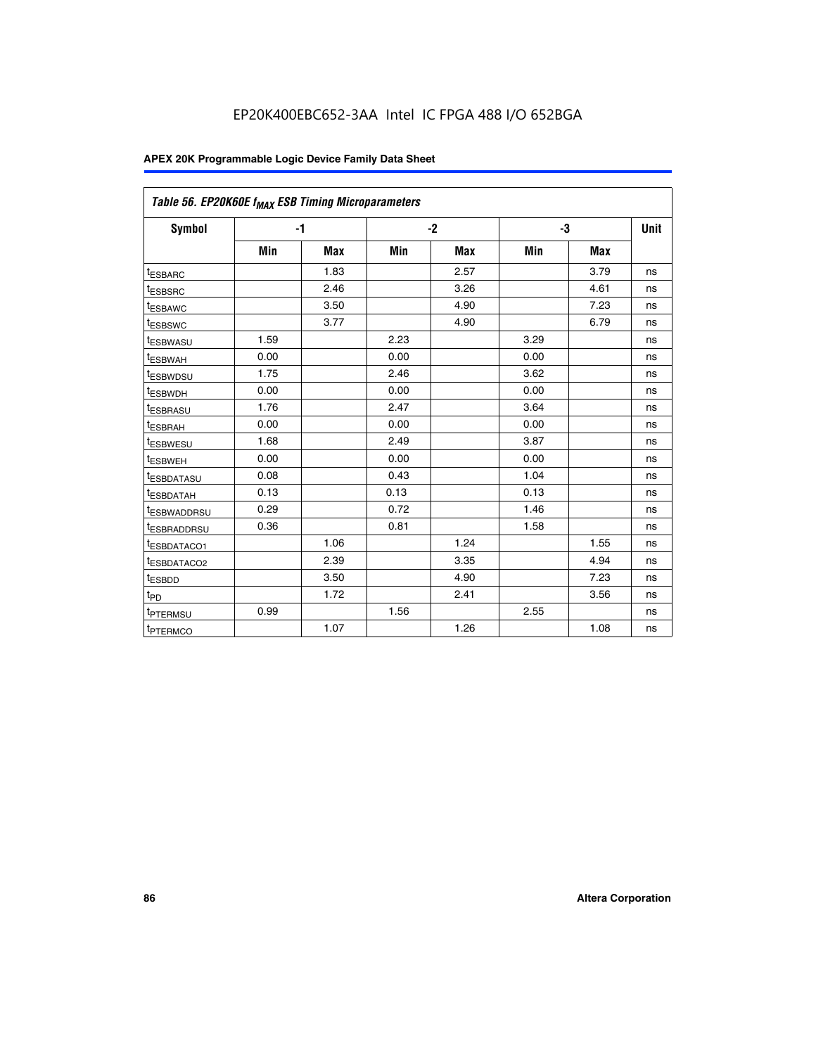Table 56. EP20K60E $f_{MAX}$ ESB Timing Microparameters

| Symbol | -1 | | -2 | | -3 | | Unit |
|---|---|---|---|---|---|---|---|
| | Min | Max | Min | Max | Min | Max | |
| $t_{ESBARC}$ | | 1.83 | | 2.57 | | 3.79 | ns |
| $t_{ESBSRC}$ | | 2.46 | | 3.26 | | 4.61 | ns |
| $t_{ESBAWC}$ | | 3.50 | | 4.90 | | 7.23 | ns |
| $t_{ESBSWC}$ | | 3.77 | | 4.90 | | 6.79 | ns |
| $t_{ESBWASU}$ | 1.59 | | 2.23 | | 3.29 | | ns |
| $t_{ESBWAH}$ | 0.00 | | 0.00 | | 0.00 | | ns |
| $t_{ESBWDSU}$ | 1.75 | | 2.46 | | 3.62 | | ns |
| $t_{ESBWDH}$ | 0.00 | | 0.00 | | 0.00 | | ns |
| $t_{ESBRASU}$ | 1.76 | | 2.47 | | 3.64 | | ns |
| $t_{ESBRAH}$ | 0.00 | | 0.00 | | 0.00 | | ns |
| $t_{ESBWESU}$ | 1.68 | | 2.49 | | 3.87 | | ns |
| $t_{ESBWEH}$ | 0.00 | | 0.00 | | 0.00 | | ns |
| $t_{ESBDATASU}$ | 0.08 | | 0.43 | | 1.04 | | ns |
| $t_{ESBDATAH}$ | 0.13 | | 0.13 | | 0.13 | | ns |
| $t_{ESBWADDRSU}$ | 0.29 | | 0.72 | | 1.46 | | ns |
| $t_{ESBRADDRSU}$ | 0.36 | | 0.81 | | 1.58 | | ns |
| $t_{ESBDATACO1}$ | | 1.06 | | 1.24 | | 1.55 | ns |
| $t_{ESBDATACO2}$ | | 2.39 | | 3.35 | | 4.94 | ns |
| $t_{ESBDD}$ | | 3.50 | | 4.90 | | 7.23 | ns |
| $t_{PD}$ | | 1.72 | | 2.41 | | 3.56 | ns |
| $t_{PTERMSU}$ | 0.99 | | 1.56 | | 2.55 | | ns |
| $t_{PTERMCO}$ | | 1.07 | | 1.26 | | 1.08 | ns |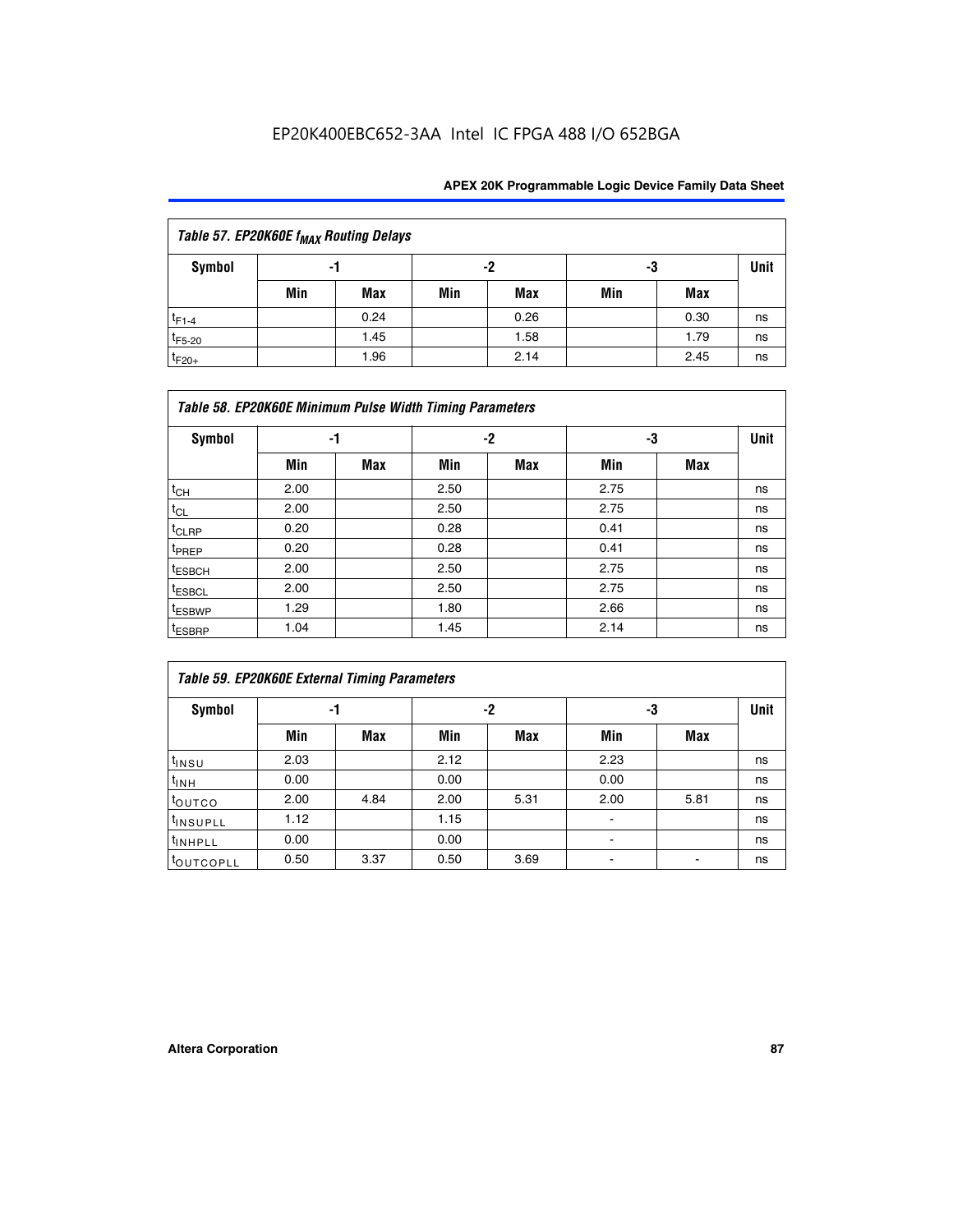| Table 57. EP20K60E $f_{MAX}$ Routing Delays | | | | | | | |
|---|---|---|---|---|---|---|---|
| Symbol | -1 | | -2 | | -3 | | Unit |
| | Min | Max | Min | Max | Min | Max | |
| $t_{F1-4}$ | | 0.24 | | 0.26 | | 0.30 | ns |
| $t_{F5-20}$ | | 1.45 | | 1.58 | | 1.79 | ns |
| $t_{F20+}$ | | 1.96 | | 2.14 | | 2.45 | ns |

| Table 58. EP20K60E Minimum Pulse Width Timing Parameters | | | | | | | |
|---|---|---|---|---|---|---|---|
| Symbol | -1 | | -2 | | -3 | | Unit |
| | Min | Max | Min | Max | Min | Max | |
| $t_{CH}$ | 2.00 | | 2.50 | | 2.75 | | ns |
| $t_{CL}$ | 2.00 | | 2.50 | | 2.75 | | ns |
| $t_{CLRP}$ | 0.20 | | 0.28 | | 0.41 | | ns |
| $t_{PREP}$ | 0.20 | | 0.28 | | 0.41 | | ns |
| $t_{ESBCH}$ | 2.00 | | 2.50 | | 2.75 | | ns |
| $t_{ESBCL}$ | 2.00 | | 2.50 | | 2.75 | | ns |
| $t_{ESBWP}$ | 1.29 | | 1.80 | | 2.66 | | ns |
| $t_{ESBRP}$ | 1.04 | | 1.45 | | 2.14 | | ns |

| Table 59. EP20K60E External Timing Parameters | | | | | | | |
|---|---|---|---|---|---|---|---|
| Symbol | -1 | | -2 | | -3 | | Unit |
| | Min | Max | Min | Max | Min | Max | |
| $t_{INSU}$ | 2.03 | | 2.12 | | 2.23 | | ns |
| $t_{INH}$ | 0.00 | | 0.00 | | 0.00 | | ns |
| $t_{OUTCO}$ | 2.00 | 4.84 | 2.00 | 5.31 | 2.00 | 5.81 | ns |
| $t_{INSUPLL}$ | 1.12 | | 1.15 | | - | | ns |
| $t_{INHPLL}$ | 0.00 | | 0.00 | | - | | ns |
| $t_{OUTCOPLL}$ | 0.50 | 3.37 | 0.50 | 3.69 | - | - | ns |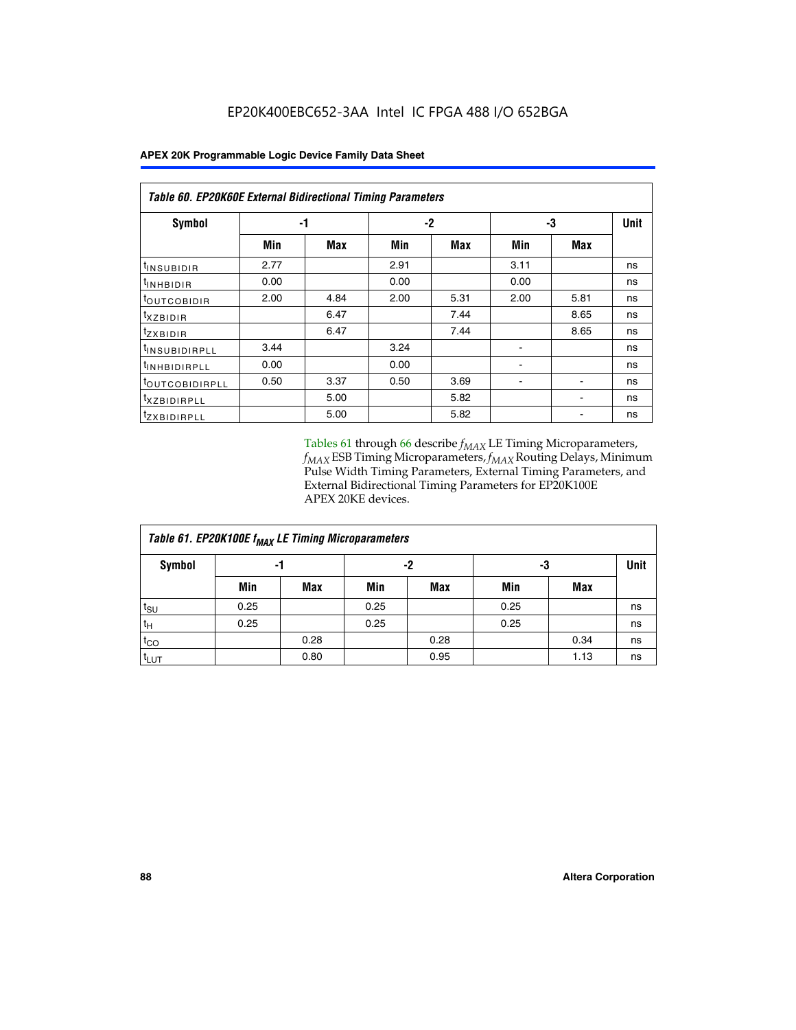**Table 60. EP20K60E External Bidirectional Timing Parameters**

| Symbol | -1 | | -2 | | -3 | | Unit |
|---|---|---|---|---|---|---|---|
| | Min | Max | Min | Max | Min | Max | |
| $t_{INSUBIDIR}$ | 2.77 | | 2.91 | | 3.11 | | ns |
| $t_{INHBIDIR}$ | 0.00 | | 0.00 | | 0.00 | | ns |
| $t_{OUTCOBIDIR}$ | 2.00 | 4.84 | 2.00 | 5.31 | 2.00 | 5.81 | ns |
| $t_{XZBIDIR}$ | | 6.47 | | 7.44 | | 8.65 | ns |
| $t_{ZXBIDIR}$ | | 6.47 | | 7.44 | | 8.65 | ns |
| $t_{INSUBIDIRPLL}$ | 3.44 | | 3.24 | | - | | ns |
| $t_{INHBIDIRPLL}$ | 0.00 | | 0.00 | | - | | ns |
| $t_{OUTCOBIDIRPLL}$ | 0.50 | 3.37 | 0.50 | 3.69 | - | - | ns |
| $t_{XZBIDIRPLL}$ | | 5.00 | | 5.82 | | - | ns |
| $t_{ZXBIDIRPLL}$ | | 5.00 | | 5.82 | | - | ns |

Tables 61 through 66 describe $f_{MAX}$ LE Timing Microparameters, $f_{MAX}$ ESB Timing Microparameters, $f_{MAX}$ Routing Delays, Minimum Pulse Width Timing Parameters, External Timing Parameters, and External Bidirectional Timing Parameters for EP20K100E APEX 20KE devices.

**Table 61. EP20K100E $f_{MAX}$ LE Timing Microparameters**

| Symbol | -1 | | -2 | | -3 | | Unit |
|---|---|---|---|---|---|---|---|
| | Min | Max | Min | Max | Min | Max | |
| $t_{SU}$ | 0.25 | | 0.25 | | 0.25 | | ns |
| $t_{H}$ | 0.25 | | 0.25 | | 0.25 | | ns |
| $t_{CO}$ | | 0.28 | | 0.28 | | 0.34 | ns |
| $t_{LUT}$ | | 0.80 | | 0.95 | | 1.13 | ns |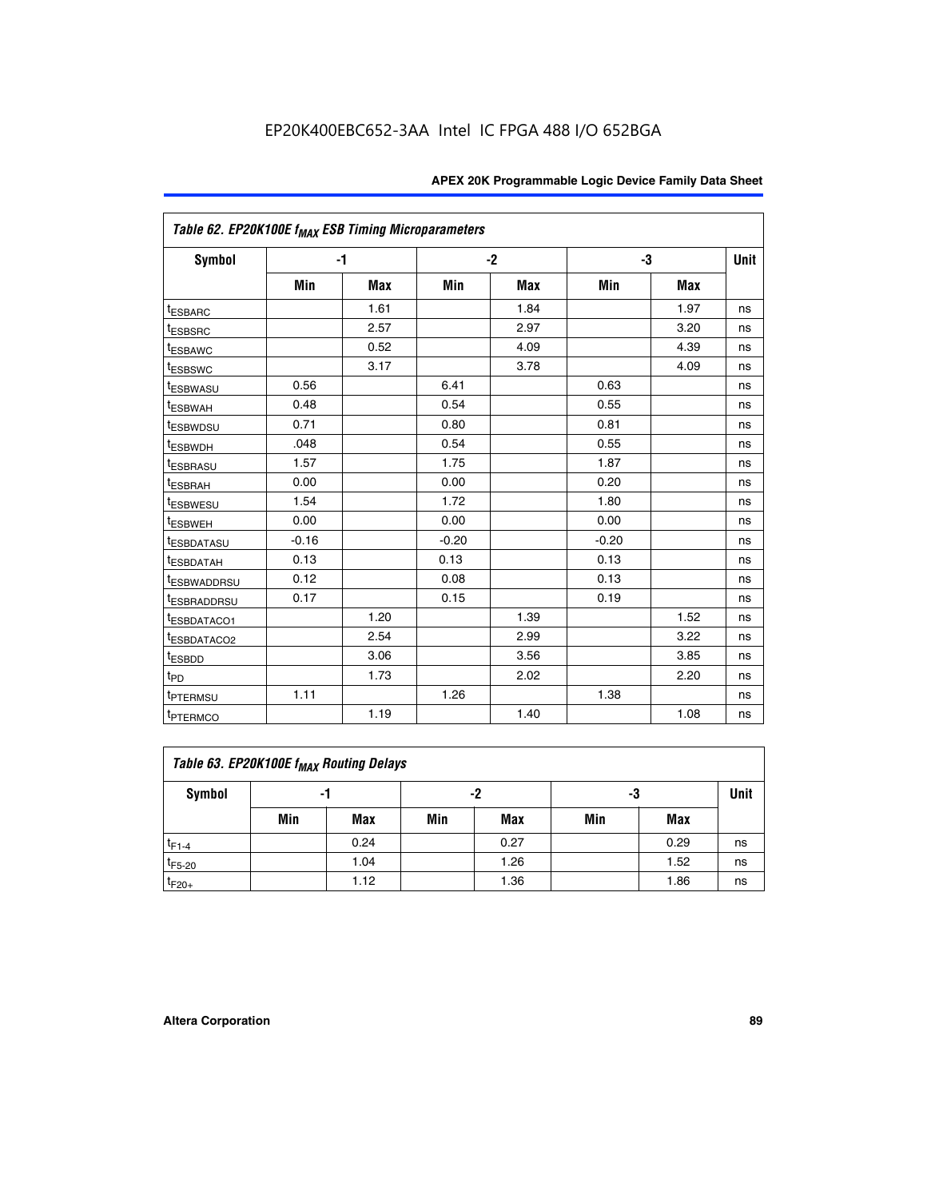EP20K400EBC652-3AA Intel IC FPGA 488 I/O 652BGA

| Table 62. EP20K100E $f_{MAX}$ ESB Timing Microparameters | | | | | | | |
|---|---|---|---|---|---|---|---|
| **Symbol** | **-1** | | **-2** | | **-3** | | **Unit** |
| | **Min** | **Max** | **Min** | **Max** | **Min** | **Max** | |
| $t_{ESBARC}$ | | 1.61 | | 1.84 | | 1.97 | ns |
| $t_{ESBSRC}$ | | 2.57 | | 2.97 | | 3.20 | ns |
| $t_{ESBAWC}$ | | 0.52 | | 4.09 | | 4.39 | ns |
| $t_{ESBSWC}$ | | 3.17 | | 3.78 | | 4.09 | ns |
| $t_{ESBWASU}$ | 0.56 | | 6.41 | | 0.63 | | ns |
| $t_{ESBWAH}$ | 0.48 | | 0.54 | | 0.55 | | ns |
| $t_{ESBWDSU}$ | 0.71 | | 0.80 | | 0.81 | | ns |
| $t_{ESBWDH}$ | .048 | | 0.54 | | 0.55 | | ns |
| $t_{ESBRASU}$ | 1.57 | | 1.75 | | 1.87 | | ns |
| $t_{ESBRAH}$ | 0.00 | | 0.00 | | 0.20 | | ns |
| $t_{ESBWESU}$ | 1.54 | | 1.72 | | 1.80 | | ns |
| $t_{ESBWEH}$ | 0.00 | | 0.00 | | 0.00 | | ns |
| $t_{ESBDATASU}$ | -0.16 | | -0.20 | | -0.20 | | ns |
| $t_{ESBDATAH}$ | 0.13 | | 0.13 | | 0.13 | | ns |
| $t_{ESBWADDRSU}$ | 0.12 | | 0.08 | | 0.13 | | ns |
| $t_{ESBRADDRSU}$ | 0.17 | | 0.15 | | 0.19 | | ns |
| $t_{ESBDATACO1}$ | | 1.20 | | 1.39 | | 1.52 | ns |
| $t_{ESBDATACO2}$ | | 2.54 | | 2.99 | | 3.22 | ns |
| $t_{ESBDD}$ | | 3.06 | | 3.56 | | 3.85 | ns |
| $t_{PD}$ | | 1.73 | | 2.02 | | 2.20 | ns |
| $t_{PTERMSU}$ | 1.11 | | 1.26 | | 1.38 | | ns |
| $t_{PTERMCO}$ | | 1.19 | | 1.40 | | 1.08 | ns |

| Table 63. EP20K100E $f_{MAX}$ Routing Delays | | | | | | | |
|---|---|---|---|---|---|---|---|
| **Symbol** | **-1** | | **-2** | | **-3** | | **Unit** |
| | **Min** | **Max** | **Min** | **Max** | **Min** | **Max** | |
| $t_{F1-4}$ | | 0.24 | | 0.27 | | 0.29 | ns |
| $t_{F5-20}$ | | 1.04 | | 1.26 | | 1.52 | ns |
| $t_{F20+}$ | | 1.12 | | 1.36 | | 1.86 | ns |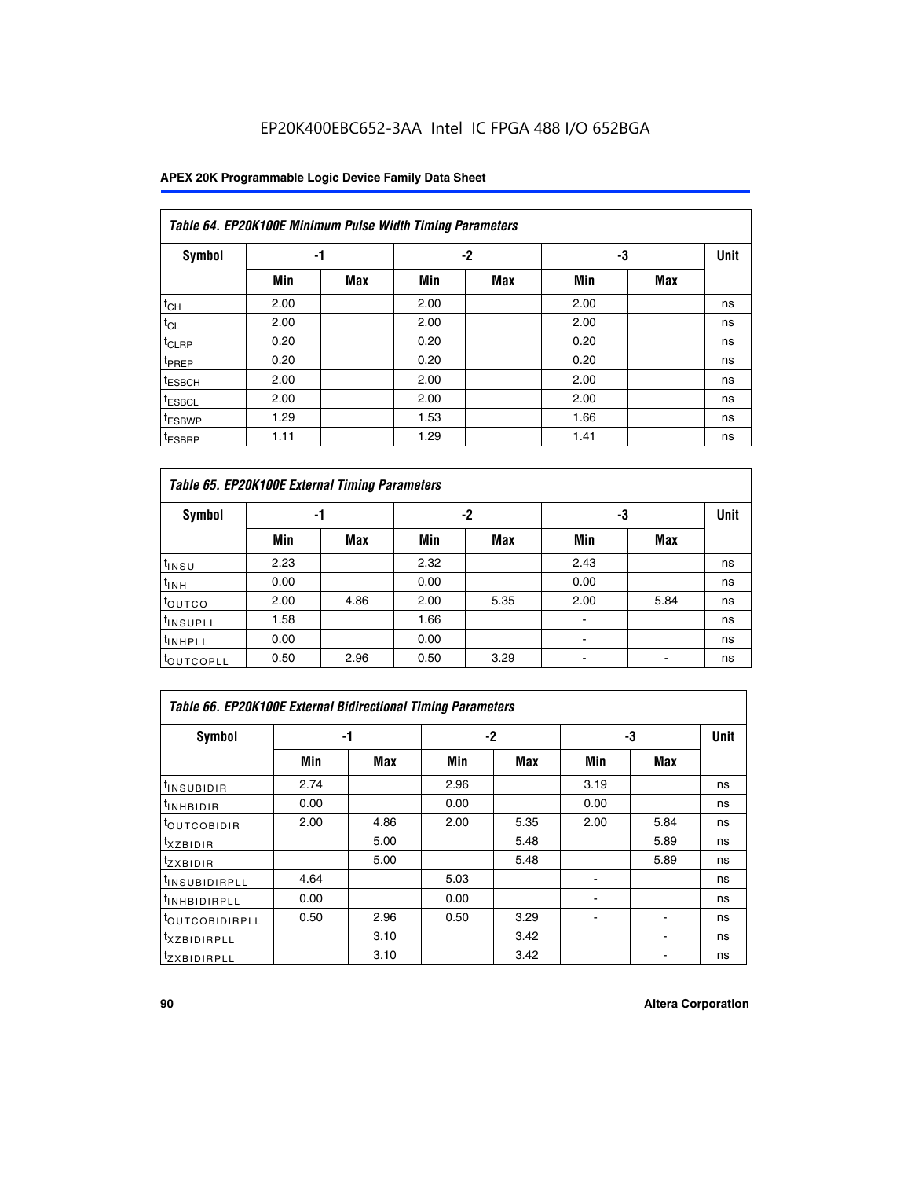EP20K400EBC652-3AA Intel IC FPGA 488 I/O 652BGA

| Table 64. EP20K100E Minimum Pulse Width Timing Parameters | | | | | | | |
|---|---|---|---|---|---|---|---|
| Symbol | -1 | | -2 | | -3 | | Unit |
| | Min | Max | Min | Max | Min | Max | |
| $t_{CH}$ | 2.00 | | 2.00 | | 2.00 | | ns |
| $t_{CL}$ | 2.00 | | 2.00 | | 2.00 | | ns |
| $t_{CLRP}$ | 0.20 | | 0.20 | | 0.20 | | ns |
| $t_{PREP}$ | 0.20 | | 0.20 | | 0.20 | | ns |
| $t_{ESBCH}$ | 2.00 | | 2.00 | | 2.00 | | ns |
| $t_{ESBCL}$ | 2.00 | | 2.00 | | 2.00 | | ns |
| $t_{ESBWP}$ | 1.29 | | 1.53 | | 1.66 | | ns |
| $t_{ESBRP}$ | 1.11 | | 1.29 | | 1.41 | | ns |

| Table 65. EP20K100E External Timing Parameters | | | | | | | |
|---|---|---|---|---|---|---|---|
| Symbol | -1 | | -2 | | -3 | | Unit |
| | Min | Max | Min | Max | Min | Max | |
| $t_{INSU}$ | 2.23 | | 2.32 | | 2.43 | | ns |
| $t_{INH}$ | 0.00 | | 0.00 | | 0.00 | | ns |
| $t_{OUTCO}$ | 2.00 | 4.86 | 2.00 | 5.35 | 2.00 | 5.84 | ns |
| $t_{INSUPLL}$ | 1.58 | | 1.66 | | - | | ns |
| $t_{INHPLL}$ | 0.00 | | 0.00 | | - | | ns |
| $t_{OUTCOPLL}$ | 0.50 | 2.96 | 0.50 | 3.29 | - | - | ns |

| Table 66. EP20K100E External Bidirectional Timing Parameters | | | | | | | |
|---|---|---|---|---|---|---|---|
| Symbol | -1 | | -2 | | -3 | | Unit |
| | Min | Max | Min | Max | Min | Max | |
| $t_{INSUBIDIR}$ | 2.74 | | 2.96 | | 3.19 | | ns |
| $t_{INHBIDIR}$ | 0.00 | | 0.00 | | 0.00 | | ns |
| $t_{OUTCOBIDIR}$ | 2.00 | 4.86 | 2.00 | 5.35 | 2.00 | 5.84 | ns |
| $t_{XZBIDIR}$ | | 5.00 | | 5.48 | | 5.89 | ns |
| $t_{ZXBIDIR}$ | | 5.00 | | 5.48 | | 5.89 | ns |
| $t_{INSUBIDIRPLL}$ | 4.64 | | 5.03 | | - | | ns |
| $t_{INHBIDIRPLL}$ | 0.00 | | 0.00 | | - | | ns |
| $t_{OUTCOBIDIRPLL}$ | 0.50 | 2.96 | 0.50 | 3.29 | - | - | ns |
| $t_{XZBIDIRPLL}$ | | 3.10 | | 3.42 | | - | ns |
| $t_{ZXBIDIRPLL}$ | | 3.10 | | 3.42 | | - | ns |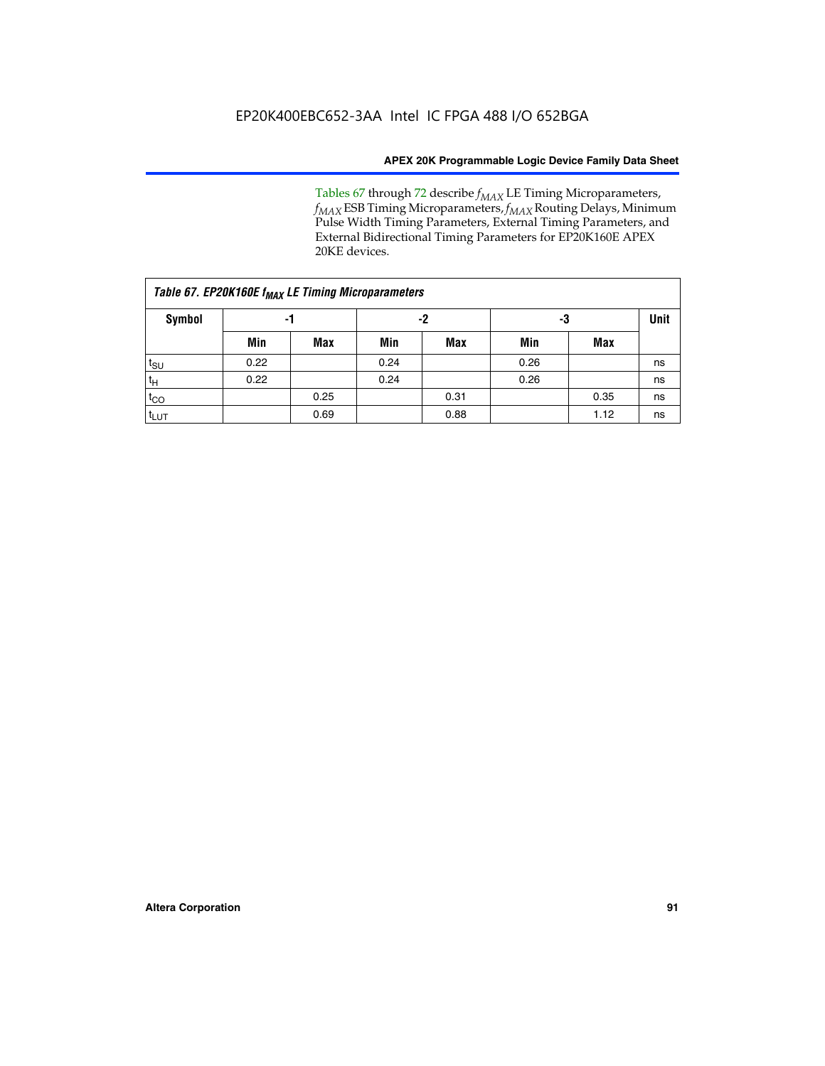Tables 67 through 72 describe $f_{MAX}$ LE Timing Microparameters, $f_{MAX}$ ESB Timing Microparameters, $f_{MAX}$ Routing Delays, Minimum Pulse Width Timing Parameters, External Timing Parameters, and External Bidirectional Timing Parameters for EP20K160E APEX 20KE devices.

**Table 67. EP20K160E $f_{MAX}$ LE Timing Microparameters**

| Symbol | -1 | | -2 | | -3 | | Unit |
|---|---|---|---|---|---|---|---|
| | Min | Max | Min | Max | Min | Max | |
| $t_{SU}$ | 0.22 | | 0.24 | | 0.26 | | ns |
| $t_H$ | 0.22 | | 0.24 | | 0.26 | | ns |
| $t_{CO}$ | | 0.25 | | 0.31 | | 0.35 | ns |
| $t_{LUT}$ | | 0.69 | | 0.88 | | 1.12 | ns |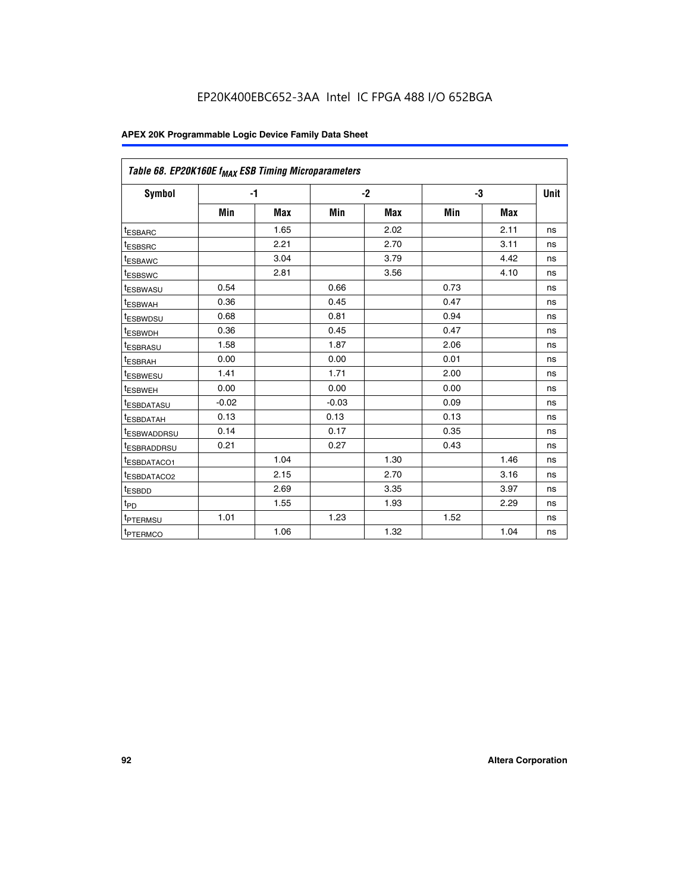EP20K400EBC652-3AA Intel IC FPGA 488 I/O 652BGA

| Table 68. EP20K160E $f_{MAX}$ ESB Timing Microparameters | | | | | | | |
|---|---|---|---|---|---|---|---|
| Symbol | -1 | | -2 | | -3 | | Unit |
| | Min | Max | Min | Max | Min | Max | |
| $t_{ESBARC}$ | | 1.65 | | 2.02 | | 2.11 | ns |
| $t_{ESBSRC}$ | | 2.21 | | 2.70 | | 3.11 | ns |
| $t_{ESBAWC}$ | | 3.04 | | 3.79 | | 4.42 | ns |
| $t_{ESBSWC}$ | | 2.81 | | 3.56 | | 4.10 | ns |
| $t_{ESBWASU}$ | 0.54 | | 0.66 | | 0.73 | | ns |
| $t_{ESBWAH}$ | 0.36 | | 0.45 | | 0.47 | | ns |
| $t_{ESBWDSU}$ | 0.68 | | 0.81 | | 0.94 | | ns |
| $t_{ESBWDH}$ | 0.36 | | 0.45 | | 0.47 | | ns |
| $t_{ESBRASU}$ | 1.58 | | 1.87 | | 2.06 | | ns |
| $t_{ESBRAH}$ | 0.00 | | 0.00 | | 0.01 | | ns |
| $t_{ESBWESU}$ | 1.41 | | 1.71 | | 2.00 | | ns |
| $t_{ESBWEH}$ | 0.00 | | 0.00 | | 0.00 | | ns |
| $t_{ESBDATASU}$ | -0.02 | | -0.03 | | 0.09 | | ns |
| $t_{ESBDATAH}$ | 0.13 | | 0.13 | | 0.13 | | ns |
| $t_{ESBWADDRSU}$ | 0.14 | | 0.17 | | 0.35 | | ns |
| $t_{ESBRADDRSU}$ | 0.21 | | 0.27 | | 0.43 | | ns |
| $t_{ESBDATACO1}$ | | 1.04 | | 1.30 | | 1.46 | ns |
| $t_{ESBDATACO2}$ | | 2.15 | | 2.70 | | 3.16 | ns |
| $t_{ESBDD}$ | | 2.69 | | 3.35 | | 3.97 | ns |
| $t_{PD}$ | | 1.55 | | 1.93 | | 2.29 | ns |
| $t_{PTERMSU}$ | 1.01 | | 1.23 | | 1.52 | | ns |
| $t_{PTERMCO}$ | | 1.06 | | 1.32 | | 1.04 | ns |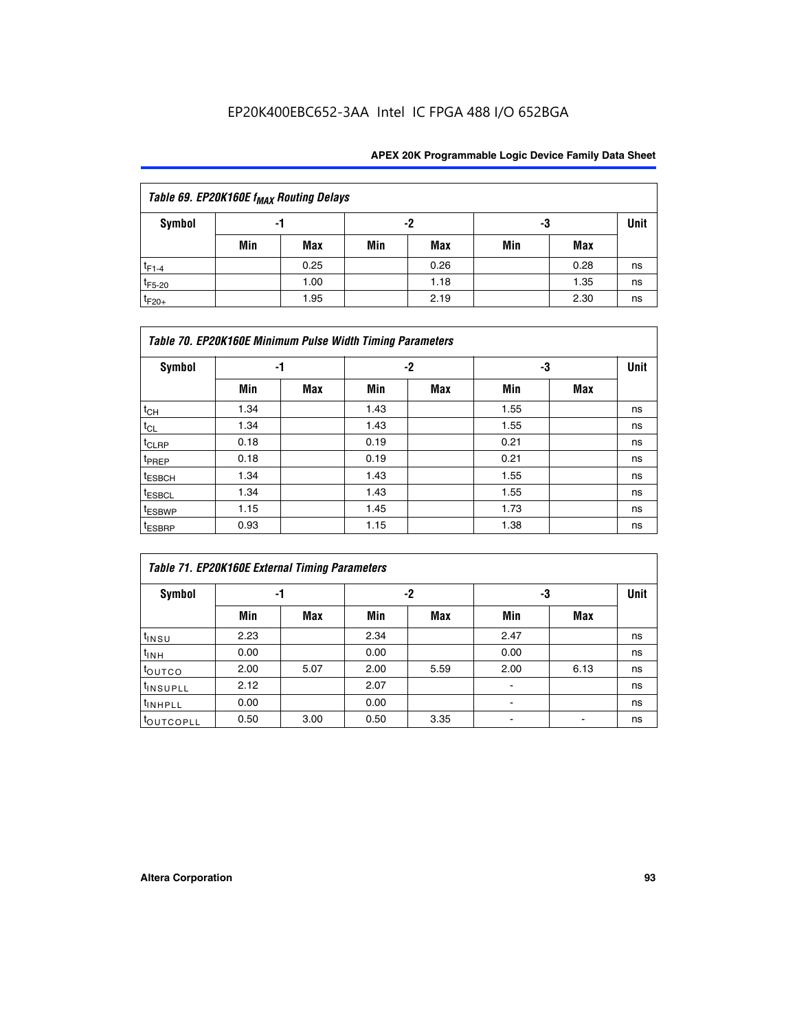| Table 69. EP20K160E $f_{MAX}$ Routing Delays | | | | | | | |
|---|---|---|---|---|---|---|---|
| Symbol | -1 | | -2 | | -3 | | Unit |
| | Min | Max | Min | Max | Min | Max | |
| $t_{F1-4}$ | | 0.25 | | 0.26 | | 0.28 | ns |
| $t_{F5-20}$ | | 1.00 | | 1.18 | | 1.35 | ns |
| $t_{F20+}$ | | 1.95 | | 2.19 | | 2.30 | ns |

| Table 70. EP20K160E Minimum Pulse Width Timing Parameters | | | | | | | |
|---|---|---|---|---|---|---|---|
| Symbol | -1 | | -2 | | -3 | | Unit |
| | Min | Max | Min | Max | Min | Max | |
| $t_{CH}$ | 1.34 | | 1.43 | | 1.55 | | ns |
| $t_{CL}$ | 1.34 | | 1.43 | | 1.55 | | ns |
| $t_{CLRP}$ | 0.18 | | 0.19 | | 0.21 | | ns |
| $t_{PREP}$ | 0.18 | | 0.19 | | 0.21 | | ns |
| $t_{ESBCH}$ | 1.34 | | 1.43 | | 1.55 | | ns |
| $t_{ESBCL}$ | 1.34 | | 1.43 | | 1.55 | | ns |
| $t_{ESBWP}$ | 1.15 | | 1.45 | | 1.73 | | ns |
| $t_{ESBRP}$ | 0.93 | | 1.15 | | 1.38 | | ns |

| Table 71. EP20K160E External Timing Parameters | | | | | | | |
|---|---|---|---|---|---|---|---|
| Symbol | -1 | | -2 | | -3 | | Unit |
| | Min | Max | Min | Max | Min | Max | |
| $t_{INSU}$ | 2.23 | | 2.34 | | 2.47 | | ns |
| $t_{INH}$ | 0.00 | | 0.00 | | 0.00 | | ns |
| $t_{OUTCO}$ | 2.00 | 5.07 | 2.00 | 5.59 | 2.00 | 6.13 | ns |
| $t_{INSUPLL}$ | 2.12 | | 2.07 | | - | | ns |
| $t_{INHPLL}$ | 0.00 | | 0.00 | | - | | ns |
| $t_{OUTCOPLL}$ | 0.50 | 3.00 | 0.50 | 3.35 | - | - | ns |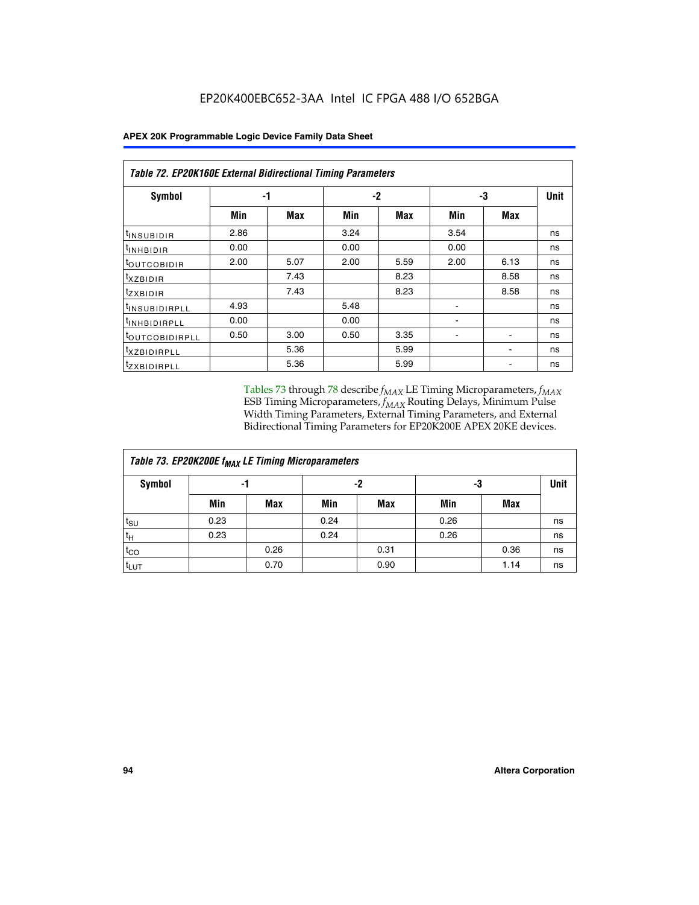**Table 72. EP20K160E External Bidirectional Timing Parameters**

| Symbol | -1 | | -2 | | -3 | | Unit |
|---|---|---|---|---|---|---|---|
| | Min | Max | Min | Max | Min | Max | |
| $t_{INSUBIDIR}$ | 2.86 | | 3.24 | | 3.54 | | ns |
| $t_{INHBIDIR}$ | 0.00 | | 0.00 | | 0.00 | | ns |
| $t_{OUTCOBIDIR}$ | 2.00 | 5.07 | 2.00 | 5.59 | 2.00 | 6.13 | ns |
| $t_{XZBIDIR}$ | | 7.43 | | 8.23 | | 8.58 | ns |
| $t_{ZXBIDIR}$ | | 7.43 | | 8.23 | | 8.58 | ns |
| $t_{INSUBIDIRPLL}$ | 4.93 | | 5.48 | | - | | ns |
| $t_{INHBIDIRPLL}$ | 0.00 | | 0.00 | | - | | ns |
| $t_{OUTCOBIDIRPLL}$ | 0.50 | 3.00 | 0.50 | 3.35 | - | - | ns |
| $t_{XZBIDIRPLL}$ | | 5.36 | | 5.99 | | - | ns |
| $t_{ZXBIDIRPLL}$ | | 5.36 | | 5.99 | | - | ns |

Tables 73 through 78 describe $f_{MAX}$ LE Timing Microparameters, $f_{MAX}$ ESB Timing Microparameters, $f_{MAX}$ Routing Delays, Minimum Pulse Width Timing Parameters, External Timing Parameters, and External Bidirectional Timing Parameters for EP20K200E APEX 20KE devices.

**Table 73. EP20K200E $f_{MAX}$ LE Timing Microparameters**

| Symbol | -1 | | -2 | | -3 | | Unit |
|---|---|---|---|---|---|---|---|
| | Min | Max | Min | Max | Min | Max | |
| $t_{SU}$ | 0.23 | | 0.24 | | 0.26 | | ns |
| $t_{H}$ | 0.23 | | 0.24 | | 0.26 | | ns |
| $t_{CO}$ | | 0.26 | | 0.31 | | 0.36 | ns |
| $t_{LUT}$ | | 0.70 | | 0.90 | | 1.14 | ns |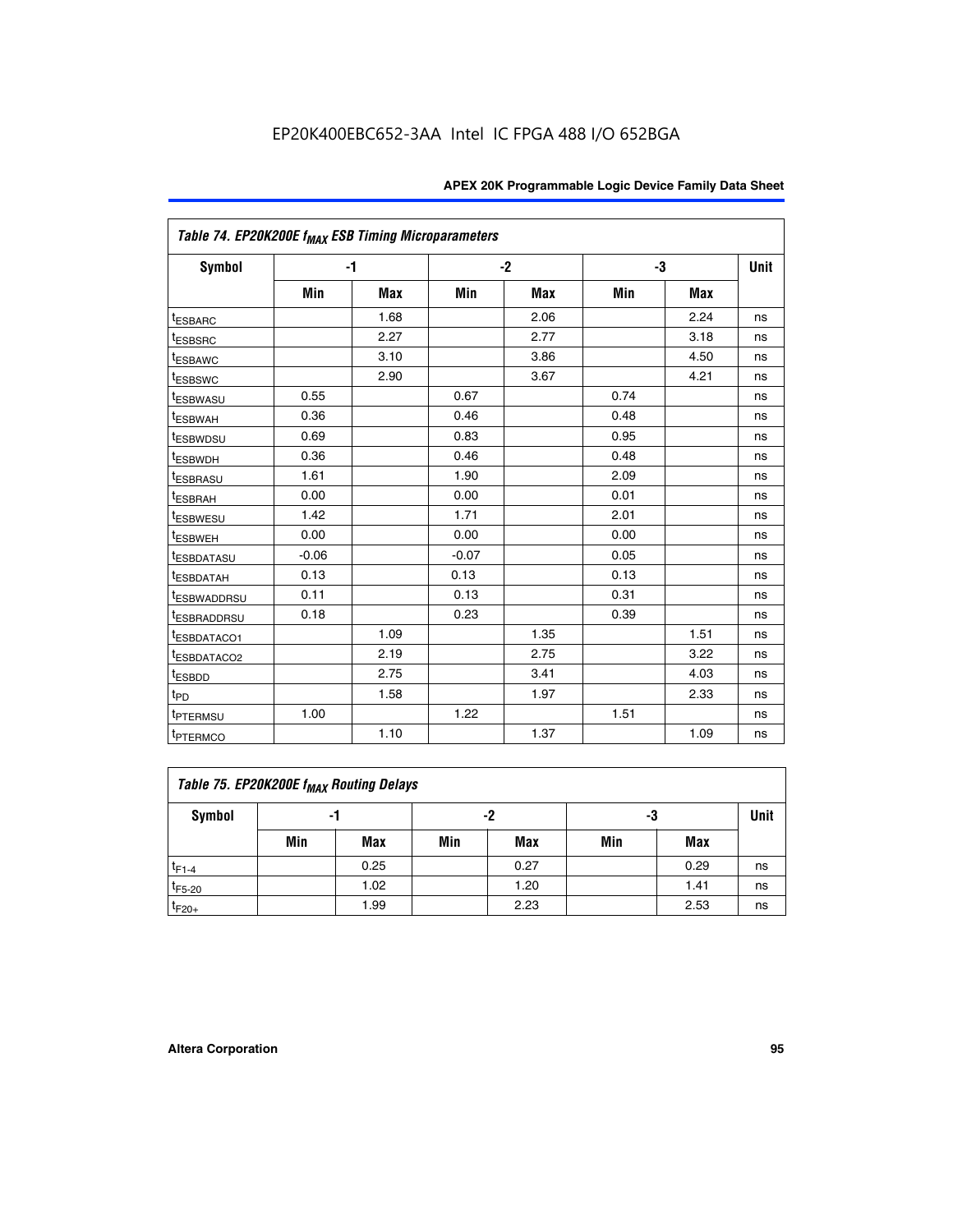EP20K400EBC652-3AA Intel IC FPGA 488 I/O 652BGA

| Table 74. EP20K200E $f_{MAX}$ ESB Timing Microparameters | | | | | | | |
|---|---|---|---|---|---|---|---|
| Symbol | -1 | | -2 | | -3 | | Unit |
| | Min | Max | Min | Max | Min | Max | |
| $t_{ESBARC}$ | | 1.68 | | 2.06 | | 2.24 | ns |
| $t_{ESBSRC}$ | | 2.27 | | 2.77 | | 3.18 | ns |
| $t_{ESBAWC}$ | | 3.10 | | 3.86 | | 4.50 | ns |
| $t_{ESBSWC}$ | | 2.90 | | 3.67 | | 4.21 | ns |
| $t_{ESBWASU}$ | 0.55 | | 0.67 | | 0.74 | | ns |
| $t_{ESBWAH}$ | 0.36 | | 0.46 | | 0.48 | | ns |
| $t_{ESBWDSU}$ | 0.69 | | 0.83 | | 0.95 | | ns |
| $t_{ESBWDH}$ | 0.36 | | 0.46 | | 0.48 | | ns |
| $t_{ESBRASU}$ | 1.61 | | 1.90 | | 2.09 | | ns |
| $t_{ESBRAH}$ | 0.00 | | 0.00 | | 0.01 | | ns |
| $t_{ESBWESU}$ | 1.42 | | 1.71 | | 2.01 | | ns |
| $t_{ESBWEH}$ | 0.00 | | 0.00 | | 0.00 | | ns |
| $t_{ESBDATASU}$ | -0.06 | | -0.07 | | 0.05 | | ns |
| $t_{ESBDATAH}$ | 0.13 | | 0.13 | | 0.13 | | ns |
| $t_{ESBWADDRSU}$ | 0.11 | | 0.13 | | 0.31 | | ns |
| $t_{ESBRADDRSU}$ | 0.18 | | 0.23 | | 0.39 | | ns |
| $t_{ESBDATACO1}$ | | 1.09 | | 1.35 | | 1.51 | ns |
| $t_{ESBDATACO2}$ | | 2.19 | | 2.75 | | 3.22 | ns |
| $t_{ESBDD}$ | | 2.75 | | 3.41 | | 4.03 | ns |
| $t_{PD}$ | | 1.58 | | 1.97 | | 2.33 | ns |
| $t_{PTERMSU}$ | 1.00 | | 1.22 | | 1.51 | | ns |
| $t_{PTERMCO}$ | | 1.10 | | 1.37 | | 1.09 | ns |

| Table 75. EP20K200E $f_{MAX}$ Routing Delays | | | | | | | |
|---|---|---|---|---|---|---|---|
| Symbol | -1 | | -2 | | -3 | | Unit |
| | Min | Max | Min | Max | Min | Max | |
| $t_{F1-4}$ | | 0.25 | | 0.27 | | 0.29 | ns |
| $t_{F5-20}$ | | 1.02 | | 1.20 | | 1.41 | ns |
| $t_{F20+}$ | | 1.99 | | 2.23 | | 2.53 | ns |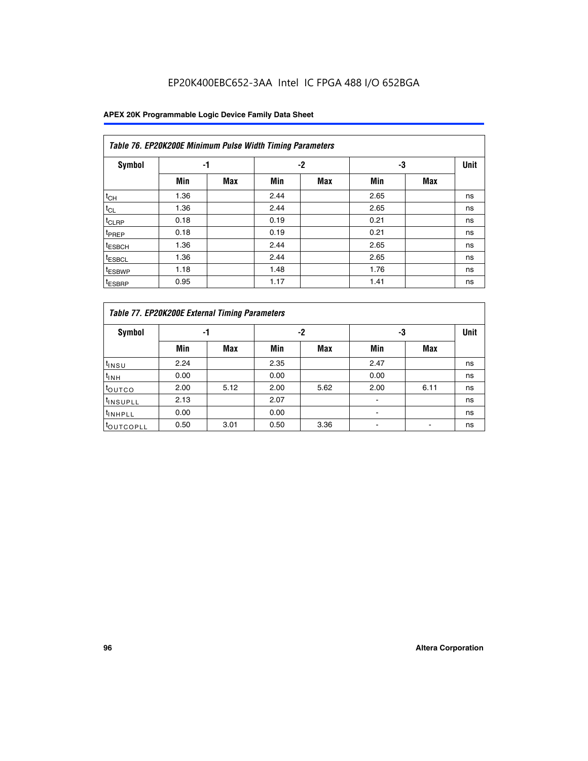EP20K400EBC652-3AA Intel IC FPGA 488 I/O 652BGA

| Table 76. EP20K200E Minimum Pulse Width Timing Parameters | | | | | | | |
|---|---|---|---|---|---|---|---|
| Symbol | -1 | | -2 | | -3 | | Unit |
| | Min | Max | Min | Max | Min | Max | |
| $t_{CH}$ | 1.36 | | 2.44 | | 2.65 | | ns |
| $t_{CL}$ | 1.36 | | 2.44 | | 2.65 | | ns |
| $t_{CLRP}$ | 0.18 | | 0.19 | | 0.21 | | ns |
| $t_{PREP}$ | 0.18 | | 0.19 | | 0.21 | | ns |
| $t_{ESBCH}$ | 1.36 | | 2.44 | | 2.65 | | ns |
| $t_{ESBCL}$ | 1.36 | | 2.44 | | 2.65 | | ns |
| $t_{ESBWP}$ | 1.18 | | 1.48 | | 1.76 | | ns |
| $t_{ESBRP}$ | 0.95 | | 1.17 | | 1.41 | | ns |

| Table 77. EP20K200E External Timing Parameters | | | | | | | |
|---|---|---|---|---|---|---|---|
| Symbol | -1 | | -2 | | -3 | | Unit |
| | Min | Max | Min | Max | Min | Max | |
| $t_{INSU}$ | 2.24 | | 2.35 | | 2.47 | | ns |
| $t_{INH}$ | 0.00 | | 0.00 | | 0.00 | | ns |
| $t_{OUTCO}$ | 2.00 | 5.12 | 2.00 | 5.62 | 2.00 | 6.11 | ns |
| $t_{INSUPLL}$ | 2.13 | | 2.07 | | - | | ns |
| $t_{INHPLL}$ | 0.00 | | 0.00 | | - | | ns |
| $t_{OUTCOPLL}$ | 0.50 | 3.01 | 0.50 | 3.36 | - | - | ns |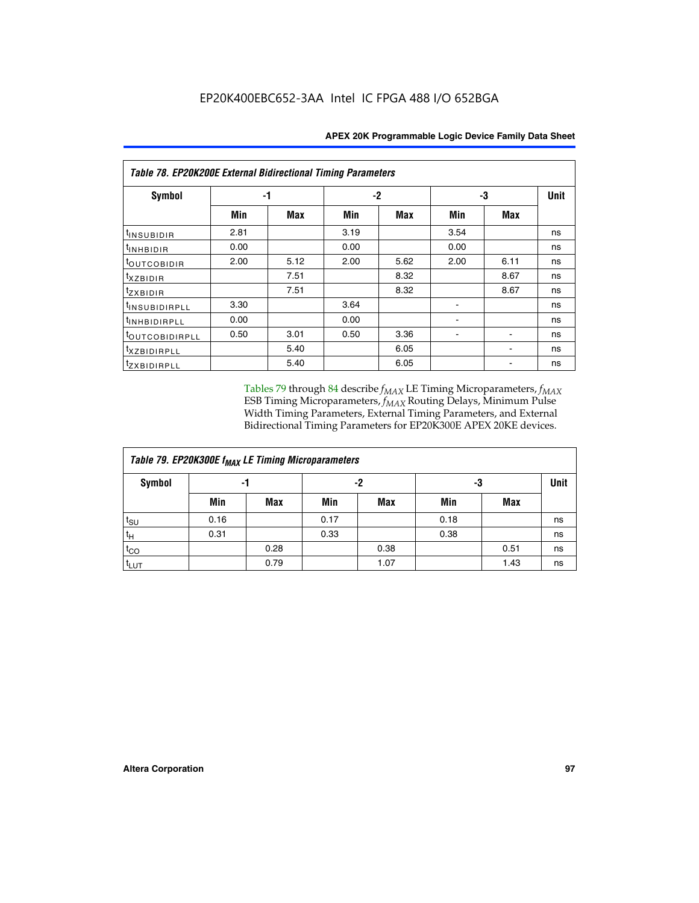**Table 78. EP20K200E External Bidirectional Timing Parameters**

| Symbol | -1 | | -2 | | -3 | | Unit |
|---|---|---|---|---|---|---|---|
| | Min | Max | Min | Max | Min | Max | |
| $t_{INSUBIDIR}$ | 2.81 | | 3.19 | | 3.54 | | ns |
| $t_{INHBIDIR}$ | 0.00 | | 0.00 | | 0.00 | | ns |
| $t_{OUTCOBIDIR}$ | 2.00 | 5.12 | 2.00 | 5.62 | 2.00 | 6.11 | ns |
| $t_{XZBIDIR}$ | | 7.51 | | 8.32 | | 8.67 | ns |
| $t_{ZXBIDIR}$ | | 7.51 | | 8.32 | | 8.67 | ns |
| $t_{INSUBIDIRPLL}$ | 3.30 | | 3.64 | | - | | ns |
| $t_{INHBIDIRPLL}$ | 0.00 | | 0.00 | | - | | ns |
| $t_{OUTCOBIDIRPLL}$ | 0.50 | 3.01 | 0.50 | 3.36 | - | - | ns |
| $t_{XZBIDIRPLL}$ | | 5.40 | | 6.05 | | - | ns |
| $t_{ZXBIDIRPLL}$ | | 5.40 | | 6.05 | | - | ns |

Tables 79 through 84 describe $f_{MAX}$ LE Timing Microparameters, $f_{MAX}$ ESB Timing Microparameters, $f_{MAX}$ Routing Delays, Minimum Pulse Width Timing Parameters, External Timing Parameters, and External Bidirectional Timing Parameters for EP20K300E APEX 20KE devices.

**Table 79. EP20K300E $f_{MAX}$ LE Timing Microparameters**

| Symbol | -1 | | -2 | | -3 | | Unit |
|---|---|---|---|---|---|---|---|
| | Min | Max | Min | Max | Min | Max | |
| $t_{SU}$ | 0.16 | | 0.17 | | 0.18 | | ns |
| $t_{H}$ | 0.31 | | 0.33 | | 0.38 | | ns |
| $t_{CO}$ | | 0.28 | | 0.38 | | 0.51 | ns |
| $t_{LUT}$ | | 0.79 | | 1.07 | | 1.43 | ns |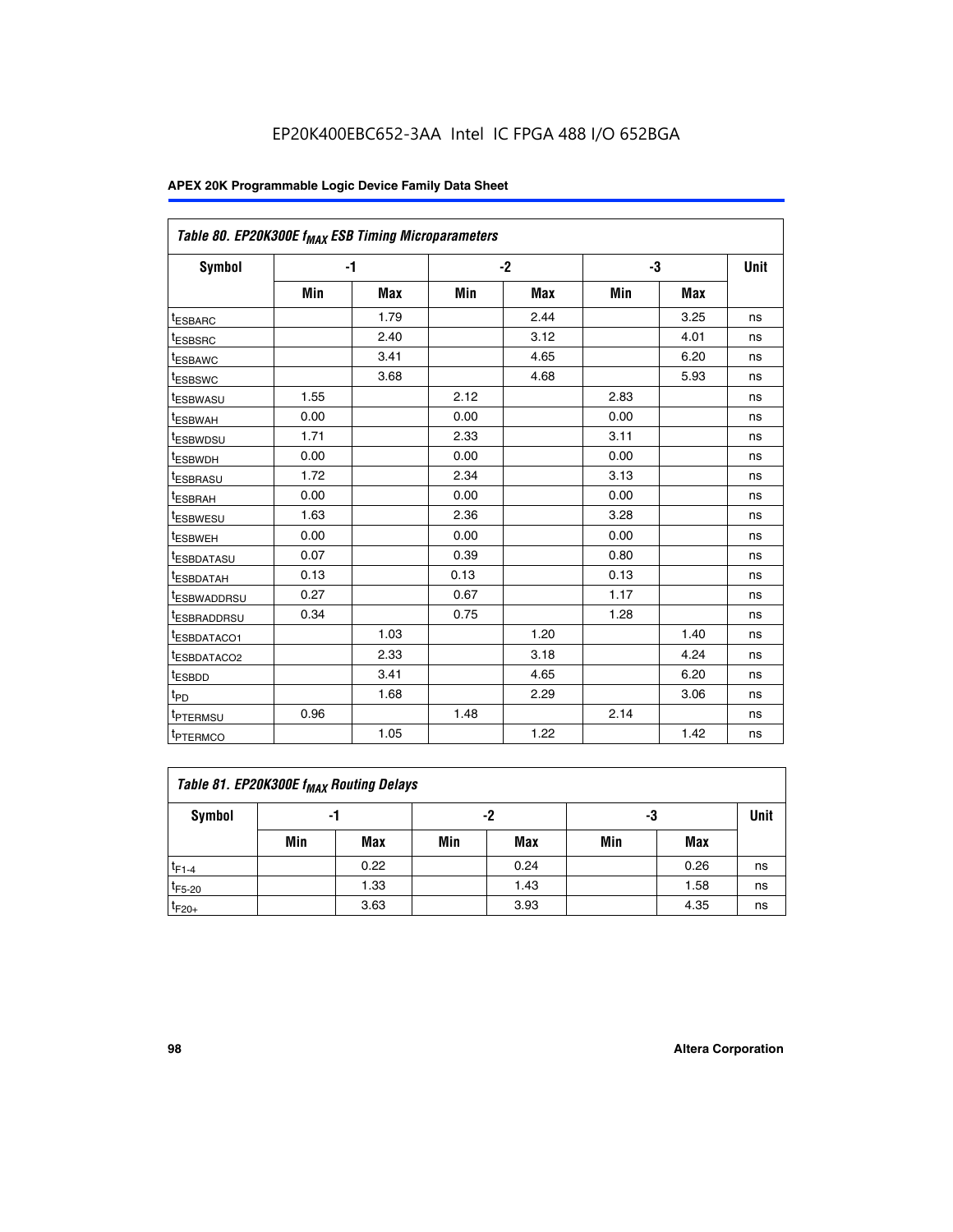EP20K400EBC652-3AA Intel IC FPGA 488 I/O 652BGA

**APEX 20K Programmable Logic Device Family Data Sheet**

| Table 80. EP20K300E $f_{MAX}$ ESB Timing Microparameters | | | | | | | |
|---|---|---|---|---|---|---|---|
| Symbol | -1 | | -2 | | -3 | | Unit |
| | Min | Max | Min | Max | Min | Max | |
| $t_{ESBARC}$ | | 1.79 | | 2.44 | | 3.25 | ns |
| $t_{ESBSRC}$ | | 2.40 | | 3.12 | | 4.01 | ns |
| $t_{ESBAWC}$ | | 3.41 | | 4.65 | | 6.20 | ns |
| $t_{ESBSWC}$ | | 3.68 | | 4.68 | | 5.93 | ns |
| $t_{ESBWASU}$ | 1.55 | | 2.12 | | 2.83 | | ns |
| $t_{ESBWAH}$ | 0.00 | | 0.00 | | 0.00 | | ns |
| $t_{ESBWDSU}$ | 1.71 | | 2.33 | | 3.11 | | ns |
| $t_{ESBWDH}$ | 0.00 | | 0.00 | | 0.00 | | ns |
| $t_{ESBRASU}$ | 1.72 | | 2.34 | | 3.13 | | ns |
| $t_{ESBRAH}$ | 0.00 | | 0.00 | | 0.00 | | ns |
| $t_{ESBWESU}$ | 1.63 | | 2.36 | | 3.28 | | ns |
| $t_{ESBWEH}$ | 0.00 | | 0.00 | | 0.00 | | ns |
| $t_{ESBDATASU}$ | 0.07 | | 0.39 | | 0.80 | | ns |
| $t_{ESBDATAH}$ | 0.13 | | 0.13 | | 0.13 | | ns |
| $t_{ESBWADDRSU}$ | 0.27 | | 0.67 | | 1.17 | | ns |
| $t_{ESBRADDRSU}$ | 0.34 | | 0.75 | | 1.28 | | ns |
| $t_{ESBDATACO1}$ | | 1.03 | | 1.20 | | 1.40 | ns |
| $t_{ESBDATACO2}$ | | 2.33 | | 3.18 | | 4.24 | ns |
| $t_{ESBDD}$ | | 3.41 | | 4.65 | | 6.20 | ns |
| $t_{PD}$ | | 1.68 | | 2.29 | | 3.06 | ns |
| $t_{PTERMSU}$ | 0.96 | | 1.48 | | 2.14 | | ns |
| $t_{PTERMCO}$ | | 1.05 | | 1.22 | | 1.42 | ns |

| Table 81. EP20K300E $f_{MAX}$ Routing Delays | | | | | | | |
|---|---|---|---|---|---|---|---|
| Symbol | -1 | | -2 | | -3 | | Unit |
| | Min | Max | Min | Max | Min | Max | |
| $t_{F1-4}$ | | 0.22 | | 0.24 | | 0.26 | ns |
| $t_{F5-20}$ | | 1.33 | | 1.43 | | 1.58 | ns |
| $t_{F20+}$ | | 3.63 | | 3.93 | | 4.35 | ns |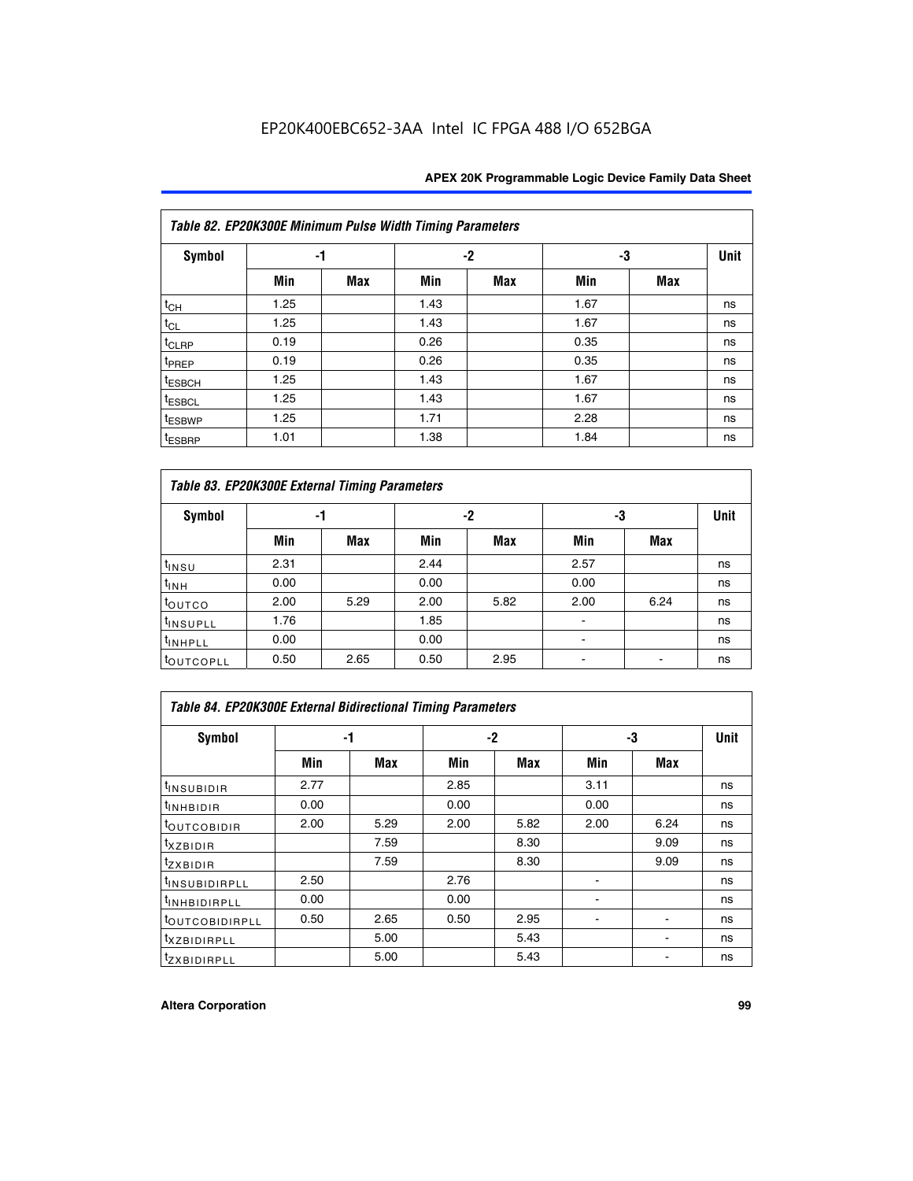EP20K400EBC652-3AA Intel IC FPGA 488 I/O 652BGA

| Table 82. EP20K300E Minimum Pulse Width Timing Parameters | | | | | | | |
|---|---|---|---|---|---|---|---|
| Symbol | -1 | | -2 | | -3 | | Unit |
| | Min | Max | Min | Max | Min | Max | |
| $t_{CH}$ | 1.25 | | 1.43 | | 1.67 | | ns |
| $t_{CL}$ | 1.25 | | 1.43 | | 1.67 | | ns |
| $t_{CLRP}$ | 0.19 | | 0.26 | | 0.35 | | ns |
| $t_{PREP}$ | 0.19 | | 0.26 | | 0.35 | | ns |
| $t_{ESBCH}$ | 1.25 | | 1.43 | | 1.67 | | ns |
| $t_{ESBCL}$ | 1.25 | | 1.43 | | 1.67 | | ns |
| $t_{ESBWP}$ | 1.25 | | 1.71 | | 2.28 | | ns |
| $t_{ESBRP}$ | 1.01 | | 1.38 | | 1.84 | | ns |

| Table 83. EP20K300E External Timing Parameters | | | | | | | |
|---|---|---|---|---|---|---|---|
| Symbol | -1 | | -2 | | -3 | | Unit |
| | Min | Max | Min | Max | Min | Max | |
| $t_{INSU}$ | 2.31 | | 2.44 | | 2.57 | | ns |
| $t_{INH}$ | 0.00 | | 0.00 | | 0.00 | | ns |
| $t_{OUTCO}$ | 2.00 | 5.29 | 2.00 | 5.82 | 2.00 | 6.24 | ns |
| $t_{INSUPLL}$ | 1.76 | | 1.85 | | - | | ns |
| $t_{INHPLL}$ | 0.00 | | 0.00 | | - | | ns |
| $t_{OUTCOPLL}$ | 0.50 | 2.65 | 0.50 | 2.95 | - | - | ns |

| Table 84. EP20K300E External Bidirectional Timing Parameters | | | | | | | |
|---|---|---|---|---|---|---|---|
| Symbol | -1 | | -2 | | -3 | | Unit |
| | Min | Max | Min | Max | Min | Max | |
| $t_{INSUBIDIR}$ | 2.77 | | 2.85 | | 3.11 | | ns |
| $t_{INHBIDIR}$ | 0.00 | | 0.00 | | 0.00 | | ns |
| $t_{OUTCOBIDIR}$ | 2.00 | 5.29 | 2.00 | 5.82 | 2.00 | 6.24 | ns |
| $t_{XZBIDIR}$ | | 7.59 | | 8.30 | | 9.09 | ns |
| $t_{ZXBIDIR}$ | | 7.59 | | 8.30 | | 9.09 | ns |
| $t_{INSUBIDIRPLL}$ | 2.50 | | 2.76 | | - | | ns |
| $t_{INHBIDIRPLL}$ | 0.00 | | 0.00 | | - | | ns |
| $t_{OUTCOBIDIRPLL}$ | 0.50 | 2.65 | 0.50 | 2.95 | - | - | ns |
| $t_{XZBIDIRPLL}$ | | 5.00 | | 5.43 | | - | ns |
| $t_{ZXBIDIRPLL}$ | | 5.00 | | 5.43 | | - | ns |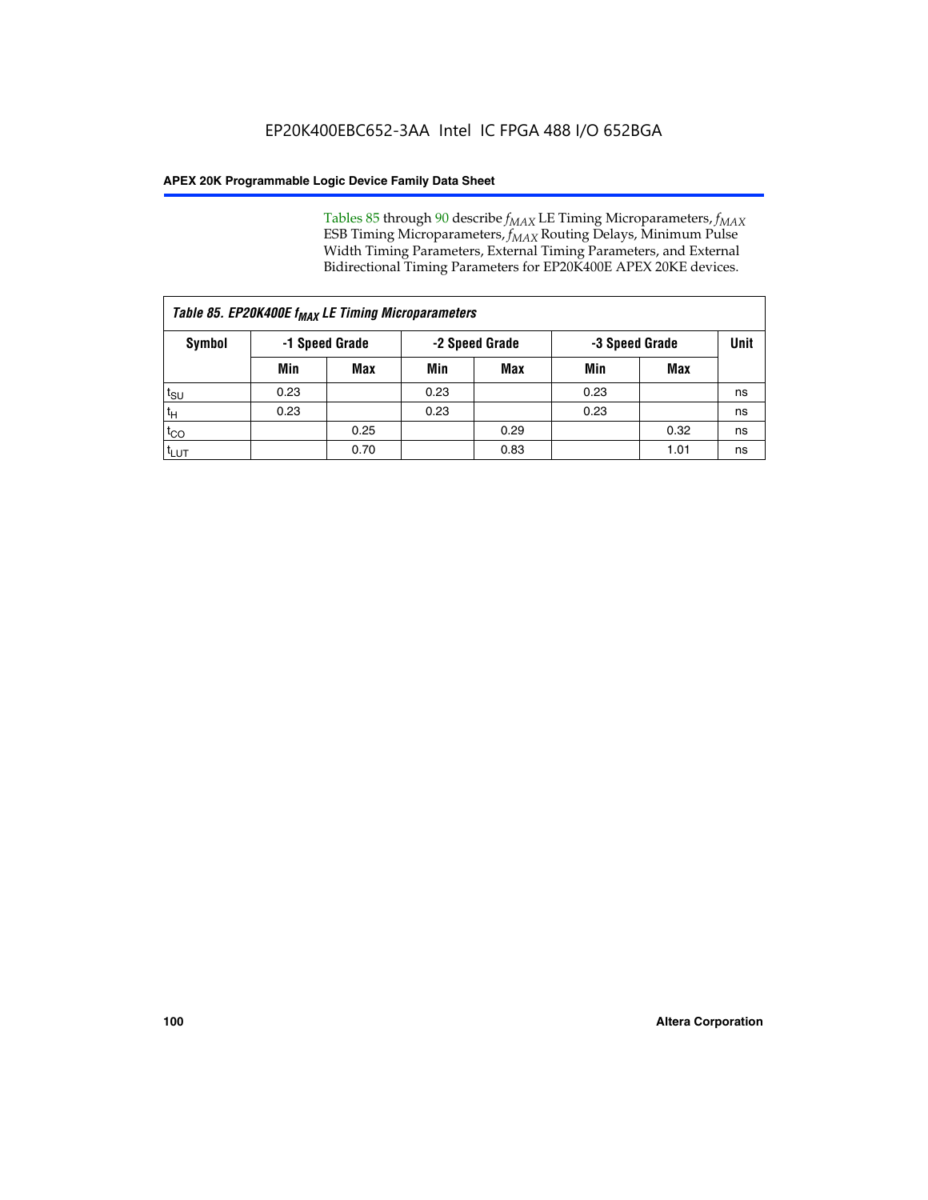Tables 85 through 90 describe $f_{MAX}$ LE Timing Microparameters, $f_{MAX}$ ESB Timing Microparameters, $f_{MAX}$ Routing Delays, Minimum Pulse Width Timing Parameters, External Timing Parameters, and External Bidirectional Timing Parameters for EP20K400E APEX 20KE devices.

*Table 85. EP20K400E $f_{MAX}$ LE Timing Microparameters*

| Symbol | -1 Speed Grade | | -2 Speed Grade | | -3 Speed Grade | | Unit |
|---|---|---|---|---|---|---|---|
| | Min | Max | Min | Max | Min | Max | |
| $t_{SU}$ | 0.23 | | 0.23 | | 0.23 | | ns |
| $t_H$ | 0.23 | | 0.23 | | 0.23 | | ns |
| $t_{CO}$ | | 0.25 | | 0.29 | | 0.32 | ns |
| $t_{LUT}$ | | 0.70 | | 0.83 | | 1.01 | ns |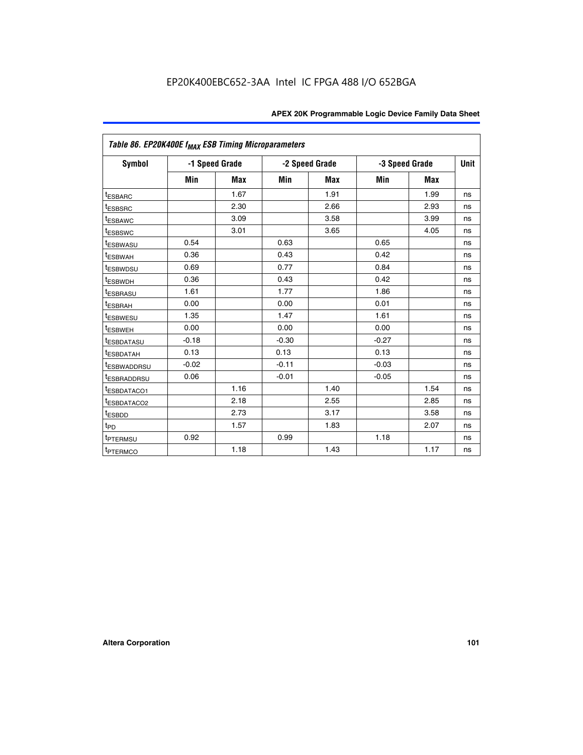EP20K400EBC652-3AA Intel IC FPGA 488 I/O 652BGA

| Table 86. EP20K400E $f_{MAX}$ ESB Timing Microparameters | | | | | | | |
|---|---|---|---|---|---|---|---|
| Symbol | -1 Speed Grade | | -2 Speed Grade | | -3 Speed Grade | | Unit |
| | Min | Max | Min | Max | Min | Max | |
| $t_{ESBARC}$ | | 1.67 | | 1.91 | | 1.99 | ns |
| $t_{ESBSRC}$ | | 2.30 | | 2.66 | | 2.93 | ns |
| $t_{ESBAWC}$ | | 3.09 | | 3.58 | | 3.99 | ns |
| $t_{ESBSWC}$ | | 3.01 | | 3.65 | | 4.05 | ns |
| $t_{ESBWASU}$ | 0.54 | | 0.63 | | 0.65 | | ns |
| $t_{ESBWAH}$ | 0.36 | | 0.43 | | 0.42 | | ns |
| $t_{ESBWDSU}$ | 0.69 | | 0.77 | | 0.84 | | ns |
| $t_{ESBWDH}$ | 0.36 | | 0.43 | | 0.42 | | ns |
| $t_{ESBRASU}$ | 1.61 | | 1.77 | | 1.86 | | ns |
| $t_{ESBRAH}$ | 0.00 | | 0.00 | | 0.01 | | ns |
| $t_{ESBWESU}$ | 1.35 | | 1.47 | | 1.61 | | ns |
| $t_{ESBWEH}$ | 0.00 | | 0.00 | | 0.00 | | ns |
| $t_{ESBDATASU}$ | -0.18 | | -0.30 | | -0.27 | | ns |
| $t_{ESBDATAH}$ | 0.13 | | 0.13 | | 0.13 | | ns |
| $t_{ESBWADDRSU}$ | -0.02 | | -0.11 | | -0.03 | | ns |
| $t_{ESBRADDRSU}$ | 0.06 | | -0.01 | | -0.05 | | ns |
| $t_{ESBDATACO1}$ | | 1.16 | | 1.40 | | 1.54 | ns |
| $t_{ESBDATACO2}$ | | 2.18 | | 2.55 | | 2.85 | ns |
| $t_{ESBDD}$ | | 2.73 | | 3.17 | | 3.58 | ns |
| $t_{PD}$ | | 1.57 | | 1.83 | | 2.07 | ns |
| $t_{PTERMSU}$ | 0.92 | | 0.99 | | 1.18 | | ns |
| $t_{PTERMCO}$ | | 1.18 | | 1.43 | | 1.17 | ns |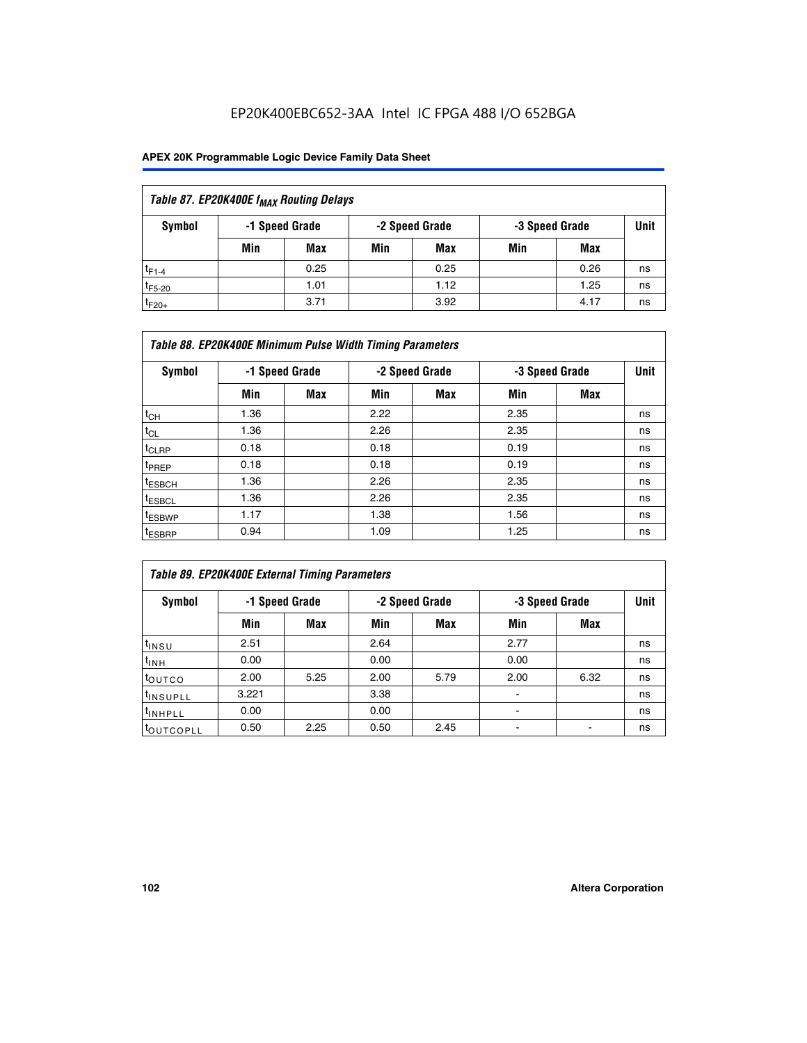EP20K400EBC652-3AA Intel IC FPGA 488 I/O 652BGA

| Table 87. EP20K400E $f_{MAX}$ Routing Delays | | | | | | | |
|---|---|---|---|---|---|---|---|
| Symbol | -1 Speed Grade | | -2 Speed Grade | | -3 Speed Grade | | Unit |
| | Min | Max | Min | Max | Min | Max | |
| $t_{F1-4}$ | | 0.25 | | 0.25 | | 0.26 | ns |
| $t_{F5-20}$ | | 1.01 | | 1.12 | | 1.25 | ns |
| $t_{F20+}$ | | 3.71 | | 3.92 | | 4.17 | ns |

| Table 88. EP20K400E Minimum Pulse Width Timing Parameters | | | | | | | |
|---|---|---|---|---|---|---|---|
| Symbol | -1 Speed Grade | | -2 Speed Grade | | -3 Speed Grade | | Unit |
| | Min | Max | Min | Max | Min | Max | |
| $t_{CH}$ | 1.36 | | 2.22 | | 2.35 | | ns |
| $t_{CL}$ | 1.36 | | 2.26 | | 2.35 | | ns |
| $t_{CLRP}$ | 0.18 | | 0.18 | | 0.19 | | ns |
| $t_{PREP}$ | 0.18 | | 0.18 | | 0.19 | | ns |
| $t_{ESBCH}$ | 1.36 | | 2.26 | | 2.35 | | ns |
| $t_{ESBCL}$ | 1.36 | | 2.26 | | 2.35 | | ns |
| $t_{ESBWP}$ | 1.17 | | 1.38 | | 1.56 | | ns |
| $t_{ESBRP}$ | 0.94 | | 1.09 | | 1.25 | | ns |

| Table 89. EP20K400E External Timing Parameters | | | | | | | |
|---|---|---|---|---|---|---|---|
| Symbol | -1 Speed Grade | | -2 Speed Grade | | -3 Speed Grade | | Unit |
| | Min | Max | Min | Max | Min | Max | |
| $t_{INSU}$ | 2.51 | | 2.64 | | 2.77 | | ns |
| $t_{INH}$ | 0.00 | | 0.00 | | 0.00 | | ns |
| $t_{OUTCO}$ | 2.00 | 5.25 | 2.00 | 5.79 | 2.00 | 6.32 | ns |
| $t_{INSUPLL}$ | 3.221 | | 3.38 | | - | | ns |
| $t_{INHPLL}$ | 0.00 | | 0.00 | | - | | ns |
| $t_{OUTCOPLL}$ | 0.50 | 2.25 | 0.50 | 2.45 | - | - | ns |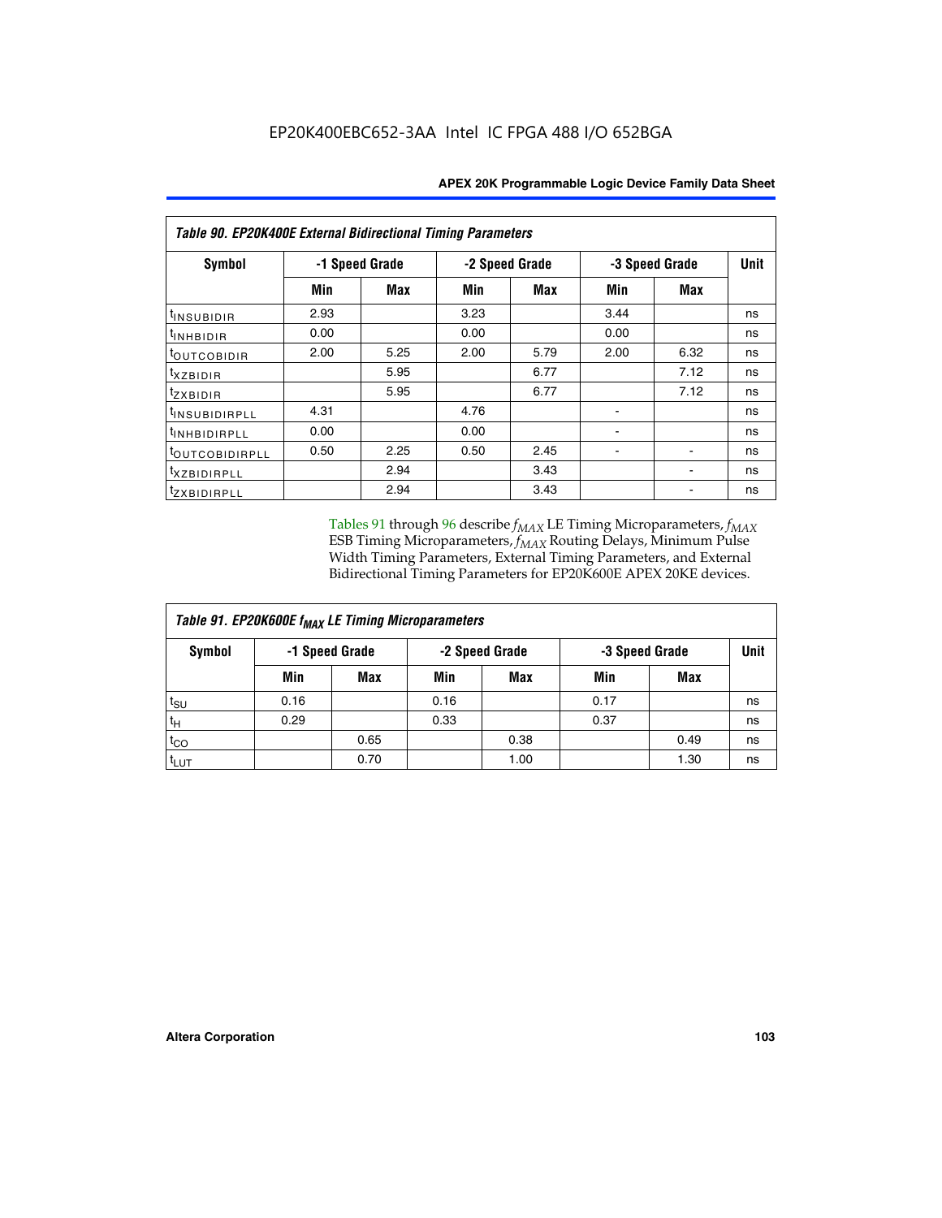**Table 90. EP20K400E External Bidirectional Timing Parameters**

| Symbol | -1 Speed Grade | | -2 Speed Grade | | -3 Speed Grade | | Unit |
|---|---|---|---|---|---|---|---|
| | Min | Max | Min | Max | Min | Max | |
| $t_{INSUBIDIR}$ | 2.93 | | 3.23 | | 3.44 | | ns |
| $t_{INHBIDIR}$ | 0.00 | | 0.00 | | 0.00 | | ns |
| $t_{OUTCOBIDIR}$ | 2.00 | 5.25 | 2.00 | 5.79 | 2.00 | 6.32 | ns |
| $t_{XZBIDIR}$ | | 5.95 | | 6.77 | | 7.12 | ns |
| $t_{ZXBIDIR}$ | | 5.95 | | 6.77 | | 7.12 | ns |
| $t_{INSUBIDIRPLL}$ | 4.31 | | 4.76 | | - | | ns |
| $t_{INHBIDIRPLL}$ | 0.00 | | 0.00 | | - | | ns |
| $t_{OUTCOBIDIRPLL}$ | 0.50 | 2.25 | 0.50 | 2.45 | - | - | ns |
| $t_{XZBIDIRPLL}$ | | 2.94 | | 3.43 | | - | ns |
| $t_{ZXBIDIRPLL}$ | | 2.94 | | 3.43 | | - | ns |

Tables 91 through 96 describe $f_{MAX}$ LE Timing Microparameters, $f_{MAX}$ ESB Timing Microparameters, $f_{MAX}$ Routing Delays, Minimum Pulse Width Timing Parameters, External Timing Parameters, and External Bidirectional Timing Parameters for EP20K600E APEX 20KE devices.

**Table 91. EP20K600E $f_{MAX}$ LE Timing Microparameters**

| Symbol | -1 Speed Grade | | -2 Speed Grade | | -3 Speed Grade | | Unit |
|---|---|---|---|---|---|---|---|
| | Min | Max | Min | Max | Min | Max | |
| $t_{SU}$ | 0.16 | | 0.16 | | 0.17 | | ns |
| $t_{H}$ | 0.29 | | 0.33 | | 0.37 | | ns |
| $t_{CO}$ | | 0.65 | | 0.38 | | 0.49 | ns |
| $t_{LUT}$ | | 0.70 | | 1.00 | | 1.30 | ns |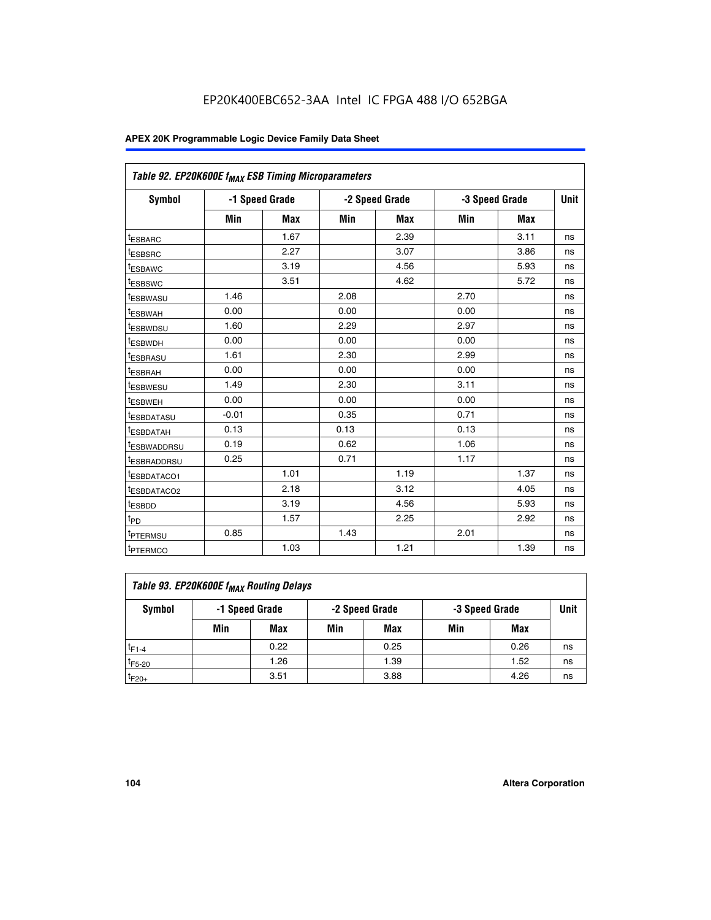## Table 92. EP20K600E $f_{MAX}$ ESB Timing Microparameters

| Symbol | -1 Speed Grade | | -2 Speed Grade | | -3 Speed Grade | | Unit |
|---|---|---|---|---|---|---|---|
| | Min | Max | Min | Max | Min | Max | |
| $t_{ESBARC}$ | | 1.67 | | 2.39 | | 3.11 | ns |
| $t_{ESBSRC}$ | | 2.27 | | 3.07 | | 3.86 | ns |
| $t_{ESBAWC}$ | | 3.19 | | 4.56 | | 5.93 | ns |
| $t_{ESBSWC}$ | | 3.51 | | 4.62 | | 5.72 | ns |
| $t_{ESBWASU}$ | 1.46 | | 2.08 | | 2.70 | | ns |
| $t_{ESBWAH}$ | 0.00 | | 0.00 | | 0.00 | | ns |
| $t_{ESBWDSU}$ | 1.60 | | 2.29 | | 2.97 | | ns |
| $t_{ESBWDH}$ | 0.00 | | 0.00 | | 0.00 | | ns |
| $t_{ESBRASU}$ | 1.61 | | 2.30 | | 2.99 | | ns |
| $t_{ESBRAH}$ | 0.00 | | 0.00 | | 0.00 | | ns |
| $t_{ESBWESU}$ | 1.49 | | 2.30 | | 3.11 | | ns |
| $t_{ESBWEH}$ | 0.00 | | 0.00 | | 0.00 | | ns |
| $t_{ESBDATASU}$ | -0.01 | | 0.35 | | 0.71 | | ns |
| $t_{ESBDATAH}$ | 0.13 | | 0.13 | | 0.13 | | ns |
| $t_{ESBWADDRSU}$ | 0.19 | | 0.62 | | 1.06 | | ns |
| $t_{ESBRADDRSU}$ | 0.25 | | 0.71 | | 1.17 | | ns |
| $t_{ESBDATACO1}$ | | 1.01 | | 1.19 | | 1.37 | ns |
| $t_{ESBDATACO2}$ | | 2.18 | | 3.12 | | 4.05 | ns |
| $t_{ESBDD}$ | | 3.19 | | 4.56 | | 5.93 | ns |
| $t_{PD}$ | | 1.57 | | 2.25 | | 2.92 | ns |
| $t_{PTERMSU}$ | 0.85 | | 1.43 | | 2.01 | | ns |
| $t_{PTERMCO}$ | | 1.03 | | 1.21 | | 1.39 | ns |

## Table 93. EP20K600E $f_{MAX}$ Routing Delays

| Symbol | -1 Speed Grade | | -2 Speed Grade | | -3 Speed Grade | | Unit |
|---|---|---|---|---|---|---|---|
| | Min | Max | Min | Max | Min | Max | |
| $t_{F1-4}$ | | 0.22 | | 0.25 | | 0.26 | ns |
| $t_{F5-20}$ | | 1.26 | | 1.39 | | 1.52 | ns |
| $t_{F20+}$ | | 3.51 | | 3.88 | | 4.26 | ns |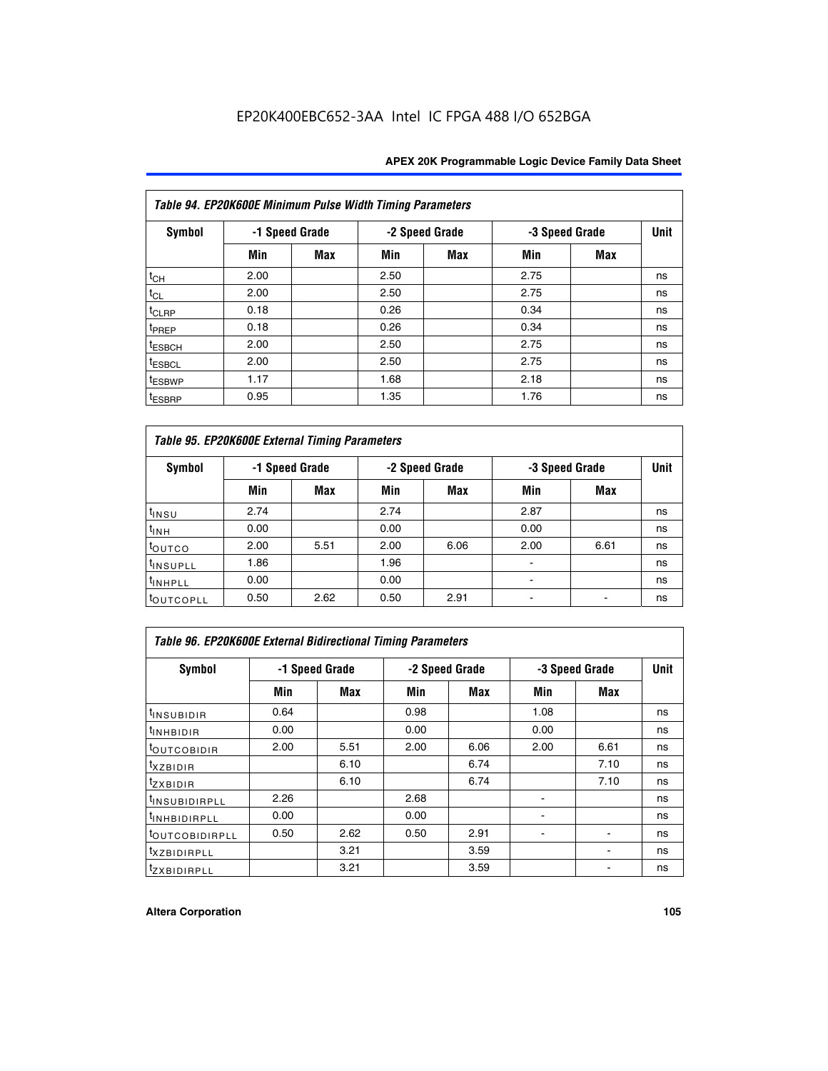*Table 94. EP20K600E Minimum Pulse Width Timing Parameters*

| Symbol | -1 Speed Grade | | -2 Speed Grade | | -3 Speed Grade | | Unit |
|---|---|---|---|---|---|---|---|
| | Min | Max | Min | Max | Min | Max | |
| $t_{CH}$ | 2.00 | | 2.50 | | 2.75 | | ns |
| $t_{CL}$ | 2.00 | | 2.50 | | 2.75 | | ns |
| $t_{CLRP}$ | 0.18 | | 0.26 | | 0.34 | | ns |
| $t_{PREP}$ | 0.18 | | 0.26 | | 0.34 | | ns |
| $t_{ESBCH}$ | 2.00 | | 2.50 | | 2.75 | | ns |
| $t_{ESBCL}$ | 2.00 | | 2.50 | | 2.75 | | ns |
| $t_{ESBWP}$ | 1.17 | | 1.68 | | 2.18 | | ns |
| $t_{ESBRP}$ | 0.95 | | 1.35 | | 1.76 | | ns |

*Table 95. EP20K600E External Timing Parameters*

| Symbol | -1 Speed Grade | | -2 Speed Grade | | -3 Speed Grade | | Unit |
|---|---|---|---|---|---|---|---|
| | Min | Max | Min | Max | Min | Max | |
| $t_{INSU}$ | 2.74 | | 2.74 | | 2.87 | | ns |
| $t_{INH}$ | 0.00 | | 0.00 | | 0.00 | | ns |
| $t_{OUTCO}$ | 2.00 | 5.51 | 2.00 | 6.06 | 2.00 | 6.61 | ns |
| $t_{INSUPLL}$ | 1.86 | | 1.96 | | - | | ns |
| $t_{INHPLL}$ | 0.00 | | 0.00 | | - | | ns |
| $t_{OUTCOPLL}$ | 0.50 | 2.62 | 0.50 | 2.91 | - | - | ns |

*Table 96. EP20K600E External Bidirectional Timing Parameters*

| Symbol | -1 Speed Grade | | -2 Speed Grade | | -3 Speed Grade | | Unit |
|---|---|---|---|---|---|---|---|
| | Min | Max | Min | Max | Min | Max | |
| $t_{INSUBIDIR}$ | 0.64 | | 0.98 | | 1.08 | | ns |
| $t_{INHBIDIR}$ | 0.00 | | 0.00 | | 0.00 | | ns |
| $t_{OUTCOBIDIR}$ | 2.00 | 5.51 | 2.00 | 6.06 | 2.00 | 6.61 | ns |
| $t_{XZBIDIR}$ | | 6.10 | | 6.74 | | 7.10 | ns |
| $t_{ZXBIDIR}$ | | 6.10 | | 6.74 | | 7.10 | ns |
| $t_{INSUBIDIRPLL}$ | 2.26 | | 2.68 | | - | | ns |
| $t_{INHBIDIRPLL}$ | 0.00 | | 0.00 | | - | | ns |
| $t_{OUTCOBIDIRPLL}$ | 0.50 | 2.62 | 0.50 | 2.91 | - | - | ns |
| $t_{XZBIDIRPLL}$ | | 3.21 | | 3.59 | | - | ns |
| $t_{ZXBIDIRPLL}$ | | 3.21 | | 3.59 | | - | ns |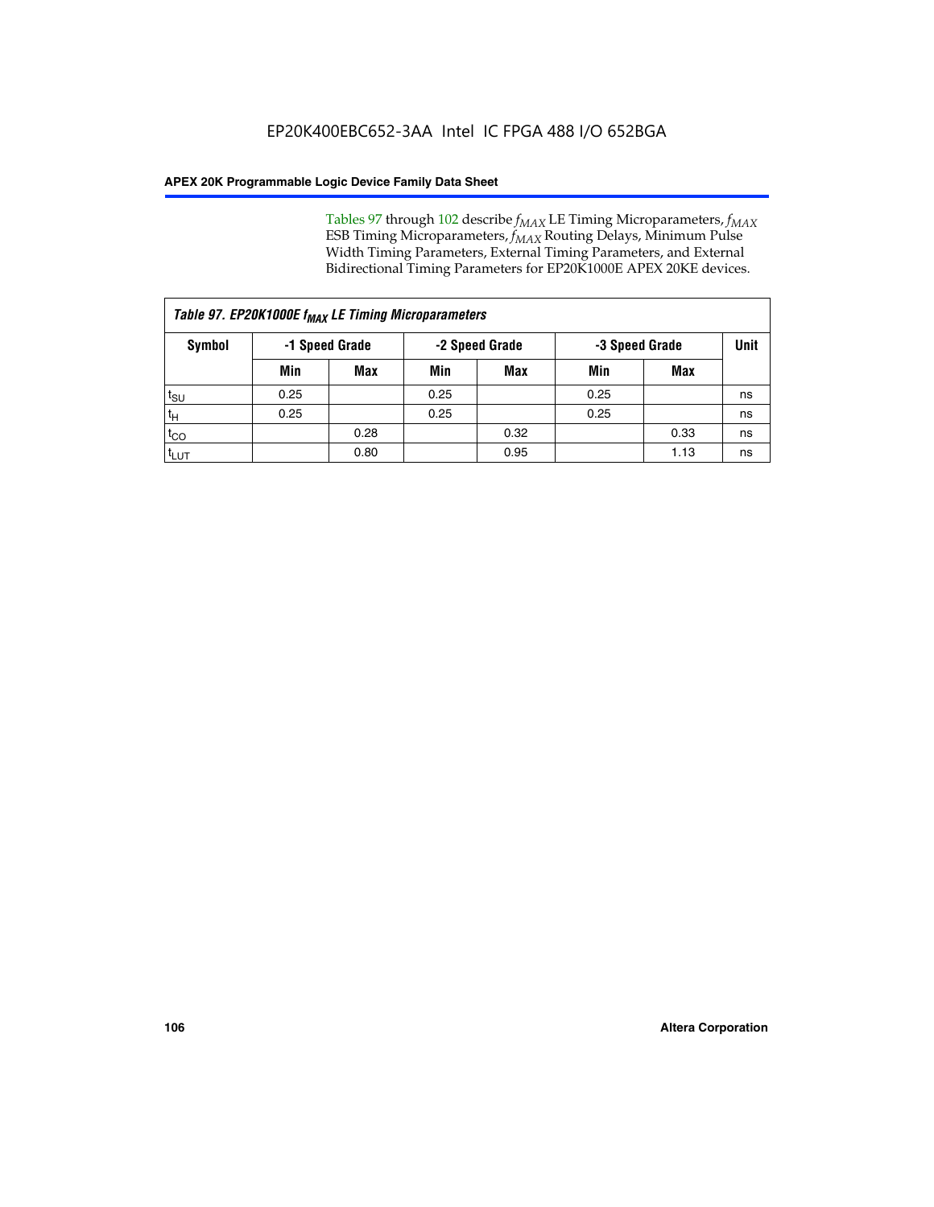Tables 97 through 102 describe $f_{MAX}$ LE Timing Microparameters, $f_{MAX}$ ESB Timing Microparameters, $f_{MAX}$ Routing Delays, Minimum Pulse Width Timing Parameters, External Timing Parameters, and External Bidirectional Timing Parameters for EP20K1000E APEX 20KE devices.

| *Table 97. EP20K1000E $f_{MAX}$ LE Timing Microparameters* | | | | | | | |
|---|---|---|---|---|---|---|---|
| **Symbol** | **-1 Speed Grade** | | **-2 Speed Grade** | | **-3 Speed Grade** | | **Unit** |
| | **Min** | **Max** | **Min** | **Max** | **Min** | **Max** | |
| $t_{SU}$ | 0.25 | | 0.25 | | 0.25 | | ns |
| $t_H$ | 0.25 | | 0.25 | | 0.25 | | ns |
| $t_{CO}$ | | 0.28 | | 0.32 | | 0.33 | ns |
| $t_{LUT}$ | | 0.80 | | 0.95 | | 1.13 | ns |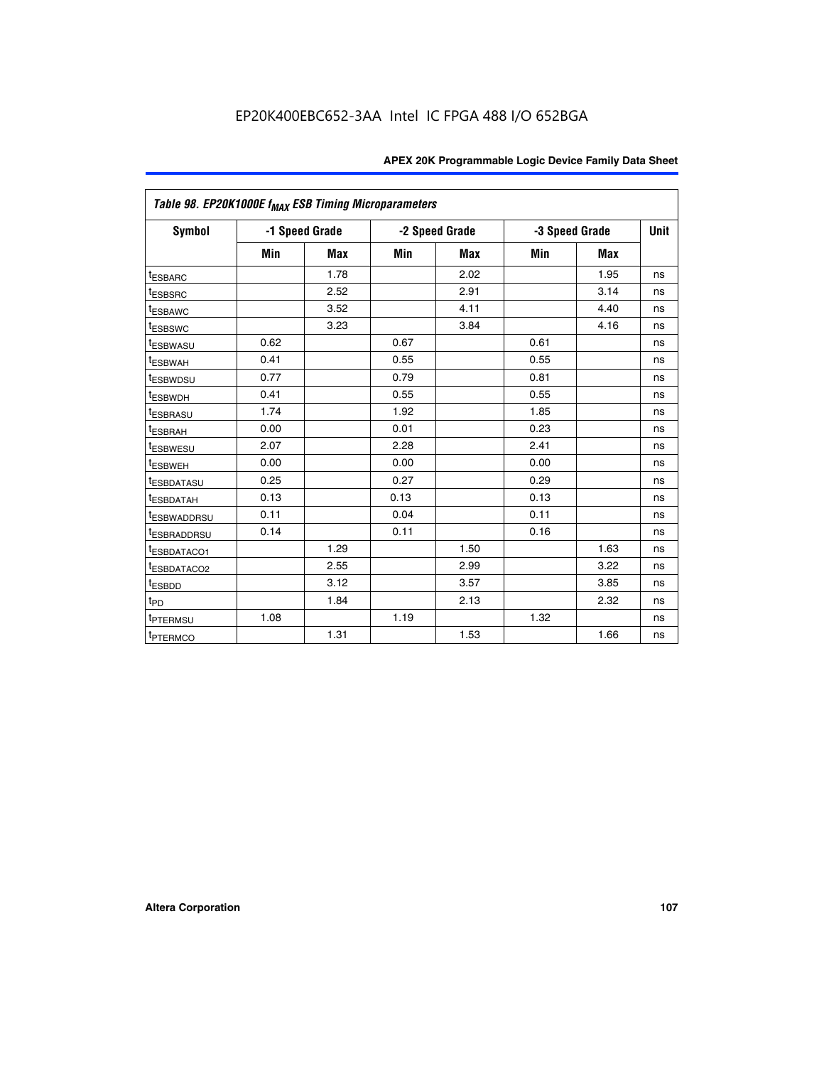| Table 98. EP20K1000E $f_{MAX}$ ESB Timing Microparameters | | | | | | | |
|---|---|---|---|---|---|---|---|
| Symbol | -1 Speed Grade | | -2 Speed Grade | | -3 Speed Grade | | Unit |
| | Min | Max | Min | Max | Min | Max | |
| $t_{ESBARC}$ | | 1.78 | | 2.02 | | 1.95 | ns |
| $t_{ESBSRC}$ | | 2.52 | | 2.91 | | 3.14 | ns |
| $t_{ESBAWC}$ | | 3.52 | | 4.11 | | 4.40 | ns |
| $t_{ESBSWC}$ | | 3.23 | | 3.84 | | 4.16 | ns |
| $t_{ESBWASU}$ | 0.62 | | 0.67 | | 0.61 | | ns |
| $t_{ESBWAH}$ | 0.41 | | 0.55 | | 0.55 | | ns |
| $t_{ESBWDSU}$ | 0.77 | | 0.79 | | 0.81 | | ns |
| $t_{ESBWDH}$ | 0.41 | | 0.55 | | 0.55 | | ns |
| $t_{ESBRASU}$ | 1.74 | | 1.92 | | 1.85 | | ns |
| $t_{ESBRAH}$ | 0.00 | | 0.01 | | 0.23 | | ns |
| $t_{ESBWESU}$ | 2.07 | | 2.28 | | 2.41 | | ns |
| $t_{ESBWEH}$ | 0.00 | | 0.00 | | 0.00 | | ns |
| $t_{ESBDATASU}$ | 0.25 | | 0.27 | | 0.29 | | ns |
| $t_{ESBDATAH}$ | 0.13 | | 0.13 | | 0.13 | | ns |
| $t_{ESBWADDRSU}$ | 0.11 | | 0.04 | | 0.11 | | ns |
| $t_{ESBRADDRSU}$ | 0.14 | | 0.11 | | 0.16 | | ns |
| $t_{ESBDATACO1}$ | | 1.29 | | 1.50 | | 1.63 | ns |
| $t_{ESBDATACO2}$ | | 2.55 | | 2.99 | | 3.22 | ns |
| $t_{ESBDD}$ | | 3.12 | | 3.57 | | 3.85 | ns |
| $t_{PD}$ | | 1.84 | | 2.13 | | 2.32 | ns |
| $t_{PTERMSU}$ | 1.08 | | 1.19 | | 1.32 | | ns |
| $t_{PTERMCO}$ | | 1.31 | | 1.53 | | 1.66 | ns |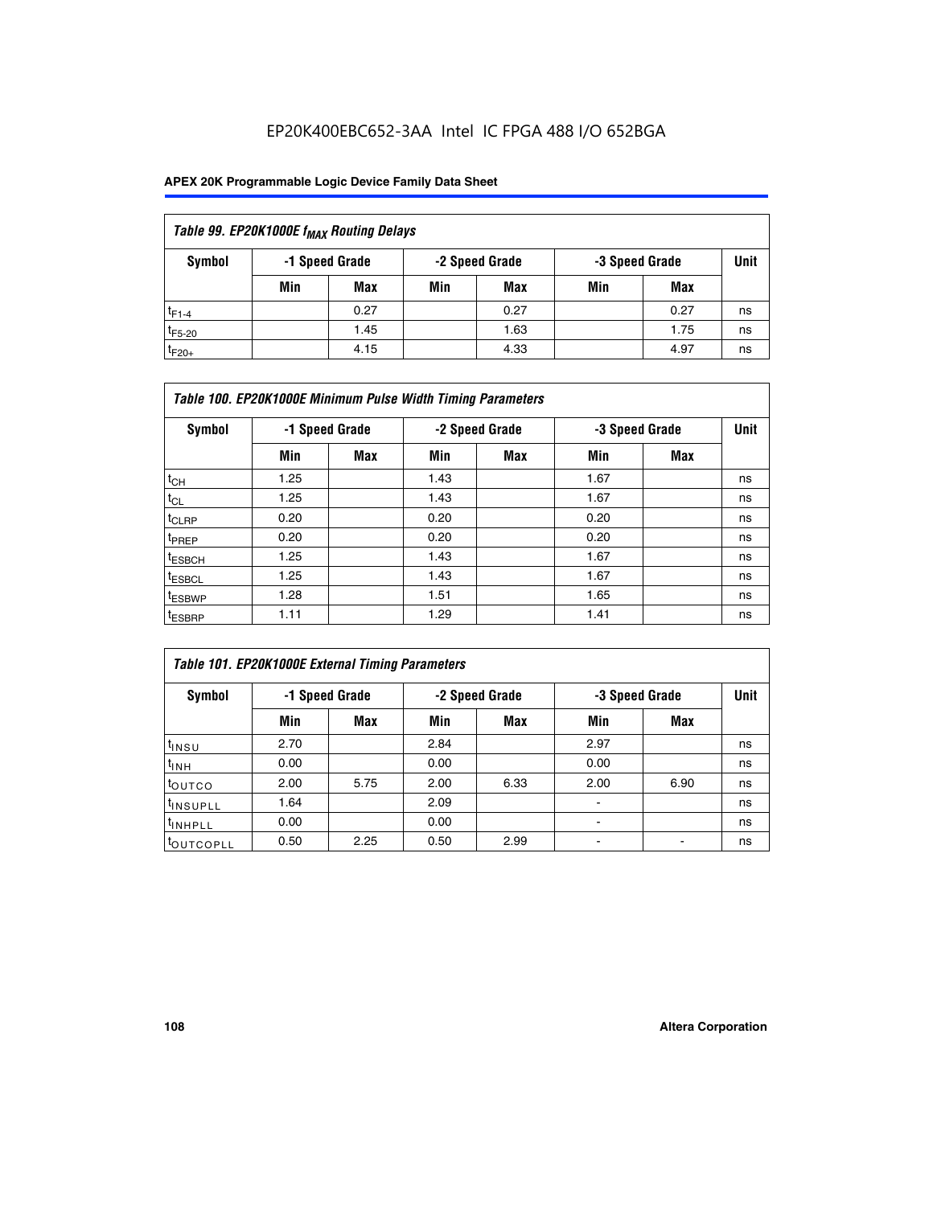EP20K400EBC652-3AA Intel IC FPGA 488 I/O 652BGA

| Table 99. EP20K1000E $f_{MAX}$ Routing Delays | | | | | | | |
|---|---|---|---|---|---|---|---|
| Symbol | -1 Speed Grade | | -2 Speed Grade | | -3 Speed Grade | | Unit |
| | Min | Max | Min | Max | Min | Max | |
| $t_{F1-4}$ | | 0.27 | | 0.27 | | 0.27 | ns |
| $t_{F5-20}$ | | 1.45 | | 1.63 | | 1.75 | ns |
| $t_{F20+}$ | | 4.15 | | 4.33 | | 4.97 | ns |

| Table 100. EP20K1000E Minimum Pulse Width Timing Parameters | | | | | | | |
|---|---|---|---|---|---|---|---|
| Symbol | -1 Speed Grade | | -2 Speed Grade | | -3 Speed Grade | | Unit |
| | Min | Max | Min | Max | Min | Max | |
| $t_{CH}$ | 1.25 | | 1.43 | | 1.67 | | ns |
| $t_{CL}$ | 1.25 | | 1.43 | | 1.67 | | ns |
| $t_{CLRP}$ | 0.20 | | 0.20 | | 0.20 | | ns |
| $t_{PREP}$ | 0.20 | | 0.20 | | 0.20 | | ns |
| $t_{ESBCH}$ | 1.25 | | 1.43 | | 1.67 | | ns |
| $t_{ESBCL}$ | 1.25 | | 1.43 | | 1.67 | | ns |
| $t_{ESBWP}$ | 1.28 | | 1.51 | | 1.65 | | ns |
| $t_{ESBRP}$ | 1.11 | | 1.29 | | 1.41 | | ns |

| Table 101. EP20K1000E External Timing Parameters | | | | | | | |
|---|---|---|---|---|---|---|---|
| Symbol | -1 Speed Grade | | -2 Speed Grade | | -3 Speed Grade | | Unit |
| | Min | Max | Min | Max | Min | Max | |
| $t_{INSU}$ | 2.70 | | 2.84 | | 2.97 | | ns |
| $t_{INH}$ | 0.00 | | 0.00 | | 0.00 | | ns |
| $t_{OUTCO}$ | 2.00 | 5.75 | 2.00 | 6.33 | 2.00 | 6.90 | ns |
| $t_{INSUPLL}$ | 1.64 | | 2.09 | | - | | ns |
| $t_{INHPLL}$ | 0.00 | | 0.00 | | - | | ns |
| $t_{OUTCOPLL}$ | 0.50 | 2.25 | 0.50 | 2.99 | - | - | ns |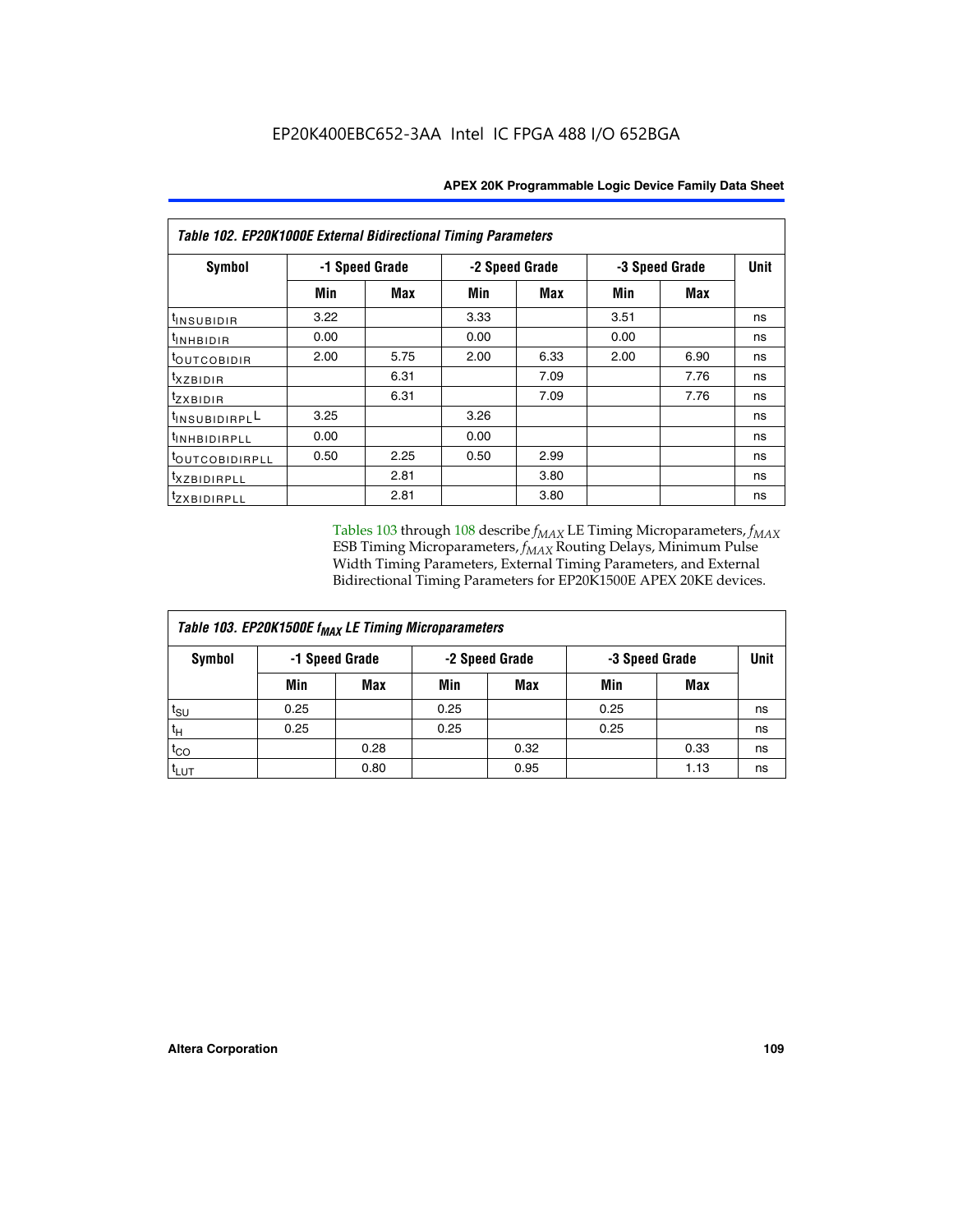**Table 102. EP20K1000E External Bidirectional Timing Parameters**

| Symbol | -1 Speed Grade | | -2 Speed Grade | | -3 Speed Grade | | Unit |
|---|---|---|---|---|---|---|---|
| | Min | Max | Min | Max | Min | Max | |
| $t_{INSUBIDIR}$ | 3.22 | | 3.33 | | 3.51 | | ns |
| $t_{INHBIDIR}$ | 0.00 | | 0.00 | | 0.00 | | ns |
| $t_{OUTCOBIDIR}$ | 2.00 | 5.75 | 2.00 | 6.33 | 2.00 | 6.90 | ns |
| $t_{XZBIDIR}$ | | 6.31 | | 7.09 | | 7.76 | ns |
| $t_{ZXBIDIR}$ | | 6.31 | | 7.09 | | 7.76 | ns |
| $t_{INSUBIDIRPLL}$ | 3.25 | | 3.26 | | | | ns |
| $t_{INHBIDIRPLL}$ | 0.00 | | 0.00 | | | | ns |
| $t_{OUTCOBIDIRPLL}$ | 0.50 | 2.25 | 0.50 | 2.99 | | | ns |
| $t_{XZBIDIRPLL}$ | | 2.81 | | 3.80 | | | ns |
| $t_{ZXBIDIRPLL}$ | | 2.81 | | 3.80 | | | ns |

Tables 103 through 108 describe $f_{MAX}$ LE Timing Microparameters, $f_{MAX}$ ESB Timing Microparameters, $f_{MAX}$ Routing Delays, Minimum Pulse Width Timing Parameters, External Timing Parameters, and External Bidirectional Timing Parameters for EP20K1500E APEX 20KE devices.

**Table 103. EP20K1500E $f_{MAX}$ LE Timing Microparameters**

| Symbol | -1 Speed Grade | | -2 Speed Grade | | -3 Speed Grade | | Unit |
|---|---|---|---|---|---|---|---|
| | Min | Max | Min | Max | Min | Max | |
| $t_{SU}$ | 0.25 | | 0.25 | | 0.25 | | ns |
| $t_H$ | 0.25 | | 0.25 | | 0.25 | | ns |
| $t_{CO}$ | | 0.28 | | 0.32 | | 0.33 | ns |
| $t_{LUT}$ | | 0.80 | | 0.95 | | 1.13 | ns |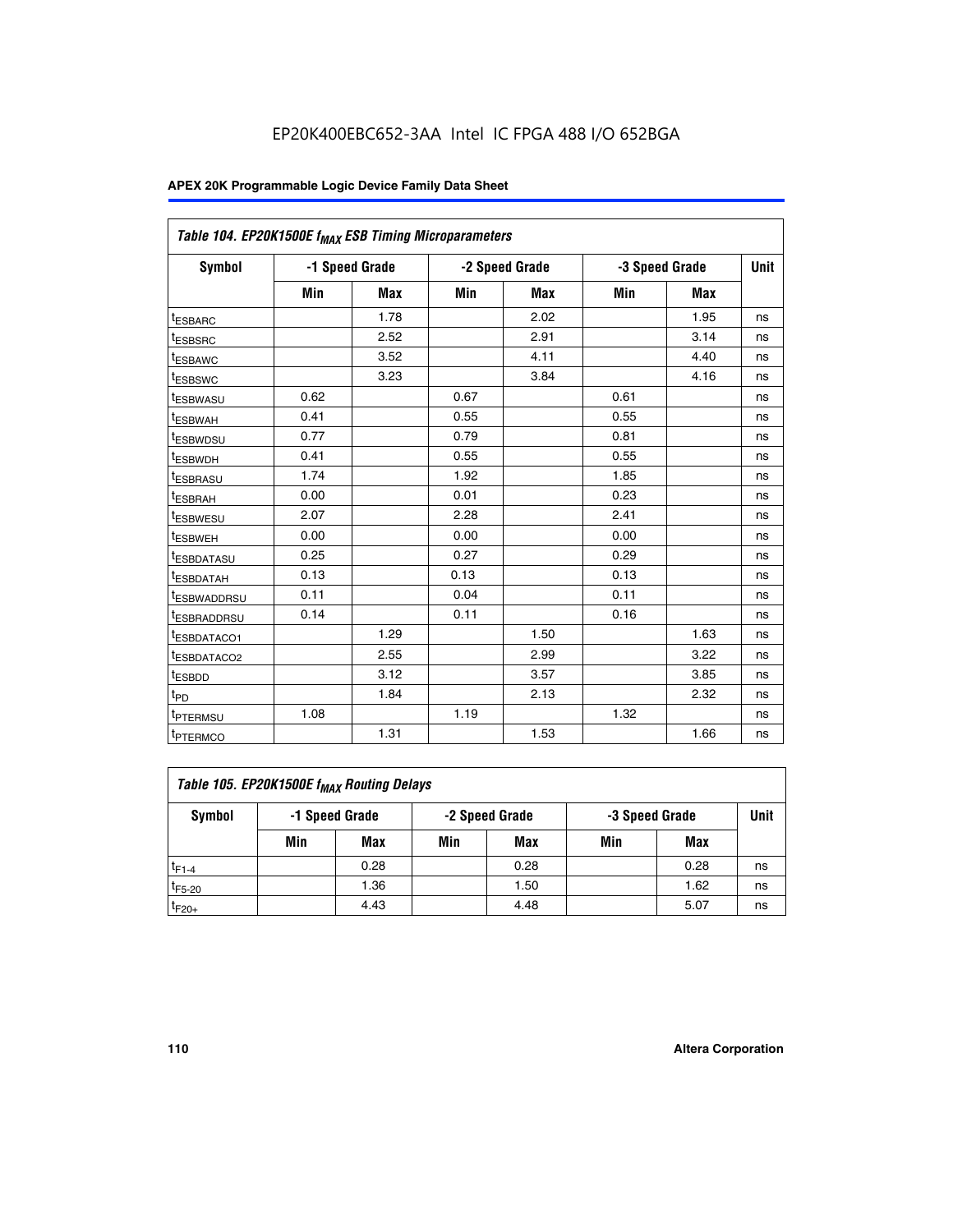### Table 104. EP20K1500E $f_{MAX}$ ESB Timing Microparameters

| Symbol | -1 Speed Grade | | -2 Speed Grade | | -3 Speed Grade | | Unit |
|---|---|---|---|---|---|---|---|
| | Min | Max | Min | Max | Min | Max | |
| $t_{ESBARC}$ | | 1.78 | | 2.02 | | 1.95 | ns |
| $t_{ESBSRC}$ | | 2.52 | | 2.91 | | 3.14 | ns |
| $t_{ESBAWC}$ | | 3.52 | | 4.11 | | 4.40 | ns |
| $t_{ESBSWC}$ | | 3.23 | | 3.84 | | 4.16 | ns |
| $t_{ESBWASU}$ | 0.62 | | 0.67 | | 0.61 | | ns |
| $t_{ESBWAH}$ | 0.41 | | 0.55 | | 0.55 | | ns |
| $t_{ESBWDSU}$ | 0.77 | | 0.79 | | 0.81 | | ns |
| $t_{ESBWDH}$ | 0.41 | | 0.55 | | 0.55 | | ns |
| $t_{ESBRASU}$ | 1.74 | | 1.92 | | 1.85 | | ns |
| $t_{ESBRAH}$ | 0.00 | | 0.01 | | 0.23 | | ns |
| $t_{ESBWESU}$ | 2.07 | | 2.28 | | 2.41 | | ns |
| $t_{ESBWEH}$ | 0.00 | | 0.00 | | 0.00 | | ns |
| $t_{ESBDATASU}$ | 0.25 | | 0.27 | | 0.29 | | ns |
| $t_{ESBDATAH}$ | 0.13 | | 0.13 | | 0.13 | | ns |
| $t_{ESBWADDRSU}$ | 0.11 | | 0.04 | | 0.11 | | ns |
| $t_{ESBRADDRSU}$ | 0.14 | | 0.11 | | 0.16 | | ns |
| $t_{ESBDATACO1}$ | | 1.29 | | 1.50 | | 1.63 | ns |
| $t_{ESBDATACO2}$ | | 2.55 | | 2.99 | | 3.22 | ns |
| $t_{ESBDD}$ | | 3.12 | | 3.57 | | 3.85 | ns |
| $t_{PD}$ | | 1.84 | | 2.13 | | 2.32 | ns |
| $t_{PTERMSU}$ | 1.08 | | 1.19 | | 1.32 | | ns |
| $t_{PTERMCO}$ | | 1.31 | | 1.53 | | 1.66 | ns |

### Table 105. EP20K1500E $f_{MAX}$ Routing Delays

| Symbol | -1 Speed Grade | | -2 Speed Grade | | -3 Speed Grade | | Unit |
|---|---|---|---|---|---|---|---|
| | Min | Max | Min | Max | Min | Max | |
| $t_{F1-4}$ | | 0.28 | | 0.28 | | 0.28 | ns |
| $t_{F5-20}$ | | 1.36 | | 1.50 | | 1.62 | ns |
| $t_{F20+}$ | | 4.43 | | 4.48 | | 5.07 | ns |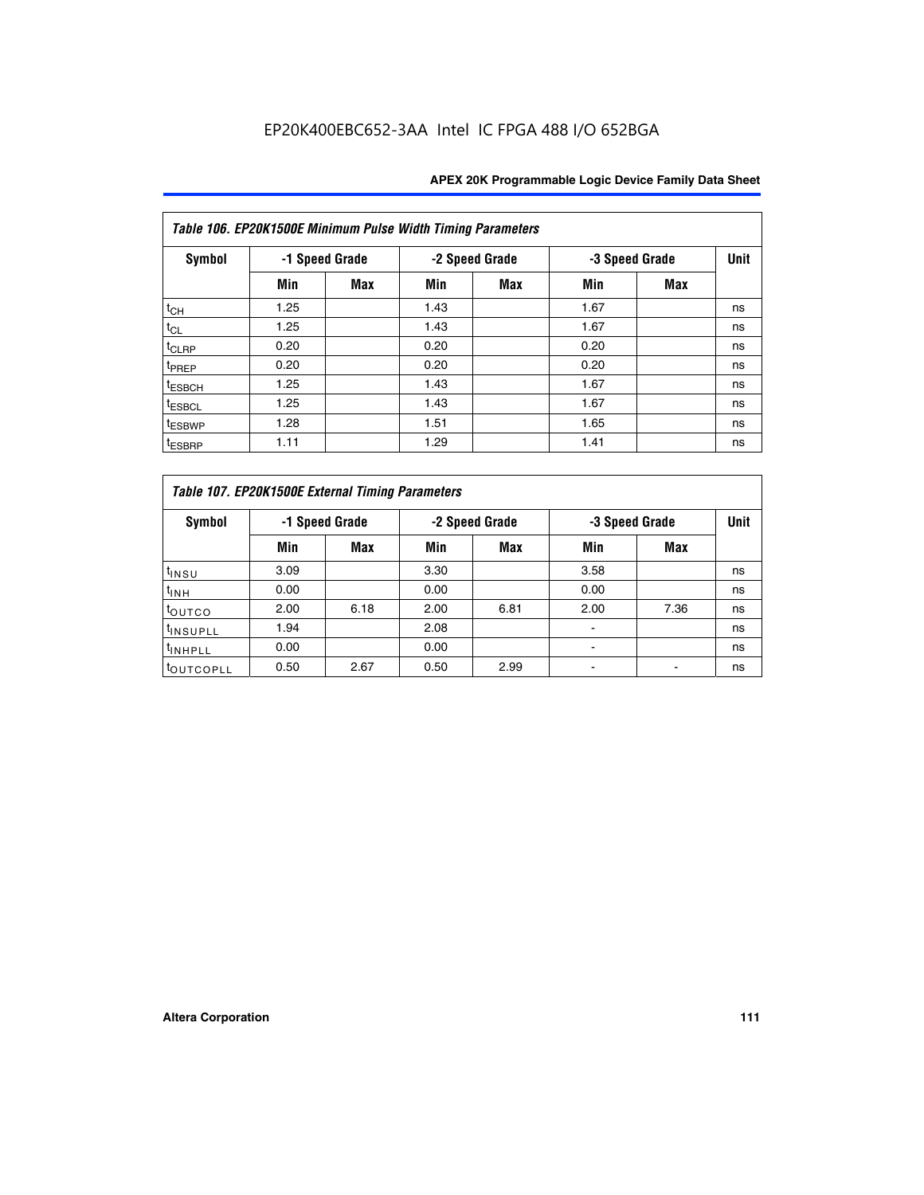*Table 106. EP20K1500E Minimum Pulse Width Timing Parameters*

| Symbol | -1 Speed Grade | | -2 Speed Grade | | -3 Speed Grade | | Unit |
|---|---|---|---|---|---|---|---|
| | Min | Max | Min | Max | Min | Max | |
| $t_{CH}$ | 1.25 | | 1.43 | | 1.67 | | ns |
| $t_{CL}$ | 1.25 | | 1.43 | | 1.67 | | ns |
| $t_{CLRP}$ | 0.20 | | 0.20 | | 0.20 | | ns |
| $t_{PREP}$ | 0.20 | | 0.20 | | 0.20 | | ns |
| $t_{ESBCH}$ | 1.25 | | 1.43 | | 1.67 | | ns |
| $t_{ESBCL}$ | 1.25 | | 1.43 | | 1.67 | | ns |
| $t_{ESBWP}$ | 1.28 | | 1.51 | | 1.65 | | ns |
| $t_{ESBRP}$ | 1.11 | | 1.29 | | 1.41 | | ns |

*Table 107. EP20K1500E External Timing Parameters*

| Symbol | -1 Speed Grade | | -2 Speed Grade | | -3 Speed Grade | | Unit |
|---|---|---|---|---|---|---|---|
| | Min | Max | Min | Max | Min | Max | |
| $t_{INSU}$ | 3.09 | | 3.30 | | 3.58 | | ns |
| $t_{INH}$ | 0.00 | | 0.00 | | 0.00 | | ns |
| $t_{OUTCO}$ | 2.00 | 6.18 | 2.00 | 6.81 | 2.00 | 7.36 | ns |
| $t_{INSUPLL}$ | 1.94 | | 2.08 | | - | | ns |
| $t_{INHPLL}$ | 0.00 | | 0.00 | | - | | ns |
| $t_{OUTCOPLL}$ | 0.50 | 2.67 | 0.50 | 2.99 | - | - | ns |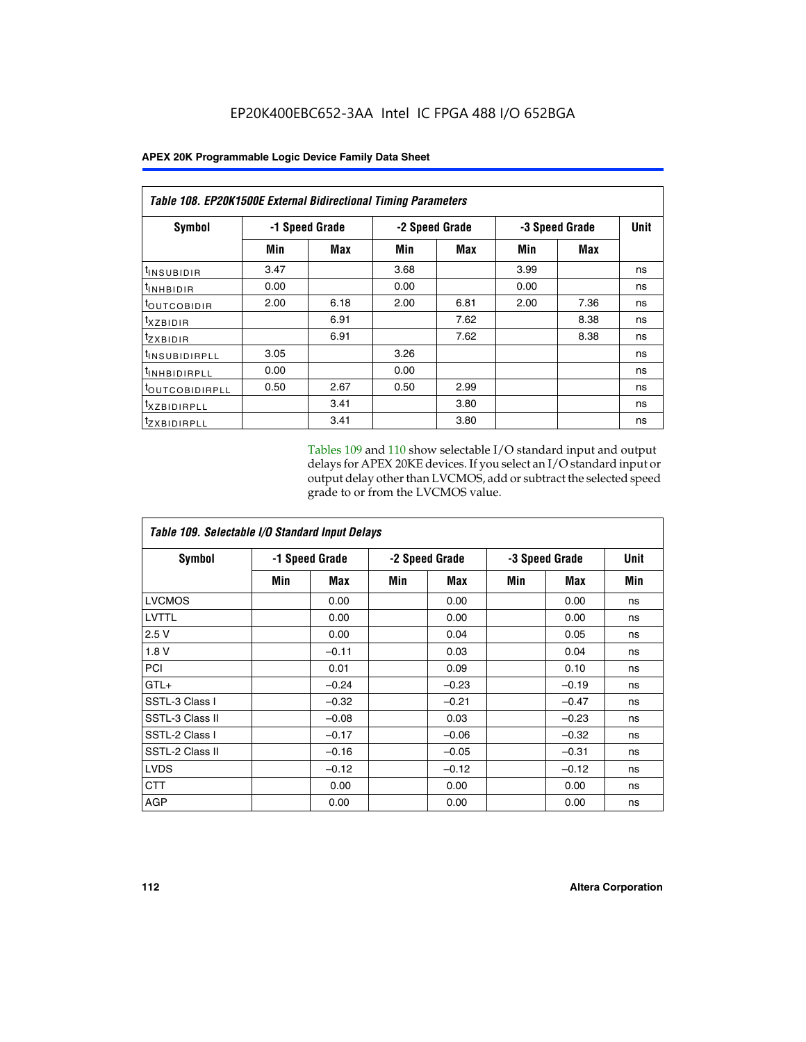**Table 108. EP20K1500E External Bidirectional Timing Parameters**

| Symbol | -1 Speed Grade | | -2 Speed Grade | | -3 Speed Grade | | Unit |
|---|---|---|---|---|---|---|---|
| | Min | Max | Min | Max | Min | Max | |
| $t_{INSUBIDIR}$ | 3.47 | | 3.68 | | 3.99 | | ns |
| $t_{INHBIDIR}$ | 0.00 | | 0.00 | | 0.00 | | ns |
| $t_{OUTCOBIDIR}$ | 2.00 | 6.18 | 2.00 | 6.81 | 2.00 | 7.36 | ns |
| $t_{XZBIDIR}$ | | 6.91 | | 7.62 | | 8.38 | ns |
| $t_{ZXBIDIR}$ | | 6.91 | | 7.62 | | 8.38 | ns |
| $t_{INSUBIDIRPLL}$ | 3.05 | | 3.26 | | | | ns |
| $t_{INHBIDIRPLL}$ | 0.00 | | 0.00 | | | | ns |
| $t_{OUTCOBIDIRPLL}$ | 0.50 | 2.67 | 0.50 | 2.99 | | | ns |
| $t_{XZBIDIRPLL}$ | | 3.41 | | 3.80 | | | ns |
| $t_{ZXBIDIRPLL}$ | | 3.41 | | 3.80 | | | ns |

Tables 109 and 110 show selectable I/O standard input and output delays for APEX 20KE devices. If you select an I/O standard input or output delay other than LVCMOS, add or subtract the selected speed grade to or from the LVCMOS value.

**Table 109. Selectable I/O Standard Input Delays**

| Symbol | -1 Speed Grade | | -2 Speed Grade | | -3 Speed Grade | | Unit |
|---|---|---|---|---|---|---|---|
| | Min | Max | Min | Max | Min | Max | Min |
| LVCMOS | | 0.00 | | 0.00 | | 0.00 | ns |
| LVTTL | | 0.00 | | 0.00 | | 0.00 | ns |
| 2.5 V | | 0.00 | | 0.04 | | 0.05 | ns |
| 1.8 V | | –0.11 | | 0.03 | | 0.04 | ns |
| PCI | | 0.01 | | 0.09 | | 0.10 | ns |
| GTL+ | | –0.24 | | –0.23 | | –0.19 | ns |
| SSTL-3 Class I | | –0.32 | | –0.21 | | –0.47 | ns |
| SSTL-3 Class II | | –0.08 | | 0.03 | | –0.23 | ns |
| SSTL-2 Class I | | –0.17 | | –0.06 | | –0.32 | ns |
| SSTL-2 Class II | | –0.16 | | –0.05 | | –0.31 | ns |
| LVDS | | –0.12 | | –0.12 | | –0.12 | ns |
| CTT | | 0.00 | | 0.00 | | 0.00 | ns |
| AGP | | 0.00 | | 0.00 | | 0.00 | ns |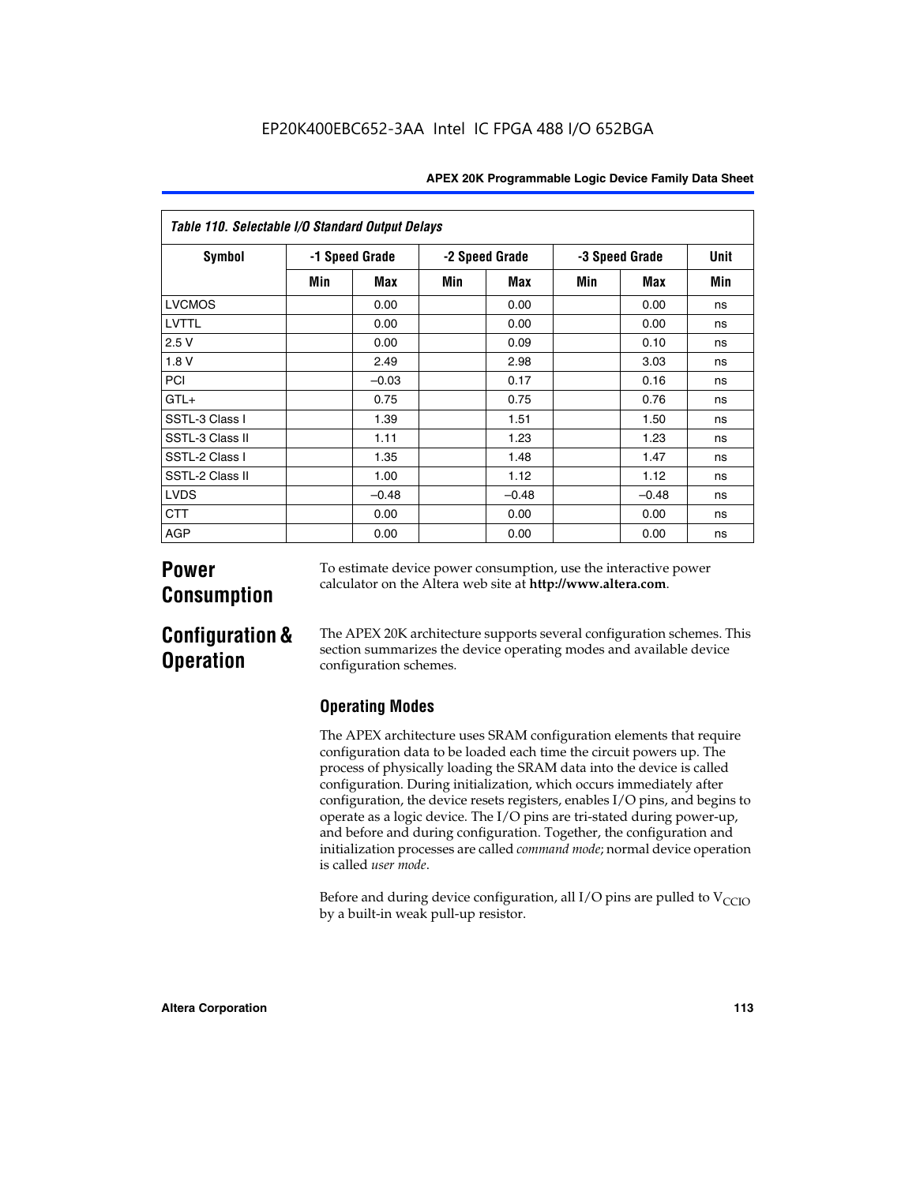*Table 110. Selectable I/O Standard Output Delays*

| Symbol | -1 Speed Grade | | -2 Speed Grade | | -3 Speed Grade | | Unit |
|---|---|---|---|---|---|---|---|
| | Min | Max | Min | Max | Min | Max | Min |
| LVCMOS | | 0.00 | | 0.00 | | 0.00 | ns |
| LVTTL | | 0.00 | | 0.00 | | 0.00 | ns |
| 2.5 V | | 0.00 | | 0.09 | | 0.10 | ns |
| 1.8 V | | 2.49 | | 2.98 | | 3.03 | ns |
| PCI | | –0.03 | | 0.17 | | 0.16 | ns |
| GTL+ | | 0.75 | | 0.75 | | 0.76 | ns |
| SSTL-3 Class I | | 1.39 | | 1.51 | | 1.50 | ns |
| SSTL-3 Class II | | 1.11 | | 1.23 | | 1.23 | ns |
| SSTL-2 Class I | | 1.35 | | 1.48 | | 1.47 | ns |
| SSTL-2 Class II | | 1.00 | | 1.12 | | 1.12 | ns |
| LVDS | | –0.48 | | –0.48 | | –0.48 | ns |
| CTT | | 0.00 | | 0.00 | | 0.00 | ns |
| AGP | | 0.00 | | 0.00 | | 0.00 | ns |

# Power Consumption

To estimate device power consumption, use the interactive power calculator on the Altera web site at **http://www.altera.com**.

# Configuration & Operation

The APEX 20K architecture supports several configuration schemes. This section summarizes the device operating modes and available device configuration schemes.

## Operating Modes

The APEX architecture uses SRAM configuration elements that require configuration data to be loaded each time the circuit powers up. The process of physically loading the SRAM data into the device is called configuration. During initialization, which occurs immediately after configuration, the device resets registers, enables I/O pins, and begins to operate as a logic device. The I/O pins are tri-stated during power-up, and before and during configuration. Together, the configuration and initialization processes are called *command mode*; normal device operation is called *user mode*.

Before and during device configuration, all I/O pins are pulled to $V_{CCIO}$ by a built-in weak pull-up resistor.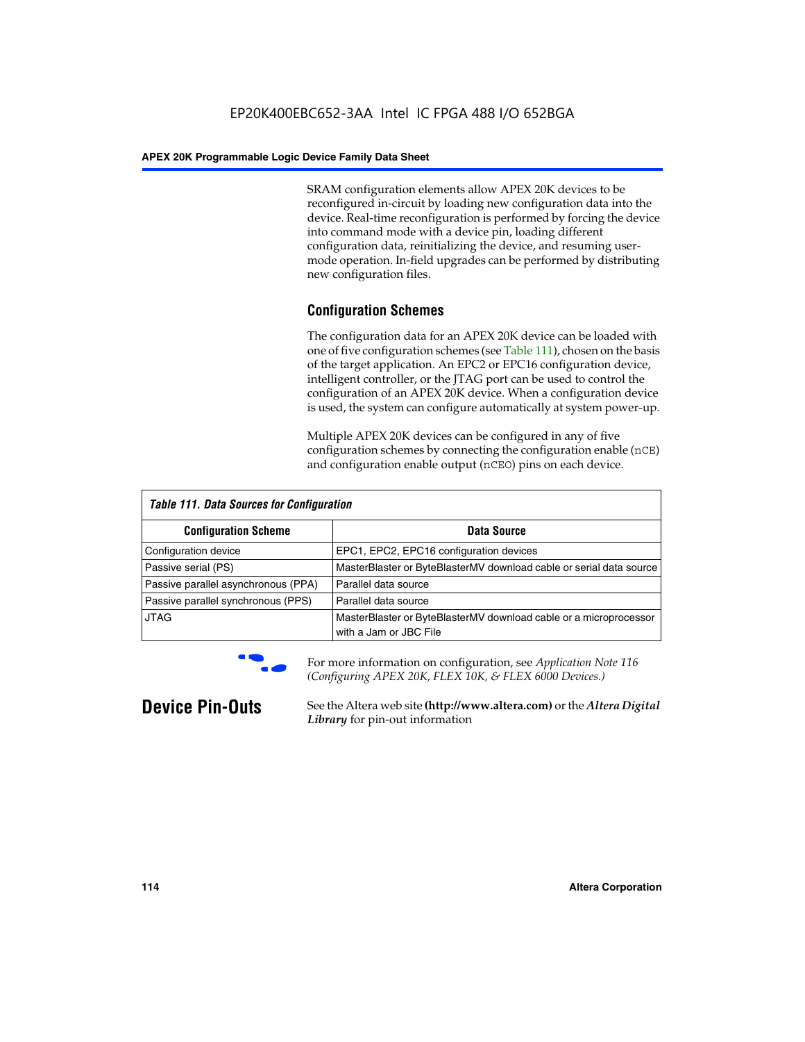SRAM configuration elements allow APEX 20K devices to be reconfigured in-circuit by loading new configuration data into the device. Real-time reconfiguration is performed by forcing the device into command mode with a device pin, loading different configuration data, reinitializing the device, and resuming user-mode operation. In-field upgrades can be performed by distributing new configuration files.

## Configuration Schemes

The configuration data for an APEX 20K device can be loaded with one of five configuration schemes (see Table 111), chosen on the basis of the target application. An EPC2 or EPC16 configuration device, intelligent controller, or the JTAG port can be used to control the configuration of an APEX 20K device. When a configuration device is used, the system can configure automatically at system power-up.

Multiple APEX 20K devices can be configured in any of five configuration schemes by connecting the configuration enable (`nCE`) and configuration enable output (`nCEO`) pins on each device.

*Table 111. Data Sources for Configuration*

| Configuration Scheme | Data Source |
|---|---|
| Configuration device | EPC1, EPC2, EPC16 configuration devices |
| Passive serial (PS) | MasterBlaster or ByteBlasterMV download cable or serial data source |
| Passive parallel asynchronous (PPA) | Parallel data source |
| Passive parallel synchronous (PPS) | Parallel data source |
| JTAG | MasterBlaster or ByteBlasterMV download cable or a microprocessor with a Jam or JBC File |

For more information on configuration, see *Application Note 116 (Configuring APEX 20K, FLEX 10K, & FLEX 6000 Devices.)*

# Device Pin-Outs

See the Altera web site **(http://www.altera.com)** or the ***Altera Digital Library*** for pin-out information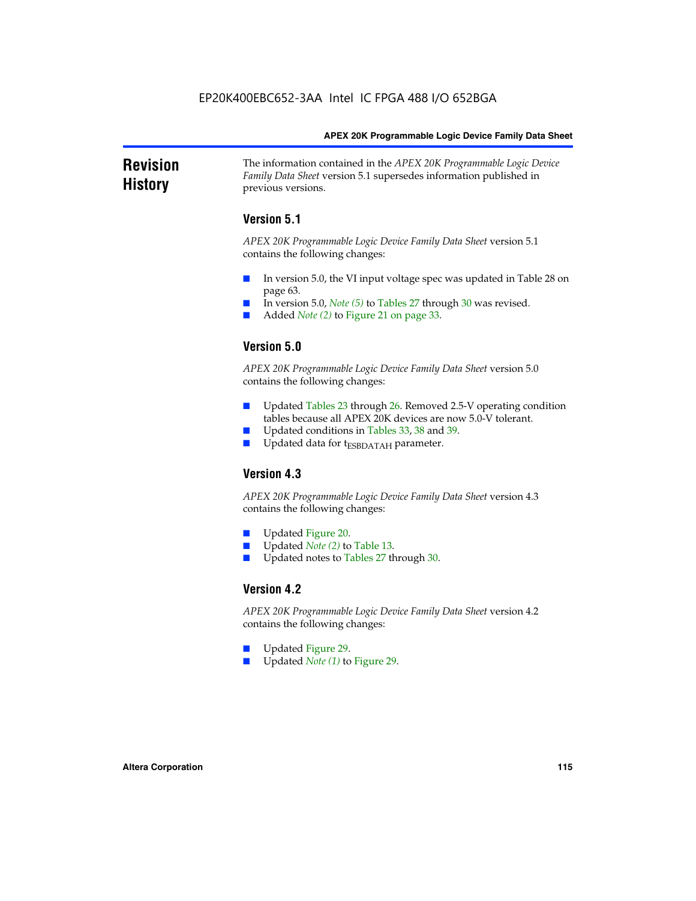# Revision History

The information contained in the *APEX 20K Programmable Logic Device Family Data Sheet* version 5.1 supersedes information published in previous versions.

## Version 5.1

*APEX 20K Programmable Logic Device Family Data Sheet* version 5.1 contains the following changes:

- In version 5.0, the VI input voltage spec was updated in Table 28 on page 63.
- In version 5.0, *Note (5)* to Tables 27 through 30 was revised.
- Added *Note (2)* to Figure 21 on page 33.

## Version 5.0

*APEX 20K Programmable Logic Device Family Data Sheet* version 5.0 contains the following changes:

- Updated Tables 23 through 26. Removed 2.5-V operating condition tables because all APEX 20K devices are now 5.0-V tolerant.
- Updated conditions in Tables 33, 38 and 39.
- Updated data for $t_{ESBDATAH}$ parameter.

## Version 4.3

*APEX 20K Programmable Logic Device Family Data Sheet* version 4.3 contains the following changes:

- Updated Figure 20.
- Updated *Note (2)* to Table 13.
- Updated notes to Tables 27 through 30.

## Version 4.2

*APEX 20K Programmable Logic Device Family Data Sheet* version 4.2 contains the following changes:

- Updated Figure 29.
- Updated *Note (1)* to Figure 29.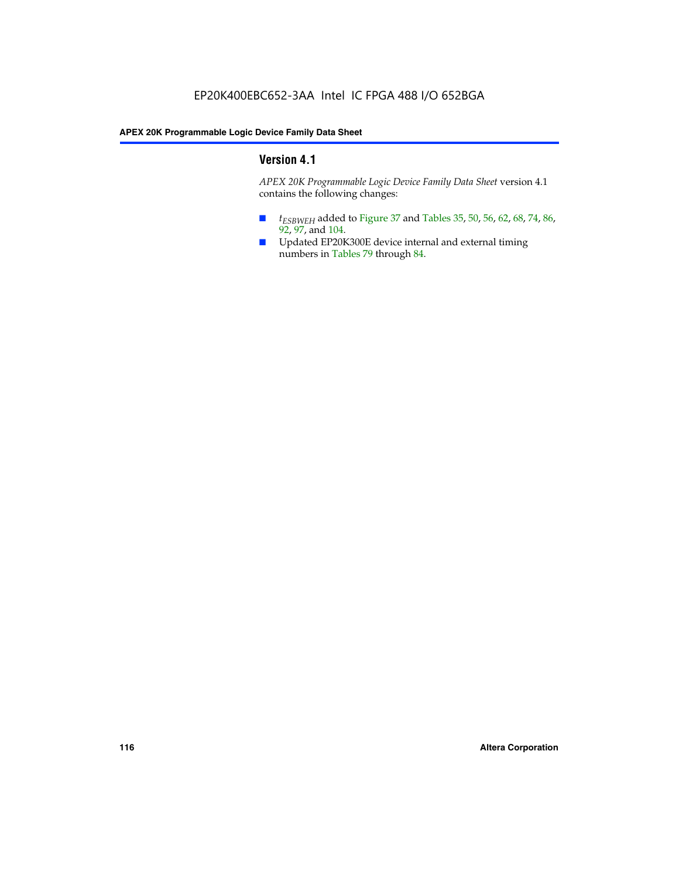## Version 4.1

*APEX 20K Programmable Logic Device Family Data Sheet* version 4.1 contains the following changes:

- $t_{ESBWEH}$ added to Figure 37 and Tables 35, 50, 56, 62, 68, 74, 86, 92, 97, and 104.
- Updated EP20K300E device internal and external timing numbers in Tables 79 through 84.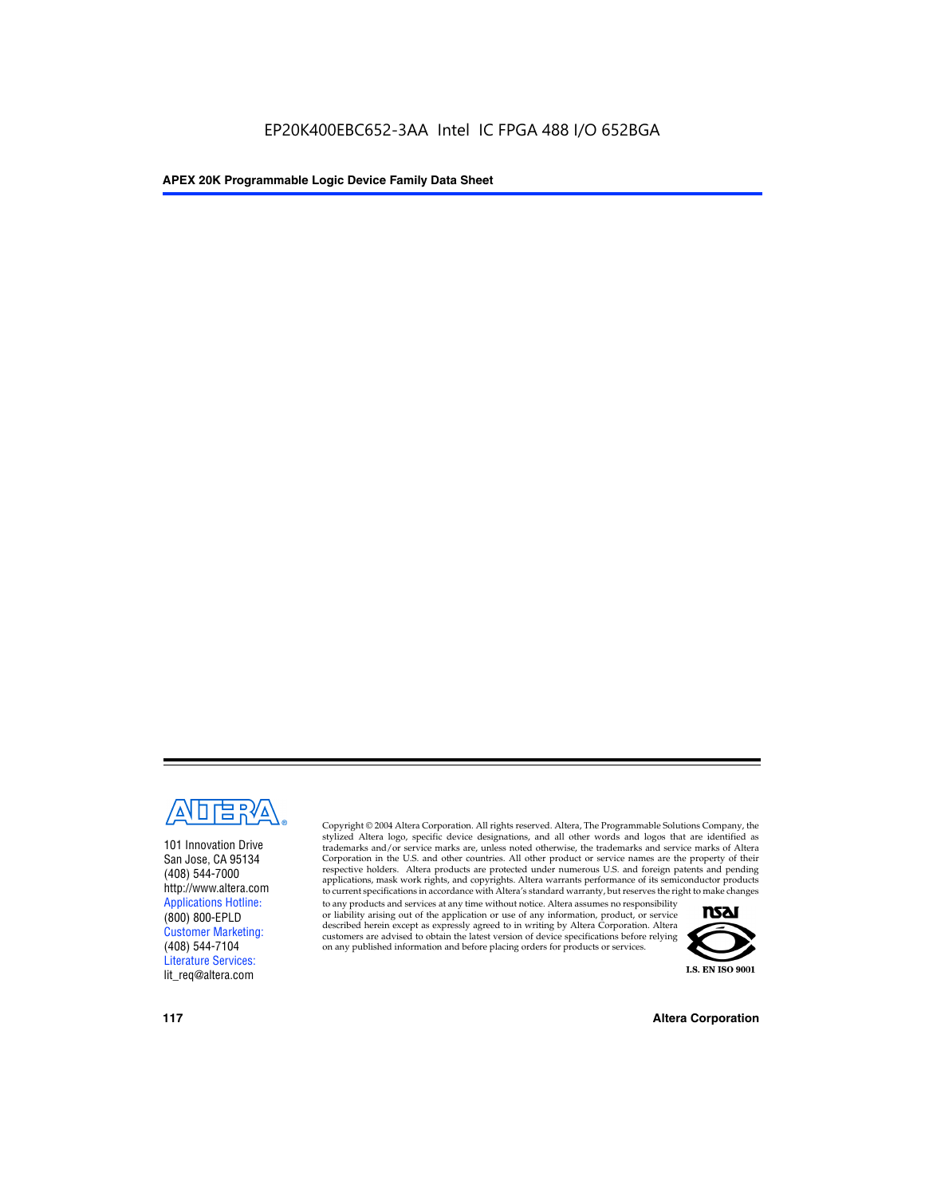101 Innovation Drive
San Jose, CA 95134
(408) 544-7000
http://www.altera.com
Applications Hotline:
(800) 800-EPLD
Customer Marketing:
(408) 544-7104
Literature Services:
lit_req@altera.com

Copyright © 2004 Altera Corporation. All rights reserved. Altera, The Programmable Solutions Company, the stylized Altera logo, specific device designations, and all other words and logos that are identified as trademarks and/or service marks are, unless noted otherwise, the trademarks and service marks of Altera Corporation in the U.S. and other countries. All other product or service names are the property of their respective holders. Altera products are protected under numerous U.S. and foreign patents and pending applications, mask work rights, and copyrights. Altera warrants performance of its semiconductor products to current specifications in accordance with Altera's standard warranty, but reserves the right to make changes to any products and services at any time without notice. Altera assumes no responsibility or liability arising out of the application or use of any information, product, or service described herein except as expressly agreed to in writing by Altera Corporation. Altera customers are advised to obtain the latest version of device specifications before relying on any published information and before placing orders for products or services.

I.S. EN ISO 9001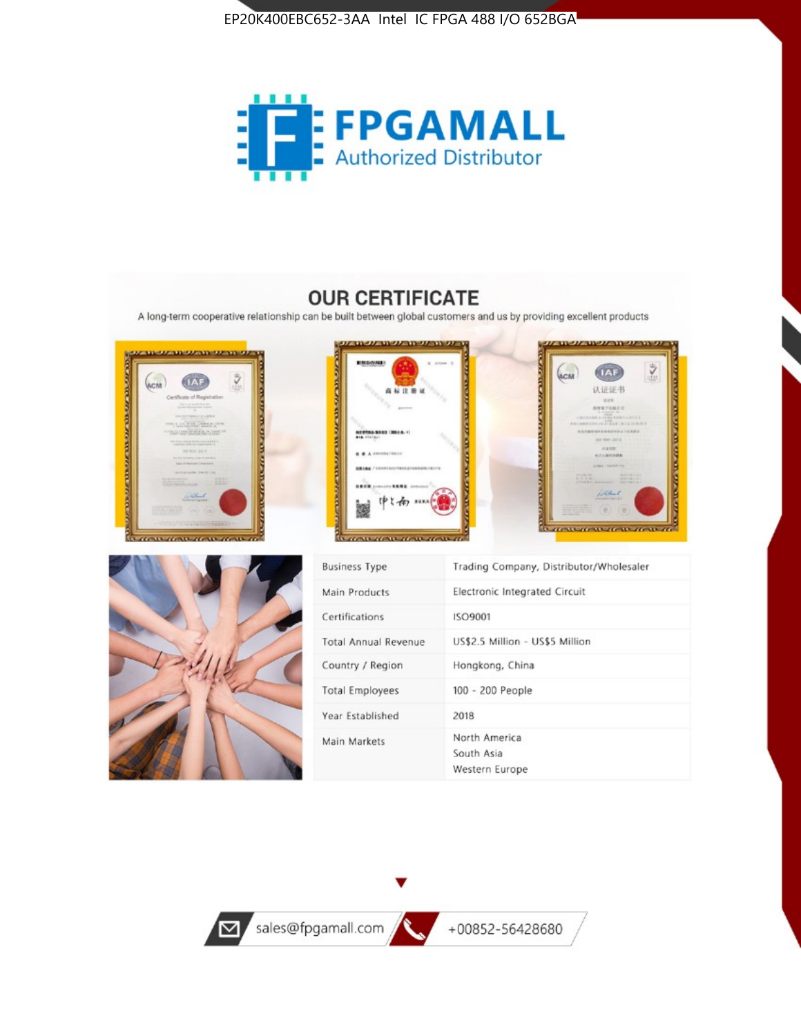FPGAMALL
Authorized Distributor

## OUR CERTIFICATE

A long-term cooperative relationship can be built between global customers and us by providing excellent products

| | |
|---|---|
| Business Type | Trading Company, Distributor/Wholesaler |
| Main Products | Electronic Integrated Circuit |
| Certifications | ISO9001 |
| Total Annual Revenue | US$2.5 Million - US$5 Million |
| Country / Region | Hongkong, China |
| Total Employees | 100 - 200 People |
| Year Established | 2018 |
| Main Markets | North America<br>South Asia<br>Western Europe |

sales@fpgamall.com

+00852-56428680